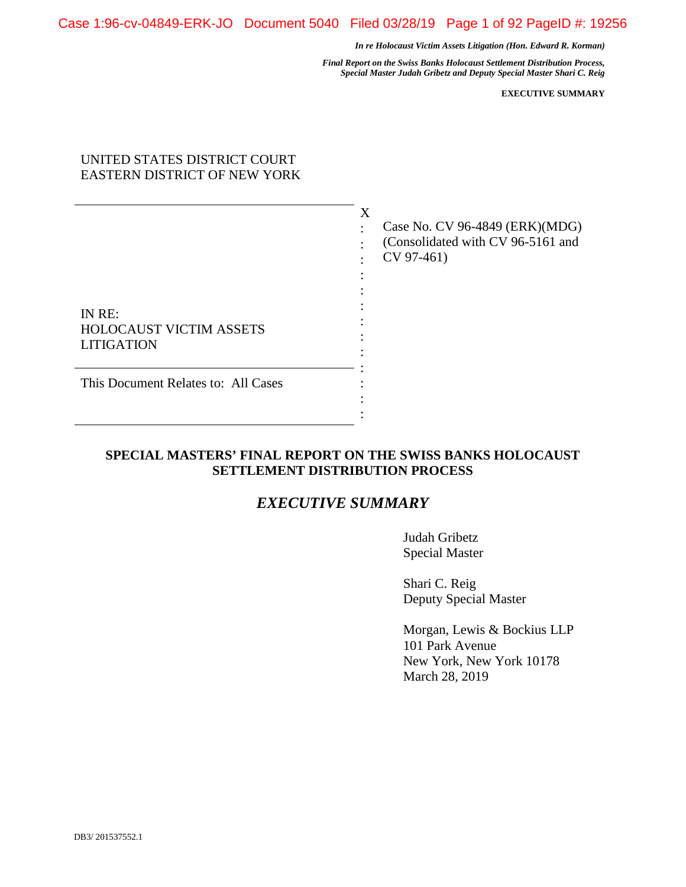UNITED STATES DISTRICT COURT
EASTERN DISTRICT OF NEW YORK

| | |
|---|---|
| IN RE:<br>HOLOCAUST VICTIM ASSETS LITIGATION | Case No. CV 96-4849 (ERK)(MDG)<br>(Consolidated with CV 96-5161 and CV 97-461) |
| This Document Relates to: All Cases | |

## SPECIAL MASTERS' FINAL REPORT ON THE SWISS BANKS HOLOCAUST SETTLEMENT DISTRIBUTION PROCESS

## *EXECUTIVE SUMMARY*

Judah Gribetz
Special Master

Shari C. Reig
Deputy Special Master

Morgan, Lewis & Bockius LLP
101 Park Avenue
New York, New York 10178
March 28, 2019

DB3/ 201537552.1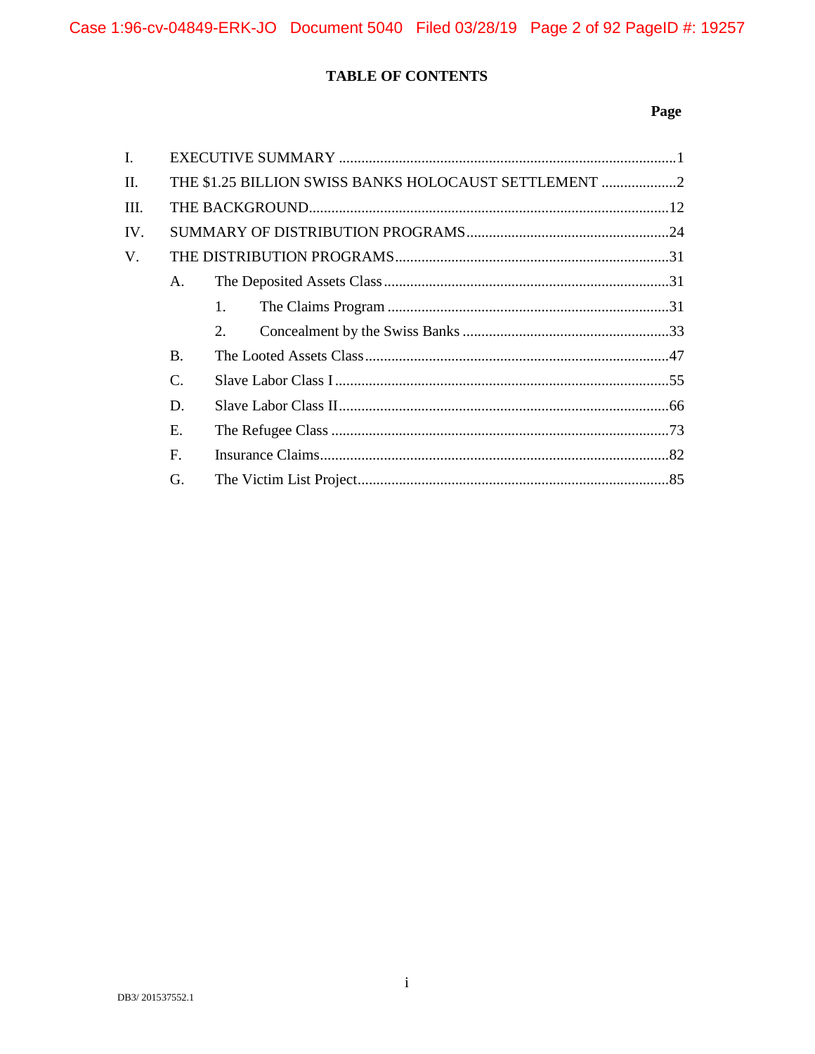# TABLE OF CONTENTS

| | | Page |
|---|---|---|
| I. | EXECUTIVE SUMMARY | 1 |
| II. | THE $1.25 BILLION SWISS BANKS HOLOCAUST SETTLEMENT | 2 |
| III. | THE BACKGROUND | 12 |
| IV. | SUMMARY OF DISTRIBUTION PROGRAMS | 24 |
| V. | THE DISTRIBUTION PROGRAMS | 31 |
| | A. The Deposited Assets Class | 31 |
| | 1. The Claims Program | 31 |
| | 2. Concealment by the Swiss Banks | 33 |
| | B. The Looted Assets Class | 47 |
| | C. Slave Labor Class I | 55 |
| | D. Slave Labor Class II | 66 |
| | E. The Refugee Class | 73 |
| | F. Insurance Claims | 82 |
| | G. The Victim List Project | 85 |

DB3/ 201537552.1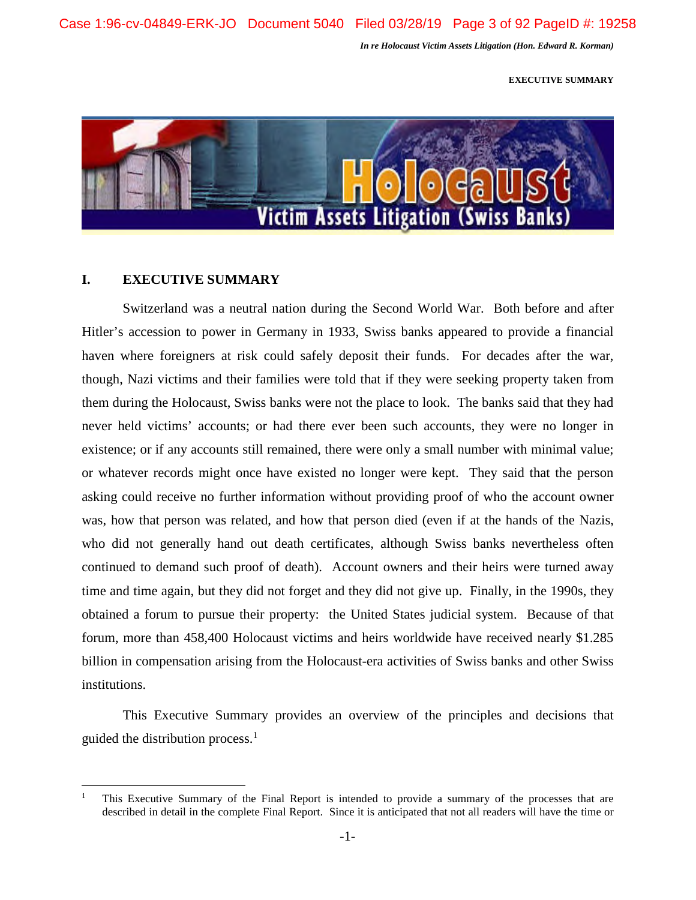## I. EXECUTIVE SUMMARY

Switzerland was a neutral nation during the Second World War. Both before and after Hitler's accession to power in Germany in 1933, Swiss banks appeared to provide a financial haven where foreigners at risk could safely deposit their funds. For decades after the war, though, Nazi victims and their families were told that if they were seeking property taken from them during the Holocaust, Swiss banks were not the place to look. The banks said that they had never held victims' accounts; or had there ever been such accounts, they were no longer in existence; or if any accounts still remained, there were only a small number with minimal value; or whatever records might once have existed no longer were kept. They said that the person asking could receive no further information without providing proof of who the account owner was, how that person was related, and how that person died (even if at the hands of the Nazis, who did not generally hand out death certificates, although Swiss banks nevertheless often continued to demand such proof of death). Account owners and their heirs were turned away time and time again, but they did not forget and they did not give up. Finally, in the 1990s, they obtained a forum to pursue their property: the United States judicial system. Because of that forum, more than 458,400 Holocaust victims and heirs worldwide have received nearly $1.285 billion in compensation arising from the Holocaust-era activities of Swiss banks and other Swiss institutions.

This Executive Summary provides an overview of the principles and decisions that guided the distribution process.[1]

---

[1] This Executive Summary of the Final Report is intended to provide a summary of the processes that are described in detail in the complete Final Report. Since it is anticipated that not all readers will have the time or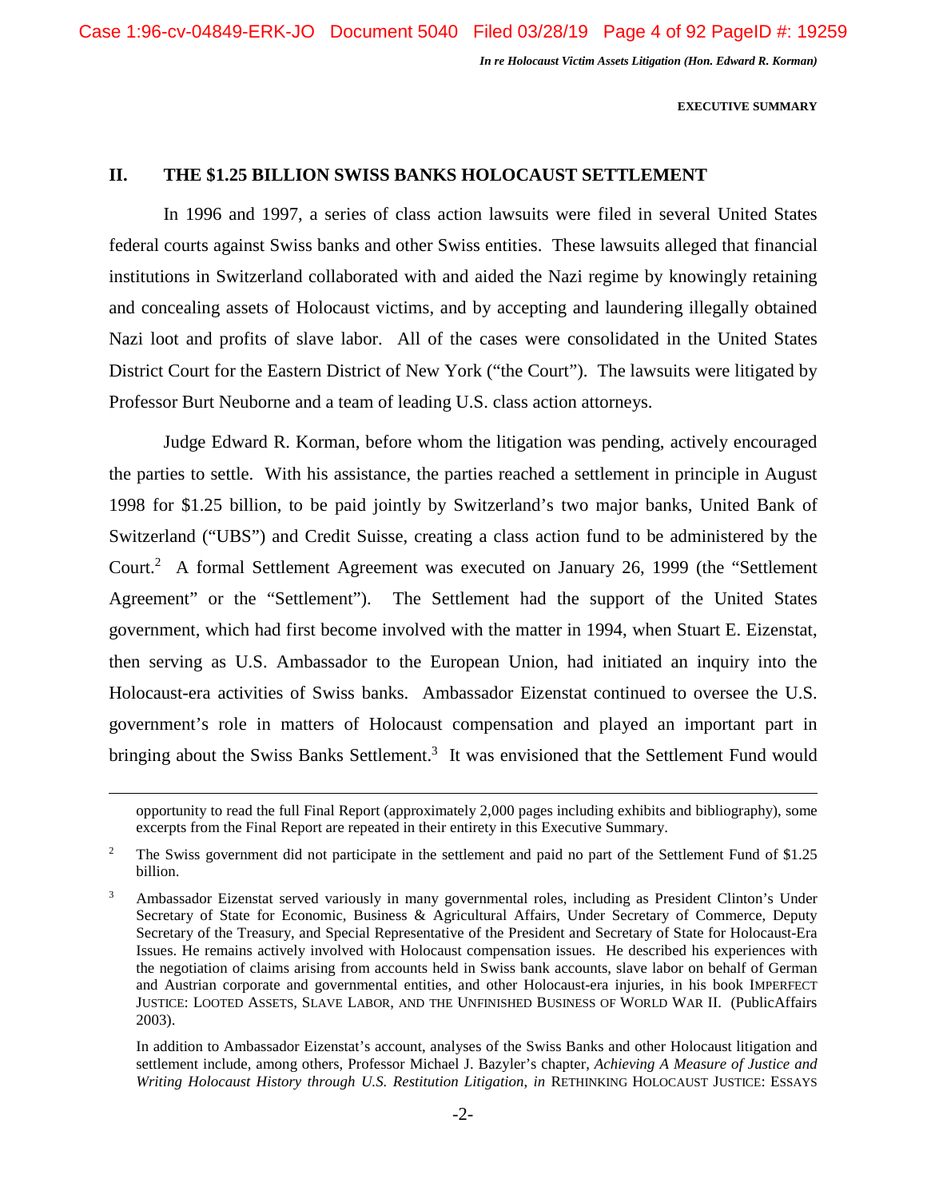## II. THE $1.25 BILLION SWISS BANKS HOLOCAUST SETTLEMENT

In 1996 and 1997, a series of class action lawsuits were filed in several United States federal courts against Swiss banks and other Swiss entities. These lawsuits alleged that financial institutions in Switzerland collaborated with and aided the Nazi regime by knowingly retaining and concealing assets of Holocaust victims, and by accepting and laundering illegally obtained Nazi loot and profits of slave labor. All of the cases were consolidated in the United States District Court for the Eastern District of New York ("the Court"). The lawsuits were litigated by Professor Burt Neuborne and a team of leading U.S. class action attorneys.

Judge Edward R. Korman, before whom the litigation was pending, actively encouraged the parties to settle. With his assistance, the parties reached a settlement in principle in August 1998 for $1.25 billion, to be paid jointly by Switzerland's two major banks, United Bank of Switzerland ("UBS") and Credit Suisse, creating a class action fund to be administered by the Court.[2] A formal Settlement Agreement was executed on January 26, 1999 (the "Settlement Agreement" or the "Settlement"). The Settlement had the support of the United States government, which had first become involved with the matter in 1994, when Stuart E. Eizenstat, then serving as U.S. Ambassador to the European Union, had initiated an inquiry into the Holocaust-era activities of Swiss banks. Ambassador Eizenstat continued to oversee the U.S. government's role in matters of Holocaust compensation and played an important part in bringing about the Swiss Banks Settlement.[3] It was envisioned that the Settlement Fund would

---

opportunity to read the full Final Report (approximately 2,000 pages including exhibits and bibliography), some excerpts from the Final Report are repeated in their entirety in this Executive Summary.

[2] The Swiss government did not participate in the settlement and paid no part of the Settlement Fund of $1.25 billion.

[3] Ambassador Eizenstat served variously in many governmental roles, including as President Clinton's Under Secretary of State for Economic, Business & Agricultural Affairs, Under Secretary of Commerce, Deputy Secretary of the Treasury, and Special Representative of the President and Secretary of State for Holocaust-Era Issues. He remains actively involved with Holocaust compensation issues. He described his experiences with the negotiation of claims arising from accounts held in Swiss bank accounts, slave labor on behalf of German and Austrian corporate and governmental entities, and other Holocaust-era injuries, in his book IMPERFECT JUSTICE: LOOTED ASSETS, SLAVE LABOR, AND THE UNFINISHED BUSINESS OF WORLD WAR II. (PublicAffairs 2003).

In addition to Ambassador Eizenstat's account, analyses of the Swiss Banks and other Holocaust litigation and settlement include, among others, Professor Michael J. Bazyler's chapter, *Achieving A Measure of Justice and Writing Holocaust History through U.S. Restitution Litigation*, *in* RETHINKING HOLOCAUST JUSTICE: ESSAYS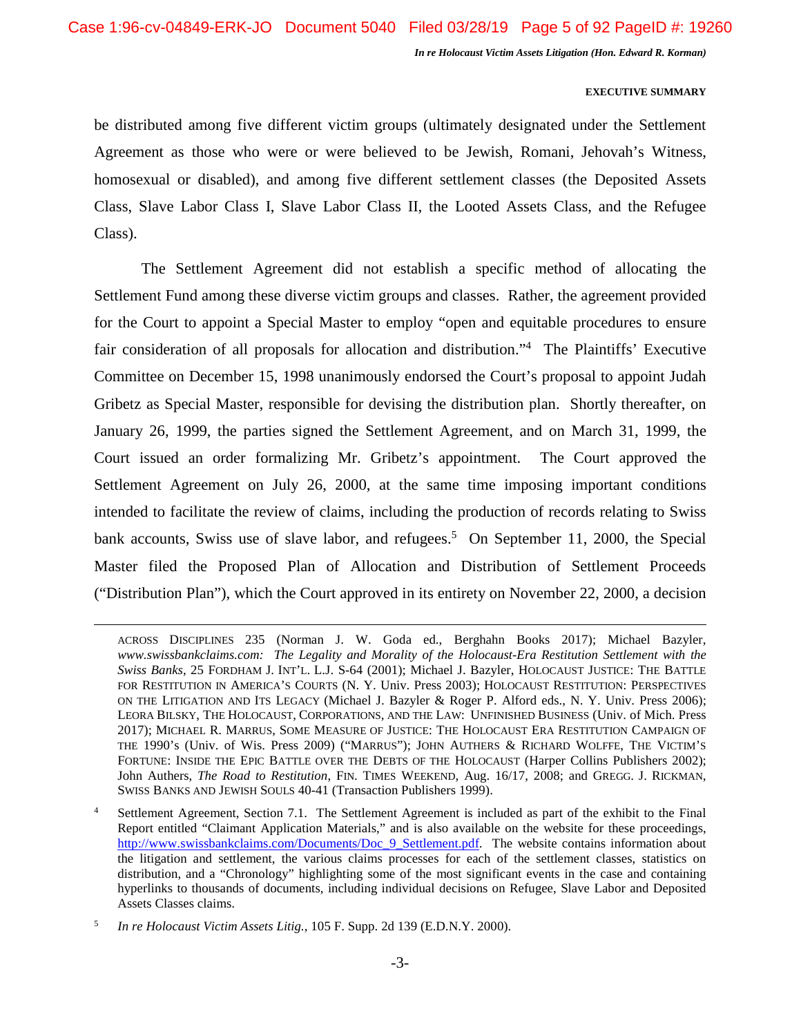be distributed among five different victim groups (ultimately designated under the Settlement Agreement as those who were or were believed to be Jewish, Romani, Jehovah's Witness, homosexual or disabled), and among five different settlement classes (the Deposited Assets Class, Slave Labor Class I, Slave Labor Class II, the Looted Assets Class, and the Refugee Class).

The Settlement Agreement did not establish a specific method of allocating the Settlement Fund among these diverse victim groups and classes. Rather, the agreement provided for the Court to appoint a Special Master to employ "open and equitable procedures to ensure fair consideration of all proposals for allocation and distribution."[4] The Plaintiffs' Executive Committee on December 15, 1998 unanimously endorsed the Court's proposal to appoint Judah Gribetz as Special Master, responsible for devising the distribution plan. Shortly thereafter, on January 26, 1999, the parties signed the Settlement Agreement, and on March 31, 1999, the Court issued an order formalizing Mr. Gribetz's appointment. The Court approved the Settlement Agreement on July 26, 2000, at the same time imposing important conditions intended to facilitate the review of claims, including the production of records relating to Swiss bank accounts, Swiss use of slave labor, and refugees.[5] On September 11, 2000, the Special Master filed the Proposed Plan of Allocation and Distribution of Settlement Proceeds ("Distribution Plan"), which the Court approved in its entirety on November 22, 2000, a decision

---

ACROSS DISCIPLINES 235 (Norman J. W. Goda ed., Berghahn Books 2017); Michael Bazyler, *www.swissbankclaims.com: The Legality and Morality of the Holocaust-Era Restitution Settlement with the Swiss Banks*, 25 FORDHAM J. INT'L. L.J. S-64 (2001); Michael J. Bazyler, HOLOCAUST JUSTICE: THE BATTLE FOR RESTITUTION IN AMERICA'S COURTS (N. Y. Univ. Press 2003); HOLOCAUST RESTITUTION: PERSPECTIVES ON THE LITIGATION AND ITS LEGACY (Michael J. Bazyler & Roger P. Alford eds., N. Y. Univ. Press 2006); LEORA BILSKY, THE HOLOCAUST, CORPORATIONS, AND THE LAW: UNFINISHED BUSINESS (Univ. of Mich. Press 2017); MICHAEL R. MARRUS, SOME MEASURE OF JUSTICE: THE HOLOCAUST ERA RESTITUTION CAMPAIGN OF THE 1990'S (Univ. of Wis. Press 2009) ("MARRUS"); JOHN AUTHERS & RICHARD WOLFFE, THE VICTIM'S FORTUNE: INSIDE THE EPIC BATTLE OVER THE DEBTS OF THE HOLOCAUST (Harper Collins Publishers 2002); John Authers, *The Road to Restitution*, FIN. TIMES WEEKEND, Aug. 16/17, 2008; and GREGG. J. RICKMAN, SWISS BANKS AND JEWISH SOULS 40-41 (Transaction Publishers 1999).

[4] Settlement Agreement, Section 7.1. The Settlement Agreement is included as part of the exhibit to the Final Report entitled "Claimant Application Materials," and is also available on the website for these proceedings, http://www.swissbankclaims.com/Documents/Doc_9_Settlement.pdf. The website contains information about the litigation and settlement, the various claims processes for each of the settlement classes, statistics on distribution, and a "Chronology" highlighting some of the most significant events in the case and containing hyperlinks to thousands of documents, including individual decisions on Refugee, Slave Labor and Deposited Assets Classes claims.

[5] *In re Holocaust Victim Assets Litig.*, 105 F. Supp. 2d 139 (E.D.N.Y. 2000).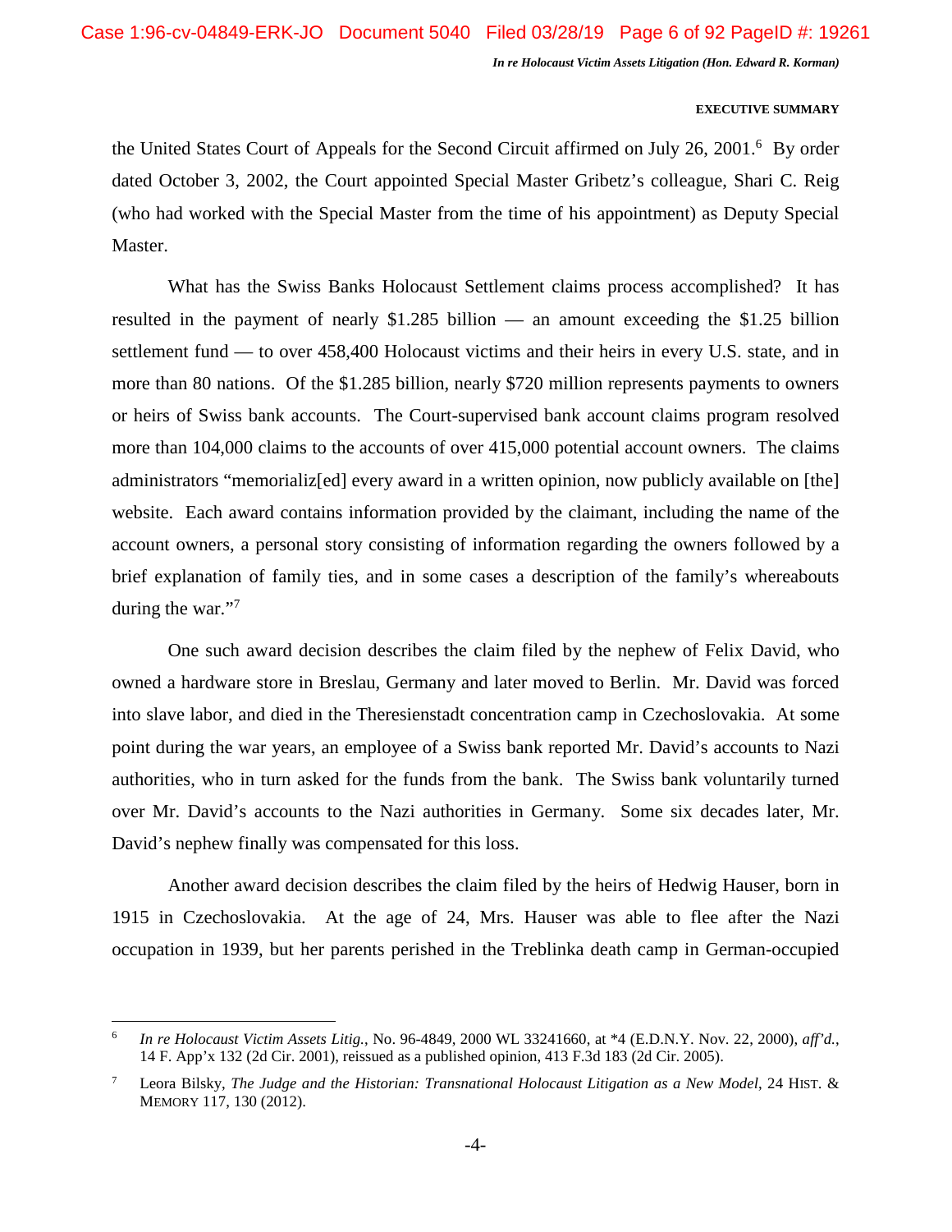the United States Court of Appeals for the Second Circuit affirmed on July 26, 2001.[6] By order dated October 3, 2002, the Court appointed Special Master Gribetz's colleague, Shari C. Reig (who had worked with the Special Master from the time of his appointment) as Deputy Special Master.

What has the Swiss Banks Holocaust Settlement claims process accomplished? It has resulted in the payment of nearly $1.285 billion — an amount exceeding the $1.25 billion settlement fund — to over 458,400 Holocaust victims and their heirs in every U.S. state, and in more than 80 nations. Of the $1.285 billion, nearly $720 million represents payments to owners or heirs of Swiss bank accounts. The Court-supervised bank account claims program resolved more than 104,000 claims to the accounts of over 415,000 potential account owners. The claims administrators "memorializ[ed] every award in a written opinion, now publicly available on [the] website. Each award contains information provided by the claimant, including the name of the account owners, a personal story consisting of information regarding the owners followed by a brief explanation of family ties, and in some cases a description of the family's whereabouts during the war."[7]

One such award decision describes the claim filed by the nephew of Felix David, who owned a hardware store in Breslau, Germany and later moved to Berlin. Mr. David was forced into slave labor, and died in the Theresienstadt concentration camp in Czechoslovakia. At some point during the war years, an employee of a Swiss bank reported Mr. David's accounts to Nazi authorities, who in turn asked for the funds from the bank. The Swiss bank voluntarily turned over Mr. David's accounts to the Nazi authorities in Germany. Some six decades later, Mr. David's nephew finally was compensated for this loss.

Another award decision describes the claim filed by the heirs of Hedwig Hauser, born in 1915 in Czechoslovakia. At the age of 24, Mrs. Hauser was able to flee after the Nazi occupation in 1939, but her parents perished in the Treblinka death camp in German-occupied

---

[6] *In re Holocaust Victim Assets Litig.*, No. 96-4849, 2000 WL 33241660, at *4 (E.D.N.Y. Nov. 22, 2000), *aff'd.*, 14 F. App'x 132 (2d Cir. 2001), reissued as a published opinion, 413 F.3d 183 (2d Cir. 2005).

[7] Leora Bilsky, *The Judge and the Historian: Transnational Holocaust Litigation as a New Model*, 24 HIST. & MEMORY 117, 130 (2012).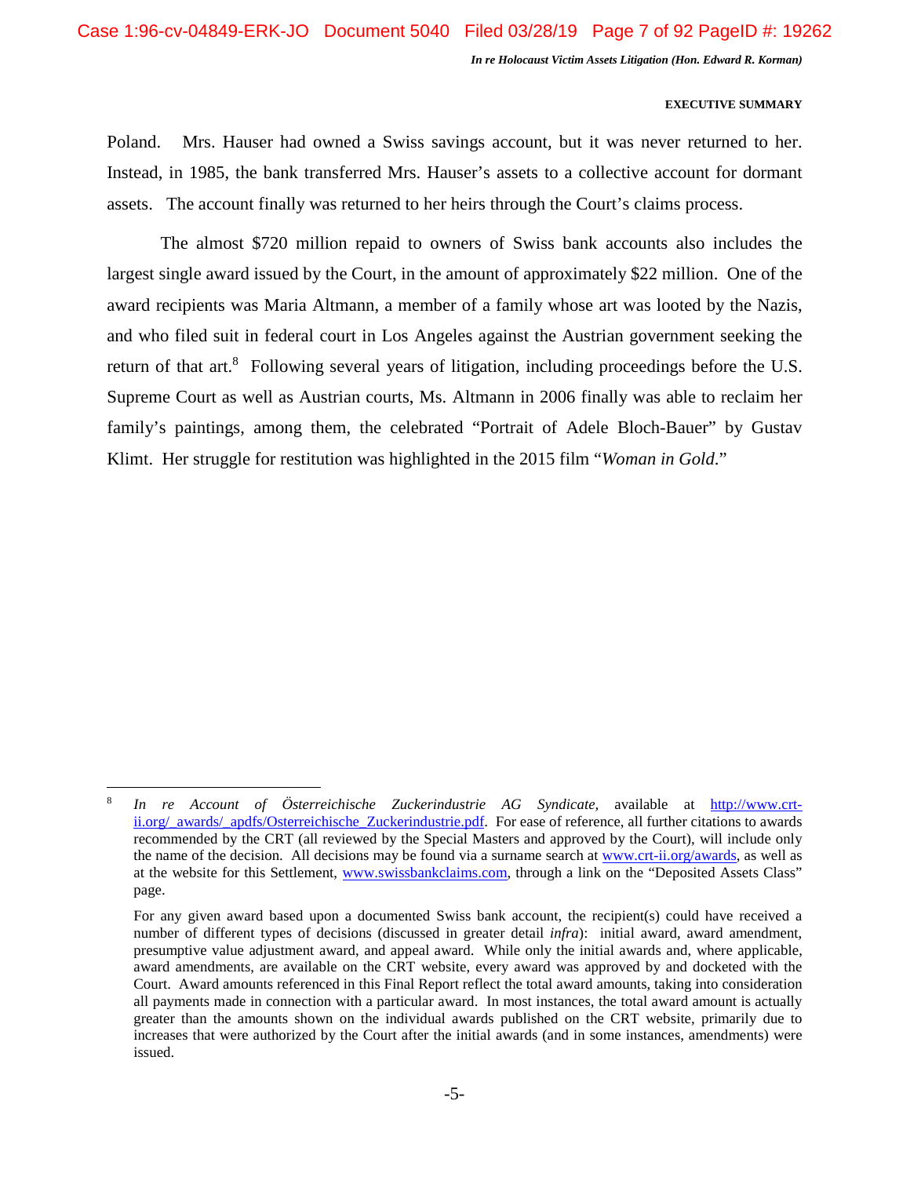Poland. Mrs. Hauser had owned a Swiss savings account, but it was never returned to her. Instead, in 1985, the bank transferred Mrs. Hauser's assets to a collective account for dormant assets. The account finally was returned to her heirs through the Court's claims process.

The almost $720 million repaid to owners of Swiss bank accounts also includes the largest single award issued by the Court, in the amount of approximately $22 million. One of the award recipients was Maria Altmann, a member of a family whose art was looted by the Nazis, and who filed suit in federal court in Los Angeles against the Austrian government seeking the return of that art.[8] Following several years of litigation, including proceedings before the U.S. Supreme Court as well as Austrian courts, Ms. Altmann in 2006 finally was able to reclaim her family's paintings, among them, the celebrated "Portrait of Adele Bloch-Bauer" by Gustav Klimt. Her struggle for restitution was highlighted in the 2015 film "*Woman in Gold*."

---

[8] *In re Account of Österreichische Zuckerindustrie AG Syndicate,* available at http://www.crt-ii.org/_awards/_apdfs/Osterreichische_Zuckerindustrie.pdf. For ease of reference, all further citations to awards recommended by the CRT (all reviewed by the Special Masters and approved by the Court), will include only the name of the decision. All decisions may be found via a surname search at www.crt-ii.org/awards, as well as at the website for this Settlement, www.swissbankclaims.com, through a link on the "Deposited Assets Class" page.

For any given award based upon a documented Swiss bank account, the recipient(s) could have received a number of different types of decisions (discussed in greater detail *infra*): initial award, award amendment, presumptive value adjustment award, and appeal award. While only the initial awards and, where applicable, award amendments, are available on the CRT website, every award was approved by and docketed with the Court. Award amounts referenced in this Final Report reflect the total award amounts, taking into consideration all payments made in connection with a particular award. In most instances, the total award amount is actually greater than the amounts shown on the individual awards published on the CRT website, primarily due to increases that were authorized by the Court after the initial awards (and in some instances, amendments) were issued.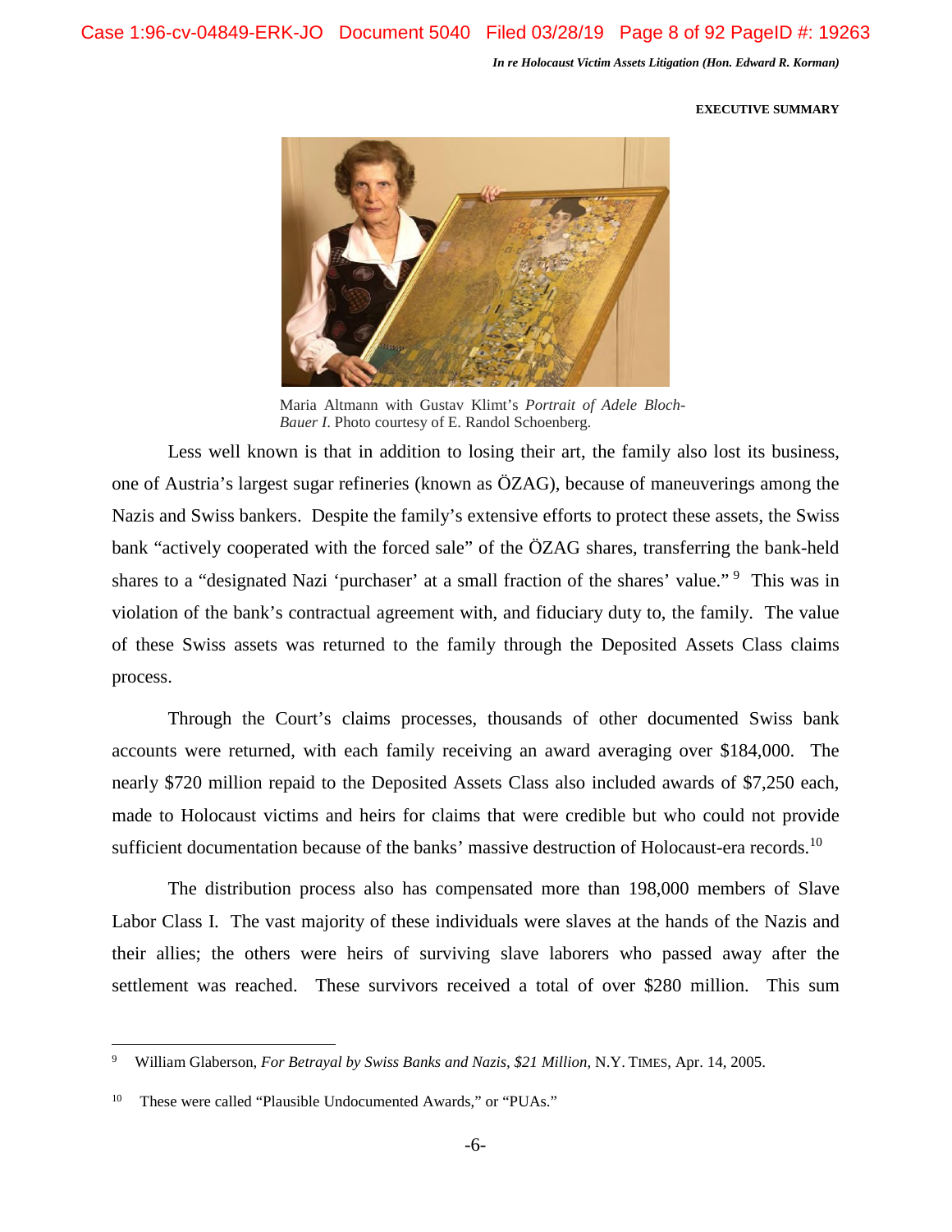Maria Altmann with Gustav Klimt's *Portrait of Adele Bloch-Bauer I*. Photo courtesy of E. Randol Schoenberg.

Less well known is that in addition to losing their art, the family also lost its business, one of Austria's largest sugar refineries (known as ÖZAG), because of maneuverings among the Nazis and Swiss bankers. Despite the family's extensive efforts to protect these assets, the Swiss bank "actively cooperated with the forced sale" of the ÖZAG shares, transferring the bank-held shares to a "designated Nazi 'purchaser' at a small fraction of the shares' value."[9] This was in violation of the bank's contractual agreement with, and fiduciary duty to, the family. The value of these Swiss assets was returned to the family through the Deposited Assets Class claims process.

Through the Court's claims processes, thousands of other documented Swiss bank accounts were returned, with each family receiving an award averaging over $184,000. The nearly $720 million repaid to the Deposited Assets Class also included awards of $7,250 each, made to Holocaust victims and heirs for claims that were credible but who could not provide sufficient documentation because of the banks' massive destruction of Holocaust-era records.[10]

The distribution process also has compensated more than 198,000 members of Slave Labor Class I. The vast majority of these individuals were slaves at the hands of the Nazis and their allies; the others were heirs of surviving slave laborers who passed away after the settlement was reached. These survivors received a total of over $280 million. This sum

---

[9] William Glaberson, *For Betrayal by Swiss Banks and Nazis, $21 Million*, N.Y. TIMES, Apr. 14, 2005.

[10] These were called "Plausible Undocumented Awards," or "PUAs."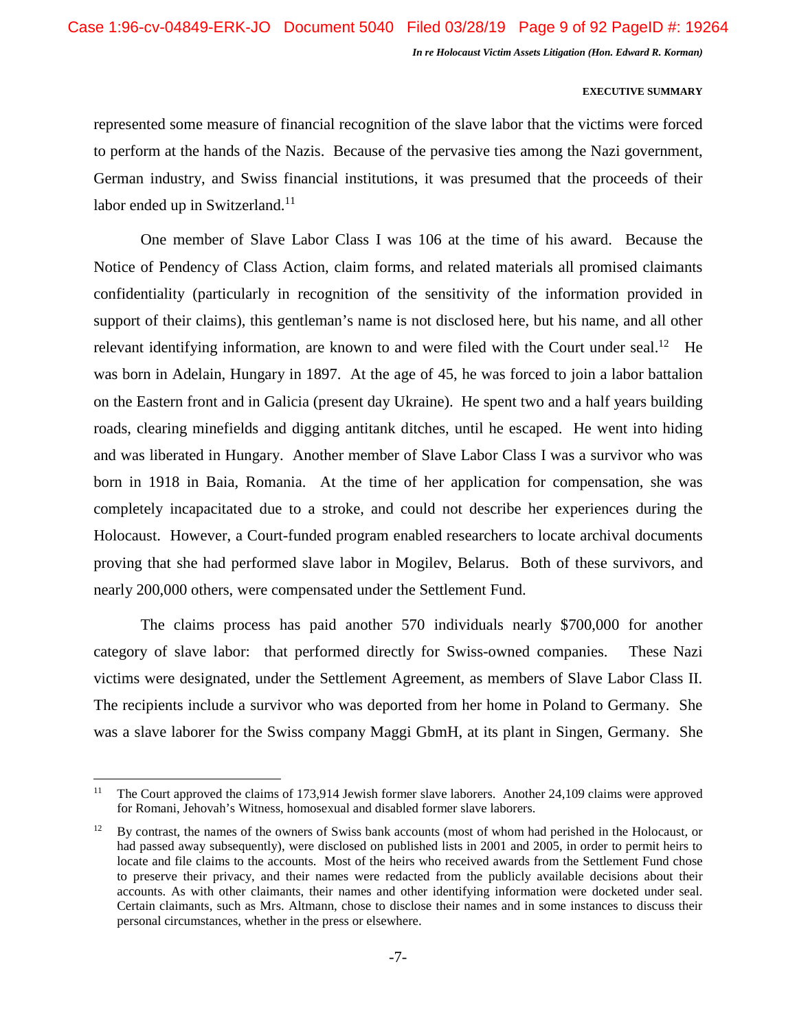represented some measure of financial recognition of the slave labor that the victims were forced to perform at the hands of the Nazis. Because of the pervasive ties among the Nazi government, German industry, and Swiss financial institutions, it was presumed that the proceeds of their labor ended up in Switzerland.[11]

One member of Slave Labor Class I was 106 at the time of his award. Because the Notice of Pendency of Class Action, claim forms, and related materials all promised claimants confidentiality (particularly in recognition of the sensitivity of the information provided in support of their claims), this gentleman's name is not disclosed here, but his name, and all other relevant identifying information, are known to and were filed with the Court under seal.[12] He was born in Adelain, Hungary in 1897. At the age of 45, he was forced to join a labor battalion on the Eastern front and in Galicia (present day Ukraine). He spent two and a half years building roads, clearing minefields and digging antitank ditches, until he escaped. He went into hiding and was liberated in Hungary. Another member of Slave Labor Class I was a survivor who was born in 1918 in Baia, Romania. At the time of her application for compensation, she was completely incapacitated due to a stroke, and could not describe her experiences during the Holocaust. However, a Court-funded program enabled researchers to locate archival documents proving that she had performed slave labor in Mogilev, Belarus. Both of these survivors, and nearly 200,000 others, were compensated under the Settlement Fund.

The claims process has paid another 570 individuals nearly $700,000 for another category of slave labor: that performed directly for Swiss-owned companies. These Nazi victims were designated, under the Settlement Agreement, as members of Slave Labor Class II. The recipients include a survivor who was deported from her home in Poland to Germany. She was a slave laborer for the Swiss company Maggi GbmH, at its plant in Singen, Germany. She

---

[11] The Court approved the claims of 173,914 Jewish former slave laborers. Another 24,109 claims were approved for Romani, Jehovah's Witness, homosexual and disabled former slave laborers.

[12] By contrast, the names of the owners of Swiss bank accounts (most of whom had perished in the Holocaust, or had passed away subsequently), were disclosed on published lists in 2001 and 2005, in order to permit heirs to locate and file claims to the accounts. Most of the heirs who received awards from the Settlement Fund chose to preserve their privacy, and their names were redacted from the publicly available decisions about their accounts. As with other claimants, their names and other identifying information were docketed under seal. Certain claimants, such as Mrs. Altmann, chose to disclose their names and in some instances to discuss their personal circumstances, whether in the press or elsewhere.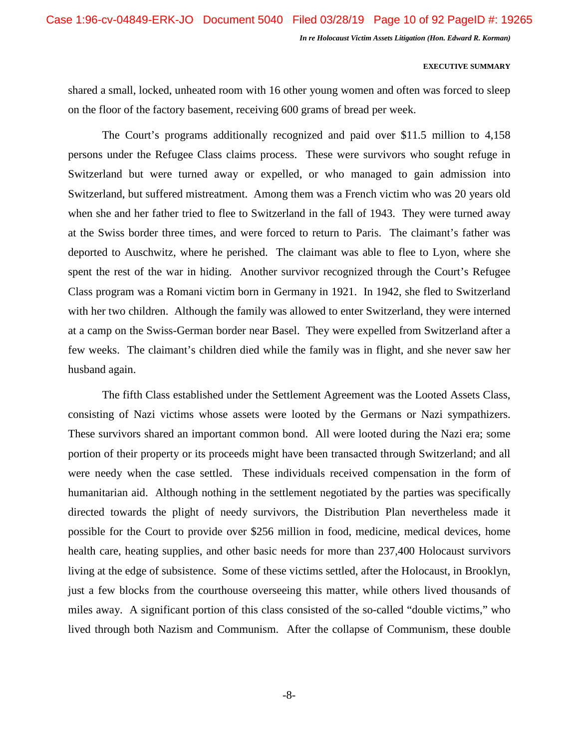shared a small, locked, unheated room with 16 other young women and often was forced to sleep on the floor of the factory basement, receiving 600 grams of bread per week.

The Court's programs additionally recognized and paid over $11.5 million to 4,158 persons under the Refugee Class claims process. These were survivors who sought refuge in Switzerland but were turned away or expelled, or who managed to gain admission into Switzerland, but suffered mistreatment. Among them was a French victim who was 20 years old when she and her father tried to flee to Switzerland in the fall of 1943. They were turned away at the Swiss border three times, and were forced to return to Paris. The claimant's father was deported to Auschwitz, where he perished. The claimant was able to flee to Lyon, where she spent the rest of the war in hiding. Another survivor recognized through the Court's Refugee Class program was a Romani victim born in Germany in 1921. In 1942, she fled to Switzerland with her two children. Although the family was allowed to enter Switzerland, they were interned at a camp on the Swiss-German border near Basel. They were expelled from Switzerland after a few weeks. The claimant's children died while the family was in flight, and she never saw her husband again.

The fifth Class established under the Settlement Agreement was the Looted Assets Class, consisting of Nazi victims whose assets were looted by the Germans or Nazi sympathizers. These survivors shared an important common bond. All were looted during the Nazi era; some portion of their property or its proceeds might have been transacted through Switzerland; and all were needy when the case settled. These individuals received compensation in the form of humanitarian aid. Although nothing in the settlement negotiated by the parties was specifically directed towards the plight of needy survivors, the Distribution Plan nevertheless made it possible for the Court to provide over $256 million in food, medicine, medical devices, home health care, heating supplies, and other basic needs for more than 237,400 Holocaust survivors living at the edge of subsistence. Some of these victims settled, after the Holocaust, in Brooklyn, just a few blocks from the courthouse overseeing this matter, while others lived thousands of miles away. A significant portion of this class consisted of the so-called "double victims," who lived through both Nazism and Communism. After the collapse of Communism, these double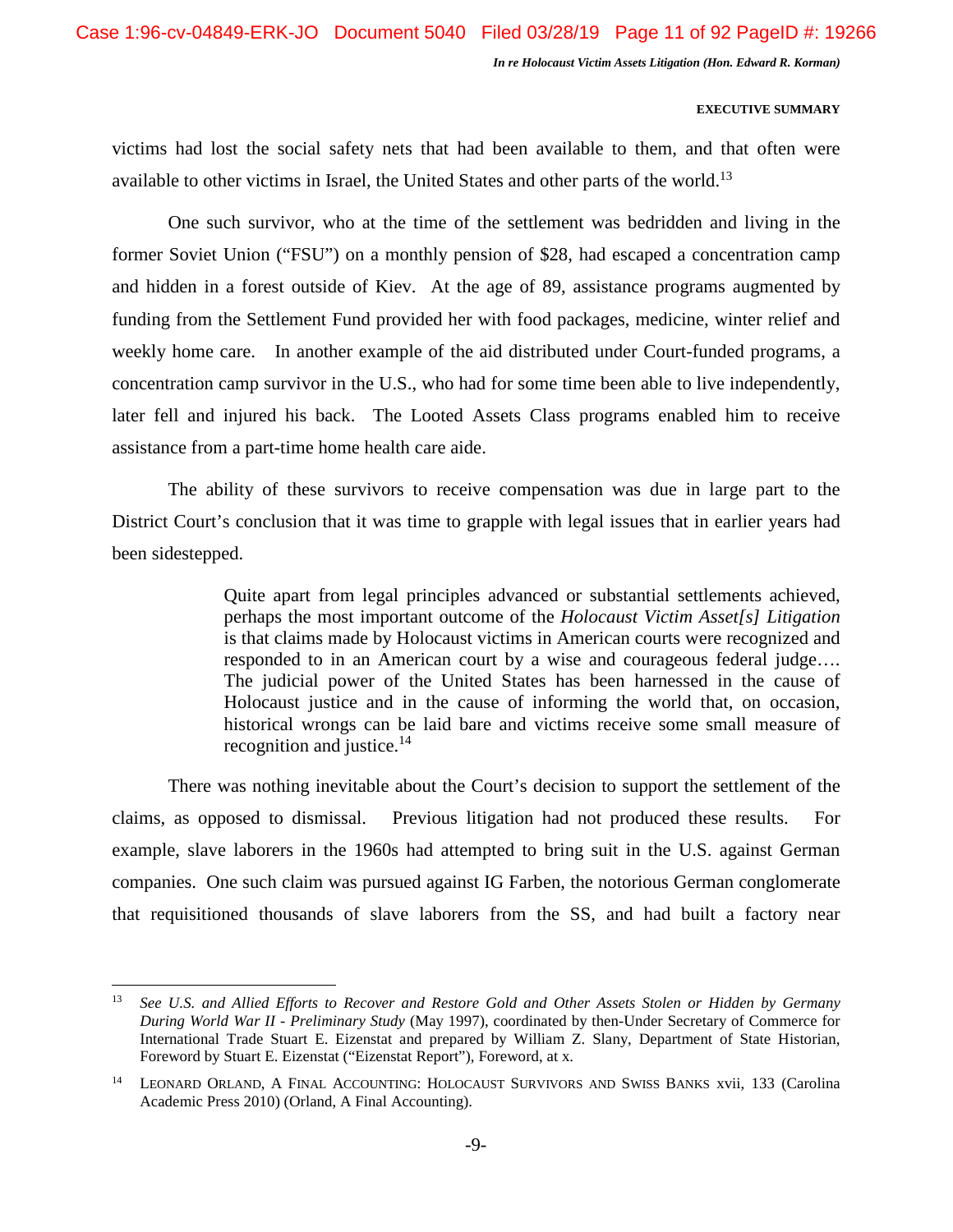victims had lost the social safety nets that had been available to them, and that often were available to other victims in Israel, the United States and other parts of the world.[13]

One such survivor, who at the time of the settlement was bedridden and living in the former Soviet Union ("FSU") on a monthly pension of $28, had escaped a concentration camp and hidden in a forest outside of Kiev. At the age of 89, assistance programs augmented by funding from the Settlement Fund provided her with food packages, medicine, winter relief and weekly home care. In another example of the aid distributed under Court-funded programs, a concentration camp survivor in the U.S., who had for some time been able to live independently, later fell and injured his back. The Looted Assets Class programs enabled him to receive assistance from a part-time home health care aide.

The ability of these survivors to receive compensation was due in large part to the District Court's conclusion that it was time to grapple with legal issues that in earlier years had been sidestepped.

> Quite apart from legal principles advanced or substantial settlements achieved, perhaps the most important outcome of the *Holocaust Victim Asset[s] Litigation* is that claims made by Holocaust victims in American courts were recognized and responded to in an American court by a wise and courageous federal judge…. The judicial power of the United States has been harnessed in the cause of Holocaust justice and in the cause of informing the world that, on occasion, historical wrongs can be laid bare and victims receive some small measure of recognition and justice.[14]

There was nothing inevitable about the Court's decision to support the settlement of the claims, as opposed to dismissal. Previous litigation had not produced these results. For example, slave laborers in the 1960s had attempted to bring suit in the U.S. against German companies. One such claim was pursued against IG Farben, the notorious German conglomerate that requisitioned thousands of slave laborers from the SS, and had built a factory near

---

[13] *See U.S. and Allied Efforts to Recover and Restore Gold and Other Assets Stolen or Hidden by Germany During World War II - Preliminary Study* (May 1997), coordinated by then-Under Secretary of Commerce for International Trade Stuart E. Eizenstat and prepared by William Z. Slany, Department of State Historian, Foreword by Stuart E. Eizenstat ("Eizenstat Report"), Foreword, at x.

[14] Leonard Orland, A Final Accounting: Holocaust Survivors and Swiss Banks xvii, 133 (Carolina Academic Press 2010) (Orland, A Final Accounting).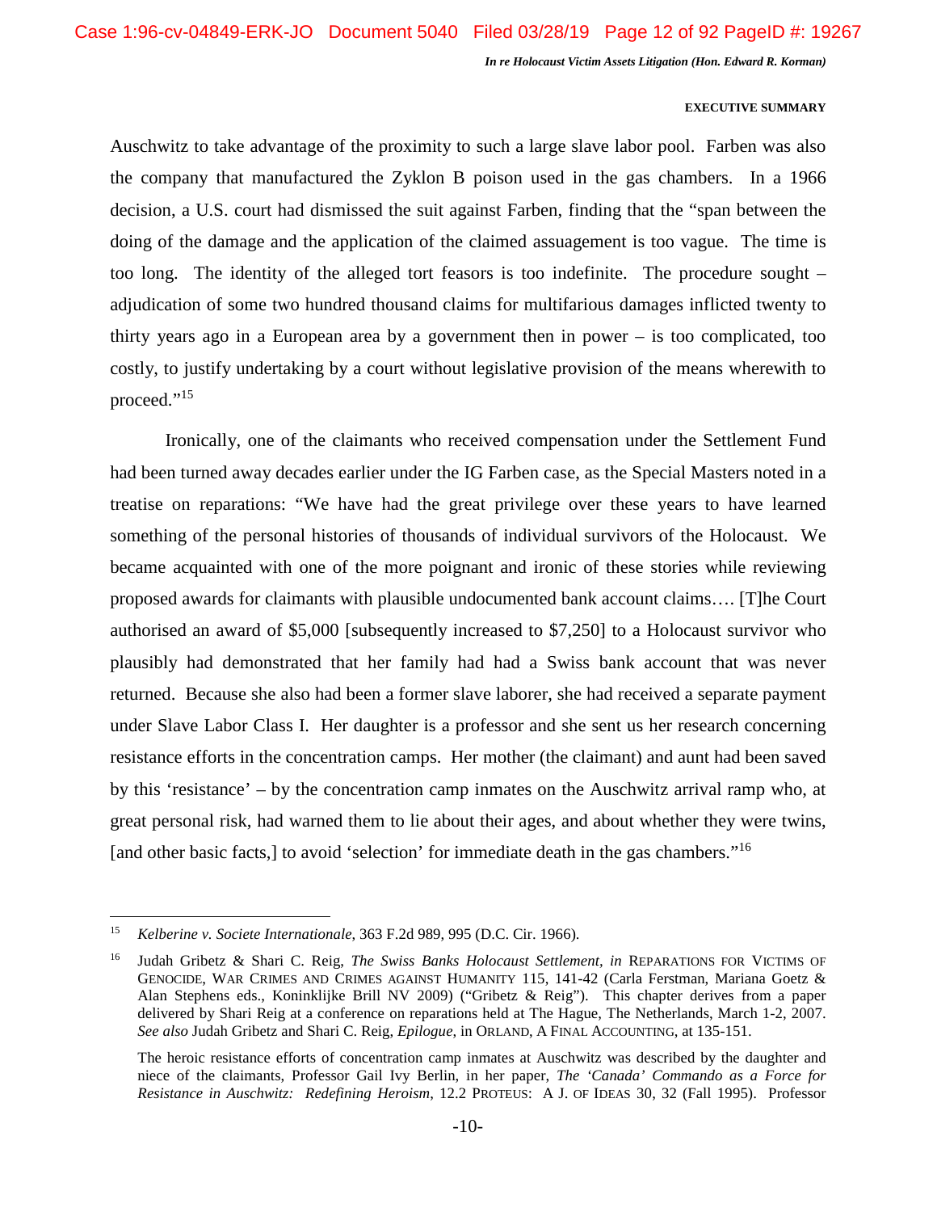Auschwitz to take advantage of the proximity to such a large slave labor pool. Farben was also the company that manufactured the Zyklon B poison used in the gas chambers. In a 1966 decision, a U.S. court had dismissed the suit against Farben, finding that the "span between the doing of the damage and the application of the claimed assuagement is too vague. The time is too long. The identity of the alleged tort feasors is too indefinite. The procedure sought – adjudication of some two hundred thousand claims for multifarious damages inflicted twenty to thirty years ago in a European area by a government then in power – is too complicated, too costly, to justify undertaking by a court without legislative provision of the means wherewith to proceed."[15]

Ironically, one of the claimants who received compensation under the Settlement Fund had been turned away decades earlier under the IG Farben case, as the Special Masters noted in a treatise on reparations: "We have had the great privilege over these years to have learned something of the personal histories of thousands of individual survivors of the Holocaust. We became acquainted with one of the more poignant and ironic of these stories while reviewing proposed awards for claimants with plausible undocumented bank account claims…. [T]he Court authorised an award of $5,000 [subsequently increased to $7,250] to a Holocaust survivor who plausibly had demonstrated that her family had had a Swiss bank account that was never returned. Because she also had been a former slave laborer, she had received a separate payment under Slave Labor Class I. Her daughter is a professor and she sent us her research concerning resistance efforts in the concentration camps. Her mother (the claimant) and aunt had been saved by this 'resistance' – by the concentration camp inmates on the Auschwitz arrival ramp who, at great personal risk, had warned them to lie about their ages, and about whether they were twins, [and other basic facts,] to avoid 'selection' for immediate death in the gas chambers."[16]

---

[15] *Kelberine v. Societe Internationale*, 363 F.2d 989, 995 (D.C. Cir. 1966).

[16] Judah Gribetz & Shari C. Reig, *The Swiss Banks Holocaust Settlement*, *in* REPARATIONS FOR VICTIMS OF GENOCIDE, WAR CRIMES AND CRIMES AGAINST HUMANITY 115, 141-42 (Carla Ferstman, Mariana Goetz & Alan Stephens eds., Koninklijke Brill NV 2009) ("Gribetz & Reig"). This chapter derives from a paper delivered by Shari Reig at a conference on reparations held at The Hague, The Netherlands, March 1-2, 2007. *See also* Judah Gribetz and Shari C. Reig, *Epilogue*, in ORLAND, A FINAL ACCOUNTING, at 135-151.

The heroic resistance efforts of concentration camp inmates at Auschwitz was described by the daughter and niece of the claimants, Professor Gail Ivy Berlin, in her paper, *The 'Canada' Commando as a Force for Resistance in Auschwitz: Redefining Heroism*, 12.2 PROTEUS: A J. OF IDEAS 30, 32 (Fall 1995). Professor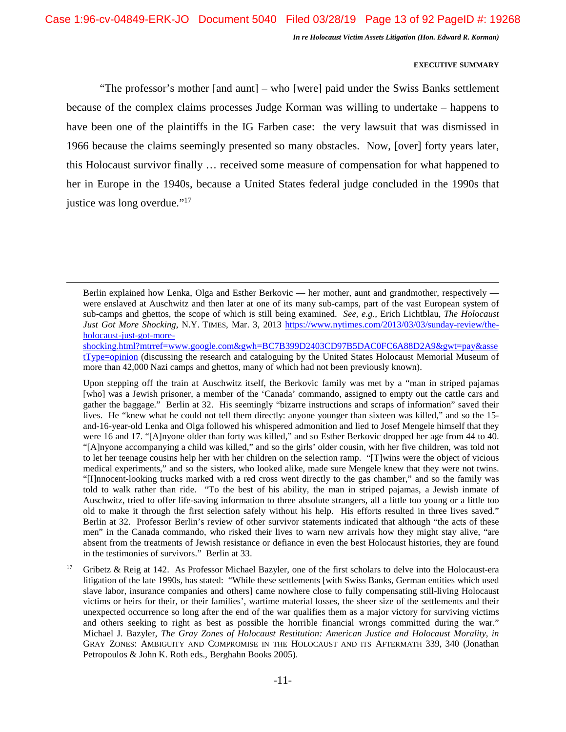**EXECUTIVE SUMMARY**

"The professor's mother [and aunt] – who [were] paid under the Swiss Banks settlement because of the complex claims processes Judge Korman was willing to undertake – happens to have been one of the plaintiffs in the IG Farben case: the very lawsuit that was dismissed in 1966 because the claims seemingly presented so many obstacles. Now, [over] forty years later, this Holocaust survivor finally … received some measure of compensation for what happened to her in Europe in the 1940s, because a United States federal judge concluded in the 1990s that justice was long overdue."[17]

---

Berlin explained how Lenka, Olga and Esther Berkovic — her mother, aunt and grandmother, respectively — were enslaved at Auschwitz and then later at one of its many sub-camps, part of the vast European system of sub-camps and ghettos, the scope of which is still being examined. *See, e.g.*, Erich Lichtblau, *The Holocaust Just Got More Shocking*, N.Y. TIMES, Mar. 3, 2013 https://www.nytimes.com/2013/03/03/sunday-review/the-holocaust-just-got-more-shocking.html?mtrref=www.google.com&gwh=BC7B399D2403CD97B5DAC0FC6A88D2A9&gwt=pay&assetType=opinion (discussing the research and cataloguing by the United States Holocaust Memorial Museum of more than 42,000 Nazi camps and ghettos, many of which had not been previously known).

Upon stepping off the train at Auschwitz itself, the Berkovic family was met by a "man in striped pajamas [who] was a Jewish prisoner, a member of the 'Canada' commando, assigned to empty out the cattle cars and gather the baggage." Berlin at 32. His seemingly "bizarre instructions and scraps of information" saved their lives. He "knew what he could not tell them directly: anyone younger than sixteen was killed," and so the 15-and-16-year-old Lenka and Olga followed his whispered admonition and lied to Josef Mengele himself that they were 16 and 17. "[A]nyone older than forty was killed," and so Esther Berkovic dropped her age from 44 to 40. "[A]nyone accompanying a child was killed," and so the girls' older cousin, with her five children, was told not to let her teenage cousins help her with her children on the selection ramp. "[T]wins were the object of vicious medical experiments," and so the sisters, who looked alike, made sure Mengele knew that they were not twins. "[I]nnocent-looking trucks marked with a red cross went directly to the gas chamber," and so the family was told to walk rather than ride. "To the best of his ability, the man in striped pajamas, a Jewish inmate of Auschwitz, tried to offer life-saving information to three absolute strangers, all a little too young or a little too old to make it through the first selection safely without his help. His efforts resulted in three lives saved." Berlin at 32. Professor Berlin's review of other survivor statements indicated that although "the acts of these men" in the Canada commando, who risked their lives to warn new arrivals how they might stay alive, "are absent from the treatments of Jewish resistance or defiance in even the best Holocaust histories, they are found in the testimonies of survivors." Berlin at 33.

[17] Gribetz & Reig at 142. As Professor Michael Bazyler, one of the first scholars to delve into the Holocaust-era litigation of the late 1990s, has stated: "While these settlements [with Swiss Banks, German entities which used slave labor, insurance companies and others] came nowhere close to fully compensating still-living Holocaust victims or heirs for their, or their families', wartime material losses, the sheer size of the settlements and their unexpected occurrence so long after the end of the war qualifies them as a major victory for surviving victims and others seeking to right as best as possible the horrible financial wrongs committed during the war." Michael J. Bazyler, *The Gray Zones of Holocaust Restitution: American Justice and Holocaust Morality*, *in* GRAY ZONES: AMBIGUITY AND COMPROMISE IN THE HOLOCAUST AND ITS AFTERMATH 339, 340 (Jonathan Petropoulos & John K. Roth eds., Berghahn Books 2005).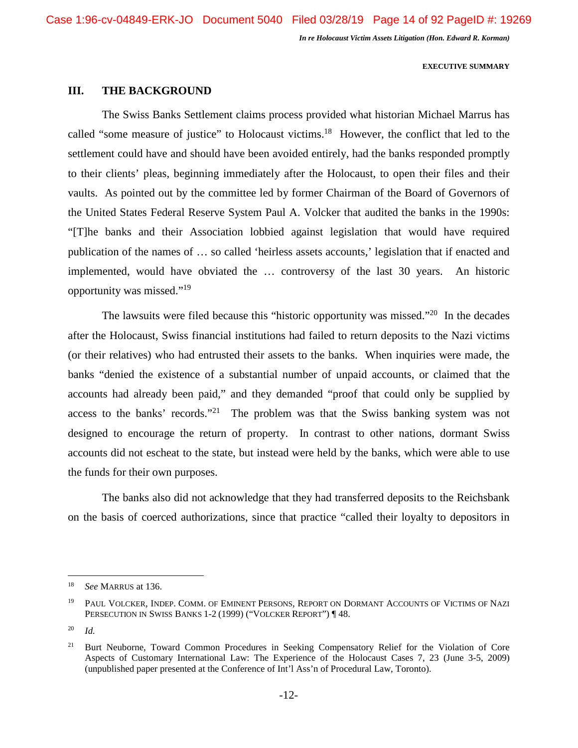## III. THE BACKGROUND

The Swiss Banks Settlement claims process provided what historian Michael Marrus has called "some measure of justice" to Holocaust victims.[18] However, the conflict that led to the settlement could have and should have been avoided entirely, had the banks responded promptly to their clients' pleas, beginning immediately after the Holocaust, to open their files and their vaults. As pointed out by the committee led by former Chairman of the Board of Governors of the United States Federal Reserve System Paul A. Volcker that audited the banks in the 1990s: "[T]he banks and their Association lobbied against legislation that would have required publication of the names of … so called 'heirless assets accounts,' legislation that if enacted and implemented, would have obviated the … controversy of the last 30 years. An historic opportunity was missed."[19]

The lawsuits were filed because this "historic opportunity was missed."[20] In the decades after the Holocaust, Swiss financial institutions had failed to return deposits to the Nazi victims (or their relatives) who had entrusted their assets to the banks. When inquiries were made, the banks "denied the existence of a substantial number of unpaid accounts, or claimed that the accounts had already been paid," and they demanded "proof that could only be supplied by access to the banks' records."[21] The problem was that the Swiss banking system was not designed to encourage the return of property. In contrast to other nations, dormant Swiss accounts did not escheat to the state, but instead were held by the banks, which were able to use the funds for their own purposes.

The banks also did not acknowledge that they had transferred deposits to the Reichsbank on the basis of coerced authorizations, since that practice "called their loyalty to depositors in

---

[18] *See* MARRUS at 136.

[19] PAUL VOLCKER, INDEP. COMM. OF EMINENT PERSONS, REPORT ON DORMANT ACCOUNTS OF VICTIMS OF NAZI PERSECUTION IN SWISS BANKS 1-2 (1999) ("VOLCKER REPORT") ¶ 48.

[20] *Id.*

[21] Burt Neuborne, Toward Common Procedures in Seeking Compensatory Relief for the Violation of Core Aspects of Customary International Law: The Experience of the Holocaust Cases 7, 23 (June 3-5, 2009) (unpublished paper presented at the Conference of Int'l Ass'n of Procedural Law, Toronto).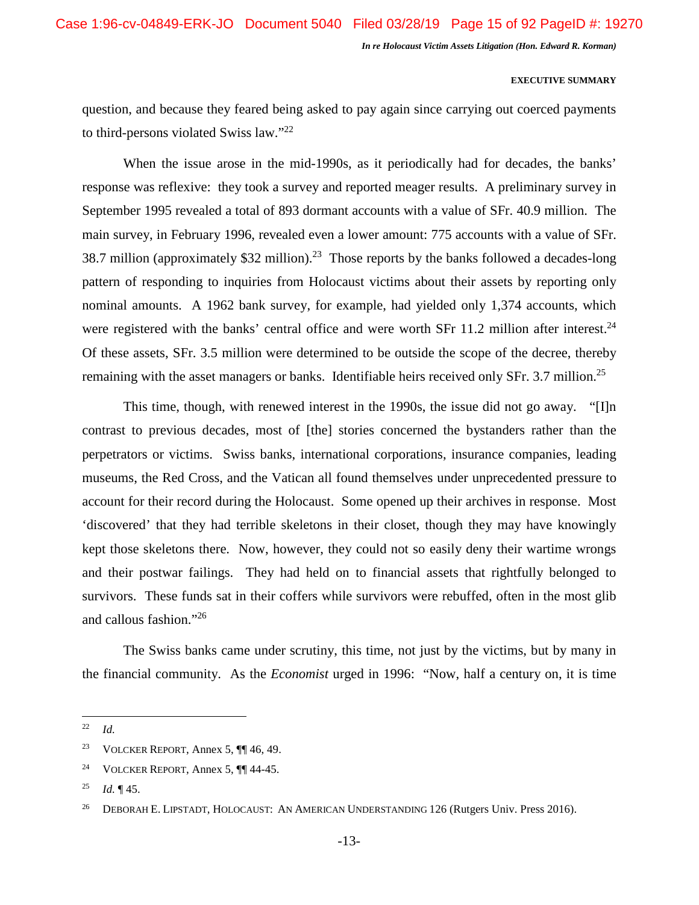question, and because they feared being asked to pay again since carrying out coerced payments to third-persons violated Swiss law."[22]

When the issue arose in the mid-1990s, as it periodically had for decades, the banks' response was reflexive: they took a survey and reported meager results. A preliminary survey in September 1995 revealed a total of 893 dormant accounts with a value of SFr. 40.9 million. The main survey, in February 1996, revealed even a lower amount: 775 accounts with a value of SFr. 38.7 million (approximately $32 million).[23] Those reports by the banks followed a decades-long pattern of responding to inquiries from Holocaust victims about their assets by reporting only nominal amounts. A 1962 bank survey, for example, had yielded only 1,374 accounts, which were registered with the banks' central office and were worth SFr 11.2 million after interest.[24] Of these assets, SFr. 3.5 million were determined to be outside the scope of the decree, thereby remaining with the asset managers or banks. Identifiable heirs received only SFr. 3.7 million.[25]

This time, though, with renewed interest in the 1990s, the issue did not go away. "[I]n contrast to previous decades, most of [the] stories concerned the bystanders rather than the perpetrators or victims. Swiss banks, international corporations, insurance companies, leading museums, the Red Cross, and the Vatican all found themselves under unprecedented pressure to account for their record during the Holocaust. Some opened up their archives in response. Most 'discovered' that they had terrible skeletons in their closet, though they may have knowingly kept those skeletons there. Now, however, they could not so easily deny their wartime wrongs and their postwar failings. They had held on to financial assets that rightfully belonged to survivors. These funds sat in their coffers while survivors were rebuffed, often in the most glib and callous fashion."[26]

The Swiss banks came under scrutiny, this time, not just by the victims, but by many in the financial community. As the *Economist* urged in 1996: "Now, half a century on, it is time

---

[22] *Id.*

[23] VOLCKER REPORT, Annex 5, ¶¶ 46, 49.

[24] VOLCKER REPORT, Annex 5, ¶¶ 44-45.

[25] *Id.* ¶ 45.

[26] DEBORAH E. LIPSTADT, HOLOCAUST: AN AMERICAN UNDERSTANDING 126 (Rutgers Univ. Press 2016).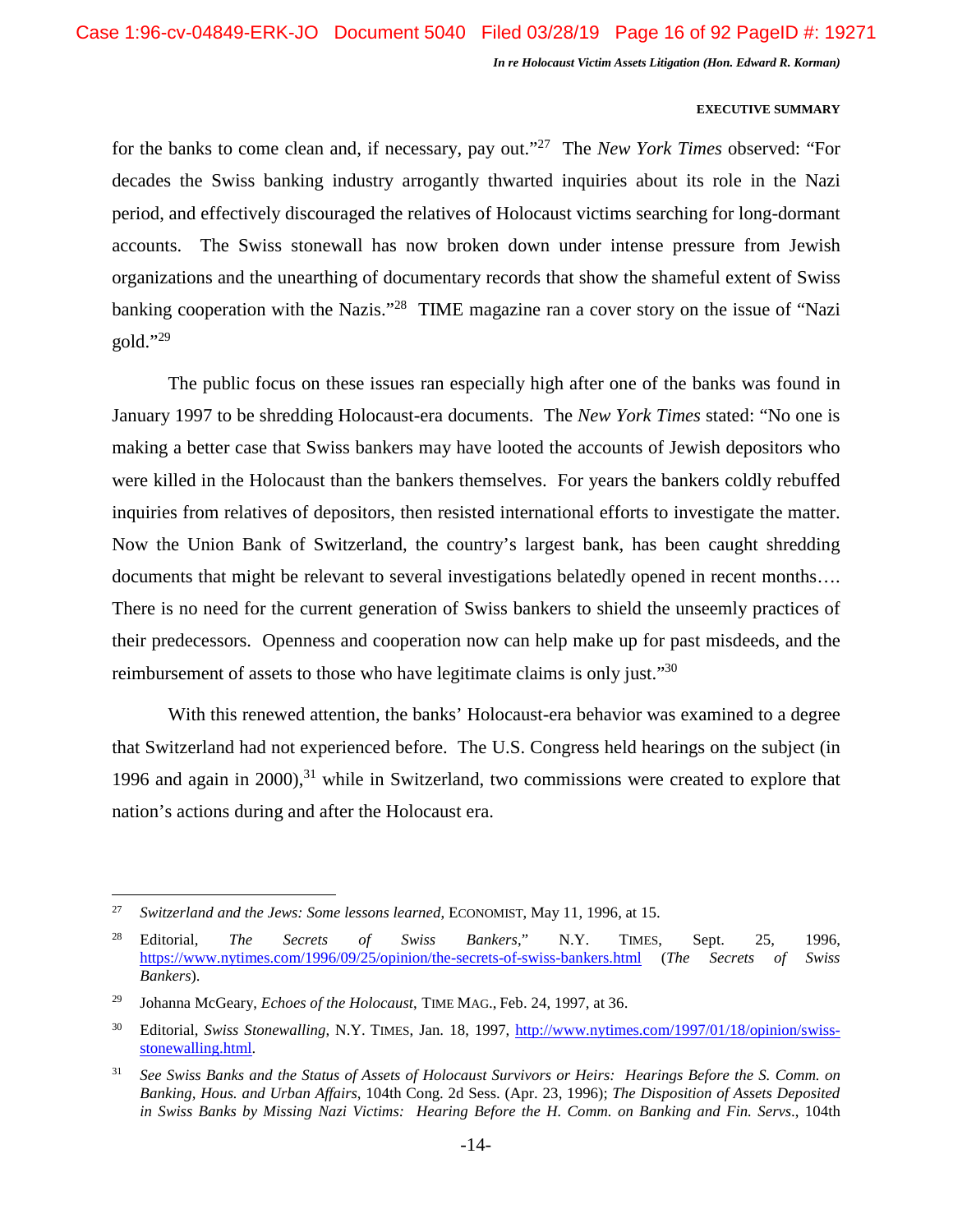for the banks to come clean and, if necessary, pay out."[27] The *New York Times* observed: "For decades the Swiss banking industry arrogantly thwarted inquiries about its role in the Nazi period, and effectively discouraged the relatives of Holocaust victims searching for long-dormant accounts. The Swiss stonewall has now broken down under intense pressure from Jewish organizations and the unearthing of documentary records that show the shameful extent of Swiss banking cooperation with the Nazis."[28] TIME magazine ran a cover story on the issue of "Nazi gold."[29]

The public focus on these issues ran especially high after one of the banks was found in January 1997 to be shredding Holocaust-era documents. The *New York Times* stated: "No one is making a better case that Swiss bankers may have looted the accounts of Jewish depositors who were killed in the Holocaust than the bankers themselves. For years the bankers coldly rebuffed inquiries from relatives of depositors, then resisted international efforts to investigate the matter. Now the Union Bank of Switzerland, the country's largest bank, has been caught shredding documents that might be relevant to several investigations belatedly opened in recent months…. There is no need for the current generation of Swiss bankers to shield the unseemly practices of their predecessors. Openness and cooperation now can help make up for past misdeeds, and the reimbursement of assets to those who have legitimate claims is only just."[30]

With this renewed attention, the banks' Holocaust-era behavior was examined to a degree that Switzerland had not experienced before. The U.S. Congress held hearings on the subject (in 1996 and again in 2000),[31] while in Switzerland, two commissions were created to explore that nation's actions during and after the Holocaust era.

---

[27] *Switzerland and the Jews: Some lessons learned*, ECONOMIST, May 11, 1996, at 15.

[28] Editorial, *The Secrets of Swiss Bankers*," N.Y. TIMES, Sept. 25, 1996, https://www.nytimes.com/1996/09/25/opinion/the-secrets-of-swiss-bankers.html (*The Secrets of Swiss Bankers*).

[29] Johanna McGeary, *Echoes of the Holocaust*, TIME MAG., Feb. 24, 1997, at 36.

[30] Editorial, *Swiss Stonewalling*, N.Y. TIMES, Jan. 18, 1997, http://www.nytimes.com/1997/01/18/opinion/swiss-stonewalling.html.

[31] *See Swiss Banks and the Status of Assets of Holocaust Survivors or Heirs: Hearings Before the S. Comm. on Banking, Hous. and Urban Affairs,* 104th Cong. 2d Sess. (Apr. 23, 1996); *The Disposition of Assets Deposited in Swiss Banks by Missing Nazi Victims: Hearing Before the H. Comm. on Banking and Fin. Servs.*, 104th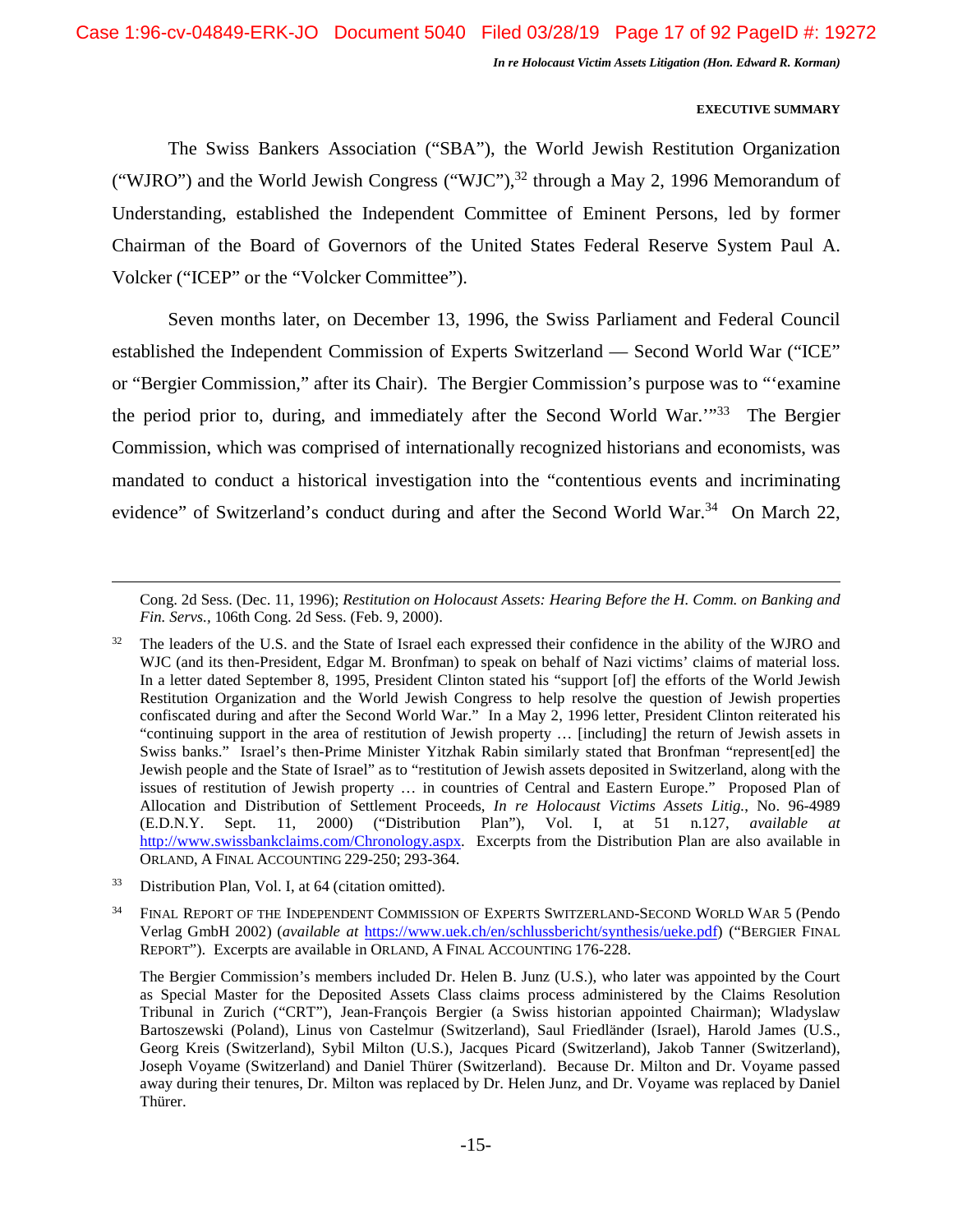**EXECUTIVE SUMMARY**

The Swiss Bankers Association ("SBA"), the World Jewish Restitution Organization ("WJRO") and the World Jewish Congress ("WJC"),[32] through a May 2, 1996 Memorandum of Understanding, established the Independent Committee of Eminent Persons, led by former Chairman of the Board of Governors of the United States Federal Reserve System Paul A. Volcker ("ICEP" or the "Volcker Committee").

Seven months later, on December 13, 1996, the Swiss Parliament and Federal Council established the Independent Commission of Experts Switzerland — Second World War ("ICE" or "Bergier Commission," after its Chair). The Bergier Commission's purpose was to "'examine the period prior to, during, and immediately after the Second World War.'"[33] The Bergier Commission, which was comprised of internationally recognized historians and economists, was mandated to conduct a historical investigation into the "contentious events and incriminating evidence" of Switzerland's conduct during and after the Second World War.[34] On March 22,

---

Cong. 2d Sess. (Dec. 11, 1996); *Restitution on Holocaust Assets: Hearing Before the H. Comm. on Banking and Fin. Servs.*, 106th Cong. 2d Sess. (Feb. 9, 2000).

[32] The leaders of the U.S. and the State of Israel each expressed their confidence in the ability of the WJRO and WJC (and its then-President, Edgar M. Bronfman) to speak on behalf of Nazi victims' claims of material loss. In a letter dated September 8, 1995, President Clinton stated his "support [of] the efforts of the World Jewish Restitution Organization and the World Jewish Congress to help resolve the question of Jewish properties confiscated during and after the Second World War." In a May 2, 1996 letter, President Clinton reiterated his "continuing support in the area of restitution of Jewish property … [including] the return of Jewish assets in Swiss banks." Israel's then-Prime Minister Yitzhak Rabin similarly stated that Bronfman "represent[ed] the Jewish people and the State of Israel" as to "restitution of Jewish assets deposited in Switzerland, along with the issues of restitution of Jewish property … in countries of Central and Eastern Europe." Proposed Plan of Allocation and Distribution of Settlement Proceeds, *In re Holocaust Victims Assets Litig.*, No. 96-4989 (E.D.N.Y. Sept. 11, 2000) ("Distribution Plan"), Vol. I, at 51 n.127, *available at* http://www.swissbankclaims.com/Chronology.aspx. Excerpts from the Distribution Plan are also available in ORLAND, A FINAL ACCOUNTING 229-250; 293-364.

[33] Distribution Plan, Vol. I, at 64 (citation omitted).

[34] FINAL REPORT OF THE INDEPENDENT COMMISSION OF EXPERTS SWITZERLAND-SECOND WORLD WAR 5 (Pendo Verlag GmbH 2002) (*available at* https://www.uek.ch/en/schlussbericht/synthesis/ueke.pdf) ("BERGIER FINAL REPORT"). Excerpts are available in ORLAND, A FINAL ACCOUNTING 176-228.

The Bergier Commission's members included Dr. Helen B. Junz (U.S.), who later was appointed by the Court as Special Master for the Deposited Assets Class claims process administered by the Claims Resolution Tribunal in Zurich ("CRT"), Jean-François Bergier (a Swiss historian appointed Chairman); Wladyslaw Bartoszewski (Poland), Linus von Castelmur (Switzerland), Saul Friedländer (Israel), Harold James (U.S., Georg Kreis (Switzerland), Sybil Milton (U.S.), Jacques Picard (Switzerland), Jakob Tanner (Switzerland), Joseph Voyame (Switzerland) and Daniel Thürer (Switzerland). Because Dr. Milton and Dr. Voyame passed away during their tenures, Dr. Milton was replaced by Dr. Helen Junz, and Dr. Voyame was replaced by Daniel Thürer.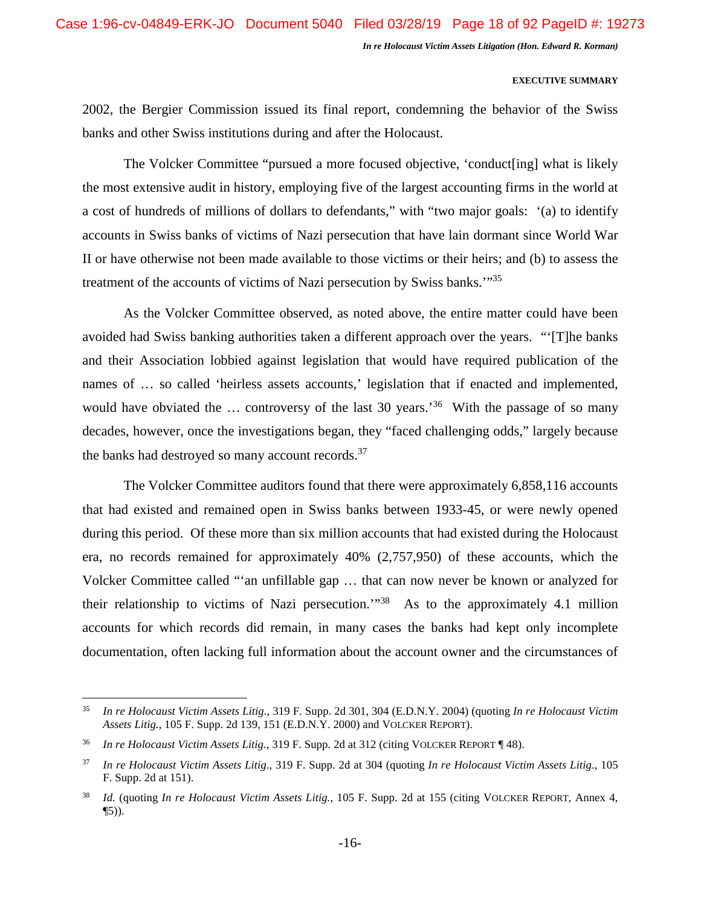2002, the Bergier Commission issued its final report, condemning the behavior of the Swiss banks and other Swiss institutions during and after the Holocaust.

The Volcker Committee "pursued a more focused objective, 'conduct[ing] what is likely the most extensive audit in history, employing five of the largest accounting firms in the world at a cost of hundreds of millions of dollars to defendants," with "two major goals: '(a) to identify accounts in Swiss banks of victims of Nazi persecution that have lain dormant since World War II or have otherwise not been made available to those victims or their heirs; and (b) to assess the treatment of the accounts of victims of Nazi persecution by Swiss banks.'"[35]

As the Volcker Committee observed, as noted above, the entire matter could have been avoided had Swiss banking authorities taken a different approach over the years. "'[T]he banks and their Association lobbied against legislation that would have required publication of the names of … so called 'heirless assets accounts,' legislation that if enacted and implemented, would have obviated the … controversy of the last 30 years.'[36] With the passage of so many decades, however, once the investigations began, they "faced challenging odds," largely because the banks had destroyed so many account records.[37]

The Volcker Committee auditors found that there were approximately 6,858,116 accounts that had existed and remained open in Swiss banks between 1933-45, or were newly opened during this period. Of these more than six million accounts that had existed during the Holocaust era, no records remained for approximately 40% (2,757,950) of these accounts, which the Volcker Committee called "'an unfillable gap … that can now never be known or analyzed for their relationship to victims of Nazi persecution.'"[38] As to the approximately 4.1 million accounts for which records did remain, in many cases the banks had kept only incomplete documentation, often lacking full information about the account owner and the circumstances of

---

[35] *In re Holocaust Victim Assets Litig.*, 319 F. Supp. 2d 301, 304 (E.D.N.Y. 2004) (quoting *In re Holocaust Victim Assets Litig.*, 105 F. Supp. 2d 139, 151 (E.D.N.Y. 2000) and VOLCKER REPORT).

[36] *In re Holocaust Victim Assets Litig.*, 319 F. Supp. 2d at 312 (citing VOLCKER REPORT ¶ 48).

[37] *In re Holocaust Victim Assets Litig*., 319 F. Supp. 2d at 304 (quoting *In re Holocaust Victim Assets Litig*., 105 F. Supp. 2d at 151).

[38] *Id.* (quoting *In re Holocaust Victim Assets Litig.*, 105 F. Supp. 2d at 155 (citing VOLCKER REPORT, Annex 4, ¶5)).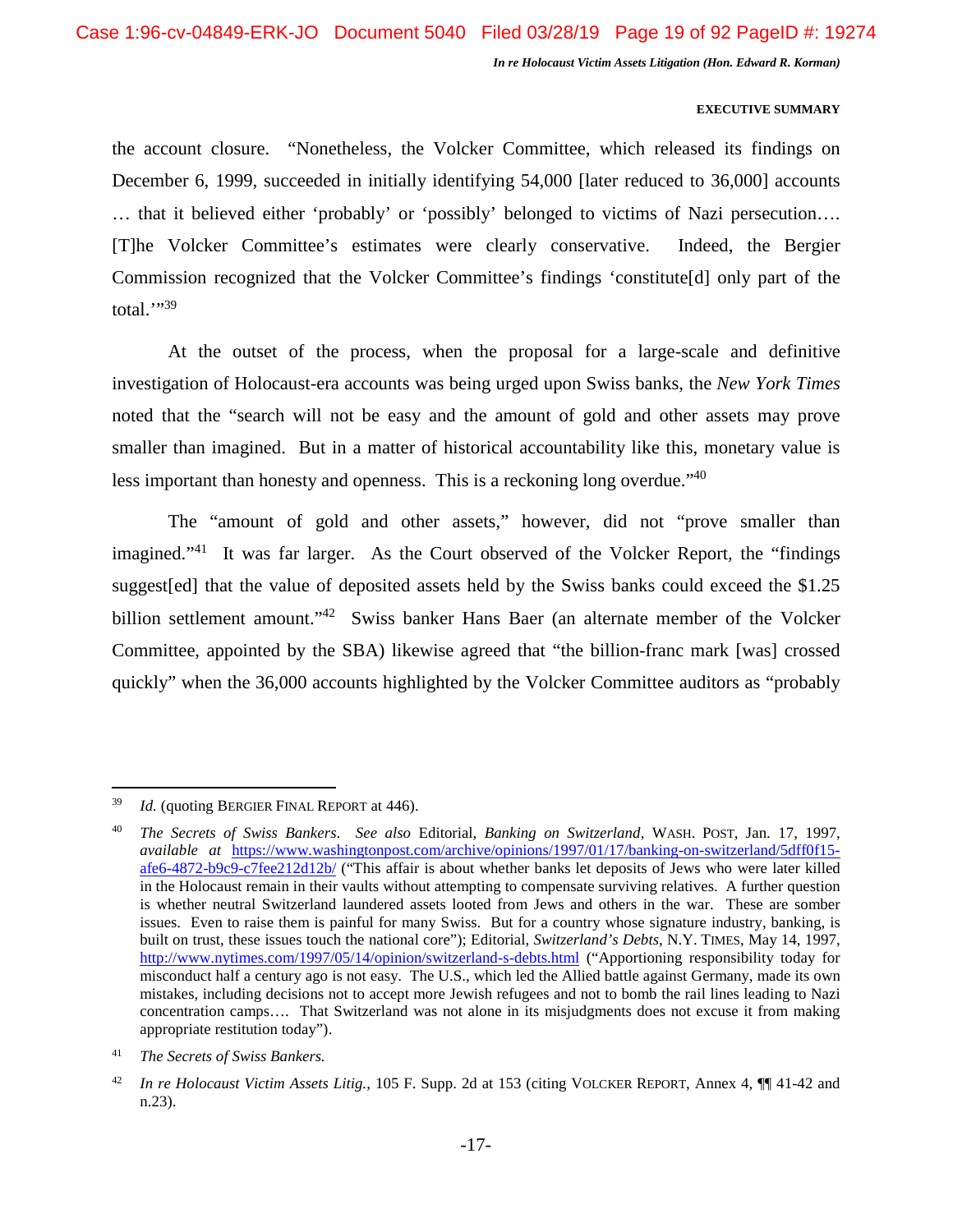the account closure. "Nonetheless, the Volcker Committee, which released its findings on December 6, 1999, succeeded in initially identifying 54,000 [later reduced to 36,000] accounts … that it believed either 'probably' or 'possibly' belonged to victims of Nazi persecution…. [T]he Volcker Committee's estimates were clearly conservative. Indeed, the Bergier Commission recognized that the Volcker Committee's findings 'constitute[d] only part of the total.'"[39]

At the outset of the process, when the proposal for a large-scale and definitive investigation of Holocaust-era accounts was being urged upon Swiss banks, the *New York Times* noted that the "search will not be easy and the amount of gold and other assets may prove smaller than imagined. But in a matter of historical accountability like this, monetary value is less important than honesty and openness. This is a reckoning long overdue."[40]

The "amount of gold and other assets," however, did not "prove smaller than imagined."[41] It was far larger. As the Court observed of the Volcker Report, the "findings suggest[ed] that the value of deposited assets held by the Swiss banks could exceed the $1.25 billion settlement amount."[42] Swiss banker Hans Baer (an alternate member of the Volcker Committee, appointed by the SBA) likewise agreed that "the billion-franc mark [was] crossed quickly" when the 36,000 accounts highlighted by the Volcker Committee auditors as "probably

---

[39] *Id.* (quoting BERGIER FINAL REPORT at 446).

[40] *The Secrets of Swiss Bankers*. *See also* Editorial, *Banking on Switzerland*, WASH. POST, Jan. 17, 1997, *available at* https://www.washingtonpost.com/archive/opinions/1997/01/17/banking-on-switzerland/5dff0f15-afe6-4872-b9c9-c7fee212d12b/ ("This affair is about whether banks let deposits of Jews who were later killed in the Holocaust remain in their vaults without attempting to compensate surviving relatives. A further question is whether neutral Switzerland laundered assets looted from Jews and others in the war. These are somber issues. Even to raise them is painful for many Swiss. But for a country whose signature industry, banking, is built on trust, these issues touch the national core"); Editorial, *Switzerland's Debts*, N.Y. TIMES, May 14, 1997, http://www.nytimes.com/1997/05/14/opinion/switzerland-s-debts.html ("Apportioning responsibility today for misconduct half a century ago is not easy. The U.S., which led the Allied battle against Germany, made its own mistakes, including decisions not to accept more Jewish refugees and not to bomb the rail lines leading to Nazi concentration camps…. That Switzerland was not alone in its misjudgments does not excuse it from making appropriate restitution today").

[41] *The Secrets of Swiss Bankers.*

[42] *In re Holocaust Victim Assets Litig.*, 105 F. Supp. 2d at 153 (citing VOLCKER REPORT, Annex 4, ¶¶ 41-42 and n.23).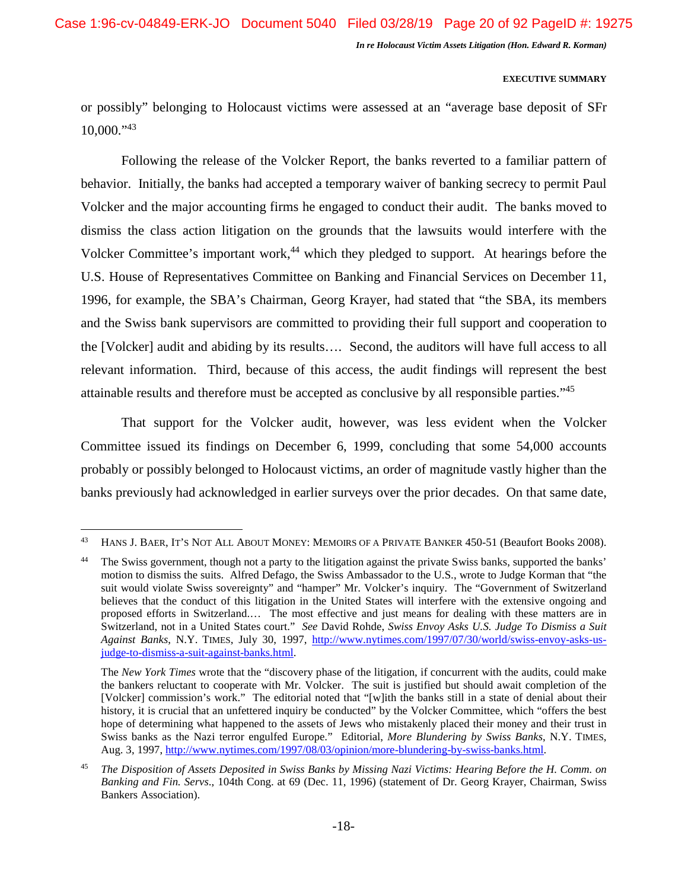or possibly" belonging to Holocaust victims were assessed at an "average base deposit of SFr 10,000."[43]

Following the release of the Volcker Report, the banks reverted to a familiar pattern of behavior. Initially, the banks had accepted a temporary waiver of banking secrecy to permit Paul Volcker and the major accounting firms he engaged to conduct their audit. The banks moved to dismiss the class action litigation on the grounds that the lawsuits would interfere with the Volcker Committee's important work,[44] which they pledged to support. At hearings before the U.S. House of Representatives Committee on Banking and Financial Services on December 11, 1996, for example, the SBA's Chairman, Georg Krayer, had stated that "the SBA, its members and the Swiss bank supervisors are committed to providing their full support and cooperation to the [Volcker] audit and abiding by its results…. Second, the auditors will have full access to all relevant information. Third, because of this access, the audit findings will represent the best attainable results and therefore must be accepted as conclusive by all responsible parties."[45]

That support for the Volcker audit, however, was less evident when the Volcker Committee issued its findings on December 6, 1999, concluding that some 54,000 accounts probably or possibly belonged to Holocaust victims, an order of magnitude vastly higher than the banks previously had acknowledged in earlier surveys over the prior decades. On that same date,

---

[43] HANS J. BAER, IT'S NOT ALL ABOUT MONEY: MEMOIRS OF A PRIVATE BANKER 450-51 (Beaufort Books 2008).

[44] The Swiss government, though not a party to the litigation against the private Swiss banks, supported the banks' motion to dismiss the suits. Alfred Defago, the Swiss Ambassador to the U.S., wrote to Judge Korman that "the suit would violate Swiss sovereignty" and "hamper" Mr. Volcker's inquiry. The "Government of Switzerland believes that the conduct of this litigation in the United States will interfere with the extensive ongoing and proposed efforts in Switzerland.… The most effective and just means for dealing with these matters are in Switzerland, not in a United States court." *See* David Rohde, *Swiss Envoy Asks U.S. Judge To Dismiss a Suit Against Banks*, N.Y. TIMES, July 30, 1997, http://www.nytimes.com/1997/07/30/world/swiss-envoy-asks-us-judge-to-dismiss-a-suit-against-banks.html.

The *New York Times* wrote that the "discovery phase of the litigation, if concurrent with the audits, could make the bankers reluctant to cooperate with Mr. Volcker. The suit is justified but should await completion of the [Volcker] commission's work." The editorial noted that "[w]ith the banks still in a state of denial about their history, it is crucial that an unfettered inquiry be conducted" by the Volcker Committee, which "offers the best hope of determining what happened to the assets of Jews who mistakenly placed their money and their trust in Swiss banks as the Nazi terror engulfed Europe." Editorial, *More Blundering by Swiss Banks*, N.Y. TIMES, Aug. 3, 1997, http://www.nytimes.com/1997/08/03/opinion/more-blundering-by-swiss-banks.html.

[45] *The Disposition of Assets Deposited in Swiss Banks by Missing Nazi Victims: Hearing Before the H. Comm. on Banking and Fin. Servs*., 104th Cong. at 69 (Dec. 11, 1996) (statement of Dr. Georg Krayer, Chairman, Swiss Bankers Association).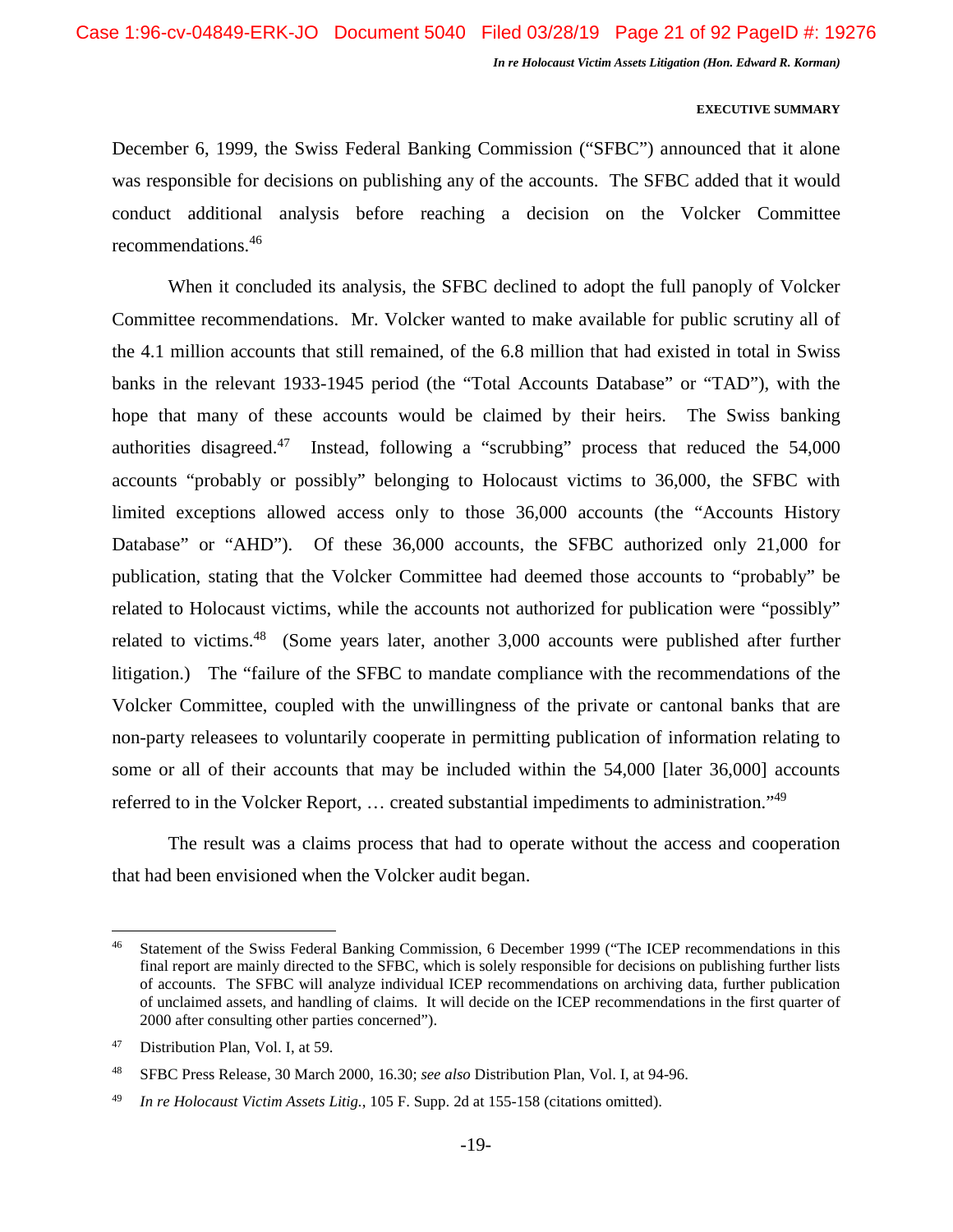December 6, 1999, the Swiss Federal Banking Commission ("SFBC") announced that it alone was responsible for decisions on publishing any of the accounts. The SFBC added that it would conduct additional analysis before reaching a decision on the Volcker Committee recommendations.[46]

When it concluded its analysis, the SFBC declined to adopt the full panoply of Volcker Committee recommendations. Mr. Volcker wanted to make available for public scrutiny all of the 4.1 million accounts that still remained, of the 6.8 million that had existed in total in Swiss banks in the relevant 1933-1945 period (the "Total Accounts Database" or "TAD"), with the hope that many of these accounts would be claimed by their heirs. The Swiss banking authorities disagreed.[47] Instead, following a "scrubbing" process that reduced the 54,000 accounts "probably or possibly" belonging to Holocaust victims to 36,000, the SFBC with limited exceptions allowed access only to those 36,000 accounts (the "Accounts History Database" or "AHD"). Of these 36,000 accounts, the SFBC authorized only 21,000 for publication, stating that the Volcker Committee had deemed those accounts to "probably" be related to Holocaust victims, while the accounts not authorized for publication were "possibly" related to victims.[48] (Some years later, another 3,000 accounts were published after further litigation.) The "failure of the SFBC to mandate compliance with the recommendations of the Volcker Committee, coupled with the unwillingness of the private or cantonal banks that are non-party releasees to voluntarily cooperate in permitting publication of information relating to some or all of their accounts that may be included within the 54,000 [later 36,000] accounts referred to in the Volcker Report, … created substantial impediments to administration."[49]

The result was a claims process that had to operate without the access and cooperation that had been envisioned when the Volcker audit began.

---

[46] Statement of the Swiss Federal Banking Commission, 6 December 1999 ("The ICEP recommendations in this final report are mainly directed to the SFBC, which is solely responsible for decisions on publishing further lists of accounts. The SFBC will analyze individual ICEP recommendations on archiving data, further publication of unclaimed assets, and handling of claims. It will decide on the ICEP recommendations in the first quarter of 2000 after consulting other parties concerned").

[47] Distribution Plan, Vol. I, at 59.

[48] SFBC Press Release, 30 March 2000, 16.30; *see also* Distribution Plan, Vol. I, at 94-96.

[49] *In re Holocaust Victim Assets Litig.*, 105 F. Supp. 2d at 155-158 (citations omitted).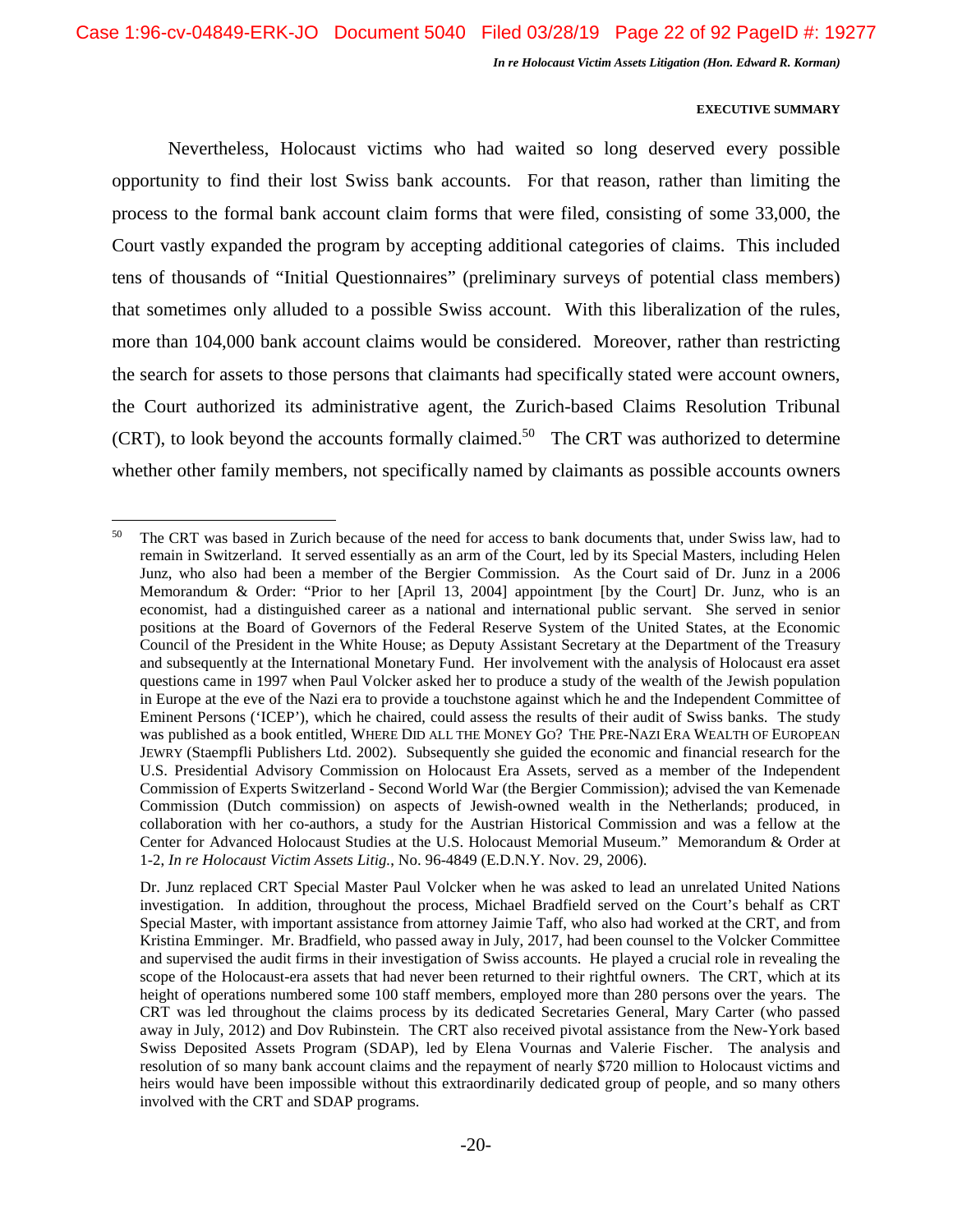Nevertheless, Holocaust victims who had waited so long deserved every possible opportunity to find their lost Swiss bank accounts. For that reason, rather than limiting the process to the formal bank account claim forms that were filed, consisting of some 33,000, the Court vastly expanded the program by accepting additional categories of claims. This included tens of thousands of "Initial Questionnaires" (preliminary surveys of potential class members) that sometimes only alluded to a possible Swiss account. With this liberalization of the rules, more than 104,000 bank account claims would be considered. Moreover, rather than restricting the search for assets to those persons that claimants had specifically stated were account owners, the Court authorized its administrative agent, the Zurich-based Claims Resolution Tribunal (CRT), to look beyond the accounts formally claimed.[50] The CRT was authorized to determine whether other family members, not specifically named by claimants as possible accounts owners

---

[50] The CRT was based in Zurich because of the need for access to bank documents that, under Swiss law, had to remain in Switzerland. It served essentially as an arm of the Court, led by its Special Masters, including Helen Junz, who also had been a member of the Bergier Commission. As the Court said of Dr. Junz in a 2006 Memorandum & Order: "Prior to her [April 13, 2004] appointment [by the Court] Dr. Junz, who is an economist, had a distinguished career as a national and international public servant. She served in senior positions at the Board of Governors of the Federal Reserve System of the United States, at the Economic Council of the President in the White House; as Deputy Assistant Secretary at the Department of the Treasury and subsequently at the International Monetary Fund. Her involvement with the analysis of Holocaust era asset questions came in 1997 when Paul Volcker asked her to produce a study of the wealth of the Jewish population in Europe at the eve of the Nazi era to provide a touchstone against which he and the Independent Committee of Eminent Persons ('ICEP'), which he chaired, could assess the results of their audit of Swiss banks. The study was published as a book entitled, WHERE DID ALL THE MONEY GO? THE PRE-NAZI ERA WEALTH OF EUROPEAN JEWRY (Staempfli Publishers Ltd. 2002). Subsequently she guided the economic and financial research for the U.S. Presidential Advisory Commission on Holocaust Era Assets, served as a member of the Independent Commission of Experts Switzerland - Second World War (the Bergier Commission); advised the van Kemenade Commission (Dutch commission) on aspects of Jewish-owned wealth in the Netherlands; produced, in collaboration with her co-authors, a study for the Austrian Historical Commission and was a fellow at the Center for Advanced Holocaust Studies at the U.S. Holocaust Memorial Museum." Memorandum & Order at 1-2, *In re Holocaust Victim Assets Litig.*, No. 96-4849 (E.D.N.Y. Nov. 29, 2006).

Dr. Junz replaced CRT Special Master Paul Volcker when he was asked to lead an unrelated United Nations investigation. In addition, throughout the process, Michael Bradfield served on the Court's behalf as CRT Special Master, with important assistance from attorney Jaimie Taff, who also had worked at the CRT, and from Kristina Emminger. Mr. Bradfield, who passed away in July, 2017, had been counsel to the Volcker Committee and supervised the audit firms in their investigation of Swiss accounts. He played a crucial role in revealing the scope of the Holocaust-era assets that had never been returned to their rightful owners. The CRT, which at its height of operations numbered some 100 staff members, employed more than 280 persons over the years. The CRT was led throughout the claims process by its dedicated Secretaries General, Mary Carter (who passed away in July, 2012) and Dov Rubinstein. The CRT also received pivotal assistance from the New-York based Swiss Deposited Assets Program (SDAP), led by Elena Vournas and Valerie Fischer. The analysis and resolution of so many bank account claims and the repayment of nearly $720 million to Holocaust victims and heirs would have been impossible without this extraordinarily dedicated group of people, and so many others involved with the CRT and SDAP programs.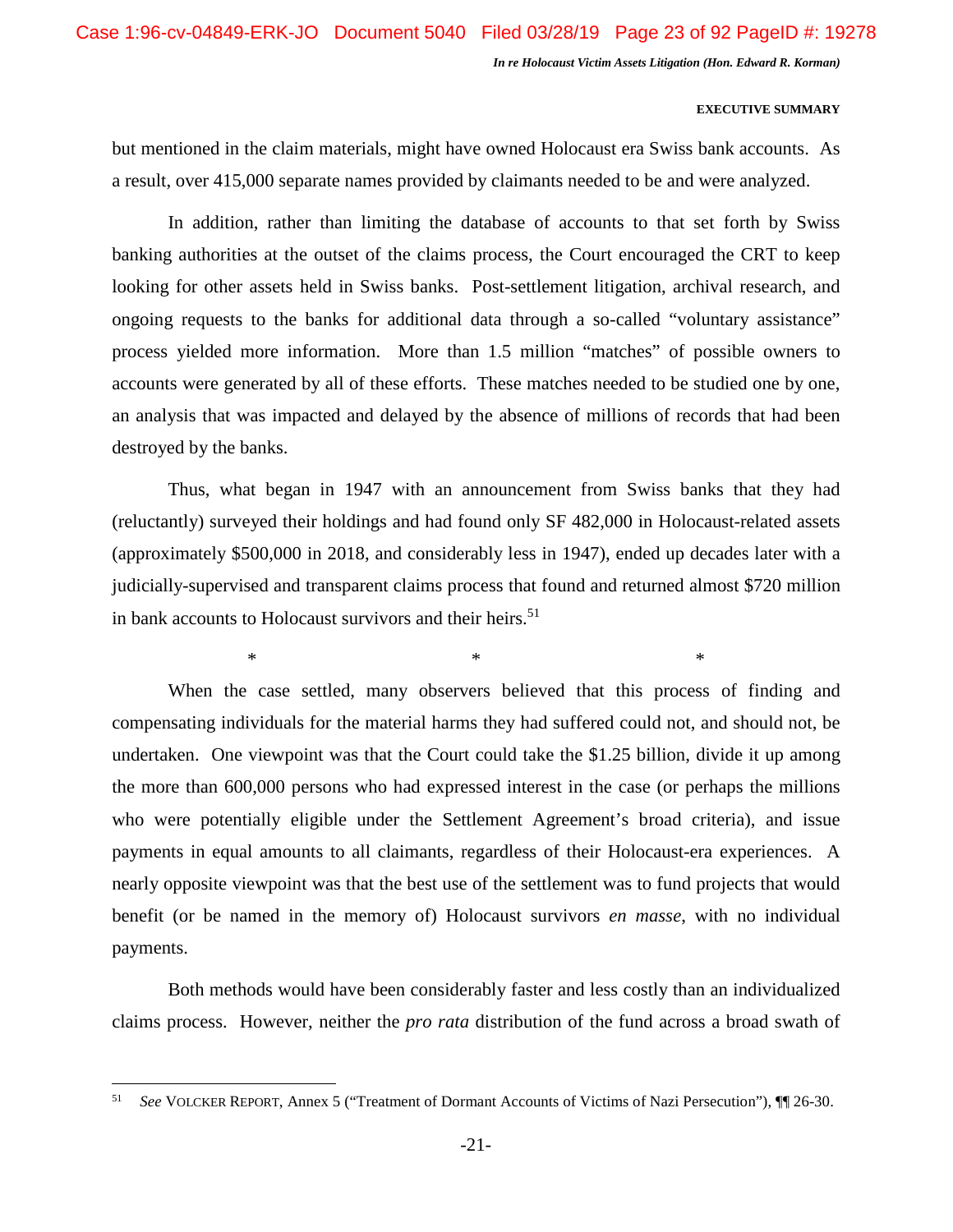but mentioned in the claim materials, might have owned Holocaust era Swiss bank accounts. As a result, over 415,000 separate names provided by claimants needed to be and were analyzed.

In addition, rather than limiting the database of accounts to that set forth by Swiss banking authorities at the outset of the claims process, the Court encouraged the CRT to keep looking for other assets held in Swiss banks. Post-settlement litigation, archival research, and ongoing requests to the banks for additional data through a so-called "voluntary assistance" process yielded more information. More than 1.5 million "matches" of possible owners to accounts were generated by all of these efforts. These matches needed to be studied one by one, an analysis that was impacted and delayed by the absence of millions of records that had been destroyed by the banks.

Thus, what began in 1947 with an announcement from Swiss banks that they had (reluctantly) surveyed their holdings and had found only SF 482,000 in Holocaust-related assets (approximately $500,000 in 2018, and considerably less in 1947), ended up decades later with a judicially-supervised and transparent claims process that found and returned almost $720 million in bank accounts to Holocaust survivors and their heirs.[51]

\*   \*   \*

When the case settled, many observers believed that this process of finding and compensating individuals for the material harms they had suffered could not, and should not, be undertaken. One viewpoint was that the Court could take the $1.25 billion, divide it up among the more than 600,000 persons who had expressed interest in the case (or perhaps the millions who were potentially eligible under the Settlement Agreement's broad criteria), and issue payments in equal amounts to all claimants, regardless of their Holocaust-era experiences. A nearly opposite viewpoint was that the best use of the settlement was to fund projects that would benefit (or be named in the memory of) Holocaust survivors *en masse*, with no individual payments.

Both methods would have been considerably faster and less costly than an individualized claims process. However, neither the *pro rata* distribution of the fund across a broad swath of

---

[51] *See* VOLCKER REPORT, Annex 5 ("Treatment of Dormant Accounts of Victims of Nazi Persecution"), ¶¶ 26-30.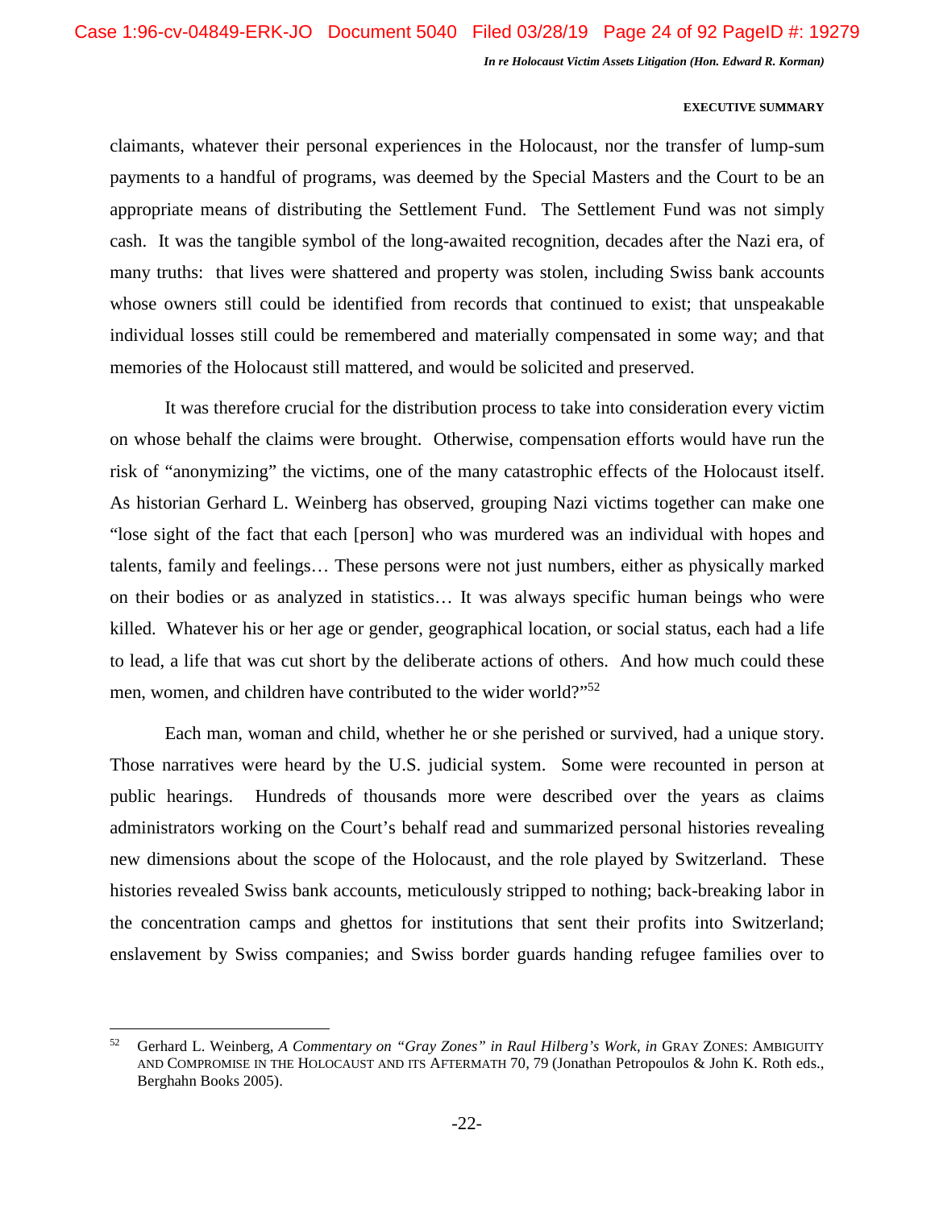claimants, whatever their personal experiences in the Holocaust, nor the transfer of lump-sum payments to a handful of programs, was deemed by the Special Masters and the Court to be an appropriate means of distributing the Settlement Fund. The Settlement Fund was not simply cash. It was the tangible symbol of the long-awaited recognition, decades after the Nazi era, of many truths: that lives were shattered and property was stolen, including Swiss bank accounts whose owners still could be identified from records that continued to exist; that unspeakable individual losses still could be remembered and materially compensated in some way; and that memories of the Holocaust still mattered, and would be solicited and preserved.

It was therefore crucial for the distribution process to take into consideration every victim on whose behalf the claims were brought. Otherwise, compensation efforts would have run the risk of "anonymizing" the victims, one of the many catastrophic effects of the Holocaust itself. As historian Gerhard L. Weinberg has observed, grouping Nazi victims together can make one "lose sight of the fact that each [person] who was murdered was an individual with hopes and talents, family and feelings… These persons were not just numbers, either as physically marked on their bodies or as analyzed in statistics… It was always specific human beings who were killed. Whatever his or her age or gender, geographical location, or social status, each had a life to lead, a life that was cut short by the deliberate actions of others. And how much could these men, women, and children have contributed to the wider world?"[52]

Each man, woman and child, whether he or she perished or survived, had a unique story. Those narratives were heard by the U.S. judicial system. Some were recounted in person at public hearings. Hundreds of thousands more were described over the years as claims administrators working on the Court's behalf read and summarized personal histories revealing new dimensions about the scope of the Holocaust, and the role played by Switzerland. These histories revealed Swiss bank accounts, meticulously stripped to nothing; back-breaking labor in the concentration camps and ghettos for institutions that sent their profits into Switzerland; enslavement by Swiss companies; and Swiss border guards handing refugee families over to

---

[52] Gerhard L. Weinberg, *A Commentary on "Gray Zones" in Raul Hilberg's Work*, *in* GRAY ZONES: AMBIGUITY AND COMPROMISE IN THE HOLOCAUST AND ITS AFTERMATH 70, 79 (Jonathan Petropoulos & John K. Roth eds., Berghahn Books 2005).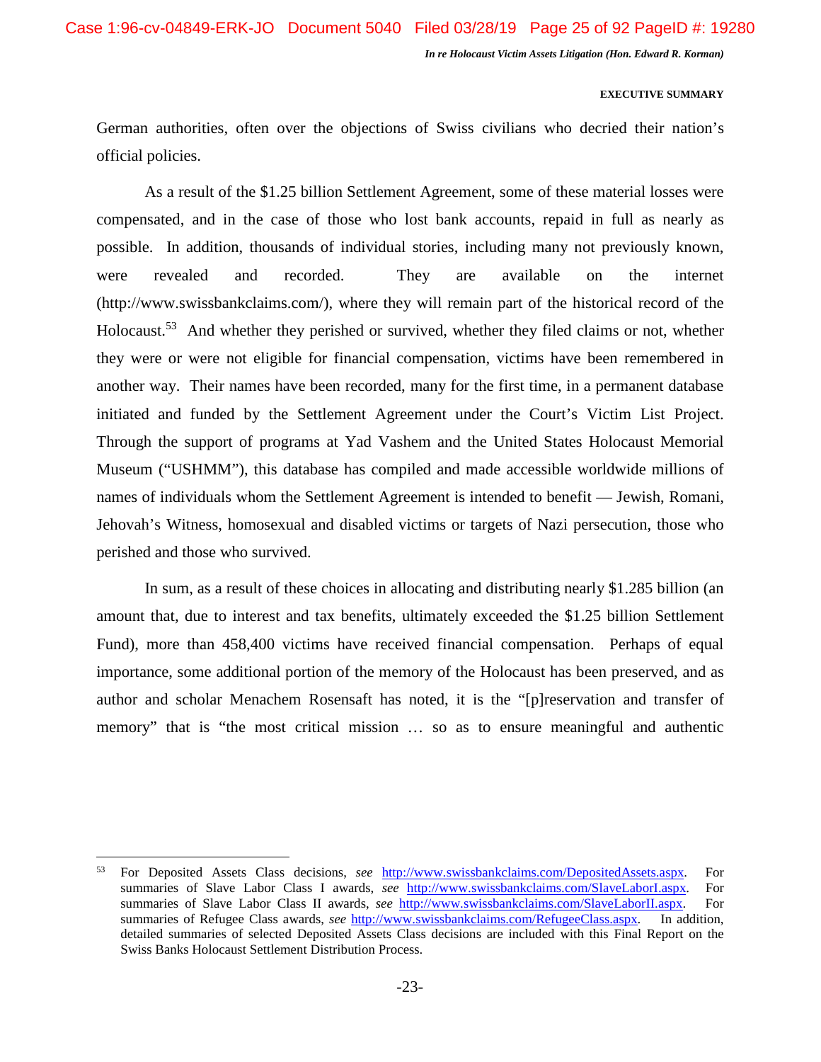German authorities, often over the objections of Swiss civilians who decried their nation's official policies.

As a result of the $1.25 billion Settlement Agreement, some of these material losses were compensated, and in the case of those who lost bank accounts, repaid in full as nearly as possible. In addition, thousands of individual stories, including many not previously known, were revealed and recorded. They are available on the internet (http://www.swissbankclaims.com/), where they will remain part of the historical record of the Holocaust.[53] And whether they perished or survived, whether they filed claims or not, whether they were or were not eligible for financial compensation, victims have been remembered in another way. Their names have been recorded, many for the first time, in a permanent database initiated and funded by the Settlement Agreement under the Court's Victim List Project. Through the support of programs at Yad Vashem and the United States Holocaust Memorial Museum ("USHMM"), this database has compiled and made accessible worldwide millions of names of individuals whom the Settlement Agreement is intended to benefit — Jewish, Romani, Jehovah's Witness, homosexual and disabled victims or targets of Nazi persecution, those who perished and those who survived.

In sum, as a result of these choices in allocating and distributing nearly $1.285 billion (an amount that, due to interest and tax benefits, ultimately exceeded the $1.25 billion Settlement Fund), more than 458,400 victims have received financial compensation. Perhaps of equal importance, some additional portion of the memory of the Holocaust has been preserved, and as author and scholar Menachem Rosensaft has noted, it is the "[p]reservation and transfer of memory" that is "the most critical mission … so as to ensure meaningful and authentic

---

[53] For Deposited Assets Class decisions, *see* http://www.swissbankclaims.com/DepositedAssets.aspx. For summaries of Slave Labor Class I awards, *see* http://www.swissbankclaims.com/SlaveLaborI.aspx. For summaries of Slave Labor Class II awards, *see* http://www.swissbankclaims.com/SlaveLaborII.aspx. For summaries of Refugee Class awards, *see* http://www.swissbankclaims.com/RefugeeClass.aspx. In addition, detailed summaries of selected Deposited Assets Class decisions are included with this Final Report on the Swiss Banks Holocaust Settlement Distribution Process.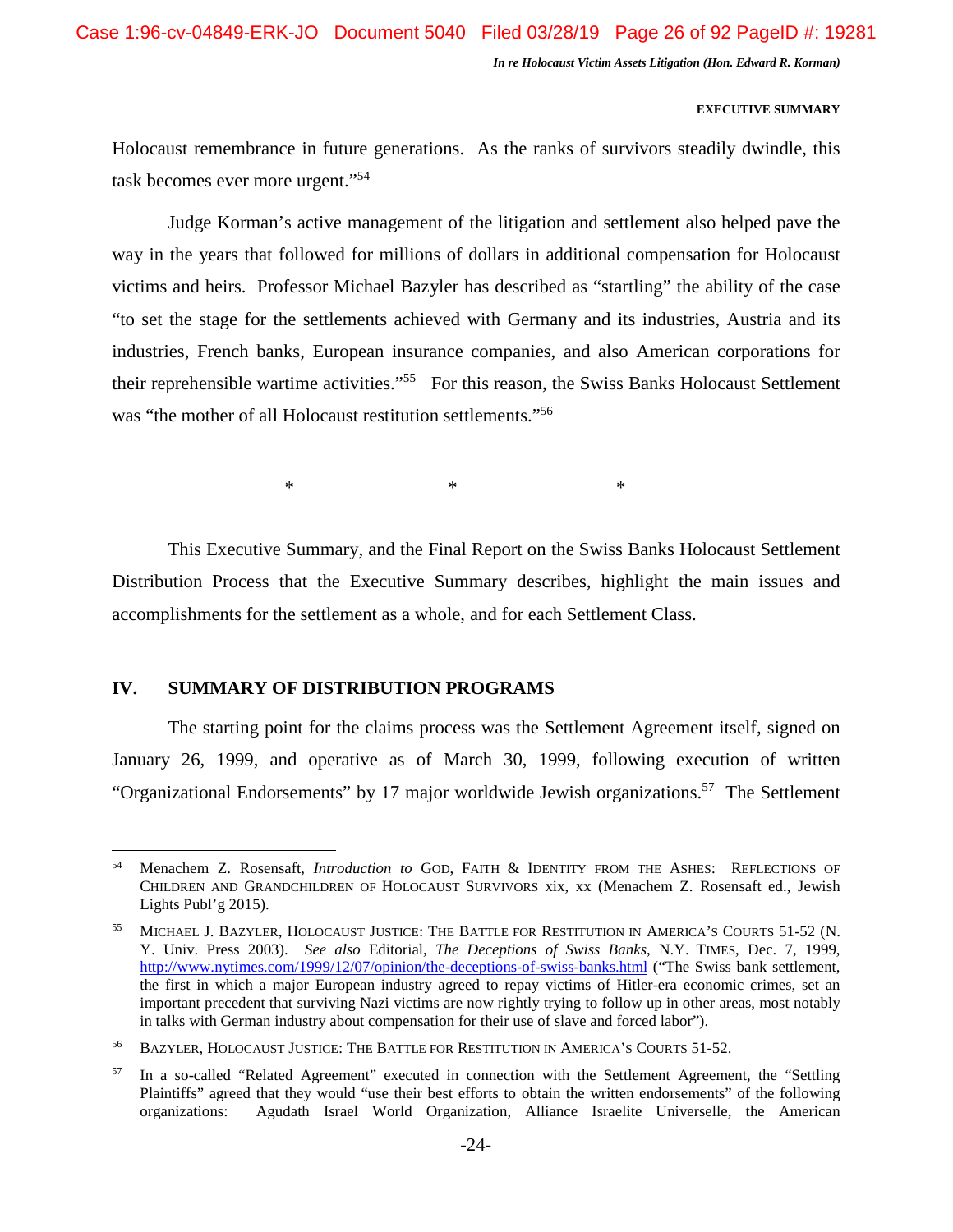Holocaust remembrance in future generations. As the ranks of survivors steadily dwindle, this task becomes ever more urgent."[54]

Judge Korman's active management of the litigation and settlement also helped pave the way in the years that followed for millions of dollars in additional compensation for Holocaust victims and heirs. Professor Michael Bazyler has described as "startling" the ability of the case "to set the stage for the settlements achieved with Germany and its industries, Austria and its industries, French banks, European insurance companies, and also American corporations for their reprehensible wartime activities."[55] For this reason, the Swiss Banks Holocaust Settlement was "the mother of all Holocaust restitution settlements."[56]

\*    \*    \*

This Executive Summary, and the Final Report on the Swiss Banks Holocaust Settlement Distribution Process that the Executive Summary describes, highlight the main issues and accomplishments for the settlement as a whole, and for each Settlement Class.

## IV. SUMMARY OF DISTRIBUTION PROGRAMS

The starting point for the claims process was the Settlement Agreement itself, signed on January 26, 1999, and operative as of March 30, 1999, following execution of written "Organizational Endorsements" by 17 major worldwide Jewish organizations.[57] The Settlement

---

[54] Menachem Z. Rosensaft, *Introduction to* GOD, FAITH & IDENTITY FROM THE ASHES: REFLECTIONS OF CHILDREN AND GRANDCHILDREN OF HOLOCAUST SURVIVORS xix, xx (Menachem Z. Rosensaft ed., Jewish Lights Publ'g 2015).

[55] MICHAEL J. BAZYLER, HOLOCAUST JUSTICE: THE BATTLE FOR RESTITUTION IN AMERICA'S COURTS 51-52 (N. Y. Univ. Press 2003). *See also* Editorial, *The Deceptions of Swiss Banks*, N.Y. TIMES, Dec. 7, 1999, http://www.nytimes.com/1999/12/07/opinion/the-deceptions-of-swiss-banks.html ("The Swiss bank settlement, the first in which a major European industry agreed to repay victims of Hitler-era economic crimes, set an important precedent that surviving Nazi victims are now rightly trying to follow up in other areas, most notably in talks with German industry about compensation for their use of slave and forced labor").

[56] BAZYLER, HOLOCAUST JUSTICE: THE BATTLE FOR RESTITUTION IN AMERICA'S COURTS 51-52.

[57] In a so-called "Related Agreement" executed in connection with the Settlement Agreement, the "Settling Plaintiffs" agreed that they would "use their best efforts to obtain the written endorsements" of the following organizations: Agudath Israel World Organization, Alliance Israelite Universelle, the American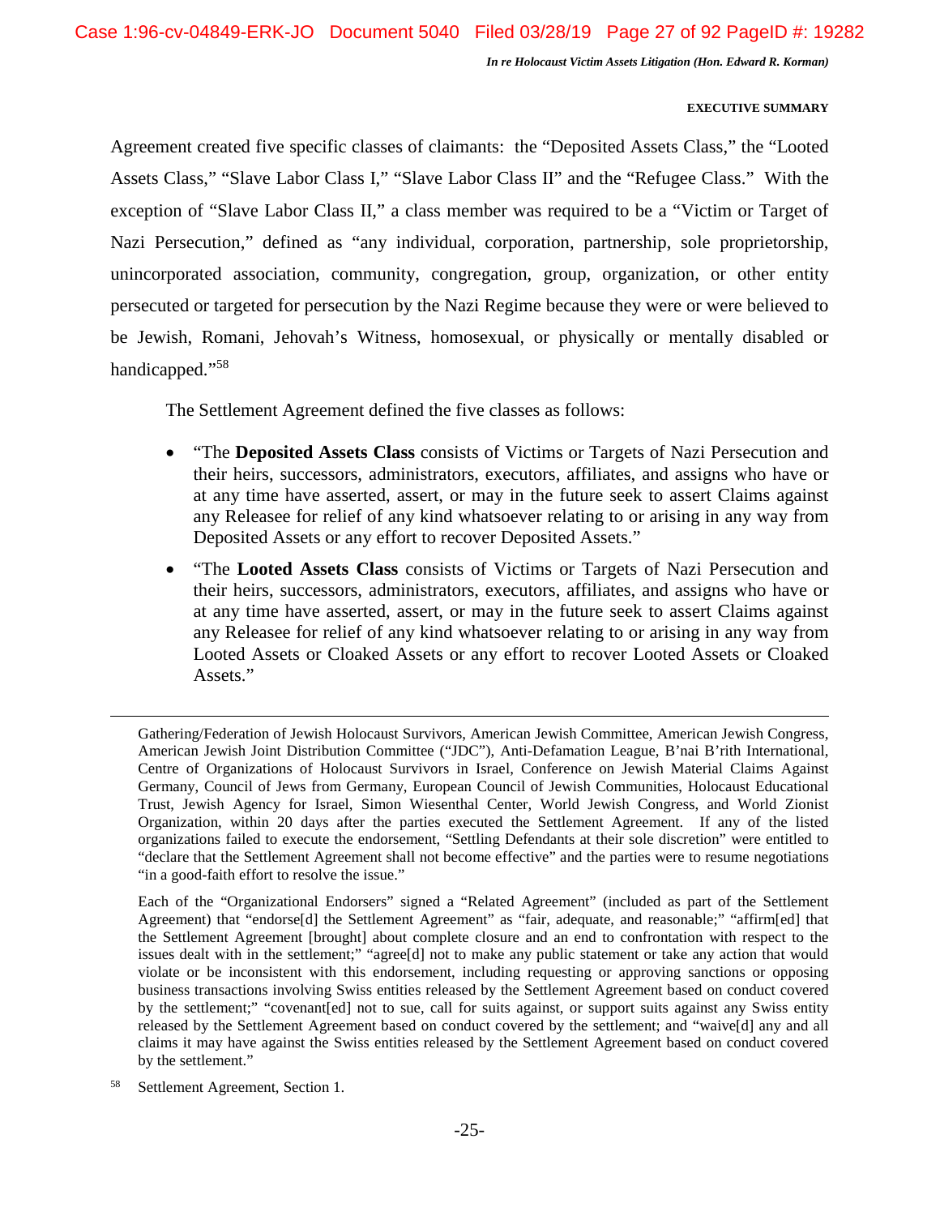Agreement created five specific classes of claimants: the "Deposited Assets Class," the "Looted Assets Class," "Slave Labor Class I," "Slave Labor Class II" and the "Refugee Class." With the exception of "Slave Labor Class II," a class member was required to be a "Victim or Target of Nazi Persecution," defined as "any individual, corporation, partnership, sole proprietorship, unincorporated association, community, congregation, group, organization, or other entity persecuted or targeted for persecution by the Nazi Regime because they were or were believed to be Jewish, Romani, Jehovah's Witness, homosexual, or physically or mentally disabled or handicapped."[58]

The Settlement Agreement defined the five classes as follows:

- "The **Deposited Assets Class** consists of Victims or Targets of Nazi Persecution and their heirs, successors, administrators, executors, affiliates, and assigns who have or at any time have asserted, assert, or may in the future seek to assert Claims against any Releasee for relief of any kind whatsoever relating to or arising in any way from Deposited Assets or any effort to recover Deposited Assets."
- "The **Looted Assets Class** consists of Victims or Targets of Nazi Persecution and their heirs, successors, administrators, executors, affiliates, and assigns who have or at any time have asserted, assert, or may in the future seek to assert Claims against any Releasee for relief of any kind whatsoever relating to or arising in any way from Looted Assets or Cloaked Assets or any effort to recover Looted Assets or Cloaked Assets."

---

Gathering/Federation of Jewish Holocaust Survivors, American Jewish Committee, American Jewish Congress, American Jewish Joint Distribution Committee ("JDC"), Anti-Defamation League, B'nai B'rith International, Centre of Organizations of Holocaust Survivors in Israel, Conference on Jewish Material Claims Against Germany, Council of Jews from Germany, European Council of Jewish Communities, Holocaust Educational Trust, Jewish Agency for Israel, Simon Wiesenthal Center, World Jewish Congress, and World Zionist Organization, within 20 days after the parties executed the Settlement Agreement. If any of the listed organizations failed to execute the endorsement, "Settling Defendants at their sole discretion" were entitled to "declare that the Settlement Agreement shall not become effective" and the parties were to resume negotiations "in a good-faith effort to resolve the issue."

Each of the "Organizational Endorsers" signed a "Related Agreement" (included as part of the Settlement Agreement) that "endorse[d] the Settlement Agreement" as "fair, adequate, and reasonable;" "affirm[ed] that the Settlement Agreement [brought] about complete closure and an end to confrontation with respect to the issues dealt with in the settlement;" "agree[d] not to make any public statement or take any action that would violate or be inconsistent with this endorsement, including requesting or approving sanctions or opposing business transactions involving Swiss entities released by the Settlement Agreement based on conduct covered by the settlement;" "covenant[ed] not to sue, call for suits against, or support suits against any Swiss entity released by the Settlement Agreement based on conduct covered by the settlement; and "waive[d] any and all claims it may have against the Swiss entities released by the Settlement Agreement based on conduct covered by the settlement."

[58] Settlement Agreement, Section 1.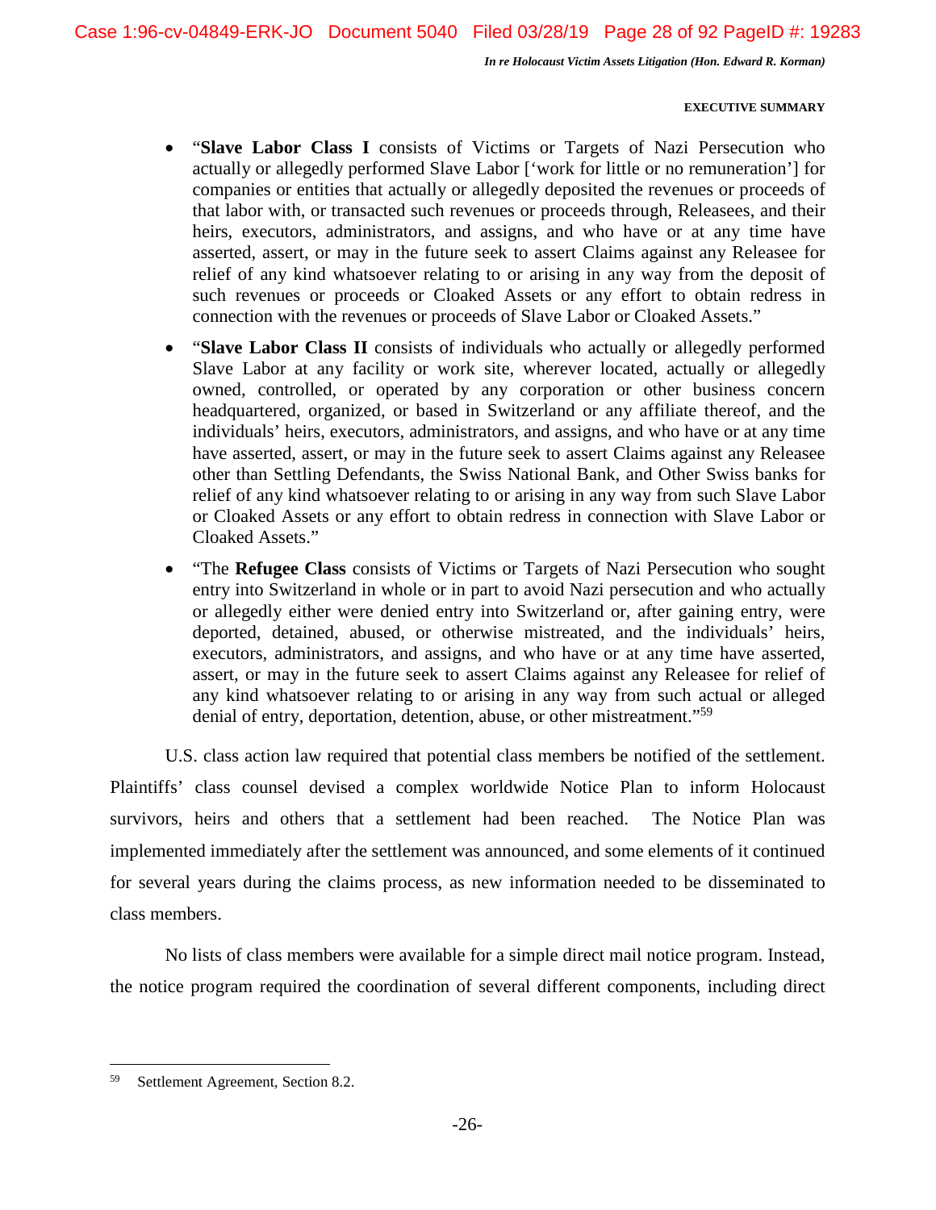- "**Slave Labor Class I** consists of Victims or Targets of Nazi Persecution who actually or allegedly performed Slave Labor ['work for little or no remuneration'] for companies or entities that actually or allegedly deposited the revenues or proceeds of that labor with, or transacted such revenues or proceeds through, Releasees, and their heirs, executors, administrators, and assigns, and who have or at any time have asserted, assert, or may in the future seek to assert Claims against any Releasee for relief of any kind whatsoever relating to or arising in any way from the deposit of such revenues or proceeds or Cloaked Assets or any effort to obtain redress in connection with the revenues or proceeds of Slave Labor or Cloaked Assets."
- "**Slave Labor Class II** consists of individuals who actually or allegedly performed Slave Labor at any facility or work site, wherever located, actually or allegedly owned, controlled, or operated by any corporation or other business concern headquartered, organized, or based in Switzerland or any affiliate thereof, and the individuals' heirs, executors, administrators, and assigns, and who have or at any time have asserted, assert, or may in the future seek to assert Claims against any Releasee other than Settling Defendants, the Swiss National Bank, and Other Swiss banks for relief of any kind whatsoever relating to or arising in any way from such Slave Labor or Cloaked Assets or any effort to obtain redress in connection with Slave Labor or Cloaked Assets."
- "The **Refugee Class** consists of Victims or Targets of Nazi Persecution who sought entry into Switzerland in whole or in part to avoid Nazi persecution and who actually or allegedly either were denied entry into Switzerland or, after gaining entry, were deported, detained, abused, or otherwise mistreated, and the individuals' heirs, executors, administrators, and assigns, and who have or at any time have asserted, assert, or may in the future seek to assert Claims against any Releasee for relief of any kind whatsoever relating to or arising in any way from such actual or alleged denial of entry, deportation, detention, abuse, or other mistreatment."[59]

U.S. class action law required that potential class members be notified of the settlement. Plaintiffs' class counsel devised a complex worldwide Notice Plan to inform Holocaust survivors, heirs and others that a settlement had been reached. The Notice Plan was implemented immediately after the settlement was announced, and some elements of it continued for several years during the claims process, as new information needed to be disseminated to class members.

No lists of class members were available for a simple direct mail notice program. Instead, the notice program required the coordination of several different components, including direct

[59] Settlement Agreement, Section 8.2.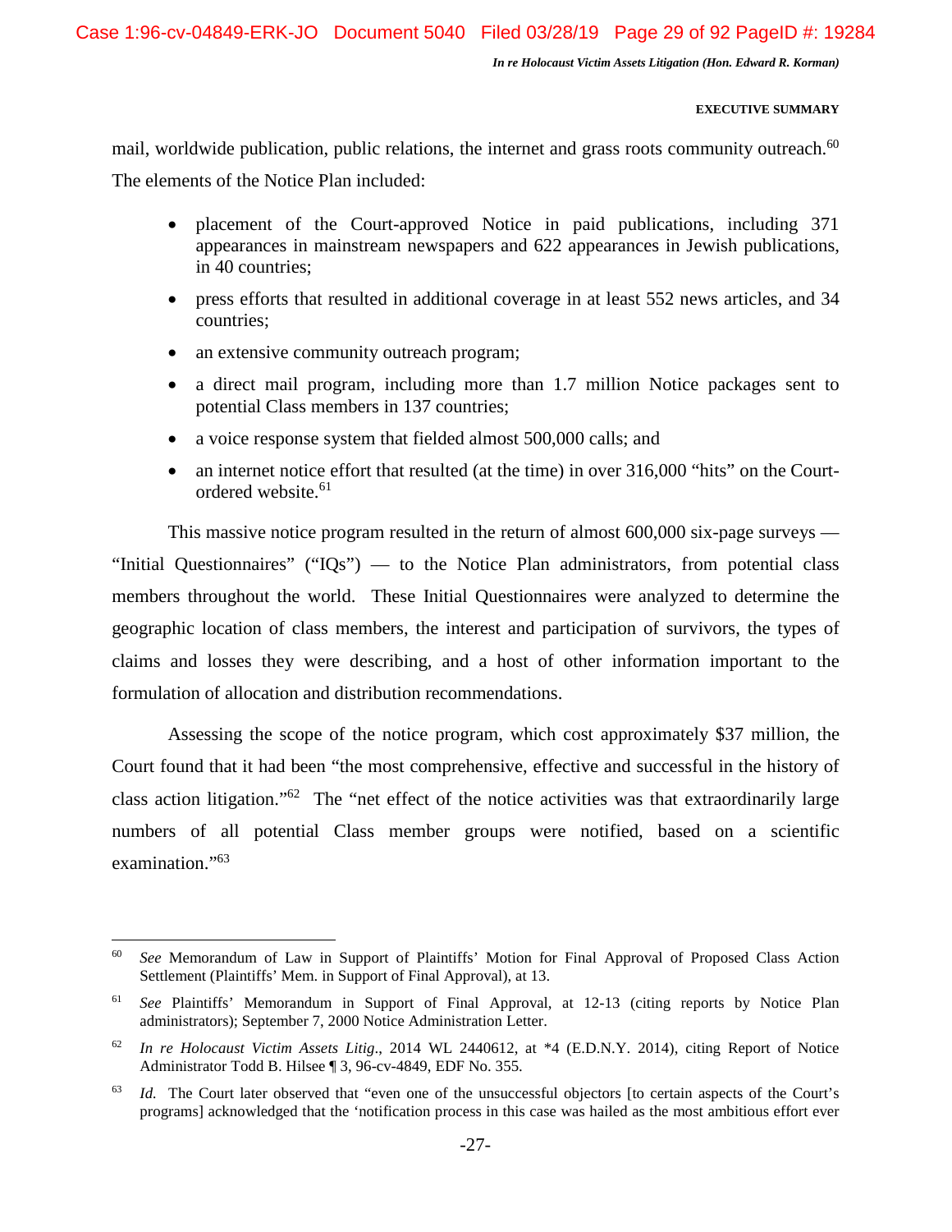mail, worldwide publication, public relations, the internet and grass roots community outreach.[60] The elements of the Notice Plan included:

- placement of the Court-approved Notice in paid publications, including 371 appearances in mainstream newspapers and 622 appearances in Jewish publications, in 40 countries;
- press efforts that resulted in additional coverage in at least 552 news articles, and 34 countries;
- an extensive community outreach program;
- a direct mail program, including more than 1.7 million Notice packages sent to potential Class members in 137 countries;
- a voice response system that fielded almost 500,000 calls; and
- an internet notice effort that resulted (at the time) in over 316,000 "hits" on the Court-ordered website.[61]

This massive notice program resulted in the return of almost 600,000 six-page surveys — "Initial Questionnaires" ("IQs") — to the Notice Plan administrators, from potential class members throughout the world. These Initial Questionnaires were analyzed to determine the geographic location of class members, the interest and participation of survivors, the types of claims and losses they were describing, and a host of other information important to the formulation of allocation and distribution recommendations.

Assessing the scope of the notice program, which cost approximately $37 million, the Court found that it had been "the most comprehensive, effective and successful in the history of class action litigation."[62] The "net effect of the notice activities was that extraordinarily large numbers of all potential Class member groups were notified, based on a scientific examination."[63]

---

[60] *See* Memorandum of Law in Support of Plaintiffs' Motion for Final Approval of Proposed Class Action Settlement (Plaintiffs' Mem. in Support of Final Approval), at 13.

[61] *See* Plaintiffs' Memorandum in Support of Final Approval, at 12-13 (citing reports by Notice Plan administrators); September 7, 2000 Notice Administration Letter.

[62] *In re Holocaust Victim Assets Litig*., 2014 WL 2440612, at *4 (E.D.N.Y. 2014), citing Report of Notice Administrator Todd B. Hilsee ¶ 3, 96-cv-4849, EDF No. 355.

[63] *Id.* The Court later observed that "even one of the unsuccessful objectors [to certain aspects of the Court's programs] acknowledged that the 'notification process in this case was hailed as the most ambitious effort ever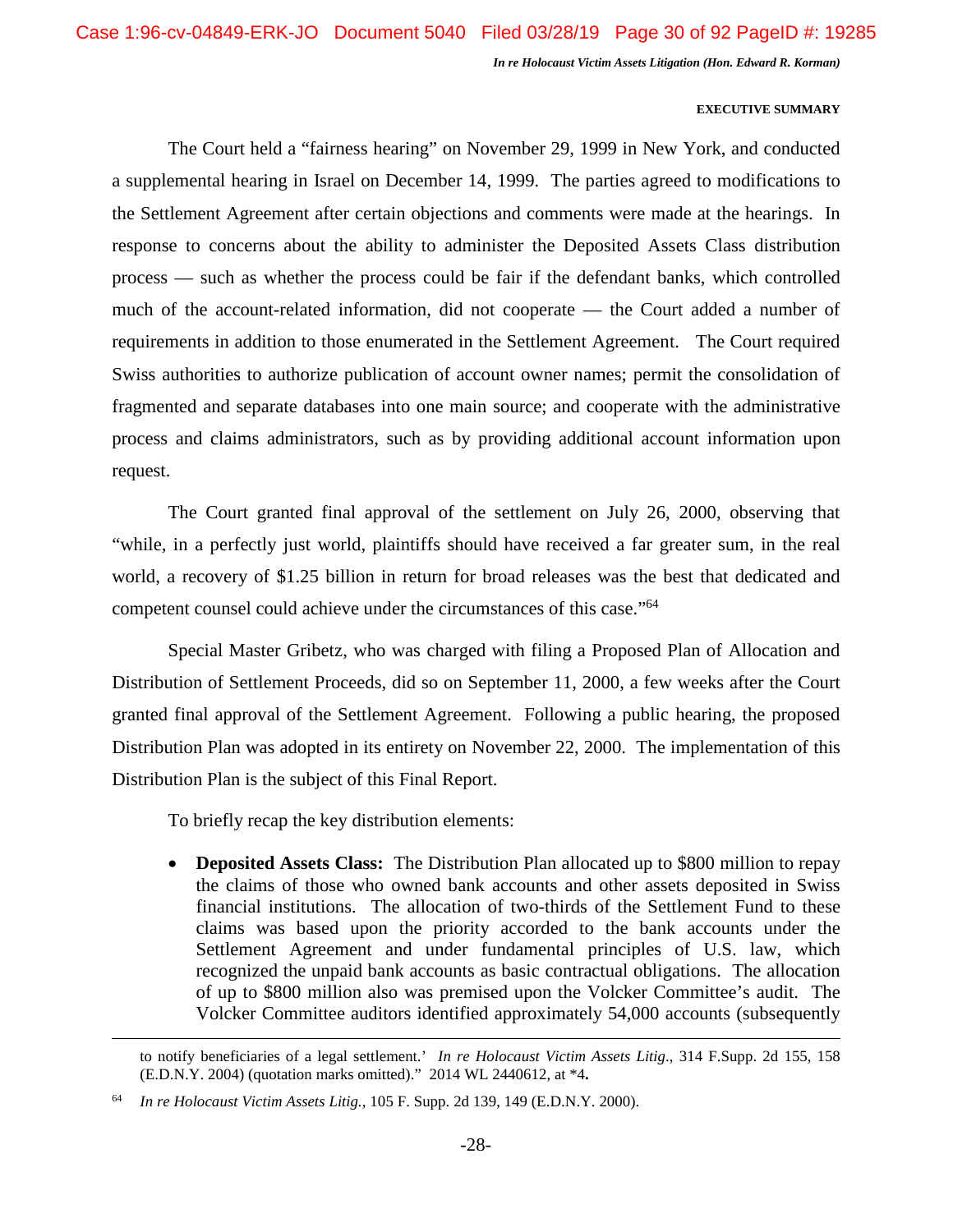The Court held a "fairness hearing" on November 29, 1999 in New York, and conducted a supplemental hearing in Israel on December 14, 1999. The parties agreed to modifications to the Settlement Agreement after certain objections and comments were made at the hearings. In response to concerns about the ability to administer the Deposited Assets Class distribution process — such as whether the process could be fair if the defendant banks, which controlled much of the account-related information, did not cooperate — the Court added a number of requirements in addition to those enumerated in the Settlement Agreement. The Court required Swiss authorities to authorize publication of account owner names; permit the consolidation of fragmented and separate databases into one main source; and cooperate with the administrative process and claims administrators, such as by providing additional account information upon request.

The Court granted final approval of the settlement on July 26, 2000, observing that "while, in a perfectly just world, plaintiffs should have received a far greater sum, in the real world, a recovery of $1.25 billion in return for broad releases was the best that dedicated and competent counsel could achieve under the circumstances of this case."[64]

Special Master Gribetz, who was charged with filing a Proposed Plan of Allocation and Distribution of Settlement Proceeds, did so on September 11, 2000, a few weeks after the Court granted final approval of the Settlement Agreement. Following a public hearing, the proposed Distribution Plan was adopted in its entirety on November 22, 2000. The implementation of this Distribution Plan is the subject of this Final Report.

To briefly recap the key distribution elements:

- **Deposited Assets Class:** The Distribution Plan allocated up to $800 million to repay the claims of those who owned bank accounts and other assets deposited in Swiss financial institutions. The allocation of two-thirds of the Settlement Fund to these claims was based upon the priority accorded to the bank accounts under the Settlement Agreement and under fundamental principles of U.S. law, which recognized the unpaid bank accounts as basic contractual obligations. The allocation of up to $800 million also was premised upon the Volcker Committee's audit. The Volcker Committee auditors identified approximately 54,000 accounts (subsequently

---

to notify beneficiaries of a legal settlement.' *In re Holocaust Victim Assets Litig*., 314 F.Supp. 2d 155, 158 (E.D.N.Y. 2004) (quotation marks omitted)." 2014 WL 2440612, at *4**.**

[64] *In re Holocaust Victim Assets Litig.*, 105 F. Supp. 2d 139, 149 (E.D.N.Y. 2000).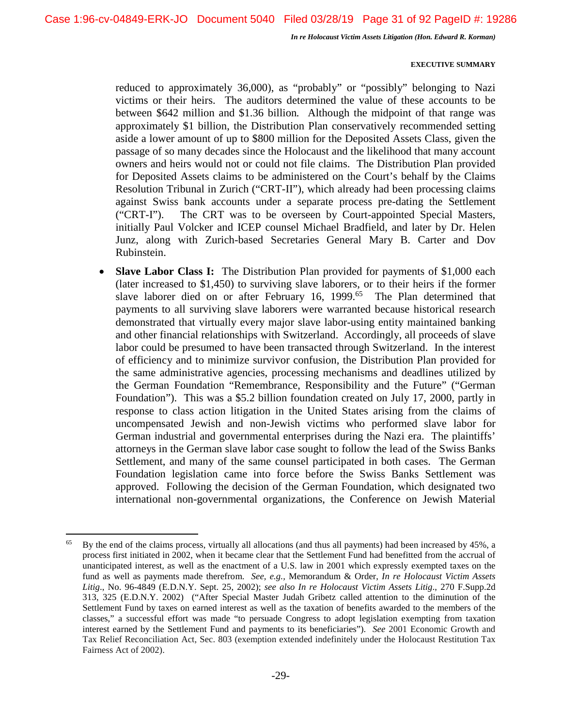reduced to approximately 36,000), as "probably" or "possibly" belonging to Nazi victims or their heirs. The auditors determined the value of these accounts to be between $642 million and $1.36 billion. Although the midpoint of that range was approximately $1 billion, the Distribution Plan conservatively recommended setting aside a lower amount of up to $800 million for the Deposited Assets Class, given the passage of so many decades since the Holocaust and the likelihood that many account owners and heirs would not or could not file claims. The Distribution Plan provided for Deposited Assets claims to be administered on the Court's behalf by the Claims Resolution Tribunal in Zurich ("CRT-II"), which already had been processing claims against Swiss bank accounts under a separate process pre-dating the Settlement ("CRT-I"). The CRT was to be overseen by Court-appointed Special Masters, initially Paul Volcker and ICEP counsel Michael Bradfield, and later by Dr. Helen Junz, along with Zurich-based Secretaries General Mary B. Carter and Dov Rubinstein.

- **Slave Labor Class I:** The Distribution Plan provided for payments of $1,000 each (later increased to $1,450) to surviving slave laborers, or to their heirs if the former slave laborer died on or after February 16, 1999.[65] The Plan determined that payments to all surviving slave laborers were warranted because historical research demonstrated that virtually every major slave labor-using entity maintained banking and other financial relationships with Switzerland. Accordingly, all proceeds of slave labor could be presumed to have been transacted through Switzerland. In the interest of efficiency and to minimize survivor confusion, the Distribution Plan provided for the same administrative agencies, processing mechanisms and deadlines utilized by the German Foundation "Remembrance, Responsibility and the Future" ("German Foundation"). This was a $5.2 billion foundation created on July 17, 2000, partly in response to class action litigation in the United States arising from the claims of uncompensated Jewish and non-Jewish victims who performed slave labor for German industrial and governmental enterprises during the Nazi era. The plaintiffs' attorneys in the German slave labor case sought to follow the lead of the Swiss Banks Settlement, and many of the same counsel participated in both cases. The German Foundation legislation came into force before the Swiss Banks Settlement was approved. Following the decision of the German Foundation, which designated two international non-governmental organizations, the Conference on Jewish Material

---

[65] By the end of the claims process, virtually all allocations (and thus all payments) had been increased by 45%, a process first initiated in 2002, when it became clear that the Settlement Fund had benefitted from the accrual of unanticipated interest, as well as the enactment of a U.S. law in 2001 which expressly exempted taxes on the fund as well as payments made therefrom. *See, e.g.*, Memorandum & Order, *In re Holocaust Victim Assets Litig*., No. 96-4849 (E.D.N.Y. Sept. 25, 2002); *see also In re Holocaust Victim Assets Litig*., 270 F.Supp.2d 313, 325 (E.D.N.Y. 2002) ("After Special Master Judah Gribetz called attention to the diminution of the Settlement Fund by taxes on earned interest as well as the taxation of benefits awarded to the members of the classes," a successful effort was made "to persuade Congress to adopt legislation exempting from taxation interest earned by the Settlement Fund and payments to its beneficiaries"). *See* 2001 Economic Growth and Tax Relief Reconciliation Act, Sec. 803 (exemption extended indefinitely under the Holocaust Restitution Tax Fairness Act of 2002).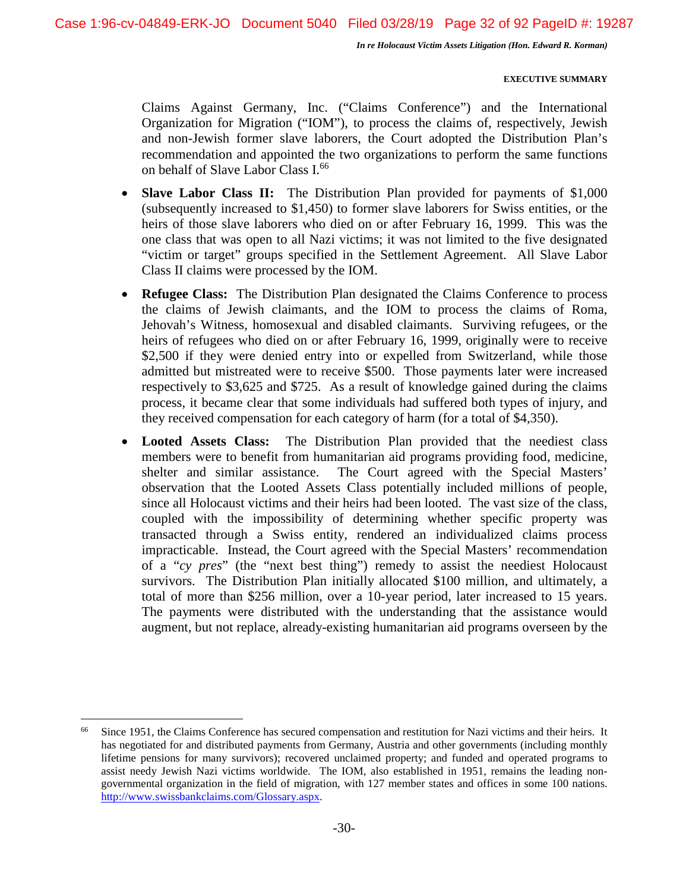Claims Against Germany, Inc. ("Claims Conference") and the International Organization for Migration ("IOM"), to process the claims of, respectively, Jewish and non-Jewish former slave laborers, the Court adopted the Distribution Plan's recommendation and appointed the two organizations to perform the same functions on behalf of Slave Labor Class I.[66]

- **Slave Labor Class II:** The Distribution Plan provided for payments of $1,000 (subsequently increased to $1,450) to former slave laborers for Swiss entities, or the heirs of those slave laborers who died on or after February 16, 1999. This was the one class that was open to all Nazi victims; it was not limited to the five designated "victim or target" groups specified in the Settlement Agreement. All Slave Labor Class II claims were processed by the IOM.

- **Refugee Class:** The Distribution Plan designated the Claims Conference to process the claims of Jewish claimants, and the IOM to process the claims of Roma, Jehovah's Witness, homosexual and disabled claimants. Surviving refugees, or the heirs of refugees who died on or after February 16, 1999, originally were to receive $2,500 if they were denied entry into or expelled from Switzerland, while those admitted but mistreated were to receive $500. Those payments later were increased respectively to $3,625 and $725. As a result of knowledge gained during the claims process, it became clear that some individuals had suffered both types of injury, and they received compensation for each category of harm (for a total of $4,350).

- **Looted Assets Class:** The Distribution Plan provided that the neediest class members were to benefit from humanitarian aid programs providing food, medicine, shelter and similar assistance. The Court agreed with the Special Masters' observation that the Looted Assets Class potentially included millions of people, since all Holocaust victims and their heirs had been looted. The vast size of the class, coupled with the impossibility of determining whether specific property was transacted through a Swiss entity, rendered an individualized claims process impracticable. Instead, the Court agreed with the Special Masters' recommendation of a "*cy pres*" (the "next best thing") remedy to assist the neediest Holocaust survivors. The Distribution Plan initially allocated $100 million, and ultimately, a total of more than $256 million, over a 10-year period, later increased to 15 years. The payments were distributed with the understanding that the assistance would augment, but not replace, already-existing humanitarian aid programs overseen by the

---

[66] Since 1951, the Claims Conference has secured compensation and restitution for Nazi victims and their heirs. It has negotiated for and distributed payments from Germany, Austria and other governments (including monthly lifetime pensions for many survivors); recovered unclaimed property; and funded and operated programs to assist needy Jewish Nazi victims worldwide. The IOM, also established in 1951, remains the leading non-governmental organization in the field of migration, with 127 member states and offices in some 100 nations. http://www.swissbankclaims.com/Glossary.aspx.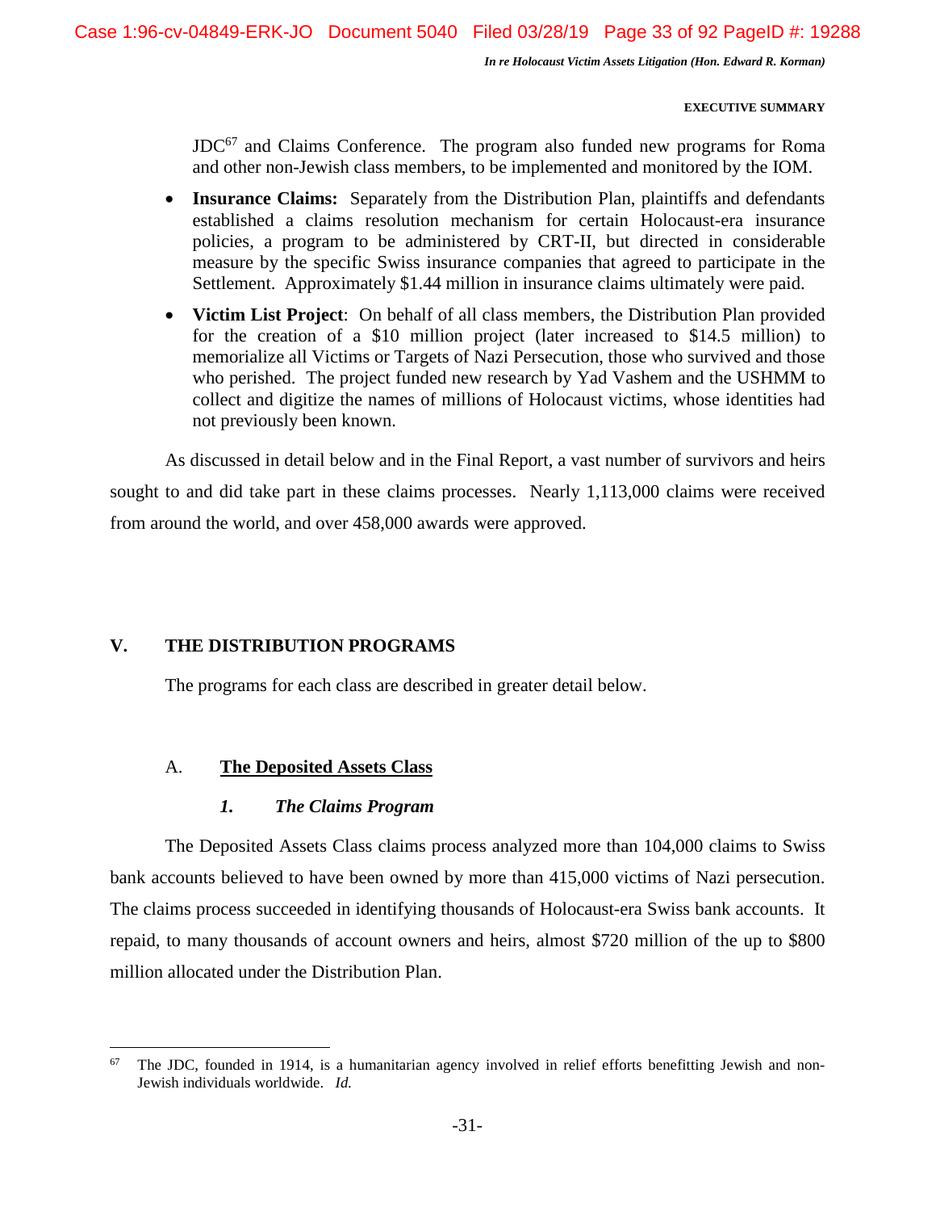JDC[67] and Claims Conference. The program also funded new programs for Roma and other non-Jewish class members, to be implemented and monitored by the IOM.

- **Insurance Claims:** Separately from the Distribution Plan, plaintiffs and defendants established a claims resolution mechanism for certain Holocaust-era insurance policies, a program to be administered by CRT-II, but directed in considerable measure by the specific Swiss insurance companies that agreed to participate in the Settlement. Approximately $1.44 million in insurance claims ultimately were paid.
- **Victim List Project**: On behalf of all class members, the Distribution Plan provided for the creation of a $10 million project (later increased to $14.5 million) to memorialize all Victims or Targets of Nazi Persecution, those who survived and those who perished. The project funded new research by Yad Vashem and the USHMM to collect and digitize the names of millions of Holocaust victims, whose identities had not previously been known.

As discussed in detail below and in the Final Report, a vast number of survivors and heirs sought to and did take part in these claims processes. Nearly 1,113,000 claims were received from around the world, and over 458,000 awards were approved.

## V. THE DISTRIBUTION PROGRAMS

The programs for each class are described in greater detail below.

### A. The Deposited Assets Class

#### *1. The Claims Program*

The Deposited Assets Class claims process analyzed more than 104,000 claims to Swiss bank accounts believed to have been owned by more than 415,000 victims of Nazi persecution. The claims process succeeded in identifying thousands of Holocaust-era Swiss bank accounts. It repaid, to many thousands of account owners and heirs, almost $720 million of the up to $800 million allocated under the Distribution Plan.

---

[67] The JDC, founded in 1914, is a humanitarian agency involved in relief efforts benefitting Jewish and non-Jewish individuals worldwide. *Id.*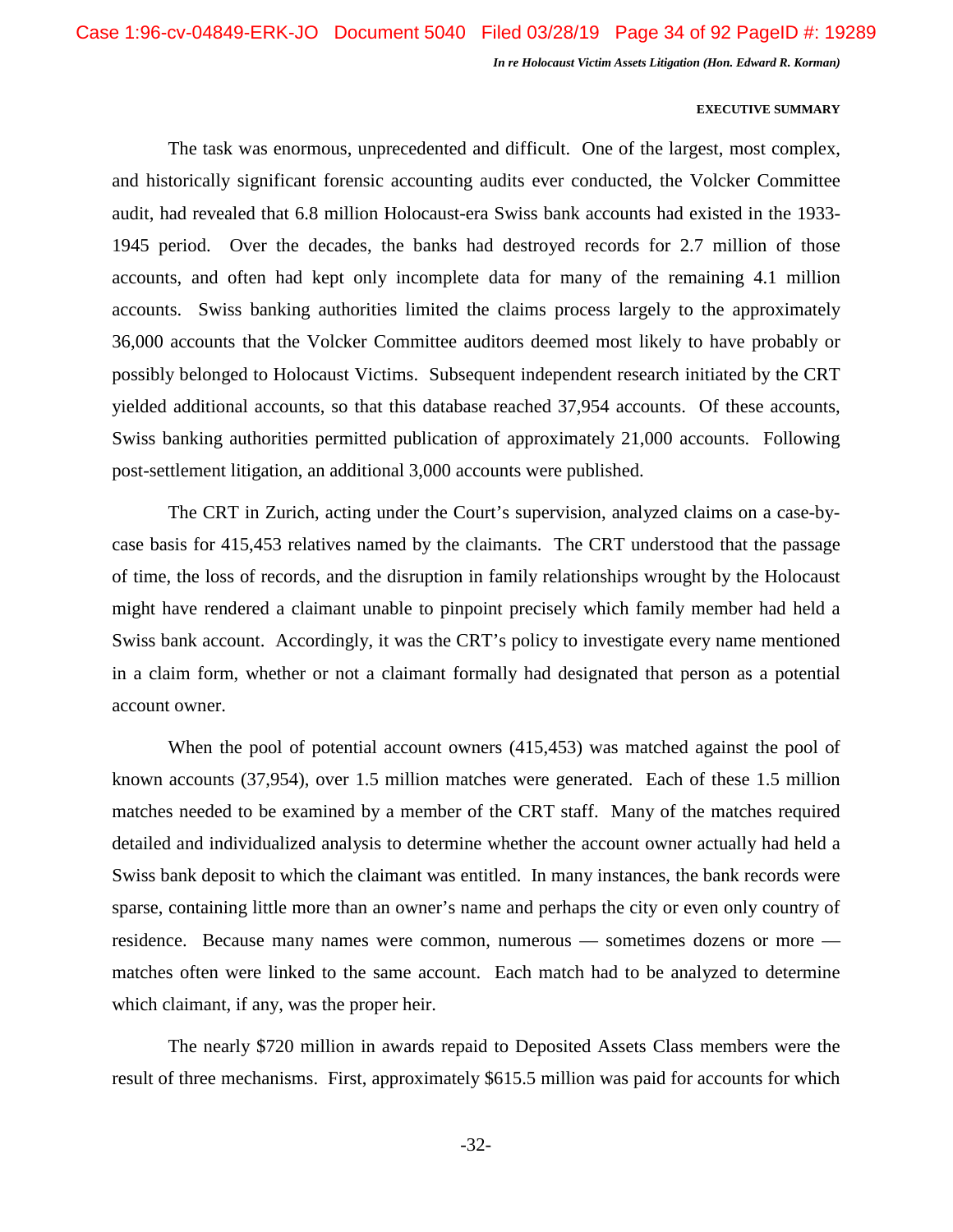The task was enormous, unprecedented and difficult. One of the largest, most complex, and historically significant forensic accounting audits ever conducted, the Volcker Committee audit, had revealed that 6.8 million Holocaust-era Swiss bank accounts had existed in the 1933-1945 period. Over the decades, the banks had destroyed records for 2.7 million of those accounts, and often had kept only incomplete data for many of the remaining 4.1 million accounts. Swiss banking authorities limited the claims process largely to the approximately 36,000 accounts that the Volcker Committee auditors deemed most likely to have probably or possibly belonged to Holocaust Victims. Subsequent independent research initiated by the CRT yielded additional accounts, so that this database reached 37,954 accounts. Of these accounts, Swiss banking authorities permitted publication of approximately 21,000 accounts. Following post-settlement litigation, an additional 3,000 accounts were published.

The CRT in Zurich, acting under the Court's supervision, analyzed claims on a case-by-case basis for 415,453 relatives named by the claimants. The CRT understood that the passage of time, the loss of records, and the disruption in family relationships wrought by the Holocaust might have rendered a claimant unable to pinpoint precisely which family member had held a Swiss bank account. Accordingly, it was the CRT's policy to investigate every name mentioned in a claim form, whether or not a claimant formally had designated that person as a potential account owner.

When the pool of potential account owners (415,453) was matched against the pool of known accounts (37,954), over 1.5 million matches were generated. Each of these 1.5 million matches needed to be examined by a member of the CRT staff. Many of the matches required detailed and individualized analysis to determine whether the account owner actually had held a Swiss bank deposit to which the claimant was entitled. In many instances, the bank records were sparse, containing little more than an owner's name and perhaps the city or even only country of residence. Because many names were common, numerous — sometimes dozens or more — matches often were linked to the same account. Each match had to be analyzed to determine which claimant, if any, was the proper heir.

The nearly $720 million in awards repaid to Deposited Assets Class members were the result of three mechanisms. First, approximately $615.5 million was paid for accounts for which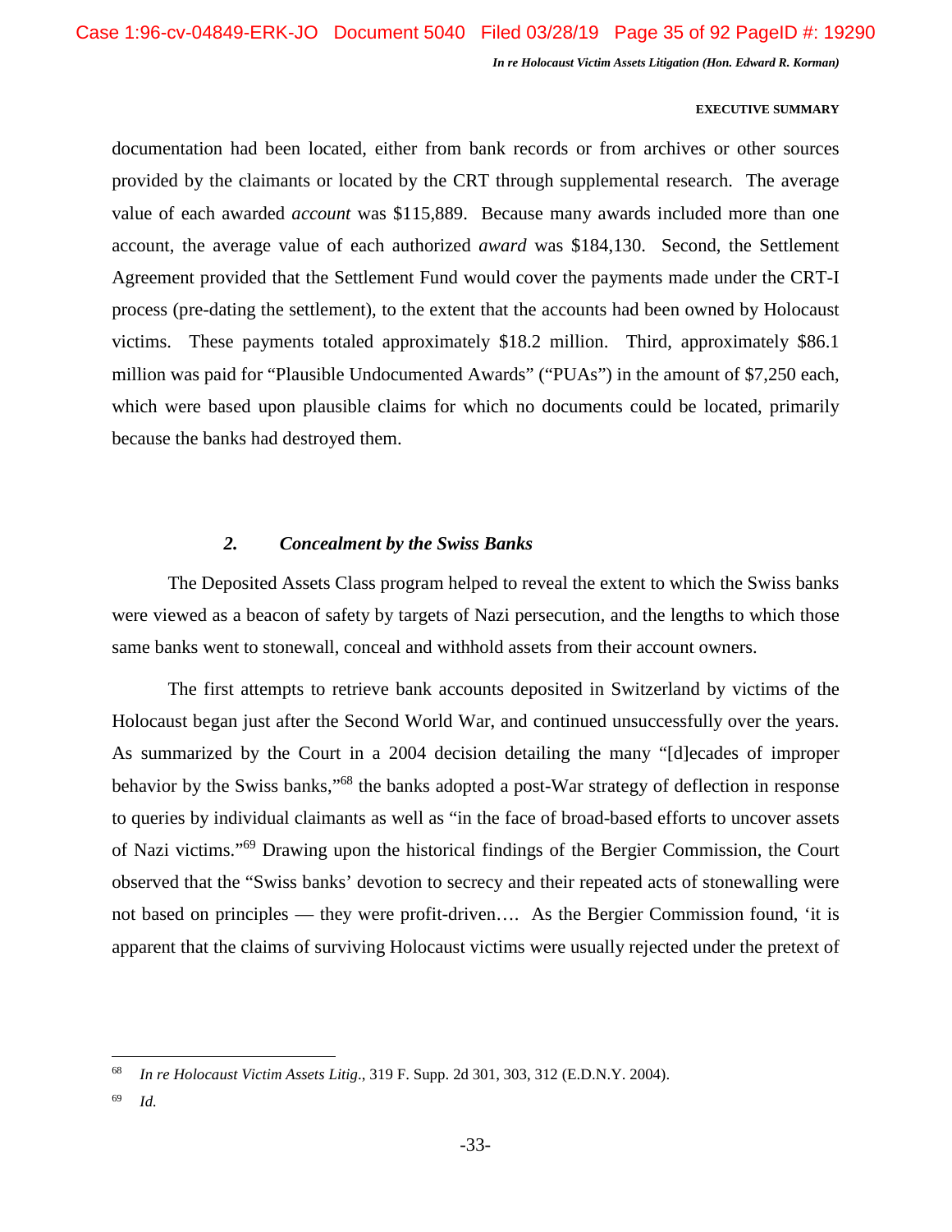documentation had been located, either from bank records or from archives or other sources provided by the claimants or located by the CRT through supplemental research. The average value of each awarded *account* was $115,889. Because many awards included more than one account, the average value of each authorized *award* was $184,130. Second, the Settlement Agreement provided that the Settlement Fund would cover the payments made under the CRT-I process (pre-dating the settlement), to the extent that the accounts had been owned by Holocaust victims. These payments totaled approximately $18.2 million. Third, approximately $86.1 million was paid for "Plausible Undocumented Awards" ("PUAs") in the amount of $7,250 each, which were based upon plausible claims for which no documents could be located, primarily because the banks had destroyed them.

### *2. Concealment by the Swiss Banks*

The Deposited Assets Class program helped to reveal the extent to which the Swiss banks were viewed as a beacon of safety by targets of Nazi persecution, and the lengths to which those same banks went to stonewall, conceal and withhold assets from their account owners.

The first attempts to retrieve bank accounts deposited in Switzerland by victims of the Holocaust began just after the Second World War, and continued unsuccessfully over the years. As summarized by the Court in a 2004 decision detailing the many "[d]ecades of improper behavior by the Swiss banks,"[68] the banks adopted a post-War strategy of deflection in response to queries by individual claimants as well as "in the face of broad-based efforts to uncover assets of Nazi victims."[69] Drawing upon the historical findings of the Bergier Commission, the Court observed that the "Swiss banks' devotion to secrecy and their repeated acts of stonewalling were not based on principles — they were profit-driven…. As the Bergier Commission found, 'it is apparent that the claims of surviving Holocaust victims were usually rejected under the pretext of

---

[68] *In re Holocaust Victim Assets Litig.*, 319 F. Supp. 2d 301, 303, 312 (E.D.N.Y. 2004).

[69] *Id.*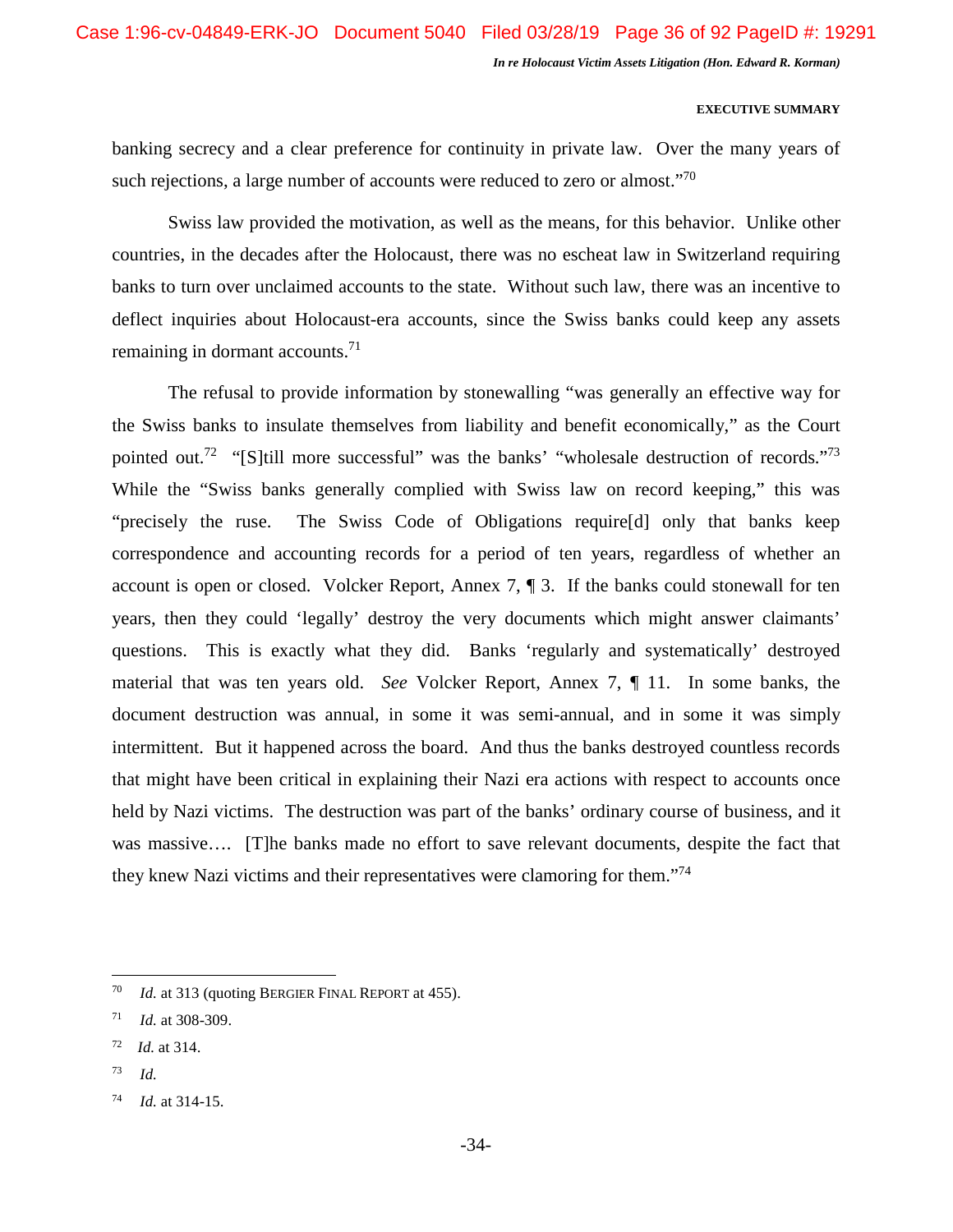banking secrecy and a clear preference for continuity in private law. Over the many years of such rejections, a large number of accounts were reduced to zero or almost."[70]

Swiss law provided the motivation, as well as the means, for this behavior. Unlike other countries, in the decades after the Holocaust, there was no escheat law in Switzerland requiring banks to turn over unclaimed accounts to the state. Without such law, there was an incentive to deflect inquiries about Holocaust-era accounts, since the Swiss banks could keep any assets remaining in dormant accounts.[71]

The refusal to provide information by stonewalling "was generally an effective way for the Swiss banks to insulate themselves from liability and benefit economically," as the Court pointed out.[72] "[S]till more successful" was the banks' "wholesale destruction of records."[73] While the "Swiss banks generally complied with Swiss law on record keeping," this was "precisely the ruse. The Swiss Code of Obligations require[d] only that banks keep correspondence and accounting records for a period of ten years, regardless of whether an account is open or closed. Volcker Report, Annex 7, ¶ 3. If the banks could stonewall for ten years, then they could 'legally' destroy the very documents which might answer claimants' questions. This is exactly what they did. Banks 'regularly and systematically' destroyed material that was ten years old. *See* Volcker Report, Annex 7, ¶ 11. In some banks, the document destruction was annual, in some it was semi-annual, and in some it was simply intermittent. But it happened across the board. And thus the banks destroyed countless records that might have been critical in explaining their Nazi era actions with respect to accounts once held by Nazi victims. The destruction was part of the banks' ordinary course of business, and it was massive…. [T]he banks made no effort to save relevant documents, despite the fact that they knew Nazi victims and their representatives were clamoring for them."[74]

---

[70] *Id.* at 313 (quoting BERGIER FINAL REPORT at 455).

[71] *Id.* at 308-309.

[72] *Id.* at 314.

[73] *Id.*

[74] *Id.* at 314-15.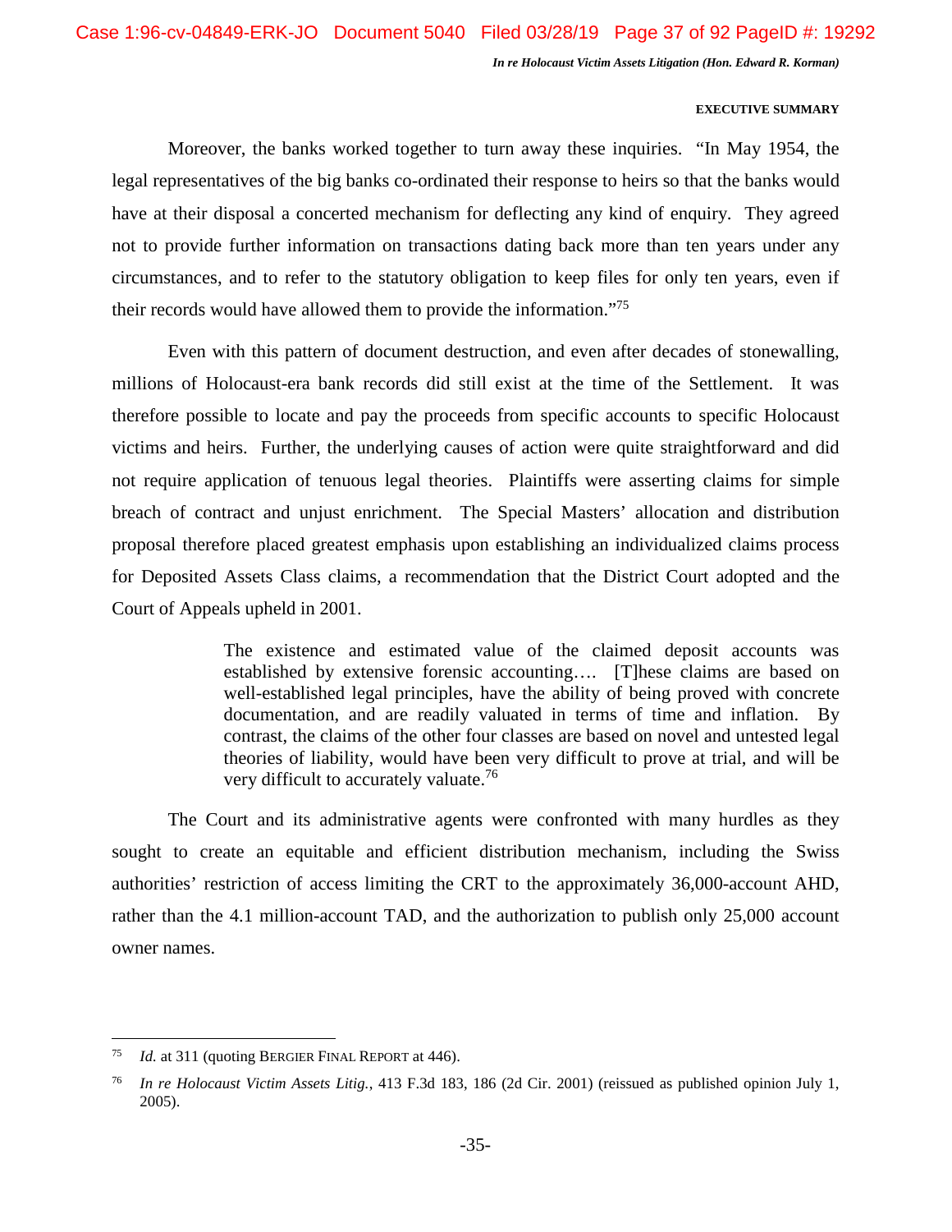Moreover, the banks worked together to turn away these inquiries. "In May 1954, the legal representatives of the big banks co-ordinated their response to heirs so that the banks would have at their disposal a concerted mechanism for deflecting any kind of enquiry. They agreed not to provide further information on transactions dating back more than ten years under any circumstances, and to refer to the statutory obligation to keep files for only ten years, even if their records would have allowed them to provide the information."[75]

Even with this pattern of document destruction, and even after decades of stonewalling, millions of Holocaust-era bank records did still exist at the time of the Settlement. It was therefore possible to locate and pay the proceeds from specific accounts to specific Holocaust victims and heirs. Further, the underlying causes of action were quite straightforward and did not require application of tenuous legal theories. Plaintiffs were asserting claims for simple breach of contract and unjust enrichment. The Special Masters' allocation and distribution proposal therefore placed greatest emphasis upon establishing an individualized claims process for Deposited Assets Class claims, a recommendation that the District Court adopted and the Court of Appeals upheld in 2001.

> The existence and estimated value of the claimed deposit accounts was established by extensive forensic accounting…. [T]hese claims are based on well-established legal principles, have the ability of being proved with concrete documentation, and are readily valuated in terms of time and inflation. By contrast, the claims of the other four classes are based on novel and untested legal theories of liability, would have been very difficult to prove at trial, and will be very difficult to accurately valuate.[76]

The Court and its administrative agents were confronted with many hurdles as they sought to create an equitable and efficient distribution mechanism, including the Swiss authorities' restriction of access limiting the CRT to the approximately 36,000-account AHD, rather than the 4.1 million-account TAD, and the authorization to publish only 25,000 account owner names.

---

[75] *Id.* at 311 (quoting BERGIER FINAL REPORT at 446).

[76] *In re Holocaust Victim Assets Litig.*, 413 F.3d 183, 186 (2d Cir. 2001) (reissued as published opinion July 1, 2005).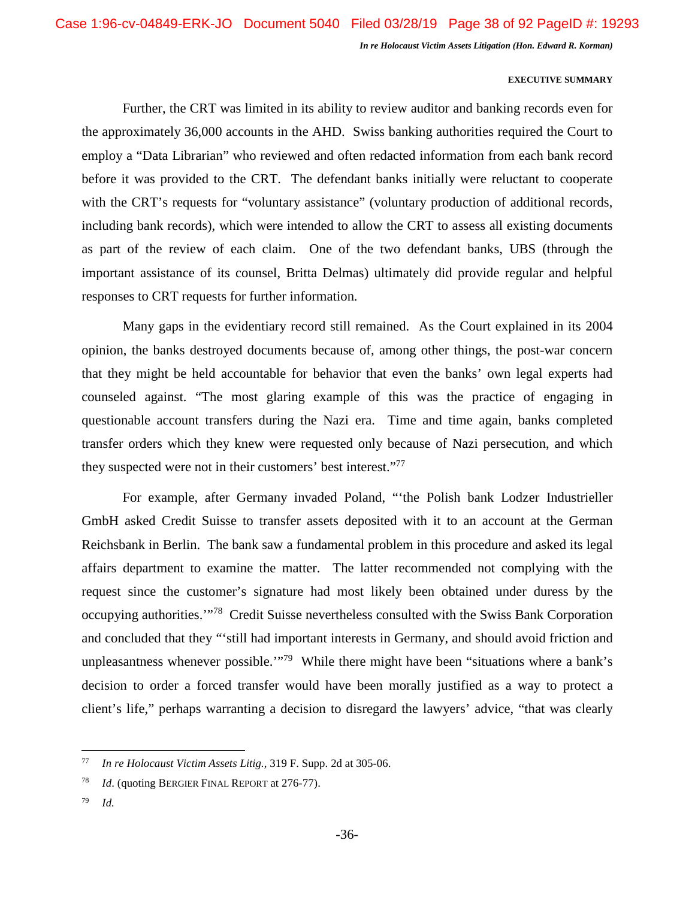Further, the CRT was limited in its ability to review auditor and banking records even for the approximately 36,000 accounts in the AHD. Swiss banking authorities required the Court to employ a "Data Librarian" who reviewed and often redacted information from each bank record before it was provided to the CRT. The defendant banks initially were reluctant to cooperate with the CRT's requests for "voluntary assistance" (voluntary production of additional records, including bank records), which were intended to allow the CRT to assess all existing documents as part of the review of each claim. One of the two defendant banks, UBS (through the important assistance of its counsel, Britta Delmas) ultimately did provide regular and helpful responses to CRT requests for further information.

Many gaps in the evidentiary record still remained. As the Court explained in its 2004 opinion, the banks destroyed documents because of, among other things, the post-war concern that they might be held accountable for behavior that even the banks' own legal experts had counseled against. "The most glaring example of this was the practice of engaging in questionable account transfers during the Nazi era. Time and time again, banks completed transfer orders which they knew were requested only because of Nazi persecution, and which they suspected were not in their customers' best interest."[77]

For example, after Germany invaded Poland, "'the Polish bank Lodzer Industrieller GmbH asked Credit Suisse to transfer assets deposited with it to an account at the German Reichsbank in Berlin. The bank saw a fundamental problem in this procedure and asked its legal affairs department to examine the matter. The latter recommended not complying with the request since the customer's signature had most likely been obtained under duress by the occupying authorities.'"[78] Credit Suisse nevertheless consulted with the Swiss Bank Corporation and concluded that they "'still had important interests in Germany, and should avoid friction and unpleasantness whenever possible.'"[79] While there might have been "situations where a bank's decision to order a forced transfer would have been morally justified as a way to protect a client's life," perhaps warranting a decision to disregard the lawyers' advice, "that was clearly

---

[77] *In re Holocaust Victim Assets Litig.*, 319 F. Supp. 2d at 305-06.

[78] *Id*. (quoting BERGIER FINAL REPORT at 276-77).

[79] *Id.*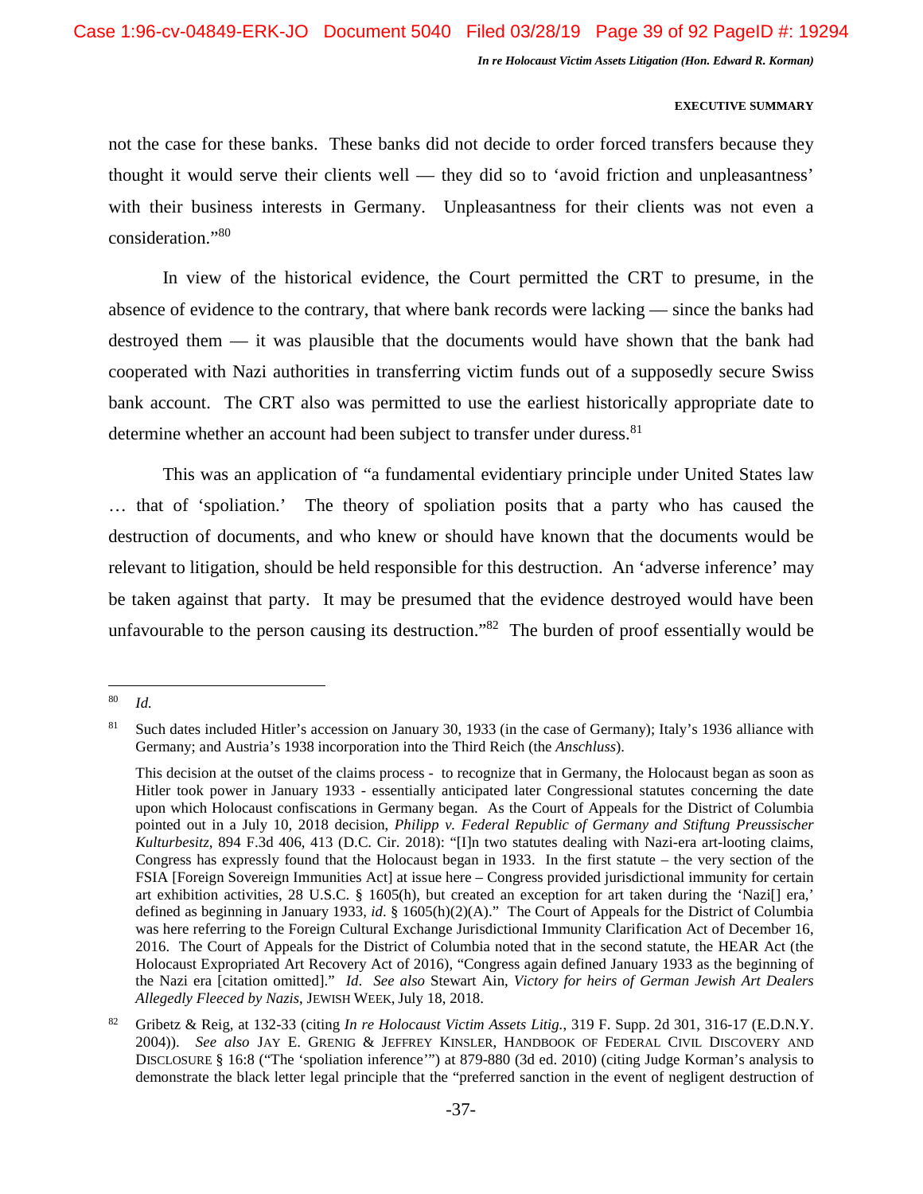not the case for these banks. These banks did not decide to order forced transfers because they thought it would serve their clients well — they did so to 'avoid friction and unpleasantness' with their business interests in Germany. Unpleasantness for their clients was not even a consideration."[80]

In view of the historical evidence, the Court permitted the CRT to presume, in the absence of evidence to the contrary, that where bank records were lacking — since the banks had destroyed them — it was plausible that the documents would have shown that the bank had cooperated with Nazi authorities in transferring victim funds out of a supposedly secure Swiss bank account. The CRT also was permitted to use the earliest historically appropriate date to determine whether an account had been subject to transfer under duress.[81]

This was an application of "a fundamental evidentiary principle under United States law … that of 'spoliation.' The theory of spoliation posits that a party who has caused the destruction of documents, and who knew or should have known that the documents would be relevant to litigation, should be held responsible for this destruction. An 'adverse inference' may be taken against that party. It may be presumed that the evidence destroyed would have been unfavourable to the person causing its destruction."[82] The burden of proof essentially would be

---

[80] *Id.*

[81] Such dates included Hitler's accession on January 30, 1933 (in the case of Germany); Italy's 1936 alliance with Germany; and Austria's 1938 incorporation into the Third Reich (the *Anschluss*).

This decision at the outset of the claims process - to recognize that in Germany, the Holocaust began as soon as Hitler took power in January 1933 - essentially anticipated later Congressional statutes concerning the date upon which Holocaust confiscations in Germany began. As the Court of Appeals for the District of Columbia pointed out in a July 10, 2018 decision, *Philipp v. Federal Republic of Germany and Stiftung Preussischer Kulturbesitz*, 894 F.3d 406, 413 (D.C. Cir. 2018): "[I]n two statutes dealing with Nazi-era art-looting claims, Congress has expressly found that the Holocaust began in 1933. In the first statute – the very section of the FSIA [Foreign Sovereign Immunities Act] at issue here – Congress provided jurisdictional immunity for certain art exhibition activities, 28 U.S.C. § 1605(h), but created an exception for art taken during the 'Nazi[] era,' defined as beginning in January 1933, *id*. § 1605(h)(2)(A)." The Court of Appeals for the District of Columbia was here referring to the Foreign Cultural Exchange Jurisdictional Immunity Clarification Act of December 16, 2016. The Court of Appeals for the District of Columbia noted that in the second statute, the HEAR Act (the Holocaust Expropriated Art Recovery Act of 2016), "Congress again defined January 1933 as the beginning of the Nazi era [citation omitted]." *Id*. *See also* Stewart Ain, *Victory for heirs of German Jewish Art Dealers Allegedly Fleeced by Nazis*, JEWISH WEEK, July 18, 2018.

[82] Gribetz & Reig, at 132-33 (citing *In re Holocaust Victim Assets Litig.*, 319 F. Supp. 2d 301, 316-17 (E.D.N.Y. 2004)). *See also* JAY E. GRENIG & JEFFREY KINSLER, HANDBOOK OF FEDERAL CIVIL DISCOVERY AND DISCLOSURE § 16:8 ("The 'spoliation inference'") at 879-880 (3d ed. 2010) (citing Judge Korman's analysis to demonstrate the black letter legal principle that the "preferred sanction in the event of negligent destruction of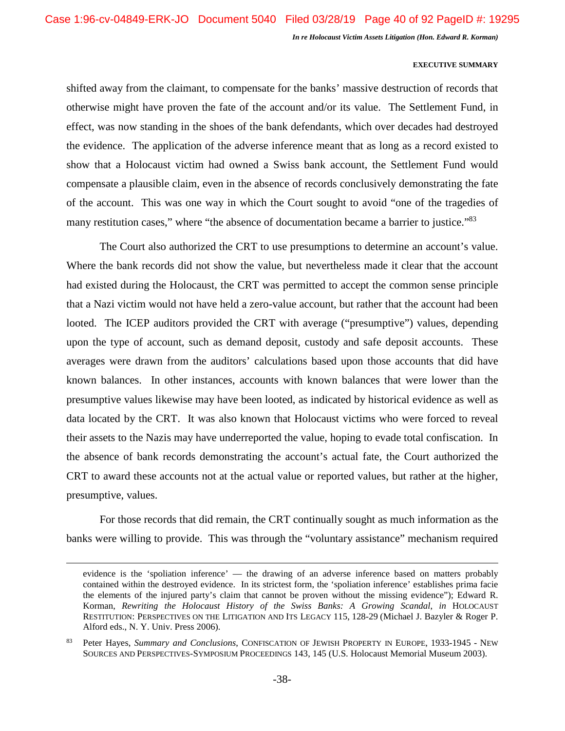shifted away from the claimant, to compensate for the banks' massive destruction of records that otherwise might have proven the fate of the account and/or its value. The Settlement Fund, in effect, was now standing in the shoes of the bank defendants, which over decades had destroyed the evidence. The application of the adverse inference meant that as long as a record existed to show that a Holocaust victim had owned a Swiss bank account, the Settlement Fund would compensate a plausible claim, even in the absence of records conclusively demonstrating the fate of the account. This was one way in which the Court sought to avoid "one of the tragedies of many restitution cases," where "the absence of documentation became a barrier to justice."[83]

The Court also authorized the CRT to use presumptions to determine an account's value. Where the bank records did not show the value, but nevertheless made it clear that the account had existed during the Holocaust, the CRT was permitted to accept the common sense principle that a Nazi victim would not have held a zero-value account, but rather that the account had been looted. The ICEP auditors provided the CRT with average ("presumptive") values, depending upon the type of account, such as demand deposit, custody and safe deposit accounts. These averages were drawn from the auditors' calculations based upon those accounts that did have known balances. In other instances, accounts with known balances that were lower than the presumptive values likewise may have been looted, as indicated by historical evidence as well as data located by the CRT. It was also known that Holocaust victims who were forced to reveal their assets to the Nazis may have underreported the value, hoping to evade total confiscation. In the absence of bank records demonstrating the account's actual fate, the Court authorized the CRT to award these accounts not at the actual value or reported values, but rather at the higher, presumptive, values.

For those records that did remain, the CRT continually sought as much information as the banks were willing to provide. This was through the "voluntary assistance" mechanism required

---

evidence is the 'spoliation inference' — the drawing of an adverse inference based on matters probably contained within the destroyed evidence. In its strictest form, the 'spoliation inference' establishes prima facie the elements of the injured party's claim that cannot be proven without the missing evidence"); Edward R. Korman, *Rewriting the Holocaust History of the Swiss Banks: A Growing Scandal*, *in* HOLOCAUST RESTITUTION: PERSPECTIVES ON THE LITIGATION AND ITS LEGACY 115, 128-29 (Michael J. Bazyler & Roger P. Alford eds., N. Y. Univ. Press 2006).

[83] Peter Hayes, *Summary and Conclusions*, CONFISCATION OF JEWISH PROPERTY IN EUROPE, 1933-1945 - NEW SOURCES AND PERSPECTIVES-SYMPOSIUM PROCEEDINGS 143, 145 (U.S. Holocaust Memorial Museum 2003).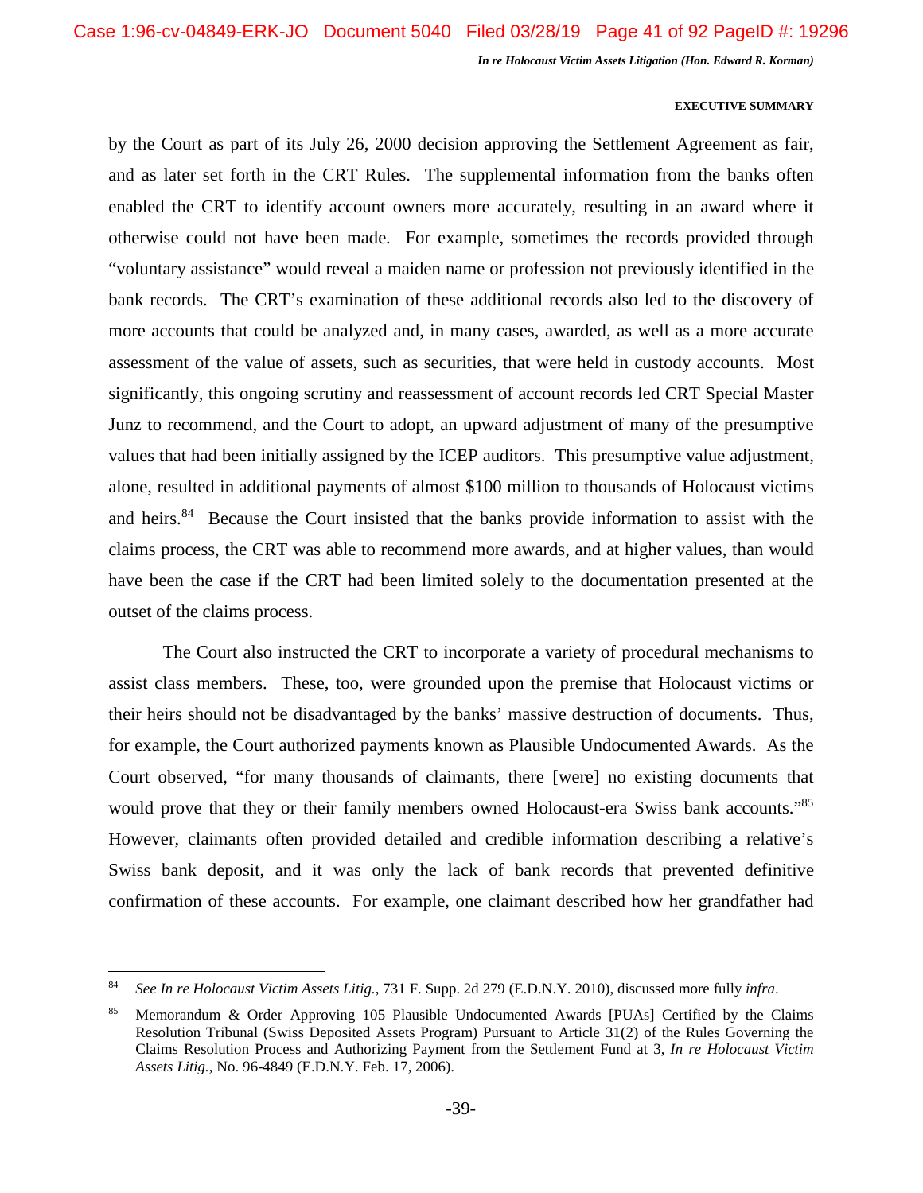by the Court as part of its July 26, 2000 decision approving the Settlement Agreement as fair, and as later set forth in the CRT Rules. The supplemental information from the banks often enabled the CRT to identify account owners more accurately, resulting in an award where it otherwise could not have been made. For example, sometimes the records provided through "voluntary assistance" would reveal a maiden name or profession not previously identified in the bank records. The CRT's examination of these additional records also led to the discovery of more accounts that could be analyzed and, in many cases, awarded, as well as a more accurate assessment of the value of assets, such as securities, that were held in custody accounts. Most significantly, this ongoing scrutiny and reassessment of account records led CRT Special Master Junz to recommend, and the Court to adopt, an upward adjustment of many of the presumptive values that had been initially assigned by the ICEP auditors. This presumptive value adjustment, alone, resulted in additional payments of almost $100 million to thousands of Holocaust victims and heirs.[84] Because the Court insisted that the banks provide information to assist with the claims process, the CRT was able to recommend more awards, and at higher values, than would have been the case if the CRT had been limited solely to the documentation presented at the outset of the claims process.

The Court also instructed the CRT to incorporate a variety of procedural mechanisms to assist class members. These, too, were grounded upon the premise that Holocaust victims or their heirs should not be disadvantaged by the banks' massive destruction of documents. Thus, for example, the Court authorized payments known as Plausible Undocumented Awards. As the Court observed, "for many thousands of claimants, there [were] no existing documents that would prove that they or their family members owned Holocaust-era Swiss bank accounts."[85] However, claimants often provided detailed and credible information describing a relative's Swiss bank deposit, and it was only the lack of bank records that prevented definitive confirmation of these accounts. For example, one claimant described how her grandfather had

---

[84] *See In re Holocaust Victim Assets Litig.*, 731 F. Supp. 2d 279 (E.D.N.Y. 2010), discussed more fully *infra*.

[85] Memorandum & Order Approving 105 Plausible Undocumented Awards [PUAs] Certified by the Claims Resolution Tribunal (Swiss Deposited Assets Program) Pursuant to Article 31(2) of the Rules Governing the Claims Resolution Process and Authorizing Payment from the Settlement Fund at 3, *In re Holocaust Victim Assets Litig.*, No. 96-4849 (E.D.N.Y. Feb. 17, 2006).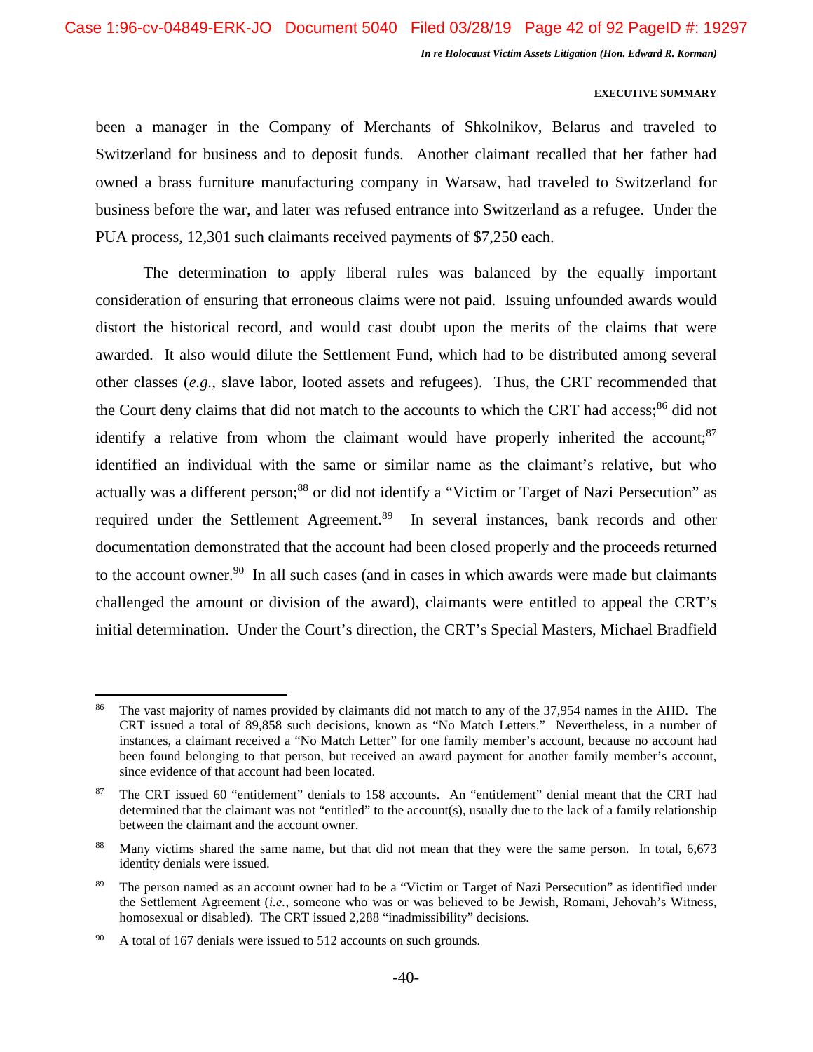been a manager in the Company of Merchants of Shkolnikov, Belarus and traveled to Switzerland for business and to deposit funds. Another claimant recalled that her father had owned a brass furniture manufacturing company in Warsaw, had traveled to Switzerland for business before the war, and later was refused entrance into Switzerland as a refugee. Under the PUA process, 12,301 such claimants received payments of $7,250 each.

The determination to apply liberal rules was balanced by the equally important consideration of ensuring that erroneous claims were not paid. Issuing unfounded awards would distort the historical record, and would cast doubt upon the merits of the claims that were awarded. It also would dilute the Settlement Fund, which had to be distributed among several other classes (*e.g.*, slave labor, looted assets and refugees). Thus, the CRT recommended that the Court deny claims that did not match to the accounts to which the CRT had access;[86] did not identify a relative from whom the claimant would have properly inherited the account;[87] identified an individual with the same or similar name as the claimant's relative, but who actually was a different person;[88] or did not identify a "Victim or Target of Nazi Persecution" as required under the Settlement Agreement.[89] In several instances, bank records and other documentation demonstrated that the account had been closed properly and the proceeds returned to the account owner.[90] In all such cases (and in cases in which awards were made but claimants challenged the amount or division of the award), claimants were entitled to appeal the CRT's initial determination. Under the Court's direction, the CRT's Special Masters, Michael Bradfield

---

[86] The vast majority of names provided by claimants did not match to any of the 37,954 names in the AHD. The CRT issued a total of 89,858 such decisions, known as "No Match Letters." Nevertheless, in a number of instances, a claimant received a "No Match Letter" for one family member's account, because no account had been found belonging to that person, but received an award payment for another family member's account, since evidence of that account had been located.

[87] The CRT issued 60 "entitlement" denials to 158 accounts. An "entitlement" denial meant that the CRT had determined that the claimant was not "entitled" to the account(s), usually due to the lack of a family relationship between the claimant and the account owner.

[88] Many victims shared the same name, but that did not mean that they were the same person. In total, 6,673 identity denials were issued.

[89] The person named as an account owner had to be a "Victim or Target of Nazi Persecution" as identified under the Settlement Agreement (*i.e.*, someone who was or was believed to be Jewish, Romani, Jehovah's Witness, homosexual or disabled). The CRT issued 2,288 "inadmissibility" decisions.

[90] A total of 167 denials were issued to 512 accounts on such grounds.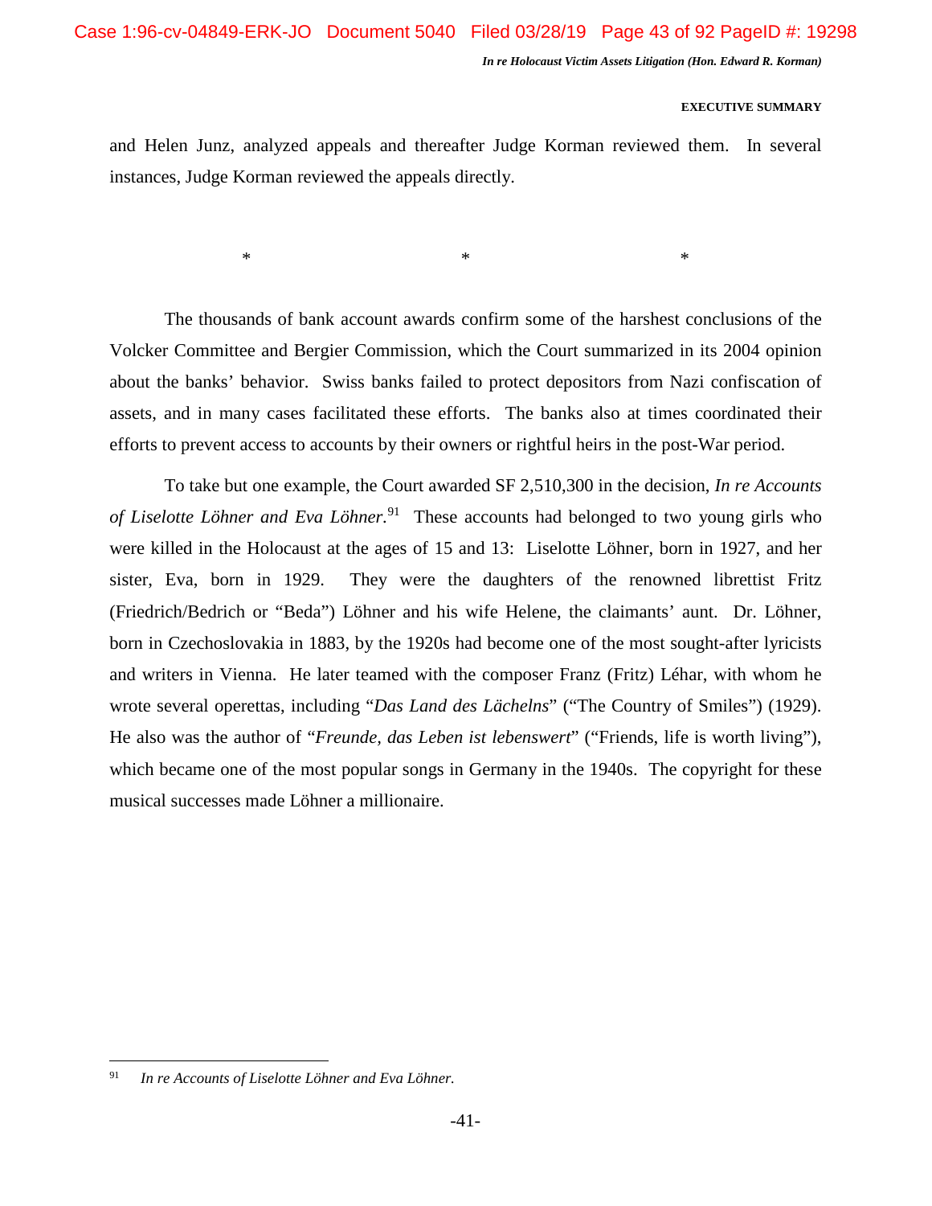and Helen Junz, analyzed appeals and thereafter Judge Korman reviewed them. In several instances, Judge Korman reviewed the appeals directly.

\* \* \*

The thousands of bank account awards confirm some of the harshest conclusions of the Volcker Committee and Bergier Commission, which the Court summarized in its 2004 opinion about the banks' behavior. Swiss banks failed to protect depositors from Nazi confiscation of assets, and in many cases facilitated these efforts. The banks also at times coordinated their efforts to prevent access to accounts by their owners or rightful heirs in the post-War period.

To take but one example, the Court awarded SF 2,510,300 in the decision, *In re Accounts of Liselotte Löhner and Eva Löhner*.[91] These accounts had belonged to two young girls who were killed in the Holocaust at the ages of 15 and 13: Liselotte Löhner, born in 1927, and her sister, Eva, born in 1929. They were the daughters of the renowned librettist Fritz (Friedrich/Bedrich or "Beda") Löhner and his wife Helene, the claimants' aunt. Dr. Löhner, born in Czechoslovakia in 1883, by the 1920s had become one of the most sought-after lyricists and writers in Vienna. He later teamed with the composer Franz (Fritz) Léhar, with whom he wrote several operettas, including "*Das Land des Lächelns*" ("The Country of Smiles") (1929). He also was the author of "*Freunde, das Leben ist lebenswert*" ("Friends, life is worth living"), which became one of the most popular songs in Germany in the 1940s. The copyright for these musical successes made Löhner a millionaire.

---

[91] *In re Accounts of Liselotte Löhner and Eva Löhner.*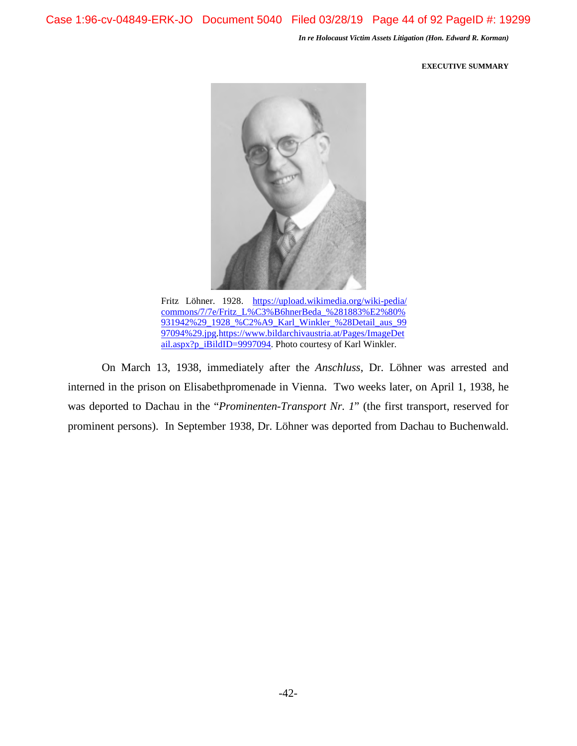**EXECUTIVE SUMMARY**

Fritz Löhner. 1928. https://upload.wikimedia.org/wiki-pedia/commons/7/7e/Fritz_L%C3%B6hnerBeda_%281883%E2%80%931942%29_1928_%C2%A9_Karl_Winkler_%28Detail_aus_9997094%29.jpg.https://www.bildarchivaustria.at/Pages/ImageDetail.aspx?p_iBildID=9997094. Photo courtesy of Karl Winkler.

On March 13, 1938, immediately after the *Anschluss*, Dr. Löhner was arrested and interned in the prison on Elisabethpromenade in Vienna. Two weeks later, on April 1, 1938, he was deported to Dachau in the "*Prominenten-Transport Nr. 1*" (the first transport, reserved for prominent persons). In September 1938, Dr. Löhner was deported from Dachau to Buchenwald.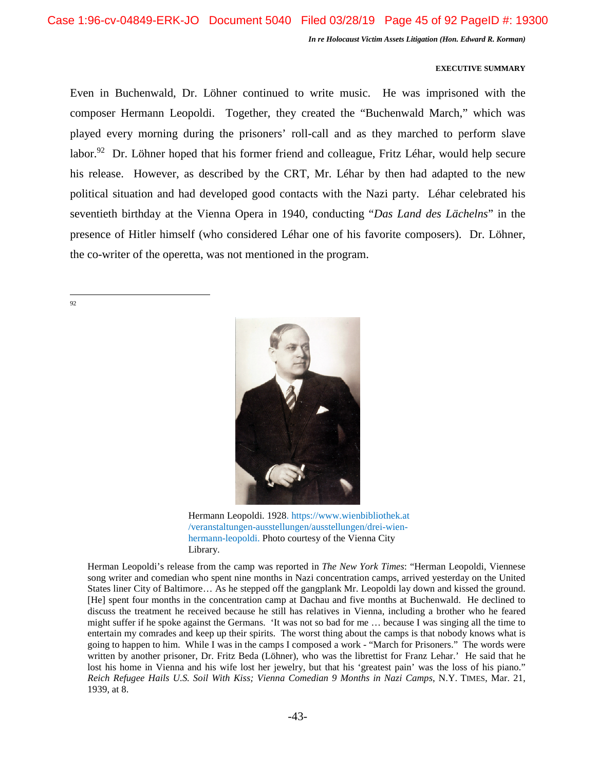**EXECUTIVE SUMMARY**

Even in Buchenwald, Dr. Löhner continued to write music. He was imprisoned with the composer Hermann Leopoldi. Together, they created the "Buchenwald March," which was played every morning during the prisoners' roll-call and as they marched to perform slave labor.[92] Dr. Löhner hoped that his former friend and colleague, Fritz Léhar, would help secure his release. However, as described by the CRT, Mr. Léhar by then had adapted to the new political situation and had developed good contacts with the Nazi party. Léhar celebrated his seventieth birthday at the Vienna Opera in 1940, conducting "*Das Land des Lächelns*" in the presence of Hitler himself (who considered Léhar one of his favorite composers). Dr. Löhner, the co-writer of the operetta, was not mentioned in the program.

---

92

Hermann Leopoldi. 1928. https://www.wienbibliothek.at/veranstaltungen-ausstellungen/ausstellungen/drei-wien-hermann-leopoldi. Photo courtesy of the Vienna City Library.

Herman Leopoldi's release from the camp was reported in *The New York Times*: "Herman Leopoldi, Viennese song writer and comedian who spent nine months in Nazi concentration camps, arrived yesterday on the United States liner City of Baltimore… As he stepped off the gangplank Mr. Leopoldi lay down and kissed the ground. [He] spent four months in the concentration camp at Dachau and five months at Buchenwald. He declined to discuss the treatment he received because he still has relatives in Vienna, including a brother who he feared might suffer if he spoke against the Germans. 'It was not so bad for me … because I was singing all the time to entertain my comrades and keep up their spirits. The worst thing about the camps is that nobody knows what is going to happen to him. While I was in the camps I composed a work - "March for Prisoners." The words were written by another prisoner, Dr. Fritz Beda (Löhner), who was the librettist for Franz Lehar.' He said that he lost his home in Vienna and his wife lost her jewelry, but that his 'greatest pain' was the loss of his piano." *Reich Refugee Hails U.S. Soil With Kiss; Vienna Comedian 9 Months in Nazi Camps*, N.Y. TIMES, Mar. 21, 1939, at 8.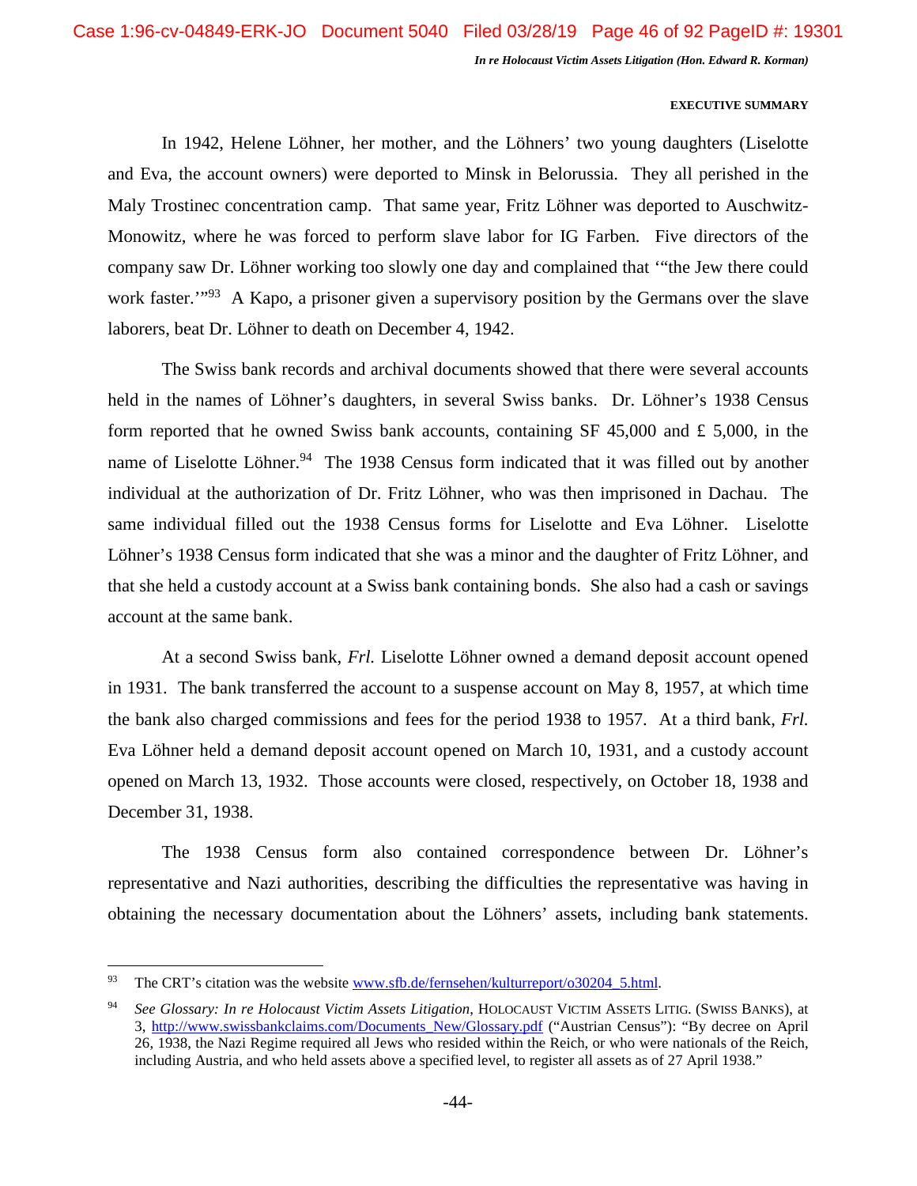In 1942, Helene Löhner, her mother, and the Löhners' two young daughters (Liselotte and Eva, the account owners) were deported to Minsk in Belorussia. They all perished in the Maly Trostinec concentration camp. That same year, Fritz Löhner was deported to Auschwitz-Monowitz, where he was forced to perform slave labor for IG Farben. Five directors of the company saw Dr. Löhner working too slowly one day and complained that '"the Jew there could work faster.'"[93] A Kapo, a prisoner given a supervisory position by the Germans over the slave laborers, beat Dr. Löhner to death on December 4, 1942.

The Swiss bank records and archival documents showed that there were several accounts held in the names of Löhner's daughters, in several Swiss banks. Dr. Löhner's 1938 Census form reported that he owned Swiss bank accounts, containing SF 45,000 and £ 5,000, in the name of Liselotte Löhner.[94] The 1938 Census form indicated that it was filled out by another individual at the authorization of Dr. Fritz Löhner, who was then imprisoned in Dachau. The same individual filled out the 1938 Census forms for Liselotte and Eva Löhner. Liselotte Löhner's 1938 Census form indicated that she was a minor and the daughter of Fritz Löhner, and that she held a custody account at a Swiss bank containing bonds. She also had a cash or savings account at the same bank.

At a second Swiss bank, *Frl.* Liselotte Löhner owned a demand deposit account opened in 1931. The bank transferred the account to a suspense account on May 8, 1957, at which time the bank also charged commissions and fees for the period 1938 to 1957. At a third bank, *Frl.* Eva Löhner held a demand deposit account opened on March 10, 1931, and a custody account opened on March 13, 1932. Those accounts were closed, respectively, on October 18, 1938 and December 31, 1938.

The 1938 Census form also contained correspondence between Dr. Löhner's representative and Nazi authorities, describing the difficulties the representative was having in obtaining the necessary documentation about the Löhners' assets, including bank statements.

---

[93] The CRT's citation was the website www.sfb.de/fernsehen/kulturreport/o30204_5.html.

[94] *See Glossary: In re Holocaust Victim Assets Litigation*, HOLOCAUST VICTIM ASSETS LITIG. (SWISS BANKS), at 3, http://www.swissbankclaims.com/Documents_New/Glossary.pdf ("Austrian Census"): "By decree on April 26, 1938, the Nazi Regime required all Jews who resided within the Reich, or who were nationals of the Reich, including Austria, and who held assets above a specified level, to register all assets as of 27 April 1938."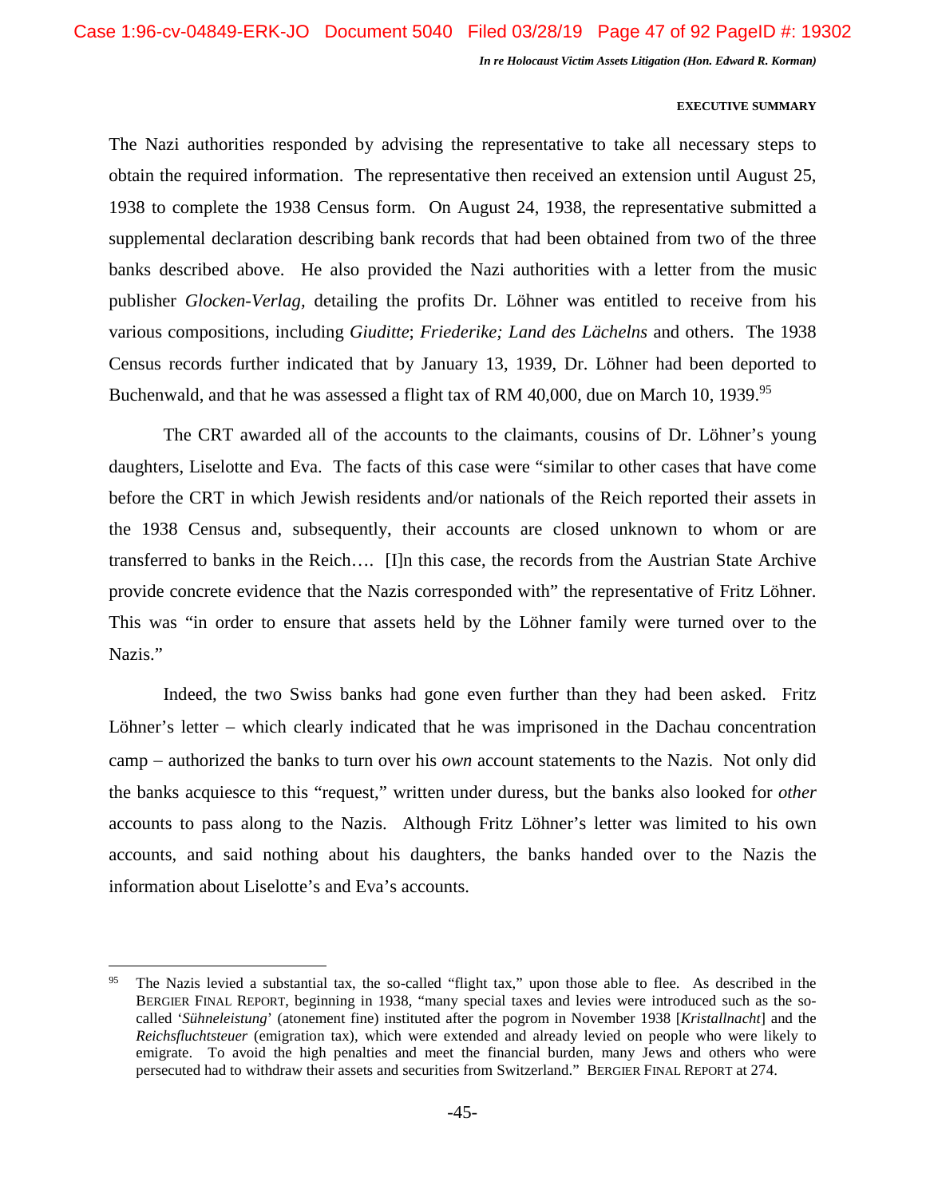The Nazi authorities responded by advising the representative to take all necessary steps to obtain the required information. The representative then received an extension until August 25, 1938 to complete the 1938 Census form. On August 24, 1938, the representative submitted a supplemental declaration describing bank records that had been obtained from two of the three banks described above. He also provided the Nazi authorities with a letter from the music publisher *Glocken-Verlag,* detailing the profits Dr. Löhner was entitled to receive from his various compositions, including *Giuditte*; *Friederike; Land des Lächelns* and others. The 1938 Census records further indicated that by January 13, 1939, Dr. Löhner had been deported to Buchenwald, and that he was assessed a flight tax of RM 40,000, due on March 10, 1939.[95]

The CRT awarded all of the accounts to the claimants, cousins of Dr. Löhner's young daughters, Liselotte and Eva. The facts of this case were "similar to other cases that have come before the CRT in which Jewish residents and/or nationals of the Reich reported their assets in the 1938 Census and, subsequently, their accounts are closed unknown to whom or are transferred to banks in the Reich…. [I]n this case, the records from the Austrian State Archive provide concrete evidence that the Nazis corresponded with" the representative of Fritz Löhner. This was "in order to ensure that assets held by the Löhner family were turned over to the Nazis."

Indeed, the two Swiss banks had gone even further than they had been asked. Fritz Löhner's letter – which clearly indicated that he was imprisoned in the Dachau concentration camp – authorized the banks to turn over his *own* account statements to the Nazis. Not only did the banks acquiesce to this "request," written under duress, but the banks also looked for *other* accounts to pass along to the Nazis. Although Fritz Löhner's letter was limited to his own accounts, and said nothing about his daughters, the banks handed over to the Nazis the information about Liselotte's and Eva's accounts.

---

[95] The Nazis levied a substantial tax, the so-called "flight tax," upon those able to flee. As described in the BERGIER FINAL REPORT, beginning in 1938, "many special taxes and levies were introduced such as the so-called '*Sühneleistung*' (atonement fine) instituted after the pogrom in November 1938 [*Kristallnacht*] and the *Reichsfluchtsteuer* (emigration tax), which were extended and already levied on people who were likely to emigrate. To avoid the high penalties and meet the financial burden, many Jews and others who were persecuted had to withdraw their assets and securities from Switzerland." BERGIER FINAL REPORT at 274.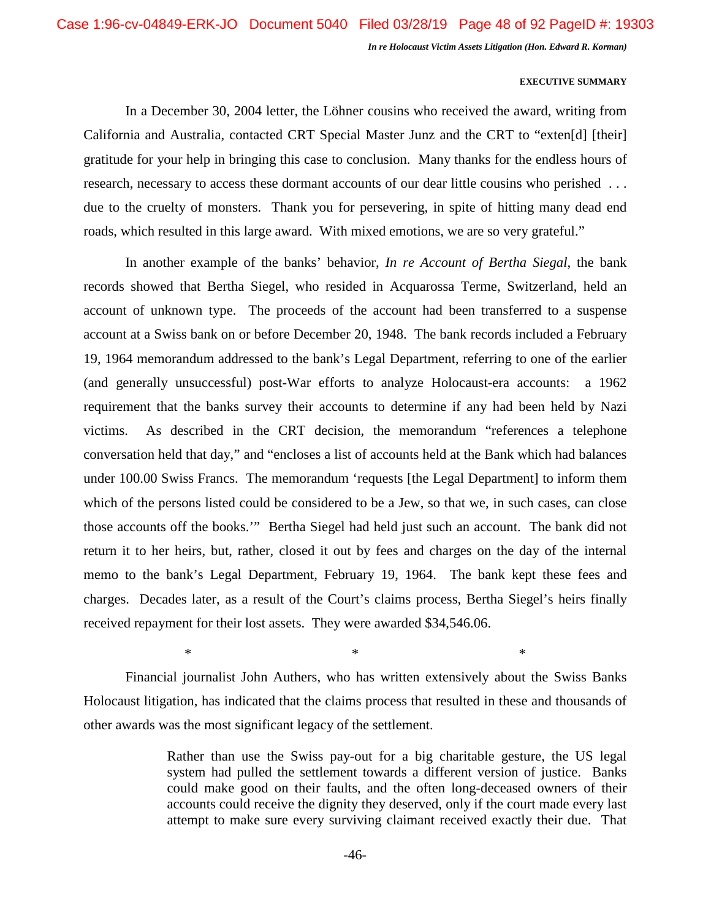In a December 30, 2004 letter, the Löhner cousins who received the award, writing from California and Australia, contacted CRT Special Master Junz and the CRT to "exten[d] [their] gratitude for your help in bringing this case to conclusion. Many thanks for the endless hours of research, necessary to access these dormant accounts of our dear little cousins who perished . . . due to the cruelty of monsters. Thank you for persevering, in spite of hitting many dead end roads, which resulted in this large award. With mixed emotions, we are so very grateful."

In another example of the banks' behavior, *In re Account of Bertha Siegal*, the bank records showed that Bertha Siegel, who resided in Acquarossa Terme, Switzerland, held an account of unknown type. The proceeds of the account had been transferred to a suspense account at a Swiss bank on or before December 20, 1948. The bank records included a February 19, 1964 memorandum addressed to the bank's Legal Department, referring to one of the earlier (and generally unsuccessful) post-War efforts to analyze Holocaust-era accounts: a 1962 requirement that the banks survey their accounts to determine if any had been held by Nazi victims. As described in the CRT decision, the memorandum "references a telephone conversation held that day," and "encloses a list of accounts held at the Bank which had balances under 100.00 Swiss Francs. The memorandum 'requests [the Legal Department] to inform them which of the persons listed could be considered to be a Jew, so that we, in such cases, can close those accounts off the books.'" Bertha Siegel had held just such an account. The bank did not return it to her heirs, but, rather, closed it out by fees and charges on the day of the internal memo to the bank's Legal Department, February 19, 1964. The bank kept these fees and charges. Decades later, as a result of the Court's claims process, Bertha Siegel's heirs finally received repayment for their lost assets. They were awarded $34,546.06.

\* \* \*

Financial journalist John Authers, who has written extensively about the Swiss Banks Holocaust litigation, has indicated that the claims process that resulted in these and thousands of other awards was the most significant legacy of the settlement.

> Rather than use the Swiss pay-out for a big charitable gesture, the US legal system had pulled the settlement towards a different version of justice. Banks could make good on their faults, and the often long-deceased owners of their accounts could receive the dignity they deserved, only if the court made every last attempt to make sure every surviving claimant received exactly their due. That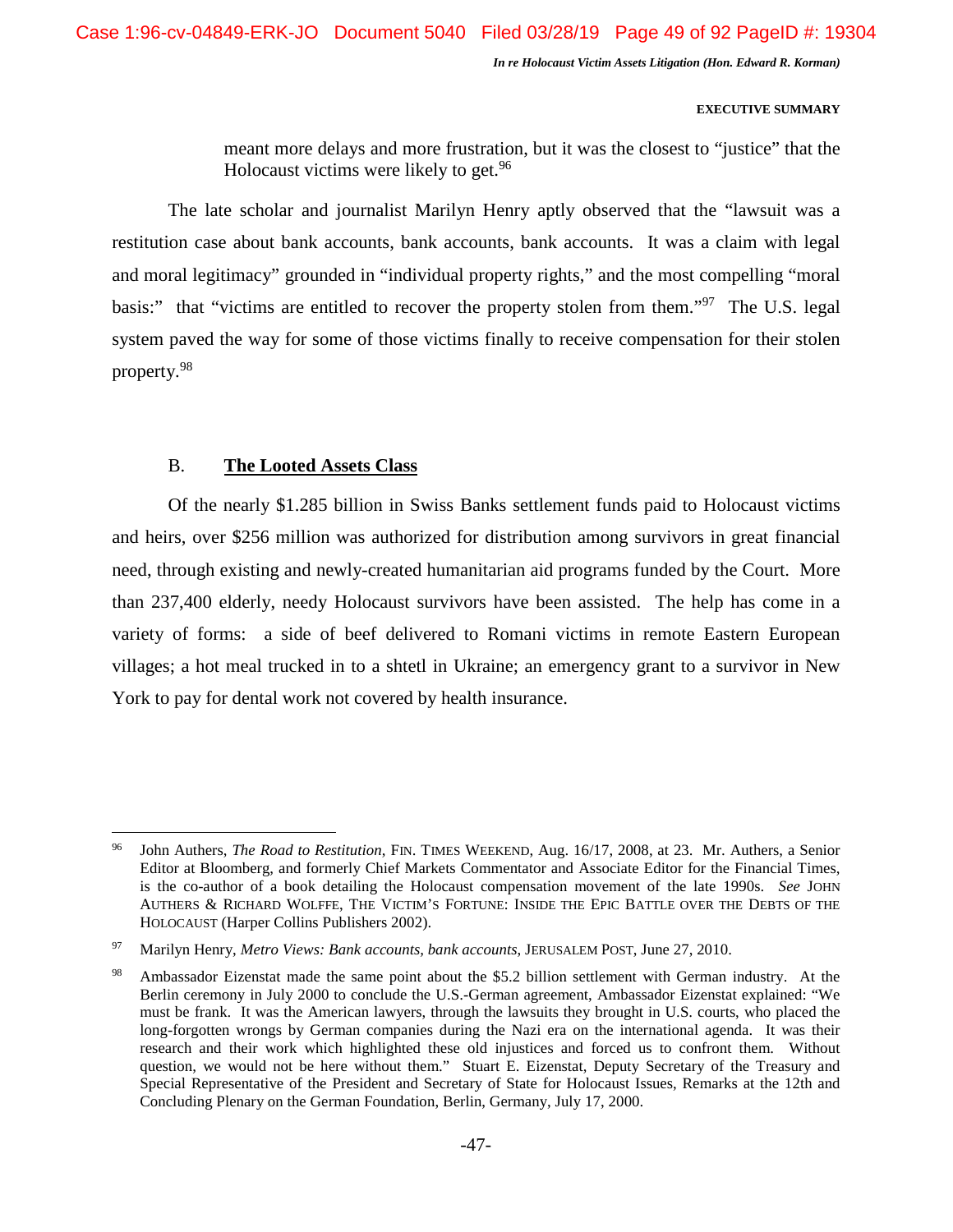meant more delays and more frustration, but it was the closest to "justice" that the Holocaust victims were likely to get.[96]

The late scholar and journalist Marilyn Henry aptly observed that the "lawsuit was a restitution case about bank accounts, bank accounts, bank accounts. It was a claim with legal and moral legitimacy" grounded in "individual property rights," and the most compelling "moral basis:" that "victims are entitled to recover the property stolen from them."[97] The U.S. legal system paved the way for some of those victims finally to receive compensation for their stolen property.[98]

### B. **The Looted Assets Class**

Of the nearly $1.285 billion in Swiss Banks settlement funds paid to Holocaust victims and heirs, over $256 million was authorized for distribution among survivors in great financial need, through existing and newly-created humanitarian aid programs funded by the Court. More than 237,400 elderly, needy Holocaust survivors have been assisted. The help has come in a variety of forms: a side of beef delivered to Romani victims in remote Eastern European villages; a hot meal trucked in to a shtetl in Ukraine; an emergency grant to a survivor in New York to pay for dental work not covered by health insurance.

---

[96] John Authers, *The Road to Restitution*, FIN. TIMES WEEKEND, Aug. 16/17, 2008, at 23. Mr. Authers, a Senior Editor at Bloomberg, and formerly Chief Markets Commentator and Associate Editor for the Financial Times, is the co-author of a book detailing the Holocaust compensation movement of the late 1990s. *See* JOHN AUTHERS & RICHARD WOLFFE, THE VICTIM'S FORTUNE: INSIDE THE EPIC BATTLE OVER THE DEBTS OF THE HOLOCAUST (Harper Collins Publishers 2002).

[97] Marilyn Henry, *Metro Views: Bank accounts, bank accounts*, JERUSALEM POST, June 27, 2010.

[98] Ambassador Eizenstat made the same point about the $5.2 billion settlement with German industry. At the Berlin ceremony in July 2000 to conclude the U.S.-German agreement, Ambassador Eizenstat explained: "We must be frank. It was the American lawyers, through the lawsuits they brought in U.S. courts, who placed the long-forgotten wrongs by German companies during the Nazi era on the international agenda. It was their research and their work which highlighted these old injustices and forced us to confront them. Without question, we would not be here without them." Stuart E. Eizenstat, Deputy Secretary of the Treasury and Special Representative of the President and Secretary of State for Holocaust Issues, Remarks at the 12th and Concluding Plenary on the German Foundation, Berlin, Germany, July 17, 2000.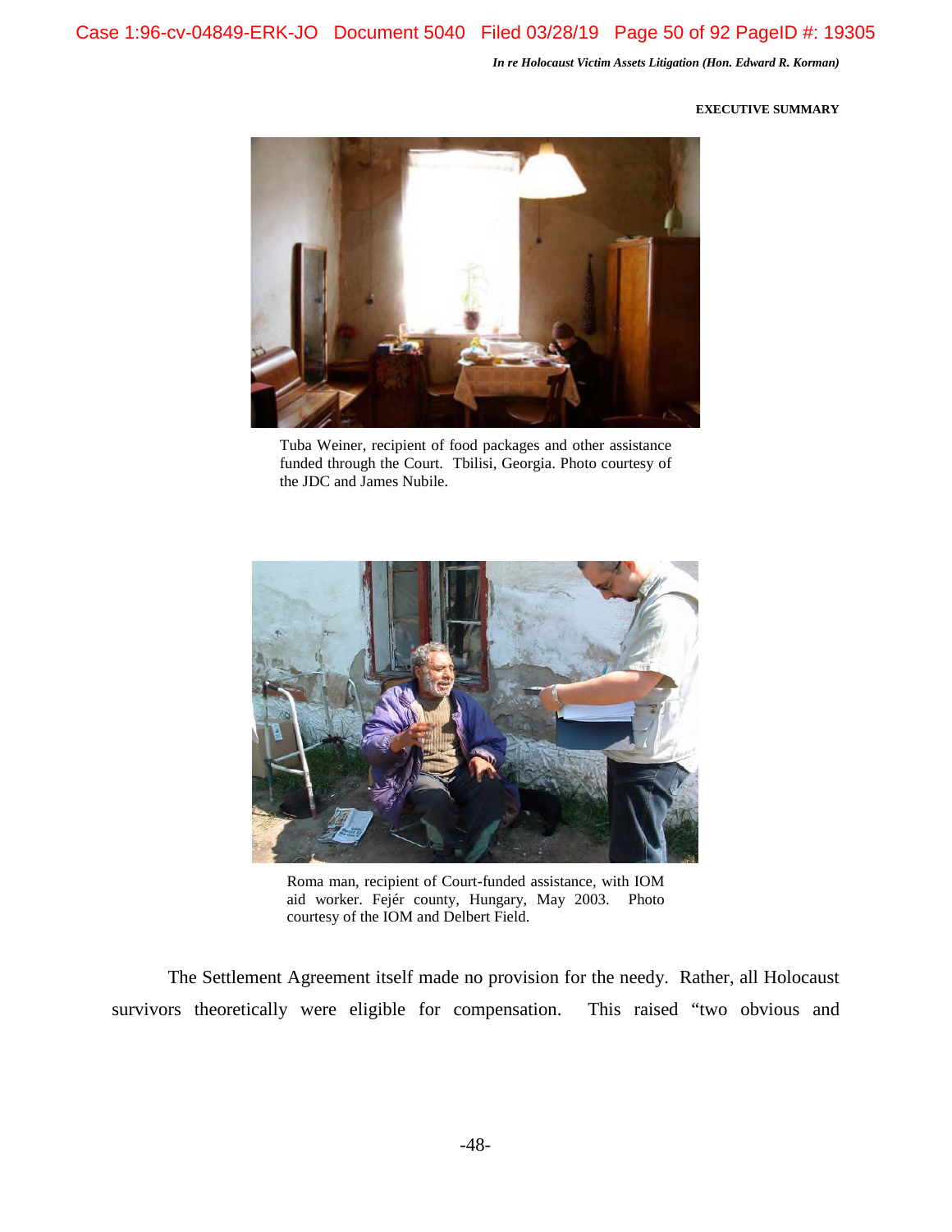Tuba Weiner, recipient of food packages and other assistance funded through the Court. Tbilisi, Georgia. Photo courtesy of the JDC and James Nubile.

Roma man, recipient of Court-funded assistance, with IOM aid worker. Fejér county, Hungary, May 2003. Photo courtesy of the IOM and Delbert Field.

The Settlement Agreement itself made no provision for the needy. Rather, all Holocaust survivors theoretically were eligible for compensation. This raised "two obvious and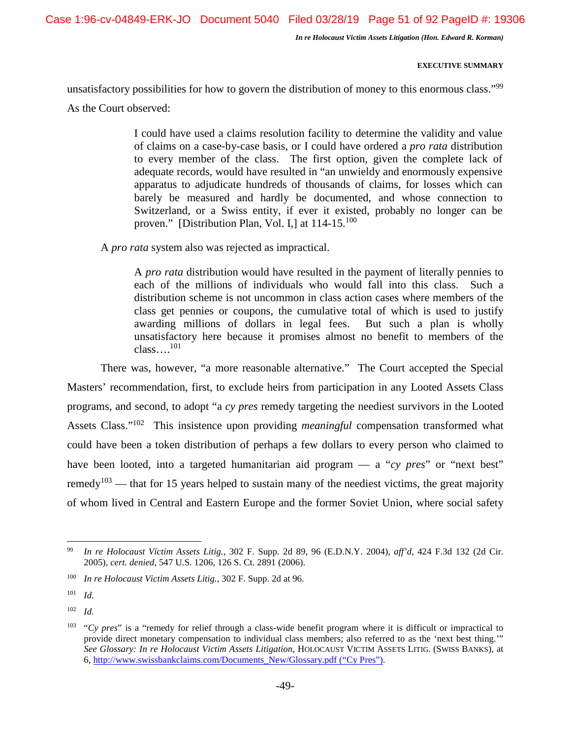unsatisfactory possibilities for how to govern the distribution of money to this enormous class."[99] As the Court observed:

> I could have used a claims resolution facility to determine the validity and value of claims on a case-by-case basis, or I could have ordered a *pro rata* distribution to every member of the class. The first option, given the complete lack of adequate records, would have resulted in "an unwieldy and enormously expensive apparatus to adjudicate hundreds of thousands of claims, for losses which can barely be measured and hardly be documented, and whose connection to Switzerland, or a Swiss entity, if ever it existed, probably no longer can be proven." [Distribution Plan, Vol. I,] at 114-15.[100]

A *pro rata* system also was rejected as impractical.

> A *pro rata* distribution would have resulted in the payment of literally pennies to each of the millions of individuals who would fall into this class. Such a distribution scheme is not uncommon in class action cases where members of the class get pennies or coupons, the cumulative total of which is used to justify awarding millions of dollars in legal fees. But such a plan is wholly unsatisfactory here because it promises almost no benefit to members of the class….[101]

There was, however, "a more reasonable alternative." The Court accepted the Special Masters' recommendation, first, to exclude heirs from participation in any Looted Assets Class programs, and second, to adopt "a *cy pres* remedy targeting the neediest survivors in the Looted Assets Class."[102] This insistence upon providing *meaningful* compensation transformed what could have been a token distribution of perhaps a few dollars to every person who claimed to have been looted, into a targeted humanitarian aid program — a "*cy pres*" or "next best" remedy[103] — that for 15 years helped to sustain many of the neediest victims, the great majority of whom lived in Central and Eastern Europe and the former Soviet Union, where social safety

---

[99] *In re Holocaust Victim Assets Litig.*, 302 F. Supp. 2d 89, 96 (E.D.N.Y. 2004), *aff'd*, 424 F.3d 132 (2d Cir. 2005), *cert. denied*, 547 U.S. 1206, 126 S. Ct. 2891 (2006).

[100] *In re Holocaust Victim Assets Litig.*, 302 F. Supp. 2d at 96.

[101] *Id.*

[102] *Id.*

[103] "*Cy pres*" is a "remedy for relief through a class-wide benefit program where it is difficult or impractical to provide direct monetary compensation to individual class members; also referred to as the 'next best thing.'" *See Glossary: In re Holocaust Victim Assets Litigation*, HOLOCAUST VICTIM ASSETS LITIG. (SWISS BANKS), at 6, http://www.swissbankclaims.com/Documents_New/Glossary.pdf ("Cy Pres").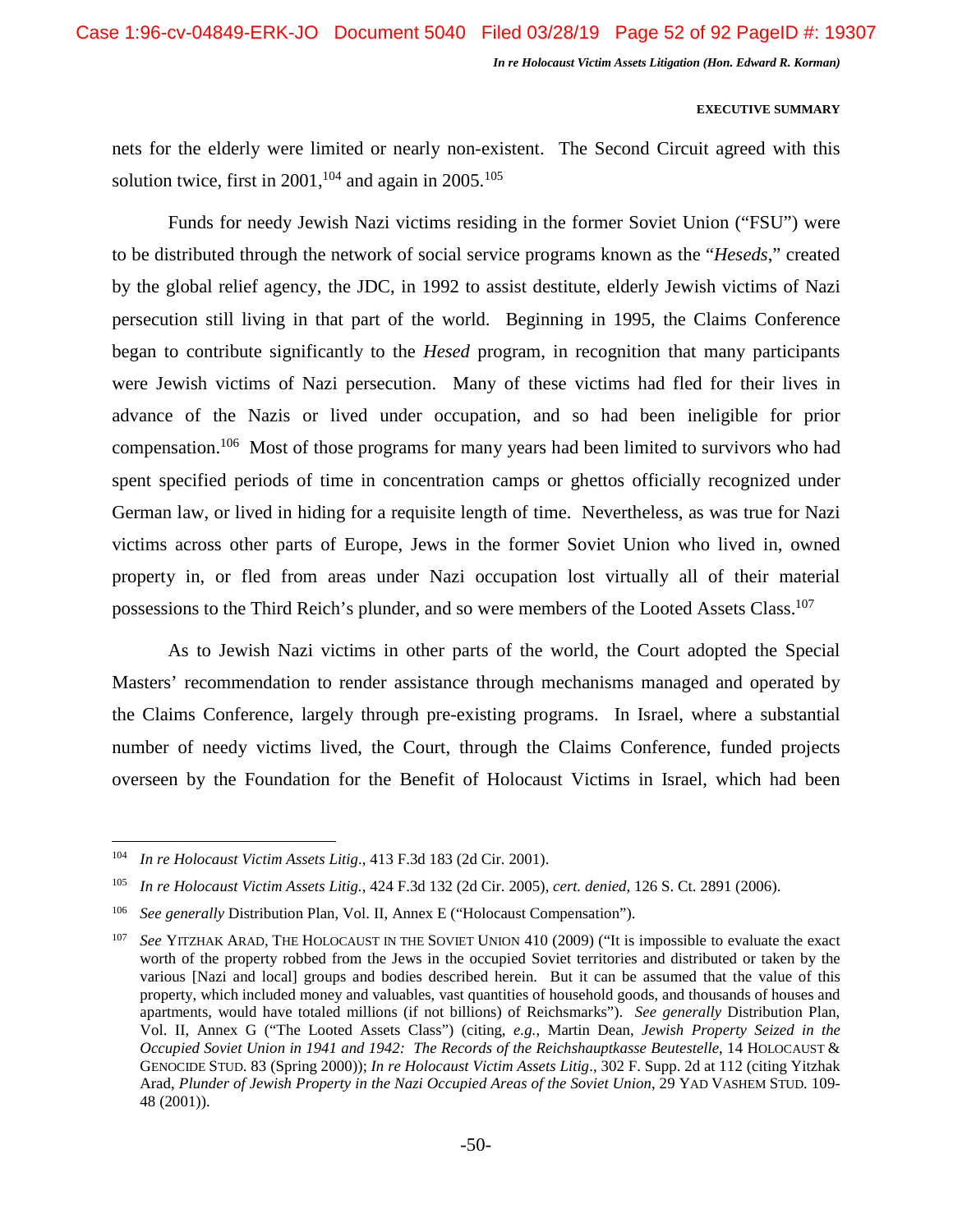nets for the elderly were limited or nearly non-existent. The Second Circuit agreed with this solution twice, first in 2001,[104] and again in 2005.[105]

Funds for needy Jewish Nazi victims residing in the former Soviet Union ("FSU") were to be distributed through the network of social service programs known as the "*Heseds*," created by the global relief agency, the JDC, in 1992 to assist destitute, elderly Jewish victims of Nazi persecution still living in that part of the world. Beginning in 1995, the Claims Conference began to contribute significantly to the *Hesed* program, in recognition that many participants were Jewish victims of Nazi persecution. Many of these victims had fled for their lives in advance of the Nazis or lived under occupation, and so had been ineligible for prior compensation.[106] Most of those programs for many years had been limited to survivors who had spent specified periods of time in concentration camps or ghettos officially recognized under German law, or lived in hiding for a requisite length of time. Nevertheless, as was true for Nazi victims across other parts of Europe, Jews in the former Soviet Union who lived in, owned property in, or fled from areas under Nazi occupation lost virtually all of their material possessions to the Third Reich's plunder, and so were members of the Looted Assets Class.[107]

As to Jewish Nazi victims in other parts of the world, the Court adopted the Special Masters' recommendation to render assistance through mechanisms managed and operated by the Claims Conference, largely through pre-existing programs. In Israel, where a substantial number of needy victims lived, the Court, through the Claims Conference, funded projects overseen by the Foundation for the Benefit of Holocaust Victims in Israel, which had been

---

[104] *In re Holocaust Victim Assets Litig*., 413 F.3d 183 (2d Cir. 2001).

[105] *In re Holocaust Victim Assets Litig.*, 424 F.3d 132 (2d Cir. 2005), *cert. denied*, 126 S. Ct. 2891 (2006).

[106] *See generally* Distribution Plan, Vol. II, Annex E ("Holocaust Compensation").

[107] *See* YITZHAK ARAD, THE HOLOCAUST IN THE SOVIET UNION 410 (2009) ("It is impossible to evaluate the exact worth of the property robbed from the Jews in the occupied Soviet territories and distributed or taken by the various [Nazi and local] groups and bodies described herein. But it can be assumed that the value of this property, which included money and valuables, vast quantities of household goods, and thousands of houses and apartments, would have totaled millions (if not billions) of Reichsmarks"). *See generally* Distribution Plan, Vol. II, Annex G ("The Looted Assets Class") (citing, *e.g.*, Martin Dean, *Jewish Property Seized in the Occupied Soviet Union in 1941 and 1942: The Records of the Reichshauptkasse Beutestelle*, 14 HOLOCAUST & GENOCIDE STUD. 83 (Spring 2000)); *In re Holocaust Victim Assets Litig*., 302 F. Supp. 2d at 112 (citing Yitzhak Arad, *Plunder of Jewish Property in the Nazi Occupied Areas of the Soviet Union*, 29 YAD VASHEM STUD. 109-48 (2001)).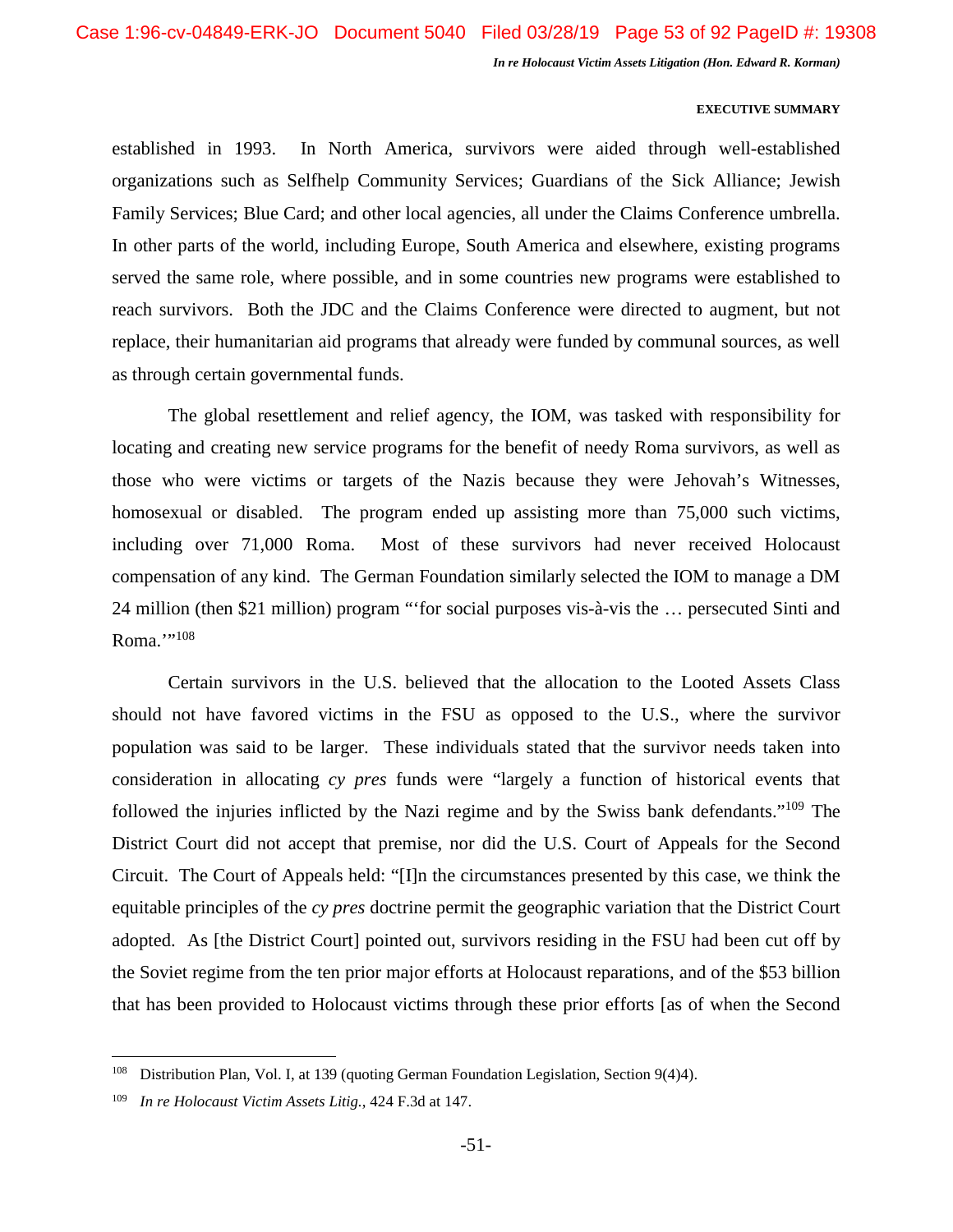established in 1993. In North America, survivors were aided through well-established organizations such as Selfhelp Community Services; Guardians of the Sick Alliance; Jewish Family Services; Blue Card; and other local agencies, all under the Claims Conference umbrella. In other parts of the world, including Europe, South America and elsewhere, existing programs served the same role, where possible, and in some countries new programs were established to reach survivors. Both the JDC and the Claims Conference were directed to augment, but not replace, their humanitarian aid programs that already were funded by communal sources, as well as through certain governmental funds.

The global resettlement and relief agency, the IOM, was tasked with responsibility for locating and creating new service programs for the benefit of needy Roma survivors, as well as those who were victims or targets of the Nazis because they were Jehovah's Witnesses, homosexual or disabled. The program ended up assisting more than 75,000 such victims, including over 71,000 Roma. Most of these survivors had never received Holocaust compensation of any kind. The German Foundation similarly selected the IOM to manage a DM 24 million (then $21 million) program "'for social purposes vis-à-vis the … persecuted Sinti and Roma.'"[108]

Certain survivors in the U.S. believed that the allocation to the Looted Assets Class should not have favored victims in the FSU as opposed to the U.S., where the survivor population was said to be larger. These individuals stated that the survivor needs taken into consideration in allocating *cy pres* funds were "largely a function of historical events that followed the injuries inflicted by the Nazi regime and by the Swiss bank defendants."[109] The District Court did not accept that premise, nor did the U.S. Court of Appeals for the Second Circuit. The Court of Appeals held: "[I]n the circumstances presented by this case, we think the equitable principles of the *cy pres* doctrine permit the geographic variation that the District Court adopted. As [the District Court] pointed out, survivors residing in the FSU had been cut off by the Soviet regime from the ten prior major efforts at Holocaust reparations, and of the $53 billion that has been provided to Holocaust victims through these prior efforts [as of when the Second

---

[108] Distribution Plan, Vol. I, at 139 (quoting German Foundation Legislation, Section 9(4)4).

[109] *In re Holocaust Victim Assets Litig.*, 424 F.3d at 147.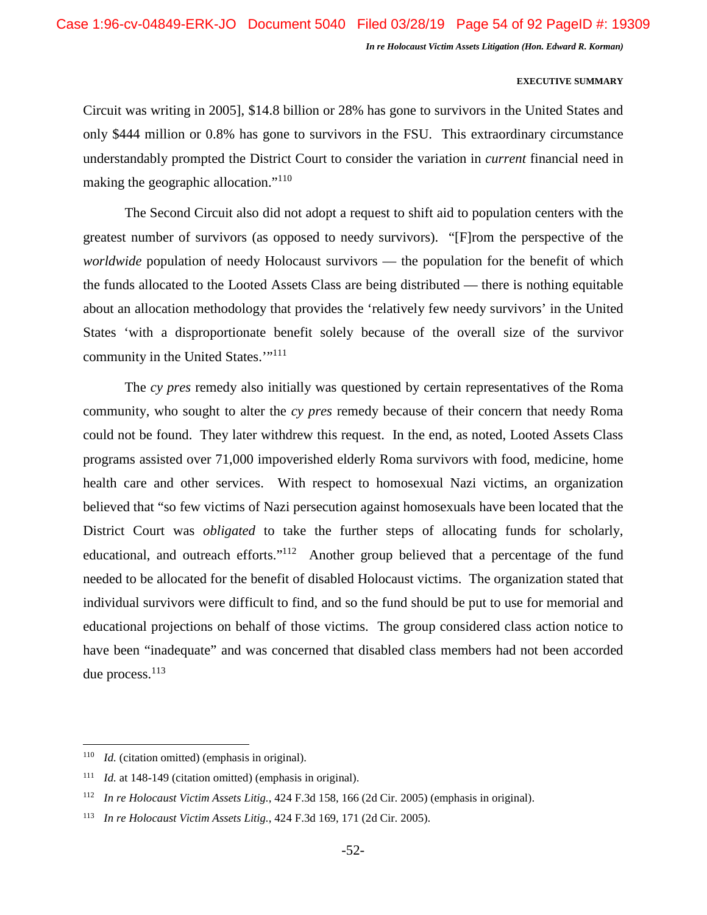Circuit was writing in 2005], $14.8 billion or 28% has gone to survivors in the United States and only $444 million or 0.8% has gone to survivors in the FSU. This extraordinary circumstance understandably prompted the District Court to consider the variation in *current* financial need in making the geographic allocation.'"[110]

The Second Circuit also did not adopt a request to shift aid to population centers with the greatest number of survivors (as opposed to needy survivors). "[F]rom the perspective of the *worldwide* population of needy Holocaust survivors — the population for the benefit of which the funds allocated to the Looted Assets Class are being distributed — there is nothing equitable about an allocation methodology that provides the 'relatively few needy survivors' in the United States 'with a disproportionate benefit solely because of the overall size of the survivor community in the United States.'"[111]

The *cy pres* remedy also initially was questioned by certain representatives of the Roma community, who sought to alter the *cy pres* remedy because of their concern that needy Roma could not be found. They later withdrew this request. In the end, as noted, Looted Assets Class programs assisted over 71,000 impoverished elderly Roma survivors with food, medicine, home health care and other services. With respect to homosexual Nazi victims, an organization believed that "so few victims of Nazi persecution against homosexuals have been located that the District Court was *obligated* to take the further steps of allocating funds for scholarly, educational, and outreach efforts."[112] Another group believed that a percentage of the fund needed to be allocated for the benefit of disabled Holocaust victims. The organization stated that individual survivors were difficult to find, and so the fund should be put to use for memorial and educational projections on behalf of those victims. The group considered class action notice to have been "inadequate" and was concerned that disabled class members had not been accorded due process.[113]

---

[110] *Id.* (citation omitted) (emphasis in original).

[111] *Id.* at 148-149 (citation omitted) (emphasis in original).

[112] *In re Holocaust Victim Assets Litig.*, 424 F.3d 158, 166 (2d Cir. 2005) (emphasis in original).

[113] *In re Holocaust Victim Assets Litig.*, 424 F.3d 169, 171 (2d Cir. 2005).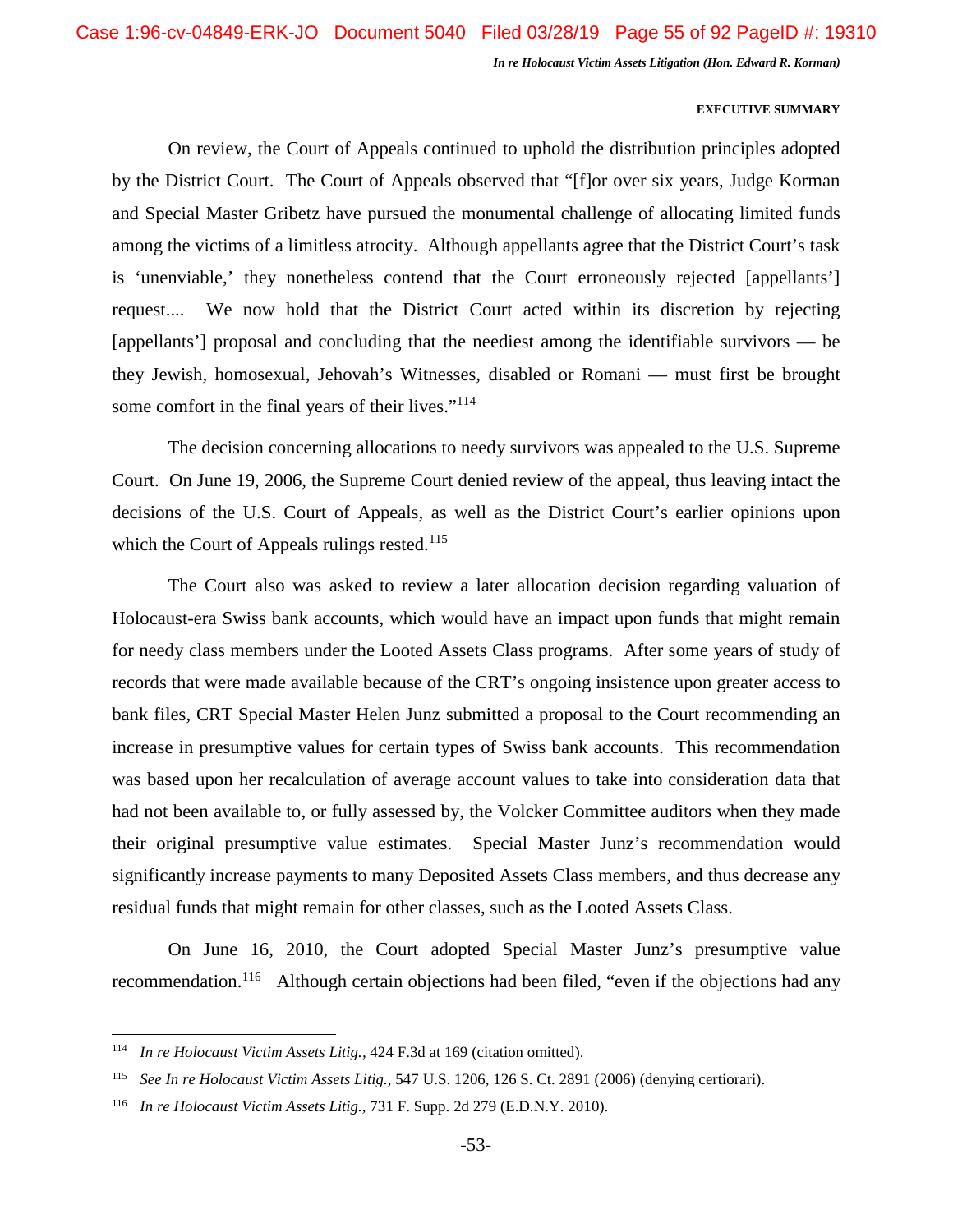On review, the Court of Appeals continued to uphold the distribution principles adopted by the District Court. The Court of Appeals observed that "[f]or over six years, Judge Korman and Special Master Gribetz have pursued the monumental challenge of allocating limited funds among the victims of a limitless atrocity. Although appellants agree that the District Court's task is 'unenviable,' they nonetheless contend that the Court erroneously rejected [appellants'] request.... We now hold that the District Court acted within its discretion by rejecting [appellants'] proposal and concluding that the neediest among the identifiable survivors — be they Jewish, homosexual, Jehovah's Witnesses, disabled or Romani — must first be brought some comfort in the final years of their lives."[114]

The decision concerning allocations to needy survivors was appealed to the U.S. Supreme Court. On June 19, 2006, the Supreme Court denied review of the appeal, thus leaving intact the decisions of the U.S. Court of Appeals, as well as the District Court's earlier opinions upon which the Court of Appeals rulings rested.[115]

The Court also was asked to review a later allocation decision regarding valuation of Holocaust-era Swiss bank accounts, which would have an impact upon funds that might remain for needy class members under the Looted Assets Class programs. After some years of study of records that were made available because of the CRT's ongoing insistence upon greater access to bank files, CRT Special Master Helen Junz submitted a proposal to the Court recommending an increase in presumptive values for certain types of Swiss bank accounts. This recommendation was based upon her recalculation of average account values to take into consideration data that had not been available to, or fully assessed by, the Volcker Committee auditors when they made their original presumptive value estimates. Special Master Junz's recommendation would significantly increase payments to many Deposited Assets Class members, and thus decrease any residual funds that might remain for other classes, such as the Looted Assets Class.

On June 16, 2010, the Court adopted Special Master Junz's presumptive value recommendation.[116] Although certain objections had been filed, "even if the objections had any

---

[114] *In re Holocaust Victim Assets Litig.*, 424 F.3d at 169 (citation omitted).

[115] *See In re Holocaust Victim Assets Litig.*, 547 U.S. 1206, 126 S. Ct. 2891 (2006) (denying certiorari).

[116] *In re Holocaust Victim Assets Litig.*, 731 F. Supp. 2d 279 (E.D.N.Y. 2010).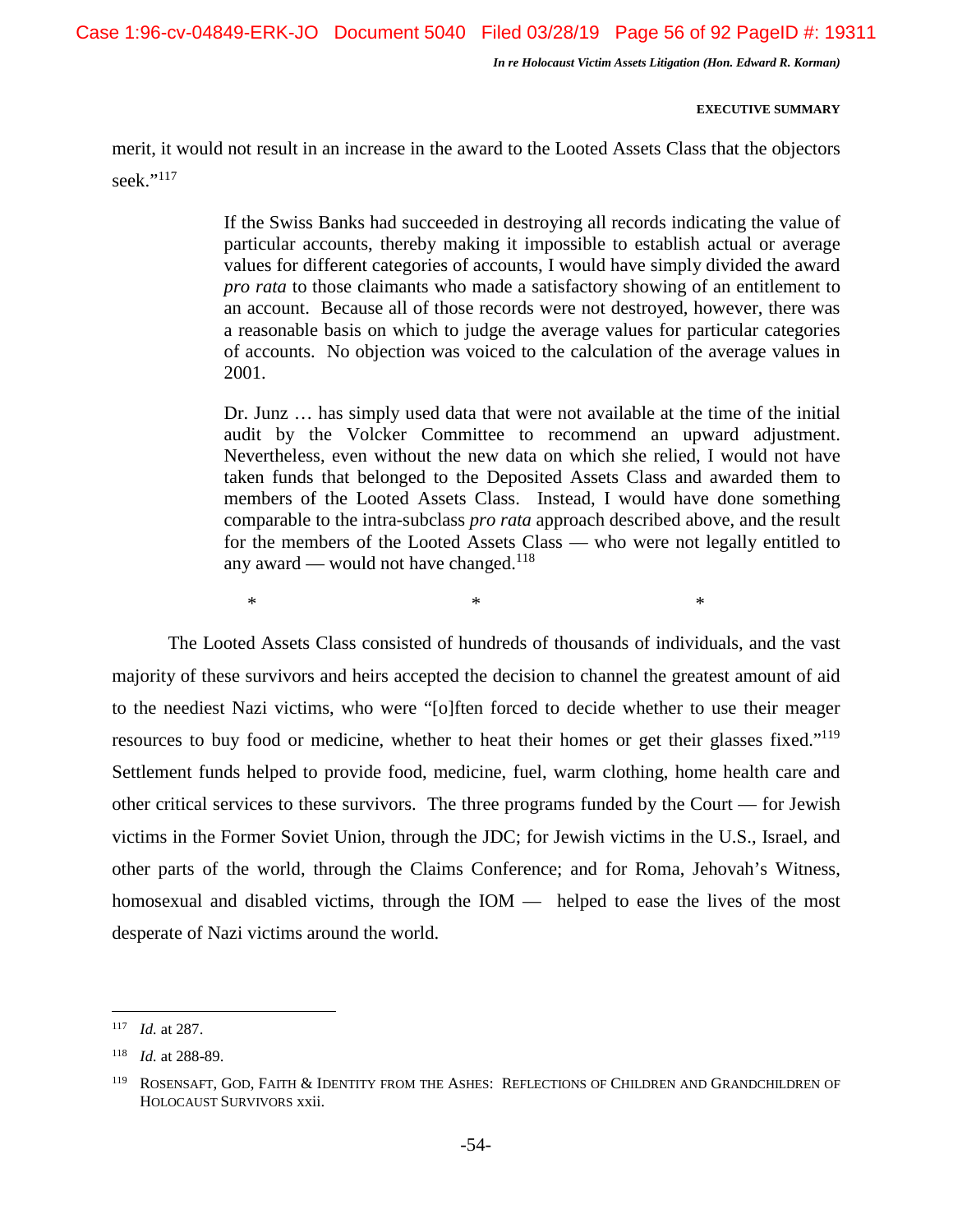merit, it would not result in an increase in the award to the Looted Assets Class that the objectors seek."[117]

> If the Swiss Banks had succeeded in destroying all records indicating the value of particular accounts, thereby making it impossible to establish actual or average values for different categories of accounts, I would have simply divided the award *pro rata* to those claimants who made a satisfactory showing of an entitlement to an account. Because all of those records were not destroyed, however, there was a reasonable basis on which to judge the average values for particular categories of accounts. No objection was voiced to the calculation of the average values in 2001.
>
> Dr. Junz … has simply used data that were not available at the time of the initial audit by the Volcker Committee to recommend an upward adjustment. Nevertheless, even without the new data on which she relied, I would not have taken funds that belonged to the Deposited Assets Class and awarded them to members of the Looted Assets Class. Instead, I would have done something comparable to the intra-subclass *pro rata* approach described above, and the result for the members of the Looted Assets Class — who were not legally entitled to any award — would not have changed.[118]

\* \* \*

The Looted Assets Class consisted of hundreds of thousands of individuals, and the vast majority of these survivors and heirs accepted the decision to channel the greatest amount of aid to the neediest Nazi victims, who were "[o]ften forced to decide whether to use their meager resources to buy food or medicine, whether to heat their homes or get their glasses fixed."[119] Settlement funds helped to provide food, medicine, fuel, warm clothing, home health care and other critical services to these survivors. The three programs funded by the Court — for Jewish victims in the Former Soviet Union, through the JDC; for Jewish victims in the U.S., Israel, and other parts of the world, through the Claims Conference; and for Roma, Jehovah's Witness, homosexual and disabled victims, through the IOM — helped to ease the lives of the most desperate of Nazi victims around the world.

---

[117] *Id.* at 287.

[118] *Id.* at 288-89.

[119] ROSENSAFT, GOD, FAITH & IDENTITY FROM THE ASHES: REFLECTIONS OF CHILDREN AND GRANDCHILDREN OF HOLOCAUST SURVIVORS xxii.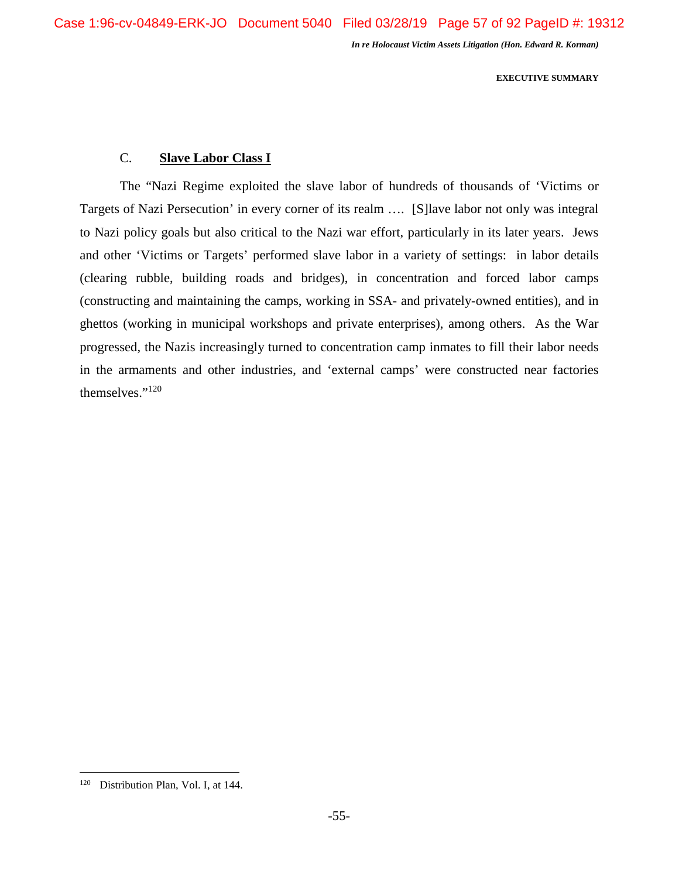### C. **Slave Labor Class I**

The "Nazi Regime exploited the slave labor of hundreds of thousands of 'Victims or Targets of Nazi Persecution' in every corner of its realm …. [S]lave labor not only was integral to Nazi policy goals but also critical to the Nazi war effort, particularly in its later years. Jews and other 'Victims or Targets' performed slave labor in a variety of settings: in labor details (clearing rubble, building roads and bridges), in concentration and forced labor camps (constructing and maintaining the camps, working in SSA- and privately-owned entities), and in ghettos (working in municipal workshops and private enterprises), among others. As the War progressed, the Nazis increasingly turned to concentration camp inmates to fill their labor needs in the armaments and other industries, and 'external camps' were constructed near factories themselves."[120]

---

[120] Distribution Plan, Vol. I, at 144.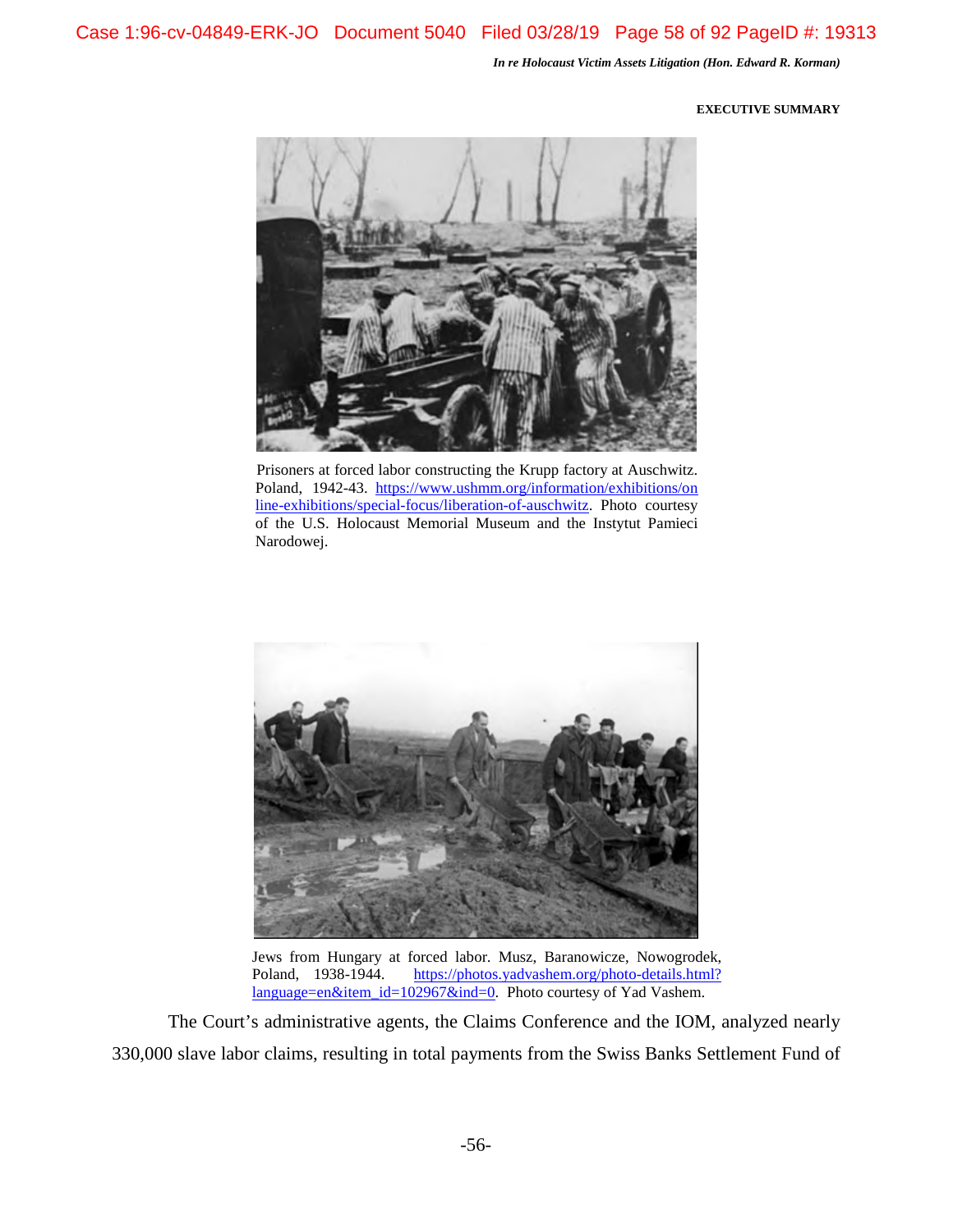**EXECUTIVE SUMMARY**

Prisoners at forced labor constructing the Krupp factory at Auschwitz. Poland, 1942-43. [https://www.ushmm.org/information/exhibitions/online-exhibitions/special-focus/liberation-of-auschwitz](https://www.ushmm.org/information/exhibitions/online-exhibitions/special-focus/liberation-of-auschwitz). Photo courtesy of the U.S. Holocaust Memorial Museum and the Instytut Pamieci Narodowej.

Jews from Hungary at forced labor. Musz, Baranowicze, Nowogrodek, Poland, 1938-1944. [https://photos.yadvashem.org/photo-details.html?language=en&item_id=102967&ind=0](https://photos.yadvashem.org/photo-details.html?language=en&item_id=102967&ind=0). Photo courtesy of Yad Vashem.

The Court's administrative agents, the Claims Conference and the IOM, analyzed nearly 330,000 slave labor claims, resulting in total payments from the Swiss Banks Settlement Fund of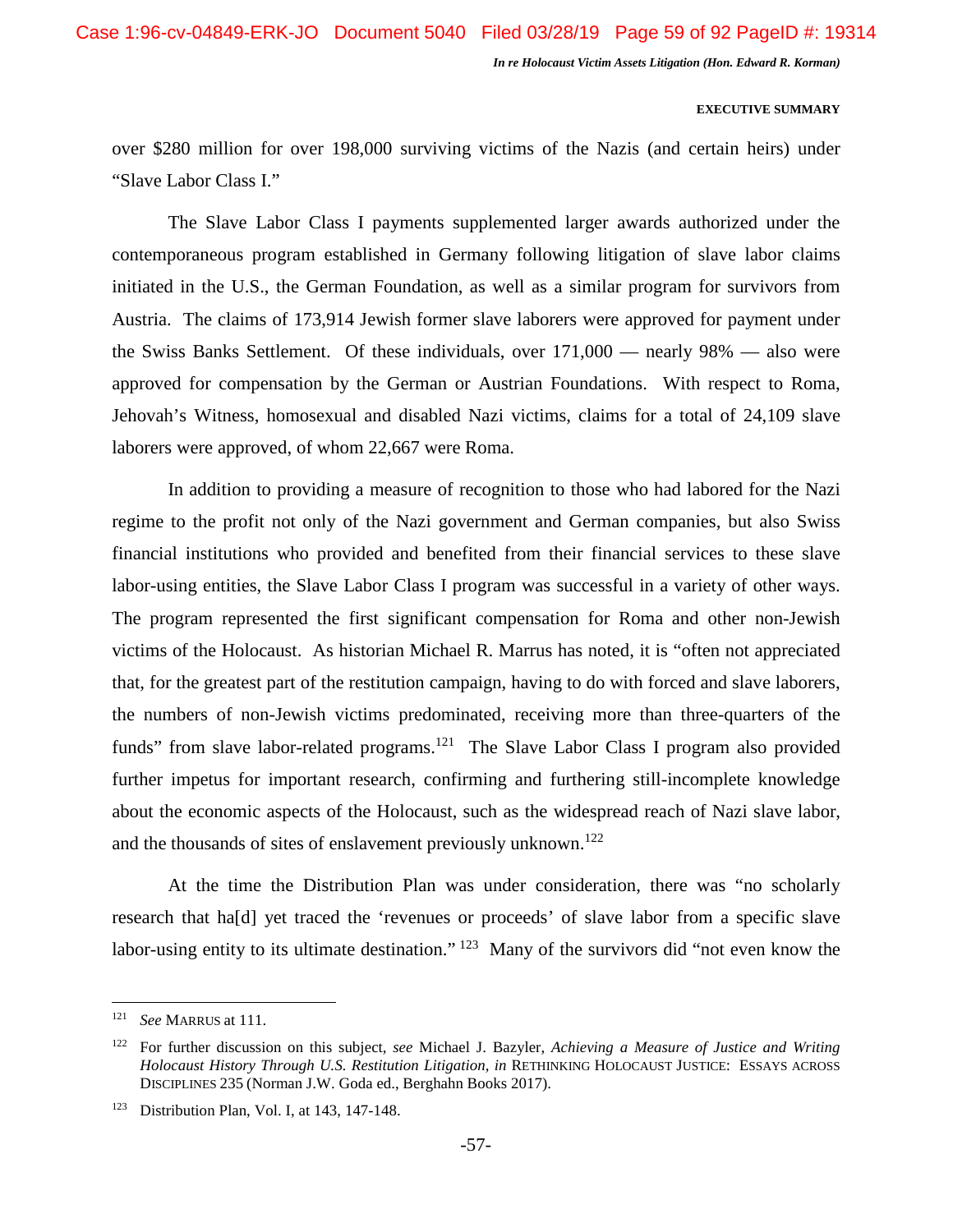over $280 million for over 198,000 surviving victims of the Nazis (and certain heirs) under "Slave Labor Class I."

The Slave Labor Class I payments supplemented larger awards authorized under the contemporaneous program established in Germany following litigation of slave labor claims initiated in the U.S., the German Foundation, as well as a similar program for survivors from Austria. The claims of 173,914 Jewish former slave laborers were approved for payment under the Swiss Banks Settlement. Of these individuals, over 171,000 — nearly 98% — also were approved for compensation by the German or Austrian Foundations. With respect to Roma, Jehovah's Witness, homosexual and disabled Nazi victims, claims for a total of 24,109 slave laborers were approved, of whom 22,667 were Roma.

In addition to providing a measure of recognition to those who had labored for the Nazi regime to the profit not only of the Nazi government and German companies, but also Swiss financial institutions who provided and benefited from their financial services to these slave labor-using entities, the Slave Labor Class I program was successful in a variety of other ways. The program represented the first significant compensation for Roma and other non-Jewish victims of the Holocaust. As historian Michael R. Marrus has noted, it is "often not appreciated that, for the greatest part of the restitution campaign, having to do with forced and slave laborers, the numbers of non-Jewish victims predominated, receiving more than three-quarters of the funds" from slave labor-related programs.[121] The Slave Labor Class I program also provided further impetus for important research, confirming and furthering still-incomplete knowledge about the economic aspects of the Holocaust, such as the widespread reach of Nazi slave labor, and the thousands of sites of enslavement previously unknown.[122]

At the time the Distribution Plan was under consideration, there was "no scholarly research that ha[d] yet traced the 'revenues or proceeds' of slave labor from a specific slave labor-using entity to its ultimate destination."[123] Many of the survivors did "not even know the

---

[121] *See* MARRUS at 111.

[122] For further discussion on this subject, *see* Michael J. Bazyler, *Achieving a Measure of Justice and Writing Holocaust History Through U.S. Restitution Litigation*, *in* RETHINKING HOLOCAUST JUSTICE: ESSAYS ACROSS DISCIPLINES 235 (Norman J.W. Goda ed., Berghahn Books 2017).

[123] Distribution Plan, Vol. I, at 143, 147-148.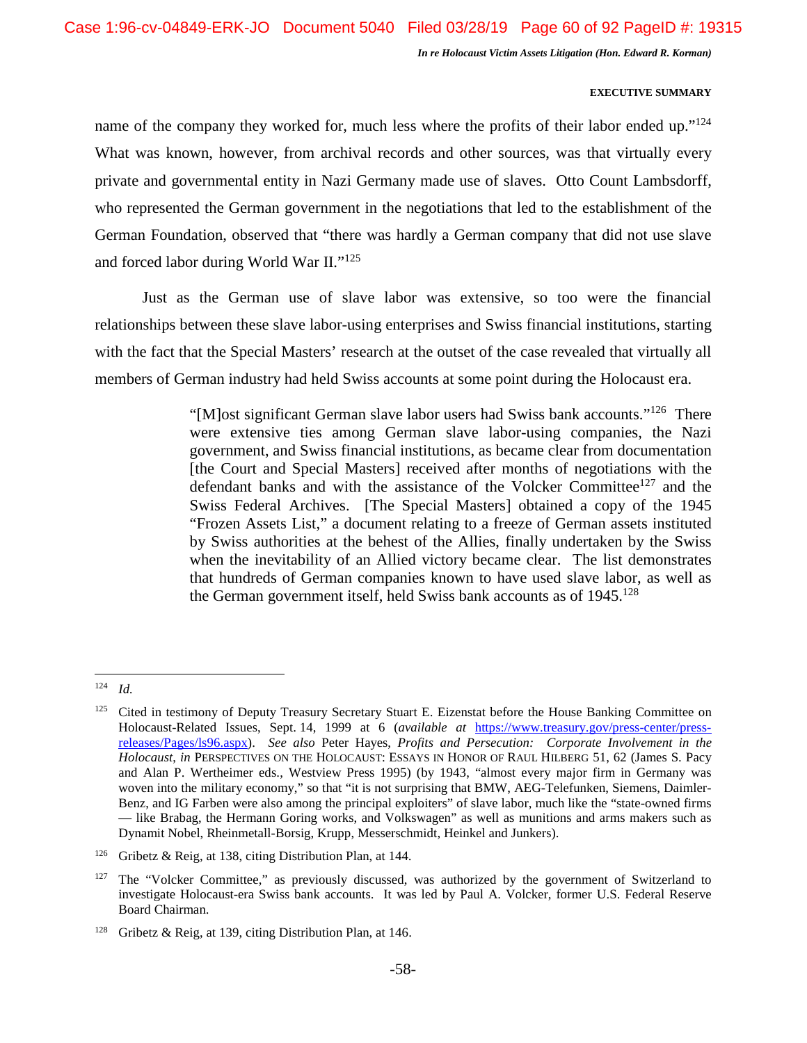name of the company they worked for, much less where the profits of their labor ended up."[124] What was known, however, from archival records and other sources, was that virtually every private and governmental entity in Nazi Germany made use of slaves. Otto Count Lambsdorff, who represented the German government in the negotiations that led to the establishment of the German Foundation, observed that "there was hardly a German company that did not use slave and forced labor during World War II."[125]

Just as the German use of slave labor was extensive, so too were the financial relationships between these slave labor-using enterprises and Swiss financial institutions, starting with the fact that the Special Masters' research at the outset of the case revealed that virtually all members of German industry had held Swiss accounts at some point during the Holocaust era.

> "[M]ost significant German slave labor users had Swiss bank accounts."[126] There were extensive ties among German slave labor-using companies, the Nazi government, and Swiss financial institutions, as became clear from documentation [the Court and Special Masters] received after months of negotiations with the defendant banks and with the assistance of the Volcker Committee[127] and the Swiss Federal Archives. [The Special Masters] obtained a copy of the 1945 "Frozen Assets List," a document relating to a freeze of German assets instituted by Swiss authorities at the behest of the Allies, finally undertaken by the Swiss when the inevitability of an Allied victory became clear. The list demonstrates that hundreds of German companies known to have used slave labor, as well as the German government itself, held Swiss bank accounts as of 1945.[128]

---

[124] *Id.*

[125] Cited in testimony of Deputy Treasury Secretary Stuart E. Eizenstat before the House Banking Committee on Holocaust-Related Issues, Sept. 14, 1999 at 6 (*available at* https://www.treasury.gov/press-center/press-releases/Pages/ls96.aspx). *See also* Peter Hayes, *Profits and Persecution: Corporate Involvement in the Holocaust*, *in* PERSPECTIVES ON THE HOLOCAUST: ESSAYS IN HONOR OF RAUL HILBERG 51, 62 (James S. Pacy and Alan P. Wertheimer eds., Westview Press 1995) (by 1943, "almost every major firm in Germany was woven into the military economy," so that "it is not surprising that BMW, AEG-Telefunken, Siemens, Daimler-Benz, and IG Farben were also among the principal exploiters" of slave labor, much like the "state-owned firms — like Brabag, the Hermann Goring works, and Volkswagen" as well as munitions and arms makers such as Dynamit Nobel, Rheinmetall-Borsig, Krupp, Messerschmidt, Heinkel and Junkers).

[126] Gribetz & Reig, at 138, citing Distribution Plan, at 144.

[127] The "Volcker Committee," as previously discussed, was authorized by the government of Switzerland to investigate Holocaust-era Swiss bank accounts. It was led by Paul A. Volcker, former U.S. Federal Reserve Board Chairman.

[128] Gribetz & Reig, at 139, citing Distribution Plan, at 146.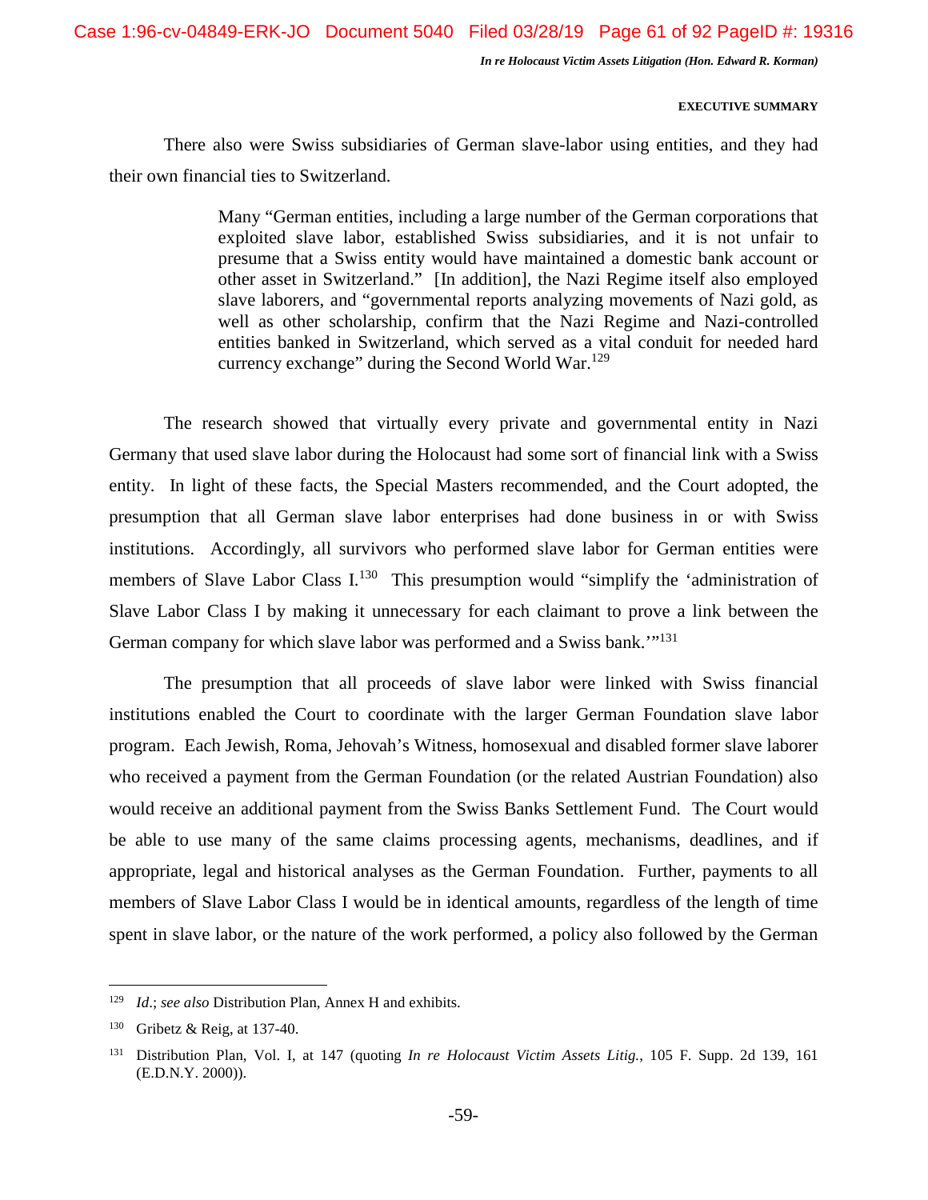There also were Swiss subsidiaries of German slave-labor using entities, and they had their own financial ties to Switzerland.

> Many "German entities, including a large number of the German corporations that exploited slave labor, established Swiss subsidiaries, and it is not unfair to presume that a Swiss entity would have maintained a domestic bank account or other asset in Switzerland." [In addition], the Nazi Regime itself also employed slave laborers, and "governmental reports analyzing movements of Nazi gold, as well as other scholarship, confirm that the Nazi Regime and Nazi-controlled entities banked in Switzerland, which served as a vital conduit for needed hard currency exchange" during the Second World War.[129]

The research showed that virtually every private and governmental entity in Nazi Germany that used slave labor during the Holocaust had some sort of financial link with a Swiss entity. In light of these facts, the Special Masters recommended, and the Court adopted, the presumption that all German slave labor enterprises had done business in or with Swiss institutions. Accordingly, all survivors who performed slave labor for German entities were members of Slave Labor Class I.[130] This presumption would "simplify the 'administration of Slave Labor Class I by making it unnecessary for each claimant to prove a link between the German company for which slave labor was performed and a Swiss bank.'"[131]

The presumption that all proceeds of slave labor were linked with Swiss financial institutions enabled the Court to coordinate with the larger German Foundation slave labor program. Each Jewish, Roma, Jehovah's Witness, homosexual and disabled former slave laborer who received a payment from the German Foundation (or the related Austrian Foundation) also would receive an additional payment from the Swiss Banks Settlement Fund. The Court would be able to use many of the same claims processing agents, mechanisms, deadlines, and if appropriate, legal and historical analyses as the German Foundation. Further, payments to all members of Slave Labor Class I would be in identical amounts, regardless of the length of time spent in slave labor, or the nature of the work performed, a policy also followed by the German

---

[129] *Id.*; *see also* Distribution Plan, Annex H and exhibits.

[130] Gribetz & Reig, at 137-40.

[131] Distribution Plan, Vol. I, at 147 (quoting *In re Holocaust Victim Assets Litig.*, 105 F. Supp. 2d 139, 161 (E.D.N.Y. 2000)).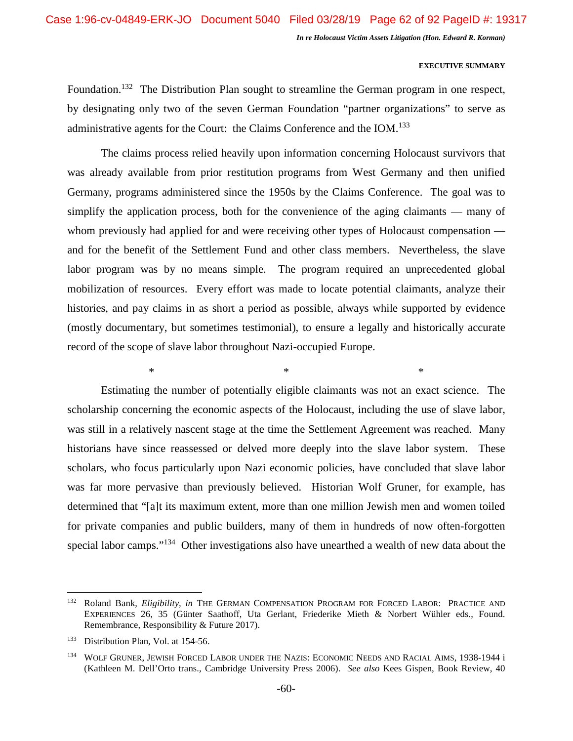Foundation.[132] The Distribution Plan sought to streamline the German program in one respect, by designating only two of the seven German Foundation "partner organizations" to serve as administrative agents for the Court: the Claims Conference and the IOM.[133]

The claims process relied heavily upon information concerning Holocaust survivors that was already available from prior restitution programs from West Germany and then unified Germany, programs administered since the 1950s by the Claims Conference. The goal was to simplify the application process, both for the convenience of the aging claimants — many of whom previously had applied for and were receiving other types of Holocaust compensation — and for the benefit of the Settlement Fund and other class members. Nevertheless, the slave labor program was by no means simple. The program required an unprecedented global mobilization of resources. Every effort was made to locate potential claimants, analyze their histories, and pay claims in as short a period as possible, always while supported by evidence (mostly documentary, but sometimes testimonial), to ensure a legally and historically accurate record of the scope of slave labor throughout Nazi-occupied Europe.

\*                    \*                    \*

Estimating the number of potentially eligible claimants was not an exact science. The scholarship concerning the economic aspects of the Holocaust, including the use of slave labor, was still in a relatively nascent stage at the time the Settlement Agreement was reached. Many historians have since reassessed or delved more deeply into the slave labor system. These scholars, who focus particularly upon Nazi economic policies, have concluded that slave labor was far more pervasive than previously believed. Historian Wolf Gruner, for example, has determined that "[a]t its maximum extent, more than one million Jewish men and women toiled for private companies and public builders, many of them in hundreds of now often-forgotten special labor camps."[134] Other investigations also have unearthed a wealth of new data about the

---

[132] Roland Bank, *Eligibility*, *in* THE GERMAN COMPENSATION PROGRAM FOR FORCED LABOR: PRACTICE AND EXPERIENCES 26, 35 (Günter Saathoff, Uta Gerlant, Friederike Mieth & Norbert Wühler eds., Found. Remembrance, Responsibility & Future 2017).

[133] Distribution Plan, Vol. at 154-56.

[134] WOLF GRUNER, JEWISH FORCED LABOR UNDER THE NAZIS: ECONOMIC NEEDS AND RACIAL AIMS, 1938-1944 i (Kathleen M. Dell'Orto trans., Cambridge University Press 2006). *See also* Kees Gispen, Book Review, 40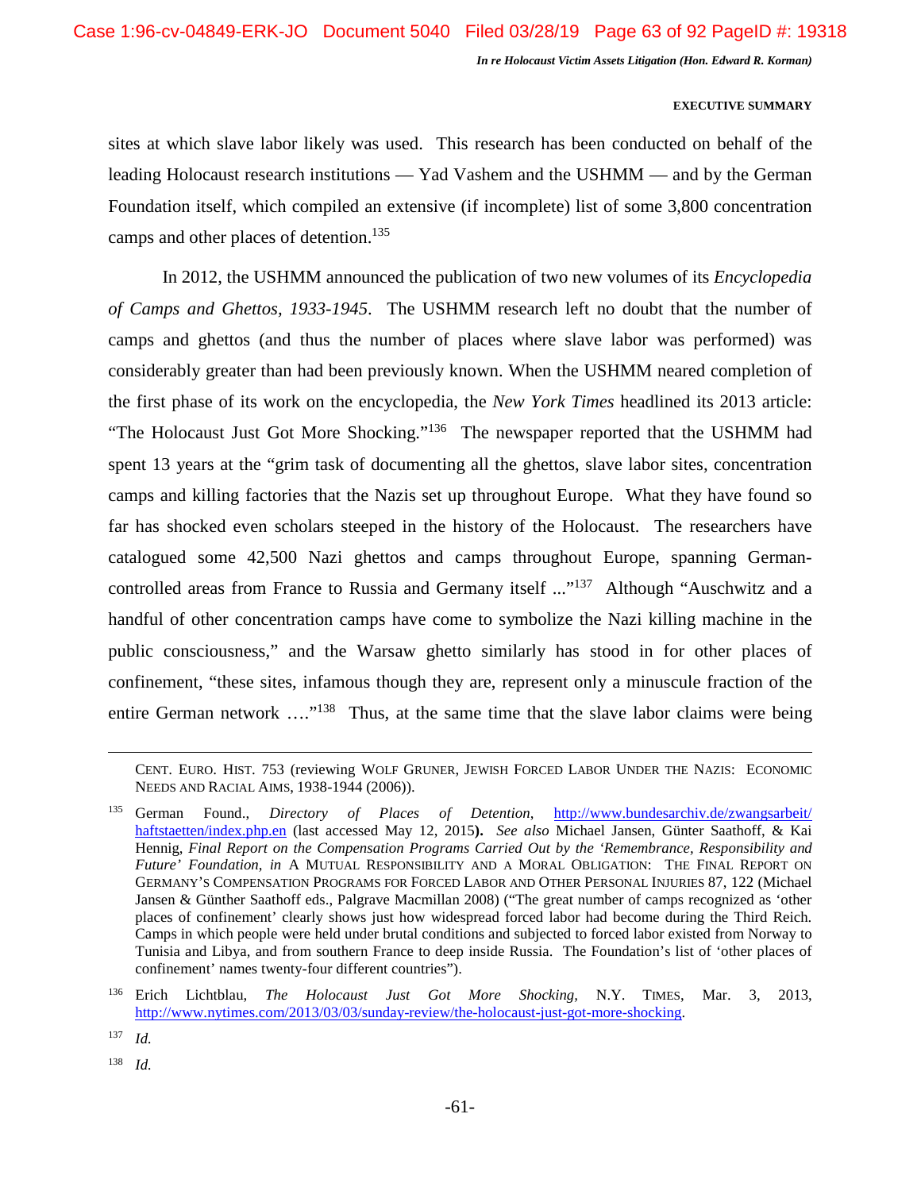sites at which slave labor likely was used. This research has been conducted on behalf of the leading Holocaust research institutions — Yad Vashem and the USHMM — and by the German Foundation itself, which compiled an extensive (if incomplete) list of some 3,800 concentration camps and other places of detention.[135]

In 2012, the USHMM announced the publication of two new volumes of its *Encyclopedia of Camps and Ghettos, 1933-1945*. The USHMM research left no doubt that the number of camps and ghettos (and thus the number of places where slave labor was performed) was considerably greater than had been previously known. When the USHMM neared completion of the first phase of its work on the encyclopedia, the *New York Times* headlined its 2013 article: "The Holocaust Just Got More Shocking."[136] The newspaper reported that the USHMM had spent 13 years at the "grim task of documenting all the ghettos, slave labor sites, concentration camps and killing factories that the Nazis set up throughout Europe. What they have found so far has shocked even scholars steeped in the history of the Holocaust. The researchers have catalogued some 42,500 Nazi ghettos and camps throughout Europe, spanning German-controlled areas from France to Russia and Germany itself ..."[137] Although "Auschwitz and a handful of other concentration camps have come to symbolize the Nazi killing machine in the public consciousness," and the Warsaw ghetto similarly has stood in for other places of confinement, "these sites, infamous though they are, represent only a minuscule fraction of the entire German network …."[138] Thus, at the same time that the slave labor claims were being

---

CENT. EURO. HIST. 753 (reviewing WOLF GRUNER, JEWISH FORCED LABOR UNDER THE NAZIS: ECONOMIC NEEDS AND RACIAL AIMS, 1938-1944 (2006)).

[135] German Found., *Directory of Places of Detention*, http://www.bundesarchiv.de/zwangsarbeit/haftstaetten/index.php.en (last accessed May 12, 2015). *See also* Michael Jansen, Günter Saathoff, & Kai Hennig, *Final Report on the Compensation Programs Carried Out by the 'Remembrance, Responsibility and Future' Foundation*, *in* A MUTUAL RESPONSIBILITY AND A MORAL OBLIGATION: THE FINAL REPORT ON GERMANY'S COMPENSATION PROGRAMS FOR FORCED LABOR AND OTHER PERSONAL INJURIES 87, 122 (Michael Jansen & Günther Saathoff eds., Palgrave Macmillan 2008) ("The great number of camps recognized as 'other places of confinement' clearly shows just how widespread forced labor had become during the Third Reich. Camps in which people were held under brutal conditions and subjected to forced labor existed from Norway to Tunisia and Libya, and from southern France to deep inside Russia. The Foundation's list of 'other places of confinement' names twenty-four different countries").

[136] Erich Lichtblau, *The Holocaust Just Got More Shocking*, N.Y. TIMES, Mar. 3, 2013, http://www.nytimes.com/2013/03/03/sunday-review/the-holocaust-just-got-more-shocking.

[137] *Id.*

[138] *Id.*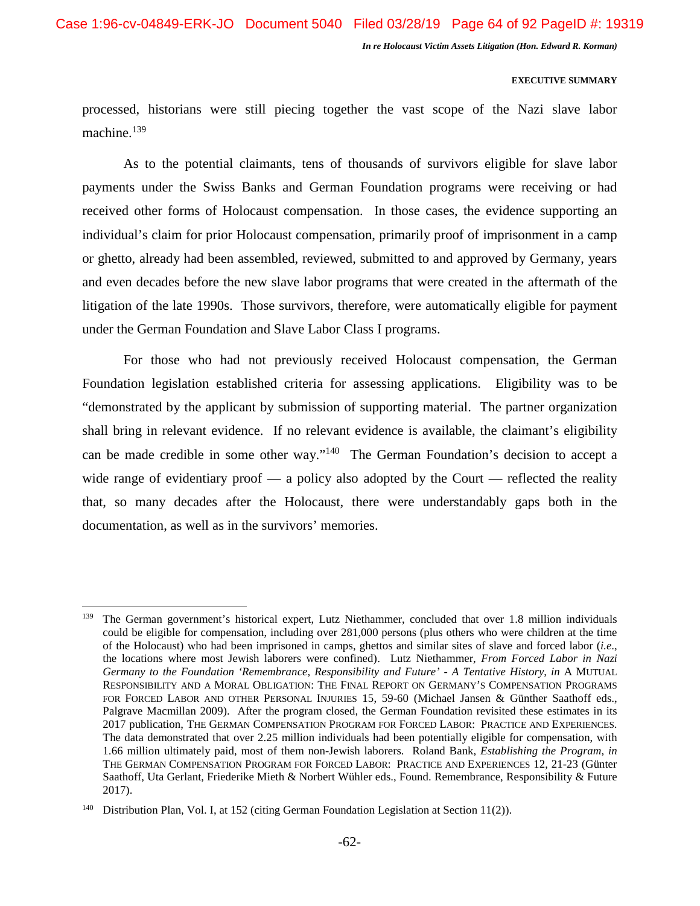processed, historians were still piecing together the vast scope of the Nazi slave labor machine.[139]

As to the potential claimants, tens of thousands of survivors eligible for slave labor payments under the Swiss Banks and German Foundation programs were receiving or had received other forms of Holocaust compensation. In those cases, the evidence supporting an individual's claim for prior Holocaust compensation, primarily proof of imprisonment in a camp or ghetto, already had been assembled, reviewed, submitted to and approved by Germany, years and even decades before the new slave labor programs that were created in the aftermath of the litigation of the late 1990s. Those survivors, therefore, were automatically eligible for payment under the German Foundation and Slave Labor Class I programs.

For those who had not previously received Holocaust compensation, the German Foundation legislation established criteria for assessing applications. Eligibility was to be "demonstrated by the applicant by submission of supporting material. The partner organization shall bring in relevant evidence. If no relevant evidence is available, the claimant's eligibility can be made credible in some other way."[140] The German Foundation's decision to accept a wide range of evidentiary proof — a policy also adopted by the Court — reflected the reality that, so many decades after the Holocaust, there were understandably gaps both in the documentation, as well as in the survivors' memories.

---

[139] The German government's historical expert, Lutz Niethammer, concluded that over 1.8 million individuals could be eligible for compensation, including over 281,000 persons (plus others who were children at the time of the Holocaust) who had been imprisoned in camps, ghettos and similar sites of slave and forced labor (*i.e.*, the locations where most Jewish laborers were confined). Lutz Niethammer, *From Forced Labor in Nazi Germany to the Foundation 'Remembrance, Responsibility and Future' - A Tentative History*, *in* A MUTUAL RESPONSIBILITY AND A MORAL OBLIGATION: THE FINAL REPORT ON GERMANY'S COMPENSATION PROGRAMS FOR FORCED LABOR AND OTHER PERSONAL INJURIES 15, 59-60 (Michael Jansen & Günther Saathoff eds., Palgrave Macmillan 2009). After the program closed, the German Foundation revisited these estimates in its 2017 publication, THE GERMAN COMPENSATION PROGRAM FOR FORCED LABOR: PRACTICE AND EXPERIENCES. The data demonstrated that over 2.25 million individuals had been potentially eligible for compensation, with 1.66 million ultimately paid, most of them non-Jewish laborers. Roland Bank, *Establishing the Program*, *in* THE GERMAN COMPENSATION PROGRAM FOR FORCED LABOR: PRACTICE AND EXPERIENCES 12, 21-23 (Günter Saathoff, Uta Gerlant, Friederike Mieth & Norbert Wühler eds., Found. Remembrance, Responsibility & Future 2017).

[140] Distribution Plan, Vol. I, at 152 (citing German Foundation Legislation at Section 11(2)).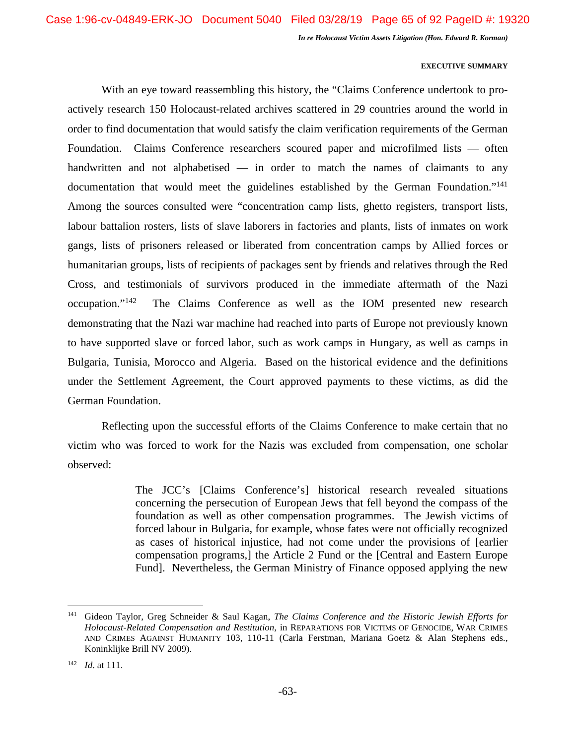With an eye toward reassembling this history, the "Claims Conference undertook to pro-actively research 150 Holocaust-related archives scattered in 29 countries around the world in order to find documentation that would satisfy the claim verification requirements of the German Foundation. Claims Conference researchers scoured paper and microfilmed lists — often handwritten and not alphabetised — in order to match the names of claimants to any documentation that would meet the guidelines established by the German Foundation."[141] Among the sources consulted were "concentration camp lists, ghetto registers, transport lists, labour battalion rosters, lists of slave laborers in factories and plants, lists of inmates on work gangs, lists of prisoners released or liberated from concentration camps by Allied forces or humanitarian groups, lists of recipients of packages sent by friends and relatives through the Red Cross, and testimonials of survivors produced in the immediate aftermath of the Nazi occupation."[142] The Claims Conference as well as the IOM presented new research demonstrating that the Nazi war machine had reached into parts of Europe not previously known to have supported slave or forced labor, such as work camps in Hungary, as well as camps in Bulgaria, Tunisia, Morocco and Algeria. Based on the historical evidence and the definitions under the Settlement Agreement, the Court approved payments to these victims, as did the German Foundation.

Reflecting upon the successful efforts of the Claims Conference to make certain that no victim who was forced to work for the Nazis was excluded from compensation, one scholar observed:

> The JCC's [Claims Conference's] historical research revealed situations concerning the persecution of European Jews that fell beyond the compass of the foundation as well as other compensation programmes. The Jewish victims of forced labour in Bulgaria, for example, whose fates were not officially recognized as cases of historical injustice, had not come under the provisions of [earlier compensation programs,] the Article 2 Fund or the [Central and Eastern Europe Fund]. Nevertheless, the German Ministry of Finance opposed applying the new

---

[141] Gideon Taylor, Greg Schneider & Saul Kagan, *The Claims Conference and the Historic Jewish Efforts for Holocaust-Related Compensation and Restitution*, in REPARATIONS FOR VICTIMS OF GENOCIDE, WAR CRIMES AND CRIMES AGAINST HUMANITY 103, 110-11 (Carla Ferstman, Mariana Goetz & Alan Stephens eds., Koninklijke Brill NV 2009).

[142] *Id*. at 111.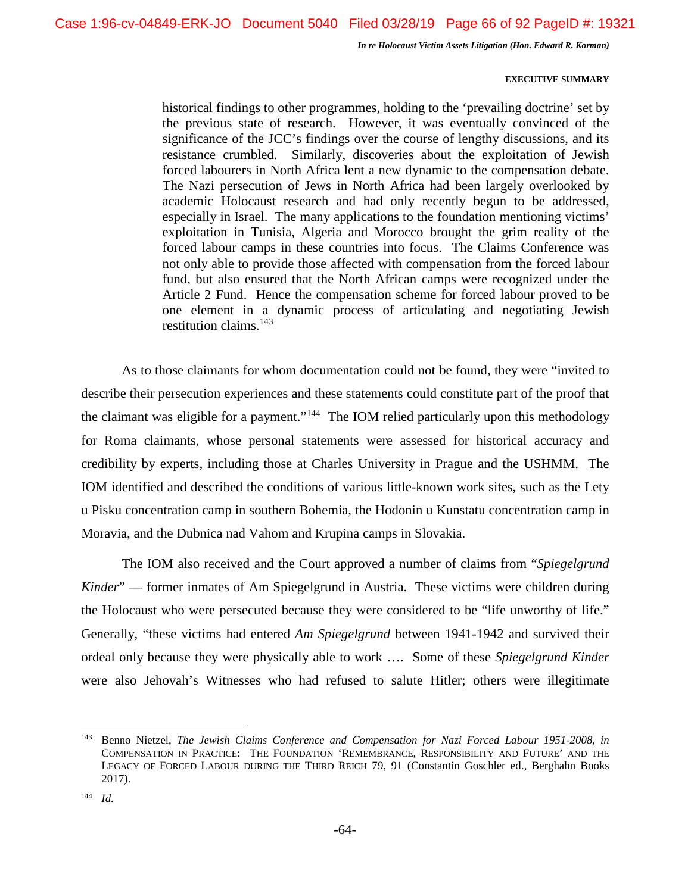> historical findings to other programmes, holding to the 'prevailing doctrine' set by the previous state of research. However, it was eventually convinced of the significance of the JCC's findings over the course of lengthy discussions, and its resistance crumbled. Similarly, discoveries about the exploitation of Jewish forced labourers in North Africa lent a new dynamic to the compensation debate. The Nazi persecution of Jews in North Africa had been largely overlooked by academic Holocaust research and had only recently begun to be addressed, especially in Israel. The many applications to the foundation mentioning victims' exploitation in Tunisia, Algeria and Morocco brought the grim reality of the forced labour camps in these countries into focus. The Claims Conference was not only able to provide those affected with compensation from the forced labour fund, but also ensured that the North African camps were recognized under the Article 2 Fund. Hence the compensation scheme for forced labour proved to be one element in a dynamic process of articulating and negotiating Jewish restitution claims.[143]

As to those claimants for whom documentation could not be found, they were "invited to describe their persecution experiences and these statements could constitute part of the proof that the claimant was eligible for a payment."[144] The IOM relied particularly upon this methodology for Roma claimants, whose personal statements were assessed for historical accuracy and credibility by experts, including those at Charles University in Prague and the USHMM. The IOM identified and described the conditions of various little-known work sites, such as the Lety u Pisku concentration camp in southern Bohemia, the Hodonin u Kunstatu concentration camp in Moravia, and the Dubnica nad Vahom and Krupina camps in Slovakia.

The IOM also received and the Court approved a number of claims from "*Spiegelgrund Kinder*" — former inmates of Am Spiegelgrund in Austria. These victims were children during the Holocaust who were persecuted because they were considered to be "life unworthy of life." Generally, "these victims had entered *Am Spiegelgrund* between 1941-1942 and survived their ordeal only because they were physically able to work …. Some of these *Spiegelgrund Kinder* were also Jehovah's Witnesses who had refused to salute Hitler; others were illegitimate

---

[143] Benno Nietzel, *The Jewish Claims Conference and Compensation for Nazi Forced Labour 1951-2008*, *in* COMPENSATION IN PRACTICE: THE FOUNDATION 'REMEMBRANCE, RESPONSIBILITY AND FUTURE' AND THE LEGACY OF FORCED LABOUR DURING THE THIRD REICH 79, 91 (Constantin Goschler ed., Berghahn Books 2017).

[144] *Id.*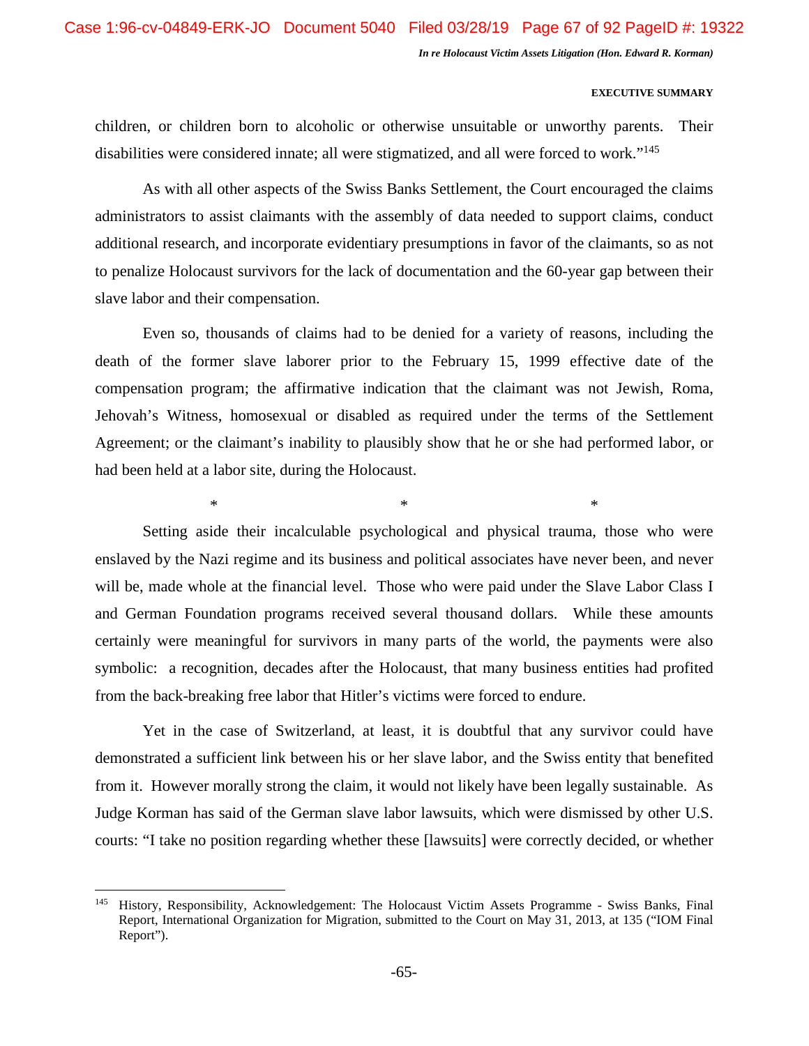children, or children born to alcoholic or otherwise unsuitable or unworthy parents. Their disabilities were considered innate; all were stigmatized, and all were forced to work."[145]

As with all other aspects of the Swiss Banks Settlement, the Court encouraged the claims administrators to assist claimants with the assembly of data needed to support claims, conduct additional research, and incorporate evidentiary presumptions in favor of the claimants, so as not to penalize Holocaust survivors for the lack of documentation and the 60-year gap between their slave labor and their compensation.

Even so, thousands of claims had to be denied for a variety of reasons, including the death of the former slave laborer prior to the February 15, 1999 effective date of the compensation program; the affirmative indication that the claimant was not Jewish, Roma, Jehovah's Witness, homosexual or disabled as required under the terms of the Settlement Agreement; or the claimant's inability to plausibly show that he or she had performed labor, or had been held at a labor site, during the Holocaust.

\* \* \*

Setting aside their incalculable psychological and physical trauma, those who were enslaved by the Nazi regime and its business and political associates have never been, and never will be, made whole at the financial level. Those who were paid under the Slave Labor Class I and German Foundation programs received several thousand dollars. While these amounts certainly were meaningful for survivors in many parts of the world, the payments were also symbolic: a recognition, decades after the Holocaust, that many business entities had profited from the back-breaking free labor that Hitler's victims were forced to endure.

Yet in the case of Switzerland, at least, it is doubtful that any survivor could have demonstrated a sufficient link between his or her slave labor, and the Swiss entity that benefited from it. However morally strong the claim, it would not likely have been legally sustainable. As Judge Korman has said of the German slave labor lawsuits, which were dismissed by other U.S. courts: "I take no position regarding whether these [lawsuits] were correctly decided, or whether

---

[145] History, Responsibility, Acknowledgement: The Holocaust Victim Assets Programme - Swiss Banks, Final Report, International Organization for Migration, submitted to the Court on May 31, 2013, at 135 ("IOM Final Report").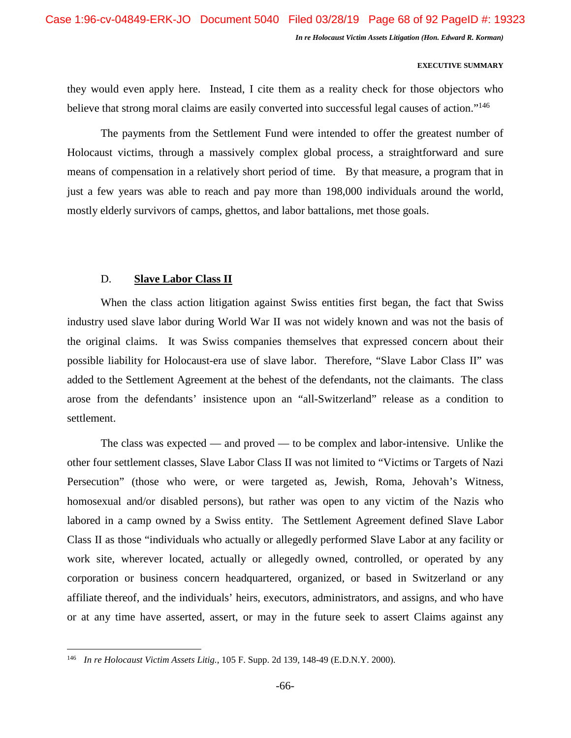they would even apply here. Instead, I cite them as a reality check for those objectors who believe that strong moral claims are easily converted into successful legal causes of action."[146]

The payments from the Settlement Fund were intended to offer the greatest number of Holocaust victims, through a massively complex global process, a straightforward and sure means of compensation in a relatively short period of time. By that measure, a program that in just a few years was able to reach and pay more than 198,000 individuals around the world, mostly elderly survivors of camps, ghettos, and labor battalions, met those goals.

### D. Slave Labor Class II

When the class action litigation against Swiss entities first began, the fact that Swiss industry used slave labor during World War II was not widely known and was not the basis of the original claims. It was Swiss companies themselves that expressed concern about their possible liability for Holocaust-era use of slave labor. Therefore, "Slave Labor Class II" was added to the Settlement Agreement at the behest of the defendants, not the claimants. The class arose from the defendants' insistence upon an "all-Switzerland" release as a condition to settlement.

The class was expected — and proved — to be complex and labor-intensive. Unlike the other four settlement classes, Slave Labor Class II was not limited to "Victims or Targets of Nazi Persecution" (those who were, or were targeted as, Jewish, Roma, Jehovah's Witness, homosexual and/or disabled persons), but rather was open to any victim of the Nazis who labored in a camp owned by a Swiss entity. The Settlement Agreement defined Slave Labor Class II as those "individuals who actually or allegedly performed Slave Labor at any facility or work site, wherever located, actually or allegedly owned, controlled, or operated by any corporation or business concern headquartered, organized, or based in Switzerland or any affiliate thereof, and the individuals' heirs, executors, administrators, and assigns, and who have or at any time have asserted, assert, or may in the future seek to assert Claims against any

---

[146] *In re Holocaust Victim Assets Litig.*, 105 F. Supp. 2d 139, 148-49 (E.D.N.Y. 2000).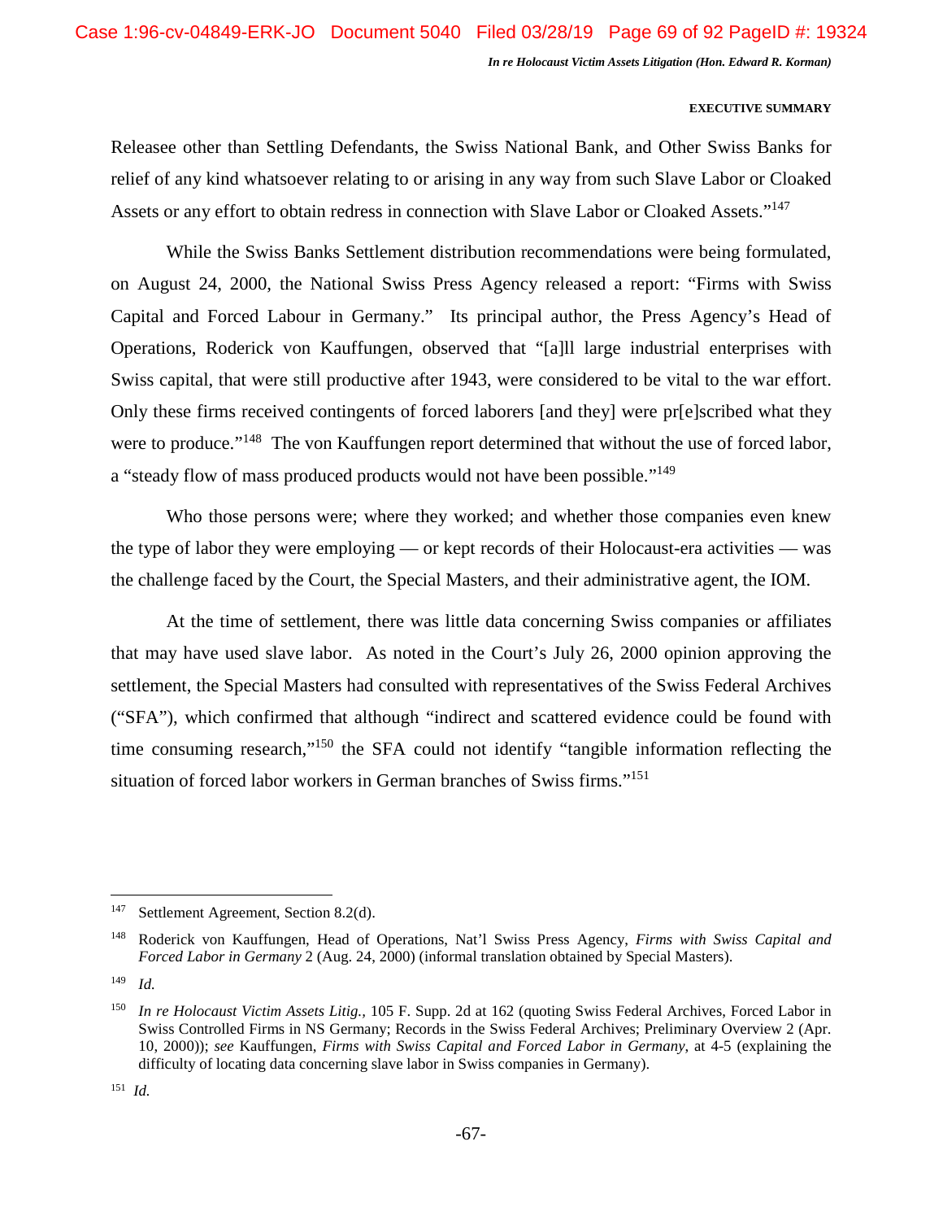Releasee other than Settling Defendants, the Swiss National Bank, and Other Swiss Banks for relief of any kind whatsoever relating to or arising in any way from such Slave Labor or Cloaked Assets or any effort to obtain redress in connection with Slave Labor or Cloaked Assets."[147]

While the Swiss Banks Settlement distribution recommendations were being formulated, on August 24, 2000, the National Swiss Press Agency released a report: "Firms with Swiss Capital and Forced Labour in Germany." Its principal author, the Press Agency's Head of Operations, Roderick von Kauffungen, observed that "[a]ll large industrial enterprises with Swiss capital, that were still productive after 1943, were considered to be vital to the war effort. Only these firms received contingents of forced laborers [and they] were pr[e]scribed what they were to produce."[148] The von Kauffungen report determined that without the use of forced labor, a "steady flow of mass produced products would not have been possible."[149]

Who those persons were; where they worked; and whether those companies even knew the type of labor they were employing — or kept records of their Holocaust-era activities — was the challenge faced by the Court, the Special Masters, and their administrative agent, the IOM.

At the time of settlement, there was little data concerning Swiss companies or affiliates that may have used slave labor. As noted in the Court's July 26, 2000 opinion approving the settlement, the Special Masters had consulted with representatives of the Swiss Federal Archives ("SFA"), which confirmed that although "indirect and scattered evidence could be found with time consuming research,"[150] the SFA could not identify "tangible information reflecting the situation of forced labor workers in German branches of Swiss firms."[151]

---

[147] Settlement Agreement, Section 8.2(d).

[148] Roderick von Kauffungen, Head of Operations, Nat'l Swiss Press Agency, *Firms with Swiss Capital and Forced Labor in Germany* 2 (Aug. 24, 2000) (informal translation obtained by Special Masters).

[149] *Id.*

[150] *In re Holocaust Victim Assets Litig.*, 105 F. Supp. 2d at 162 (quoting Swiss Federal Archives, Forced Labor in Swiss Controlled Firms in NS Germany; Records in the Swiss Federal Archives; Preliminary Overview 2 (Apr. 10, 2000)); *see* Kauffungen, *Firms with Swiss Capital and Forced Labor in Germany*, at 4-5 (explaining the difficulty of locating data concerning slave labor in Swiss companies in Germany).

[151] *Id.*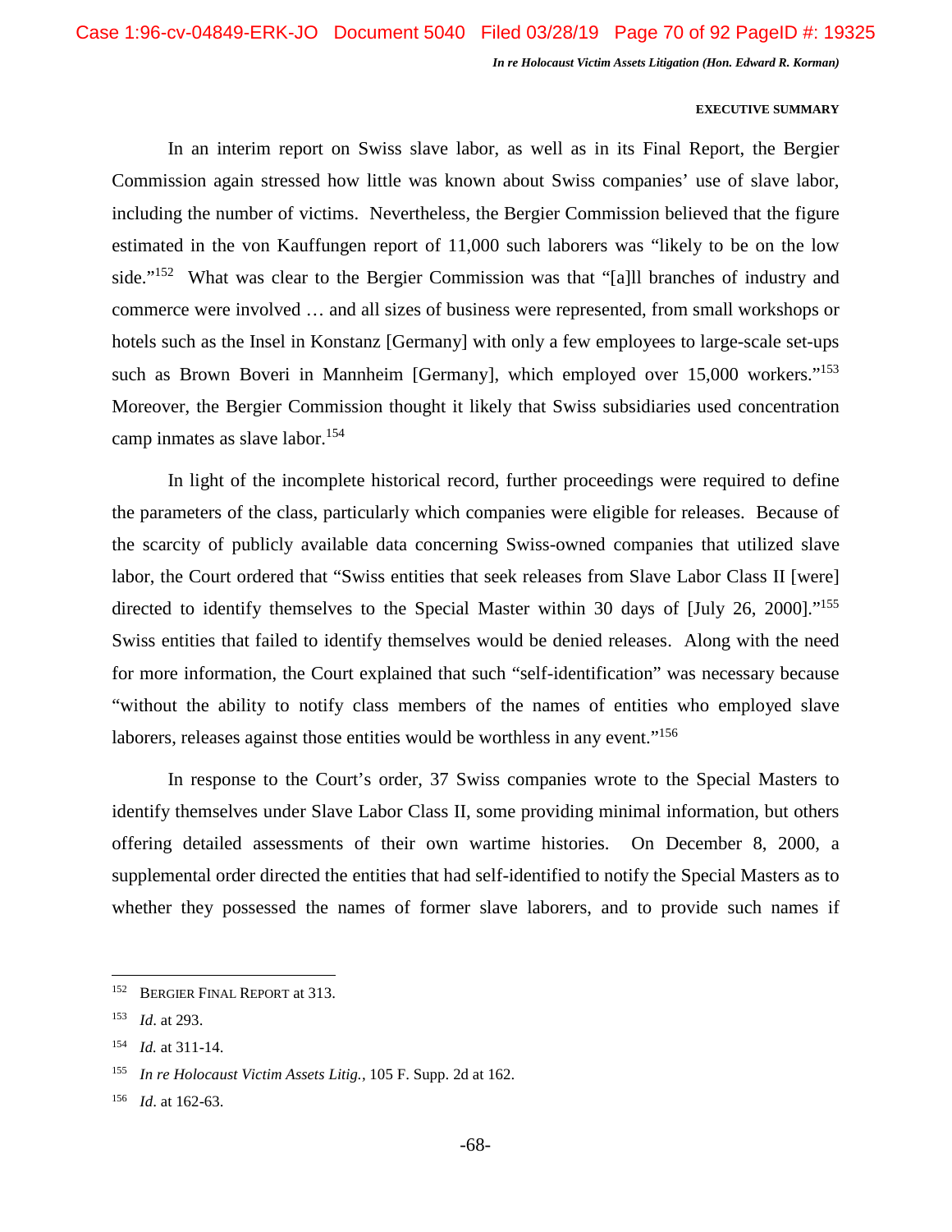**EXECUTIVE SUMMARY**

In an interim report on Swiss slave labor, as well as in its Final Report, the Bergier Commission again stressed how little was known about Swiss companies' use of slave labor, including the number of victims. Nevertheless, the Bergier Commission believed that the figure estimated in the von Kauffungen report of 11,000 such laborers was "likely to be on the low side."[152] What was clear to the Bergier Commission was that "[a]ll branches of industry and commerce were involved … and all sizes of business were represented, from small workshops or hotels such as the Insel in Konstanz [Germany] with only a few employees to large-scale set-ups such as Brown Boveri in Mannheim [Germany], which employed over 15,000 workers."[153] Moreover, the Bergier Commission thought it likely that Swiss subsidiaries used concentration camp inmates as slave labor.[154]

In light of the incomplete historical record, further proceedings were required to define the parameters of the class, particularly which companies were eligible for releases. Because of the scarcity of publicly available data concerning Swiss-owned companies that utilized slave labor, the Court ordered that "Swiss entities that seek releases from Slave Labor Class II [were] directed to identify themselves to the Special Master within 30 days of [July 26, 2000]."[155] Swiss entities that failed to identify themselves would be denied releases. Along with the need for more information, the Court explained that such "self-identification" was necessary because "without the ability to notify class members of the names of entities who employed slave laborers, releases against those entities would be worthless in any event."[156]

In response to the Court's order, 37 Swiss companies wrote to the Special Masters to identify themselves under Slave Labor Class II, some providing minimal information, but others offering detailed assessments of their own wartime histories. On December 8, 2000, a supplemental order directed the entities that had self-identified to notify the Special Masters as to whether they possessed the names of former slave laborers, and to provide such names if

---

[152] BERGIER FINAL REPORT at 313.

[153] *Id*. at 293.

[154] *Id.* at 311-14.

[155] *In re Holocaust Victim Assets Litig.*, 105 F. Supp. 2d at 162.

[156] *Id*. at 162-63.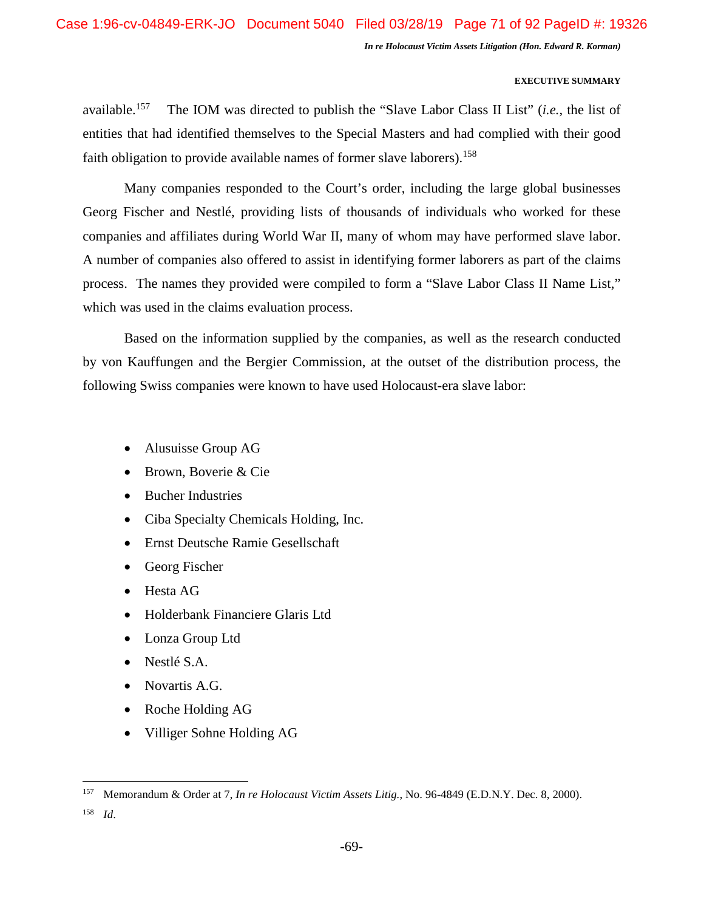available.[157] The IOM was directed to publish the "Slave Labor Class II List" (*i.e.*, the list of entities that had identified themselves to the Special Masters and had complied with their good faith obligation to provide available names of former slave laborers).[158]

Many companies responded to the Court's order, including the large global businesses Georg Fischer and Nestlé, providing lists of thousands of individuals who worked for these companies and affiliates during World War II, many of whom may have performed slave labor. A number of companies also offered to assist in identifying former laborers as part of the claims process. The names they provided were compiled to form a "Slave Labor Class II Name List," which was used in the claims evaluation process.

Based on the information supplied by the companies, as well as the research conducted by von Kauffungen and the Bergier Commission, at the outset of the distribution process, the following Swiss companies were known to have used Holocaust-era slave labor:

- Alusuisse Group AG
- Brown, Boverie & Cie
- Bucher Industries
- Ciba Specialty Chemicals Holding, Inc.
- Ernst Deutsche Ramie Gesellschaft
- Georg Fischer
- Hesta AG
- Holderbank Financiere Glaris Ltd
- Lonza Group Ltd
- Nestlé S.A.
- Novartis A.G.
- Roche Holding AG
- Villiger Sohne Holding AG

---

[157] Memorandum & Order at 7, *In re Holocaust Victim Assets Litig.*, No. 96-4849 (E.D.N.Y. Dec. 8, 2000).

[158] *Id*.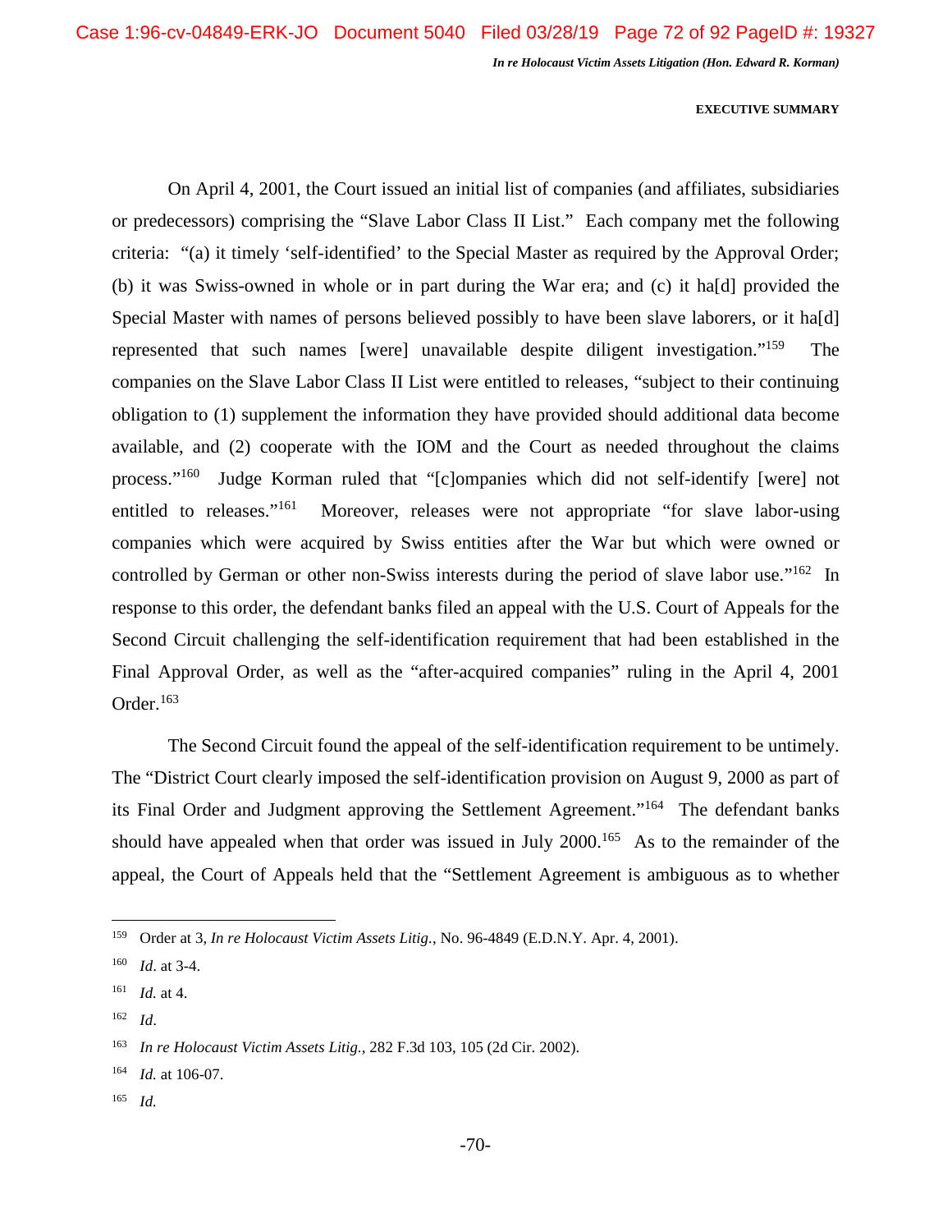On April 4, 2001, the Court issued an initial list of companies (and affiliates, subsidiaries or predecessors) comprising the "Slave Labor Class II List." Each company met the following criteria: "(a) it timely 'self-identified' to the Special Master as required by the Approval Order; (b) it was Swiss-owned in whole or in part during the War era; and (c) it ha[d] provided the Special Master with names of persons believed possibly to have been slave laborers, or it ha[d] represented that such names [were] unavailable despite diligent investigation."[159] The companies on the Slave Labor Class II List were entitled to releases, "subject to their continuing obligation to (1) supplement the information they have provided should additional data become available, and (2) cooperate with the IOM and the Court as needed throughout the claims process."[160] Judge Korman ruled that "[c]ompanies which did not self-identify [were] not entitled to releases."[161] Moreover, releases were not appropriate "for slave labor-using companies which were acquired by Swiss entities after the War but which were owned or controlled by German or other non-Swiss interests during the period of slave labor use."[162] In response to this order, the defendant banks filed an appeal with the U.S. Court of Appeals for the Second Circuit challenging the self-identification requirement that had been established in the Final Approval Order, as well as the "after-acquired companies" ruling in the April 4, 2001 Order.[163]

The Second Circuit found the appeal of the self-identification requirement to be untimely. The "District Court clearly imposed the self-identification provision on August 9, 2000 as part of its Final Order and Judgment approving the Settlement Agreement."[164] The defendant banks should have appealed when that order was issued in July 2000.[165] As to the remainder of the appeal, the Court of Appeals held that the "Settlement Agreement is ambiguous as to whether

---

[159] Order at 3, *In re Holocaust Victim Assets Litig.*, No. 96-4849 (E.D.N.Y. Apr. 4, 2001).

[160] *Id.* at 3-4.

[161] *Id.* at 4.

[162] *Id.*

[163] *In re Holocaust Victim Assets Litig.*, 282 F.3d 103, 105 (2d Cir. 2002).

[164] *Id.* at 106-07.

[165] *Id.*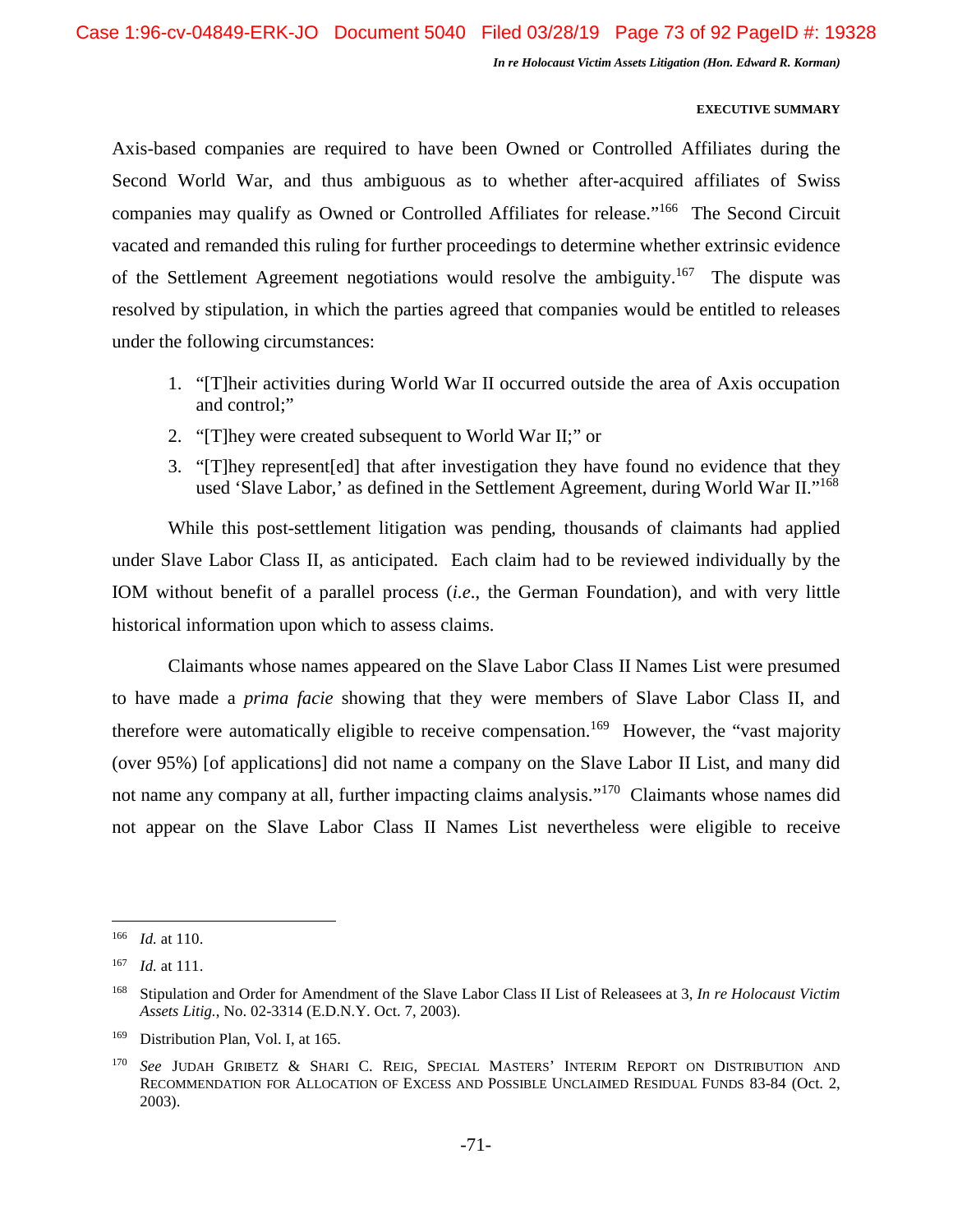Axis-based companies are required to have been Owned or Controlled Affiliates during the Second World War, and thus ambiguous as to whether after-acquired affiliates of Swiss companies may qualify as Owned or Controlled Affiliates for release."[166] The Second Circuit vacated and remanded this ruling for further proceedings to determine whether extrinsic evidence of the Settlement Agreement negotiations would resolve the ambiguity.[167] The dispute was resolved by stipulation, in which the parties agreed that companies would be entitled to releases under the following circumstances:

1. "[T]heir activities during World War II occurred outside the area of Axis occupation and control;"
2. "[T]hey were created subsequent to World War II;" or
3. "[T]hey represent[ed] that after investigation they have found no evidence that they used 'Slave Labor,' as defined in the Settlement Agreement, during World War II."[168]

While this post-settlement litigation was pending, thousands of claimants had applied under Slave Labor Class II, as anticipated. Each claim had to be reviewed individually by the IOM without benefit of a parallel process (*i.e.*, the German Foundation), and with very little historical information upon which to assess claims.

Claimants whose names appeared on the Slave Labor Class II Names List were presumed to have made a *prima facie* showing that they were members of Slave Labor Class II, and therefore were automatically eligible to receive compensation.[169] However, the "vast majority (over 95%) [of applications] did not name a company on the Slave Labor II List, and many did not name any company at all, further impacting claims analysis."[170] Claimants whose names did not appear on the Slave Labor Class II Names List nevertheless were eligible to receive

---

[166] *Id.* at 110.

[167] *Id.* at 111.

[168] Stipulation and Order for Amendment of the Slave Labor Class II List of Releasees at 3, *In re Holocaust Victim Assets Litig.*, No. 02-3314 (E.D.N.Y. Oct. 7, 2003).

[169] Distribution Plan, Vol. I, at 165.

[170] *See* JUDAH GRIBETZ & SHARI C. REIG, SPECIAL MASTERS' INTERIM REPORT ON DISTRIBUTION AND RECOMMENDATION FOR ALLOCATION OF EXCESS AND POSSIBLE UNCLAIMED RESIDUAL FUNDS 83-84 (Oct. 2, 2003).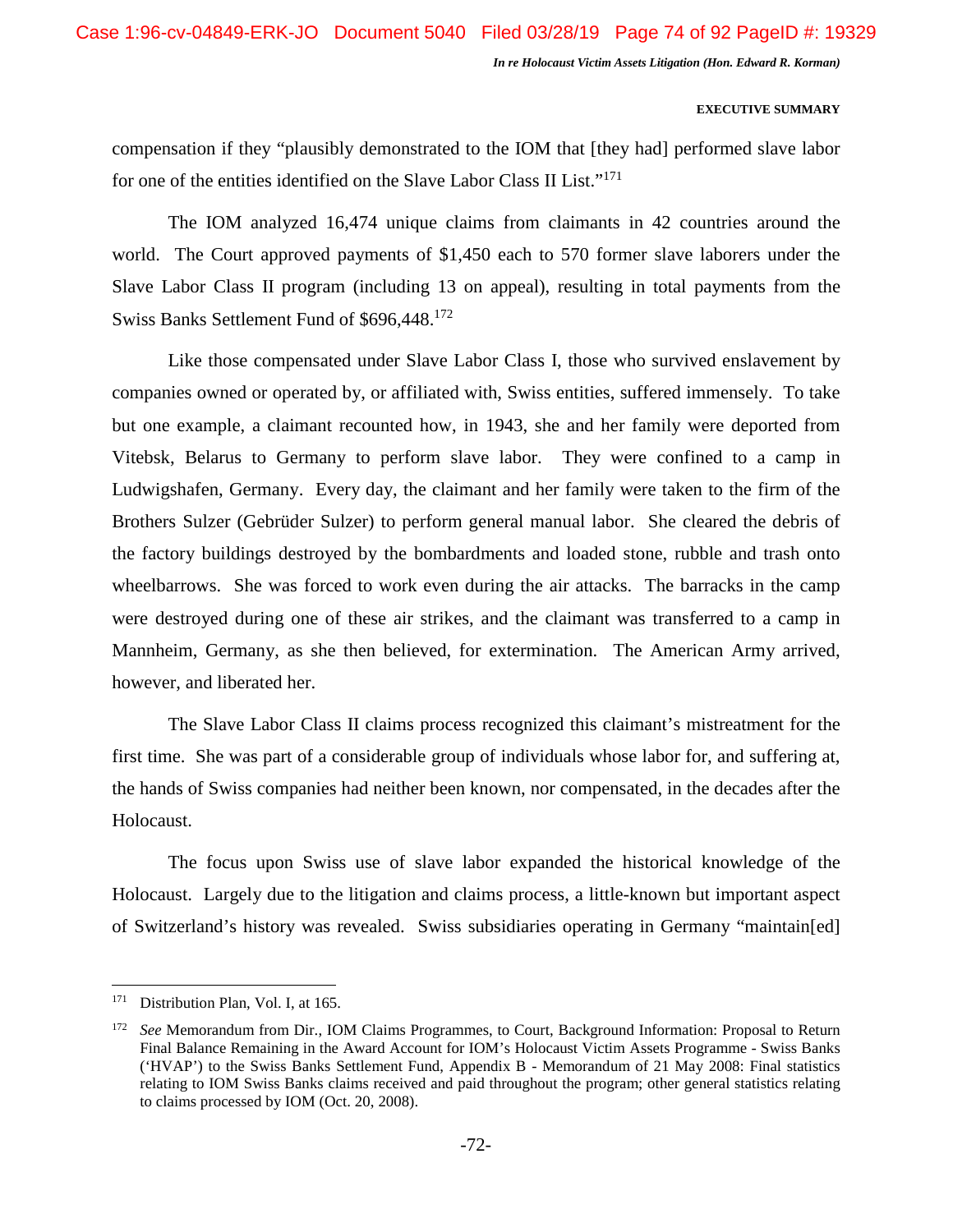compensation if they "plausibly demonstrated to the IOM that [they had] performed slave labor for one of the entities identified on the Slave Labor Class II List."[171]

The IOM analyzed 16,474 unique claims from claimants in 42 countries around the world. The Court approved payments of $1,450 each to 570 former slave laborers under the Slave Labor Class II program (including 13 on appeal), resulting in total payments from the Swiss Banks Settlement Fund of $696,448.[172]

Like those compensated under Slave Labor Class I, those who survived enslavement by companies owned or operated by, or affiliated with, Swiss entities, suffered immensely. To take but one example, a claimant recounted how, in 1943, she and her family were deported from Vitebsk, Belarus to Germany to perform slave labor. They were confined to a camp in Ludwigshafen, Germany. Every day, the claimant and her family were taken to the firm of the Brothers Sulzer (Gebrüder Sulzer) to perform general manual labor. She cleared the debris of the factory buildings destroyed by the bombardments and loaded stone, rubble and trash onto wheelbarrows. She was forced to work even during the air attacks. The barracks in the camp were destroyed during one of these air strikes, and the claimant was transferred to a camp in Mannheim, Germany, as she then believed, for extermination. The American Army arrived, however, and liberated her.

The Slave Labor Class II claims process recognized this claimant's mistreatment for the first time. She was part of a considerable group of individuals whose labor for, and suffering at, the hands of Swiss companies had neither been known, nor compensated, in the decades after the Holocaust.

The focus upon Swiss use of slave labor expanded the historical knowledge of the Holocaust. Largely due to the litigation and claims process, a little-known but important aspect of Switzerland's history was revealed. Swiss subsidiaries operating in Germany "maintain[ed]

---

[171] Distribution Plan, Vol. I, at 165.

[172] *See* Memorandum from Dir., IOM Claims Programmes, to Court, Background Information: Proposal to Return Final Balance Remaining in the Award Account for IOM's Holocaust Victim Assets Programme - Swiss Banks ('HVAP') to the Swiss Banks Settlement Fund, Appendix B - Memorandum of 21 May 2008: Final statistics relating to IOM Swiss Banks claims received and paid throughout the program; other general statistics relating to claims processed by IOM (Oct. 20, 2008).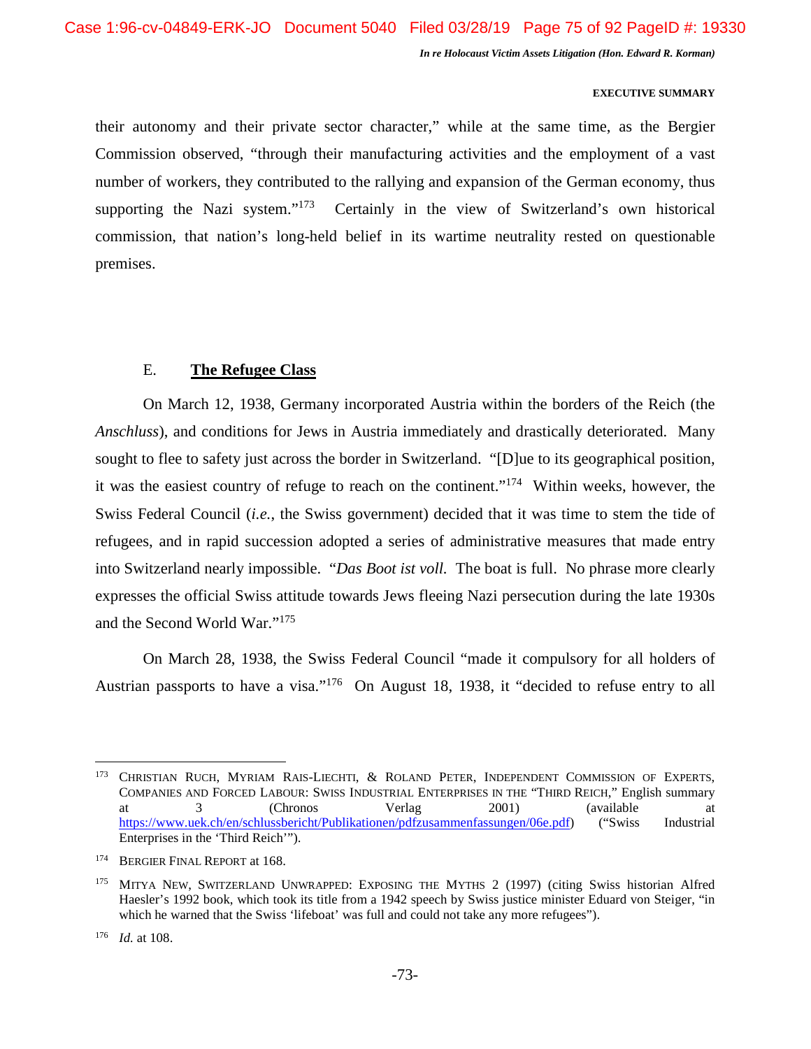their autonomy and their private sector character," while at the same time, as the Bergier Commission observed, "through their manufacturing activities and the employment of a vast number of workers, they contributed to the rallying and expansion of the German economy, thus supporting the Nazi system."[173] Certainly in the view of Switzerland's own historical commission, that nation's long-held belief in its wartime neutrality rested on questionable premises.

### E. **The Refugee Class**

On March 12, 1938, Germany incorporated Austria within the borders of the Reich (the *Anschluss*), and conditions for Jews in Austria immediately and drastically deteriorated. Many sought to flee to safety just across the border in Switzerland. "[D]ue to its geographical position, it was the easiest country of refuge to reach on the continent."[174] Within weeks, however, the Swiss Federal Council (*i.e.*, the Swiss government) decided that it was time to stem the tide of refugees, and in rapid succession adopted a series of administrative measures that made entry into Switzerland nearly impossible. "*Das Boot ist voll.* The boat is full. No phrase more clearly expresses the official Swiss attitude towards Jews fleeing Nazi persecution during the late 1930s and the Second World War."[175]

On March 28, 1938, the Swiss Federal Council "made it compulsory for all holders of Austrian passports to have a visa."[176] On August 18, 1938, it "decided to refuse entry to all

---

[173] Christian Ruch, Myriam Rais-Liechti, & Roland Peter, Independent Commission of Experts, Companies and Forced Labour: Swiss Industrial Enterprises in the "Third Reich," English summary at 3 (Chronos Verlag 2001) (available at https://www.uek.ch/en/schlussbericht/Publikationen/pdfzusammenfassungen/06e.pdf) ("Swiss Industrial Enterprises in the 'Third Reich'").

[174] Bergier Final Report at 168.

[175] Mitya New, Switzerland Unwrapped: Exposing the Myths 2 (1997) (citing Swiss historian Alfred Haesler's 1992 book, which took its title from a 1942 speech by Swiss justice minister Eduard von Steiger, "in which he warned that the Swiss 'lifeboat' was full and could not take any more refugees").

[176] *Id.* at 108.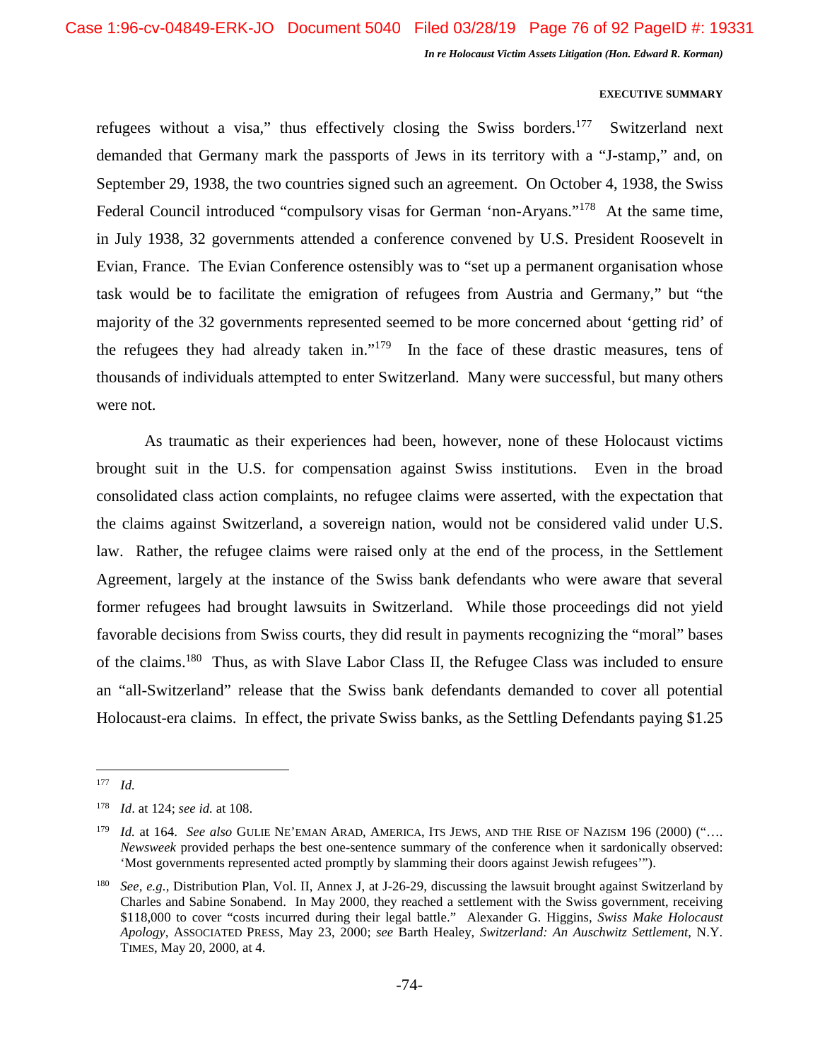refugees without a visa," thus effectively closing the Swiss borders.[177] Switzerland next demanded that Germany mark the passports of Jews in its territory with a "J-stamp," and, on September 29, 1938, the two countries signed such an agreement. On October 4, 1938, the Swiss Federal Council introduced "compulsory visas for German 'non-Aryans.'"[178] At the same time, in July 1938, 32 governments attended a conference convened by U.S. President Roosevelt in Evian, France. The Evian Conference ostensibly was to "set up a permanent organisation whose task would be to facilitate the emigration of refugees from Austria and Germany," but "the majority of the 32 governments represented seemed to be more concerned about 'getting rid' of the refugees they had already taken in."[179] In the face of these drastic measures, tens of thousands of individuals attempted to enter Switzerland. Many were successful, but many others were not.

As traumatic as their experiences had been, however, none of these Holocaust victims brought suit in the U.S. for compensation against Swiss institutions. Even in the broad consolidated class action complaints, no refugee claims were asserted, with the expectation that the claims against Switzerland, a sovereign nation, would not be considered valid under U.S. law. Rather, the refugee claims were raised only at the end of the process, in the Settlement Agreement, largely at the instance of the Swiss bank defendants who were aware that several former refugees had brought lawsuits in Switzerland. While those proceedings did not yield favorable decisions from Swiss courts, they did result in payments recognizing the "moral" bases of the claims.[180] Thus, as with Slave Labor Class II, the Refugee Class was included to ensure an "all-Switzerland" release that the Swiss bank defendants demanded to cover all potential Holocaust-era claims. In effect, the private Swiss banks, as the Settling Defendants paying $1.25

---

[177] *Id.*

[178] *Id*. at 124; *see id.* at 108.

[179] *Id.* at 164. *See also* GULIE NE'EMAN ARAD, AMERICA, ITS JEWS, AND THE RISE OF NAZISM 196 (2000) ("…. *Newsweek* provided perhaps the best one-sentence summary of the conference when it sardonically observed: 'Most governments represented acted promptly by slamming their doors against Jewish refugees'").

[180] *See, e.g.*, Distribution Plan, Vol. II, Annex J, at J-26-29, discussing the lawsuit brought against Switzerland by Charles and Sabine Sonabend. In May 2000, they reached a settlement with the Swiss government, receiving $118,000 to cover "costs incurred during their legal battle." Alexander G. Higgins, *Swiss Make Holocaust Apology*, ASSOCIATED PRESS, May 23, 2000; *see* Barth Healey, *Switzerland: An Auschwitz Settlement*, N.Y. TIMES, May 20, 2000, at 4.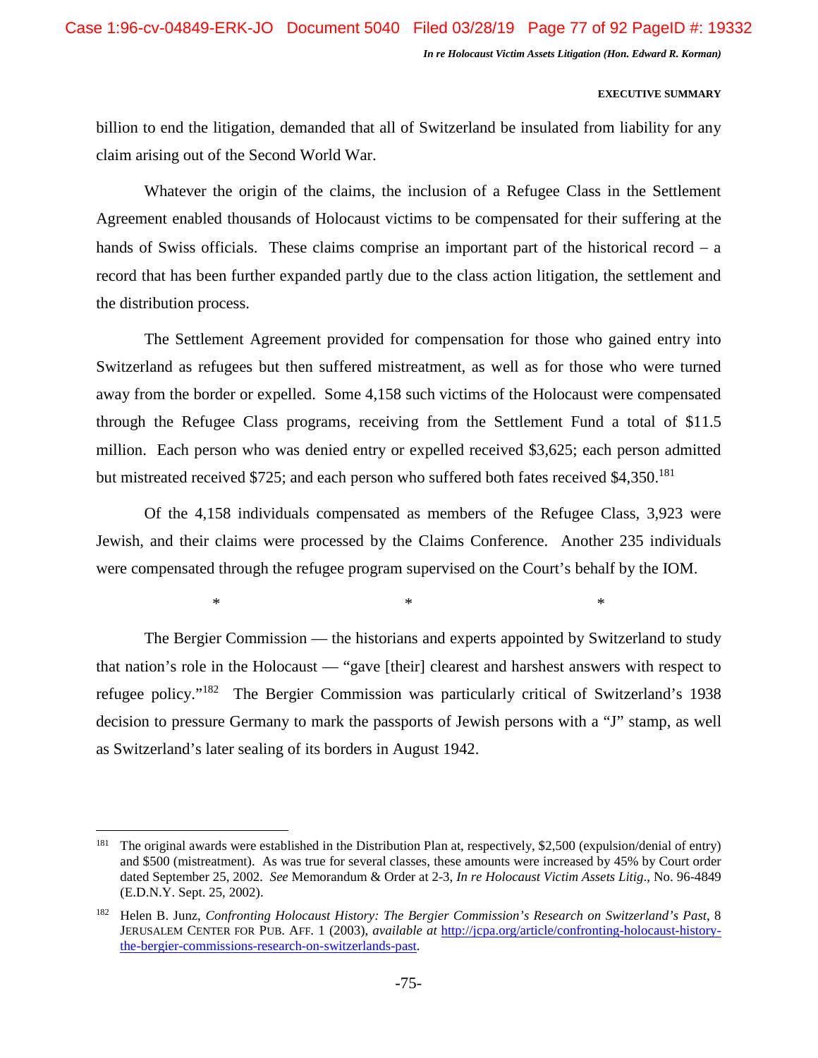billion to end the litigation, demanded that all of Switzerland be insulated from liability for any claim arising out of the Second World War.

Whatever the origin of the claims, the inclusion of a Refugee Class in the Settlement Agreement enabled thousands of Holocaust victims to be compensated for their suffering at the hands of Swiss officials. These claims comprise an important part of the historical record – a record that has been further expanded partly due to the class action litigation, the settlement and the distribution process.

The Settlement Agreement provided for compensation for those who gained entry into Switzerland as refugees but then suffered mistreatment, as well as for those who were turned away from the border or expelled. Some 4,158 such victims of the Holocaust were compensated through the Refugee Class programs, receiving from the Settlement Fund a total of $11.5 million. Each person who was denied entry or expelled received $3,625; each person admitted but mistreated received $725; and each person who suffered both fates received $4,350.[181]

Of the 4,158 individuals compensated as members of the Refugee Class, 3,923 were Jewish, and their claims were processed by the Claims Conference. Another 235 individuals were compensated through the refugee program supervised on the Court's behalf by the IOM.

\* \* \*

The Bergier Commission — the historians and experts appointed by Switzerland to study that nation's role in the Holocaust — "gave [their] clearest and harshest answers with respect to refugee policy."[182] The Bergier Commission was particularly critical of Switzerland's 1938 decision to pressure Germany to mark the passports of Jewish persons with a "J" stamp, as well as Switzerland's later sealing of its borders in August 1942.

---

[181] The original awards were established in the Distribution Plan at, respectively, $2,500 (expulsion/denial of entry) and $500 (mistreatment). As was true for several classes, these amounts were increased by 45% by Court order dated September 25, 2002. *See* Memorandum & Order at 2-3, *In re Holocaust Victim Assets Litig*., No. 96-4849 (E.D.N.Y. Sept. 25, 2002).

[182] Helen B. Junz, *Confronting Holocaust History: The Bergier Commission's Research on Switzerland's Past*, 8 JERUSALEM CENTER FOR PUB. AFF. 1 (2003), *available at* http://jcpa.org/article/confronting-holocaust-history-the-bergier-commissions-research-on-switzerlands-past.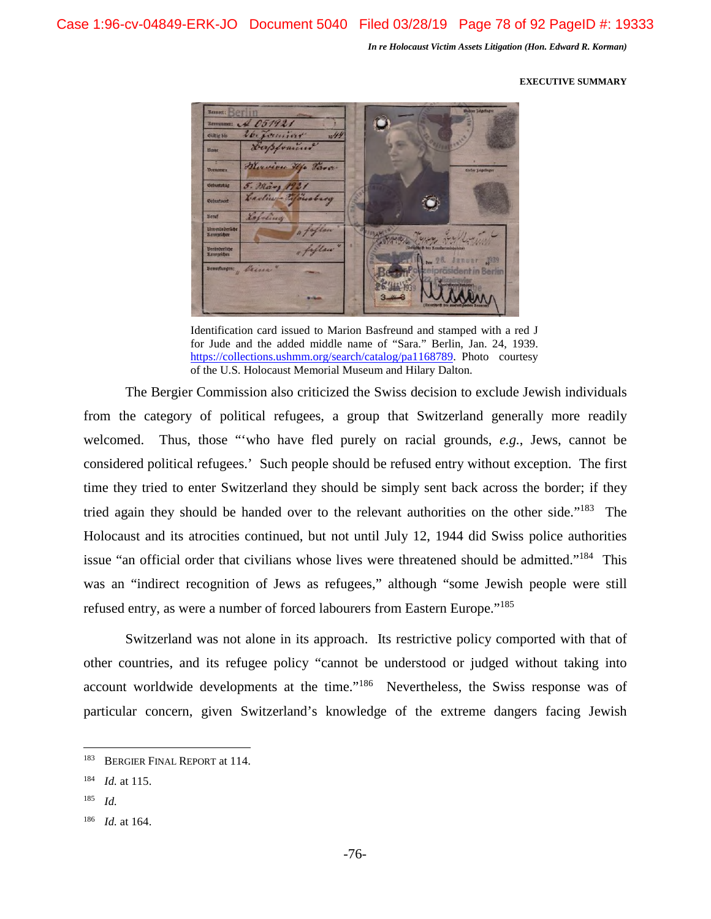Identification card issued to Marion Basfreund and stamped with a red J for Jude and the added middle name of "Sara." Berlin, Jan. 24, 1939. https://collections.ushmm.org/search/catalog/pa1168789. Photo courtesy of the U.S. Holocaust Memorial Museum and Hilary Dalton.

The Bergier Commission also criticized the Swiss decision to exclude Jewish individuals from the category of political refugees, a group that Switzerland generally more readily welcomed. Thus, those "'who have fled purely on racial grounds, *e.g.*, Jews, cannot be considered political refugees.' Such people should be refused entry without exception. The first time they tried to enter Switzerland they should be simply sent back across the border; if they tried again they should be handed over to the relevant authorities on the other side."[183] The Holocaust and its atrocities continued, but not until July 12, 1944 did Swiss police authorities issue "an official order that civilians whose lives were threatened should be admitted."[184] This was an "indirect recognition of Jews as refugees," although "some Jewish people were still refused entry, as were a number of forced labourers from Eastern Europe."[185]

Switzerland was not alone in its approach. Its restrictive policy comported with that of other countries, and its refugee policy "cannot be understood or judged without taking into account worldwide developments at the time."[186] Nevertheless, the Swiss response was of particular concern, given Switzerland's knowledge of the extreme dangers facing Jewish

---

[183] BERGIER FINAL REPORT at 114.

[184] *Id.* at 115.

[185] *Id.*

[186] *Id.* at 164.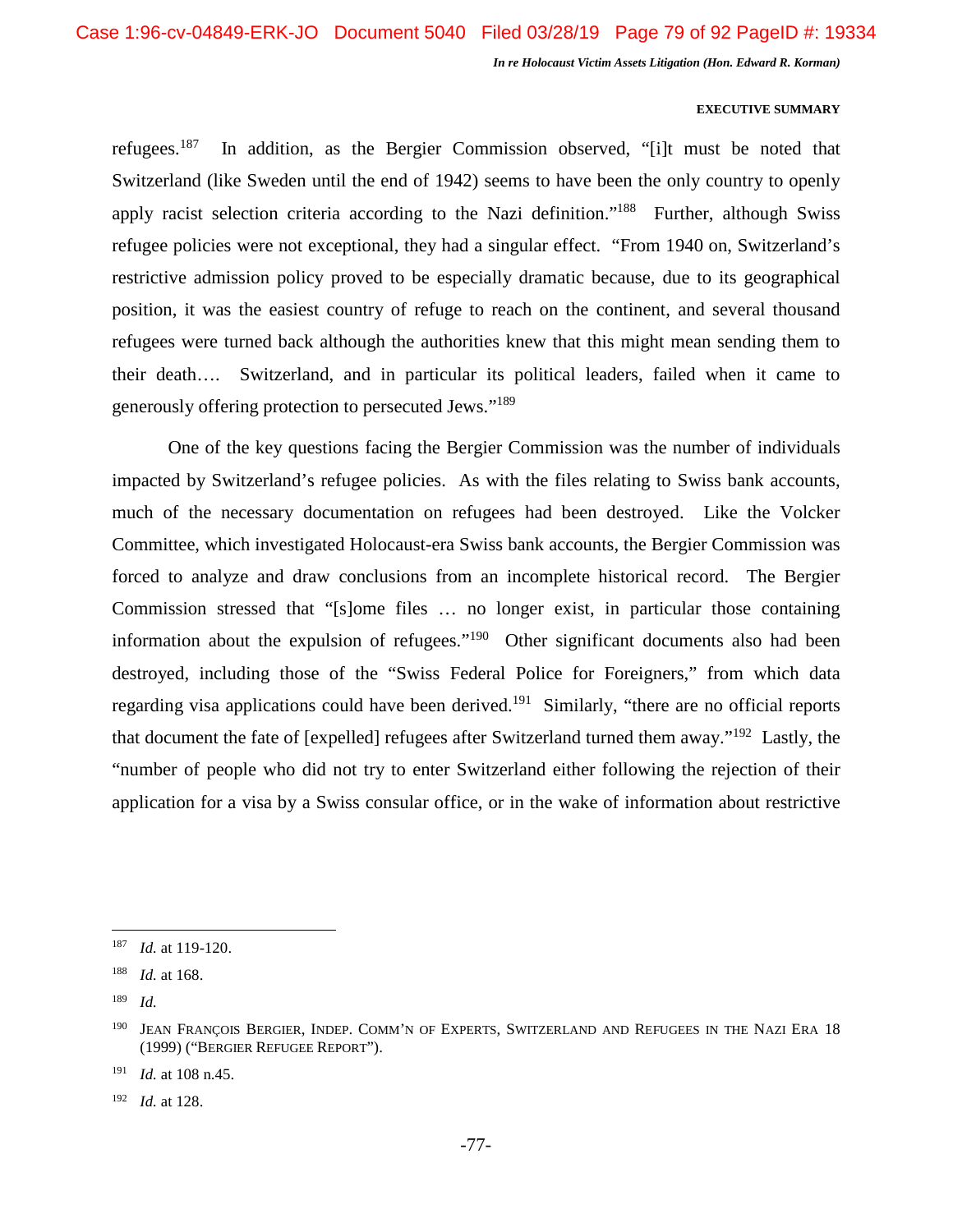refugees.[187] In addition, as the Bergier Commission observed, "[i]t must be noted that Switzerland (like Sweden until the end of 1942) seems to have been the only country to openly apply racist selection criteria according to the Nazi definition."[188] Further, although Swiss refugee policies were not exceptional, they had a singular effect. "From 1940 on, Switzerland's restrictive admission policy proved to be especially dramatic because, due to its geographical position, it was the easiest country of refuge to reach on the continent, and several thousand refugees were turned back although the authorities knew that this might mean sending them to their death…. Switzerland, and in particular its political leaders, failed when it came to generously offering protection to persecuted Jews."[189]

One of the key questions facing the Bergier Commission was the number of individuals impacted by Switzerland's refugee policies. As with the files relating to Swiss bank accounts, much of the necessary documentation on refugees had been destroyed. Like the Volcker Committee, which investigated Holocaust-era Swiss bank accounts, the Bergier Commission was forced to analyze and draw conclusions from an incomplete historical record. The Bergier Commission stressed that "[s]ome files … no longer exist, in particular those containing information about the expulsion of refugees."[190] Other significant documents also had been destroyed, including those of the "Swiss Federal Police for Foreigners," from which data regarding visa applications could have been derived.[191] Similarly, "there are no official reports that document the fate of [expelled] refugees after Switzerland turned them away."[192] Lastly, the "number of people who did not try to enter Switzerland either following the rejection of their application for a visa by a Swiss consular office, or in the wake of information about restrictive

---

[187] *Id.* at 119-120.

[188] *Id.* at 168.

[189] *Id.*

[190] JEAN FRANÇOIS BERGIER, INDEP. COMM'N OF EXPERTS, SWITZERLAND AND REFUGEES IN THE NAZI ERA 18 (1999) ("BERGIER REFUGEE REPORT").

[191] *Id.* at 108 n.45.

[192] *Id.* at 128.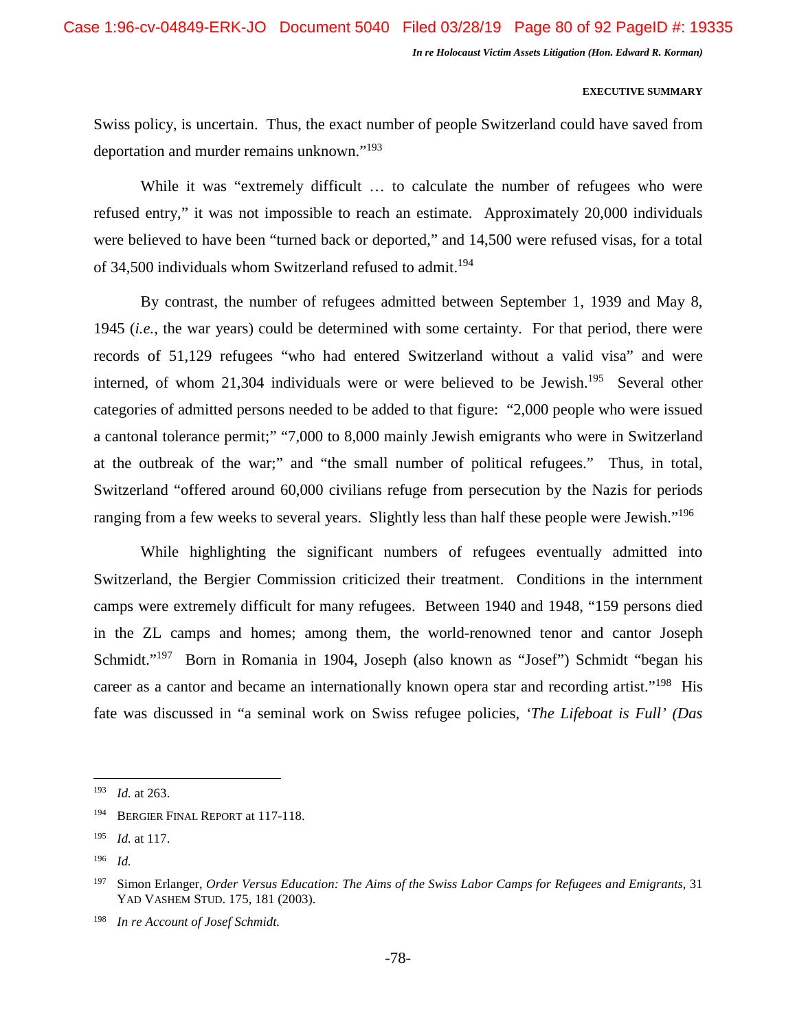Swiss policy, is uncertain. Thus, the exact number of people Switzerland could have saved from deportation and murder remains unknown."[193]

While it was "extremely difficult … to calculate the number of refugees who were refused entry," it was not impossible to reach an estimate. Approximately 20,000 individuals were believed to have been "turned back or deported," and 14,500 were refused visas, for a total of 34,500 individuals whom Switzerland refused to admit.[194]

By contrast, the number of refugees admitted between September 1, 1939 and May 8, 1945 (*i.e.*, the war years) could be determined with some certainty. For that period, there were records of 51,129 refugees "who had entered Switzerland without a valid visa" and were interned, of whom 21,304 individuals were or were believed to be Jewish.[195] Several other categories of admitted persons needed to be added to that figure: "2,000 people who were issued a cantonal tolerance permit;" "7,000 to 8,000 mainly Jewish emigrants who were in Switzerland at the outbreak of the war;" and "the small number of political refugees." Thus, in total, Switzerland "offered around 60,000 civilians refuge from persecution by the Nazis for periods ranging from a few weeks to several years. Slightly less than half these people were Jewish."[196]

While highlighting the significant numbers of refugees eventually admitted into Switzerland, the Bergier Commission criticized their treatment. Conditions in the internment camps were extremely difficult for many refugees. Between 1940 and 1948, "159 persons died in the ZL camps and homes; among them, the world-renowned tenor and cantor Joseph Schmidt."[197] Born in Romania in 1904, Joseph (also known as "Josef") Schmidt "began his career as a cantor and became an internationally known opera star and recording artist."[198] His fate was discussed in "a seminal work on Swiss refugee policies, *'The Lifeboat is Full' (Das*

---

[193] *Id.* at 263.

[194] BERGIER FINAL REPORT at 117-118.

[195] *Id.* at 117.

[196] *Id.*

[197] Simon Erlanger, *Order Versus Education: The Aims of the Swiss Labor Camps for Refugees and Emigrants*, 31 YAD VASHEM STUD. 175, 181 (2003).

[198] *In re Account of Josef Schmidt.*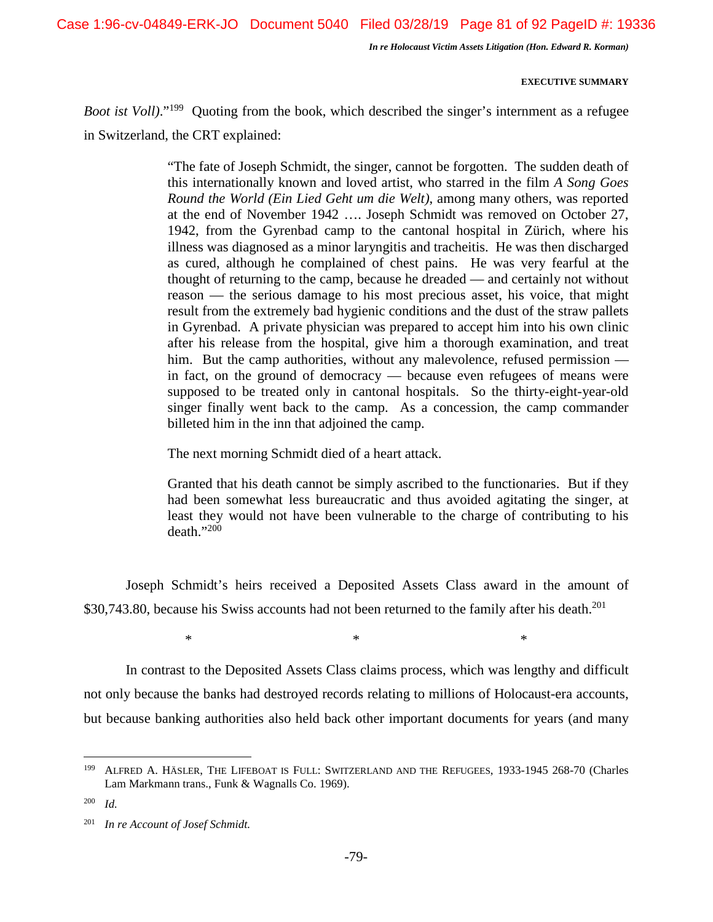*Boot ist Voll)*."[199] Quoting from the book, which described the singer's internment as a refugee in Switzerland, the CRT explained:

> "The fate of Joseph Schmidt, the singer, cannot be forgotten. The sudden death of this internationally known and loved artist, who starred in the film *A Song Goes Round the World (Ein Lied Geht um die Welt)*, among many others, was reported at the end of November 1942 …. Joseph Schmidt was removed on October 27, 1942, from the Gyrenbad camp to the cantonal hospital in Zürich, where his illness was diagnosed as a minor laryngitis and tracheitis. He was then discharged as cured, although he complained of chest pains. He was very fearful at the thought of returning to the camp, because he dreaded — and certainly not without reason — the serious damage to his most precious asset, his voice, that might result from the extremely bad hygienic conditions and the dust of the straw pallets in Gyrenbad. A private physician was prepared to accept him into his own clinic after his release from the hospital, give him a thorough examination, and treat him. But the camp authorities, without any malevolence, refused permission — in fact, on the ground of democracy — because even refugees of means were supposed to be treated only in cantonal hospitals. So the thirty-eight-year-old singer finally went back to the camp. As a concession, the camp commander billeted him in the inn that adjoined the camp.
>
> The next morning Schmidt died of a heart attack.
>
> Granted that his death cannot be simply ascribed to the functionaries. But if they had been somewhat less bureaucratic and thus avoided agitating the singer, at least they would not have been vulnerable to the charge of contributing to his death."[200]

Joseph Schmidt's heirs received a Deposited Assets Class award in the amount of $30,743.80, because his Swiss accounts had not been returned to the family after his death.[201]

\* \* \*

In contrast to the Deposited Assets Class claims process, which was lengthy and difficult not only because the banks had destroyed records relating to millions of Holocaust-era accounts, but because banking authorities also held back other important documents for years (and many

---

[199] Alfred A. Häsler, The Lifeboat is Full: Switzerland and the Refugees, 1933-1945 268-70 (Charles Lam Markmann trans., Funk & Wagnalls Co. 1969).

[200] *Id.*

[201] *In re Account of Josef Schmidt.*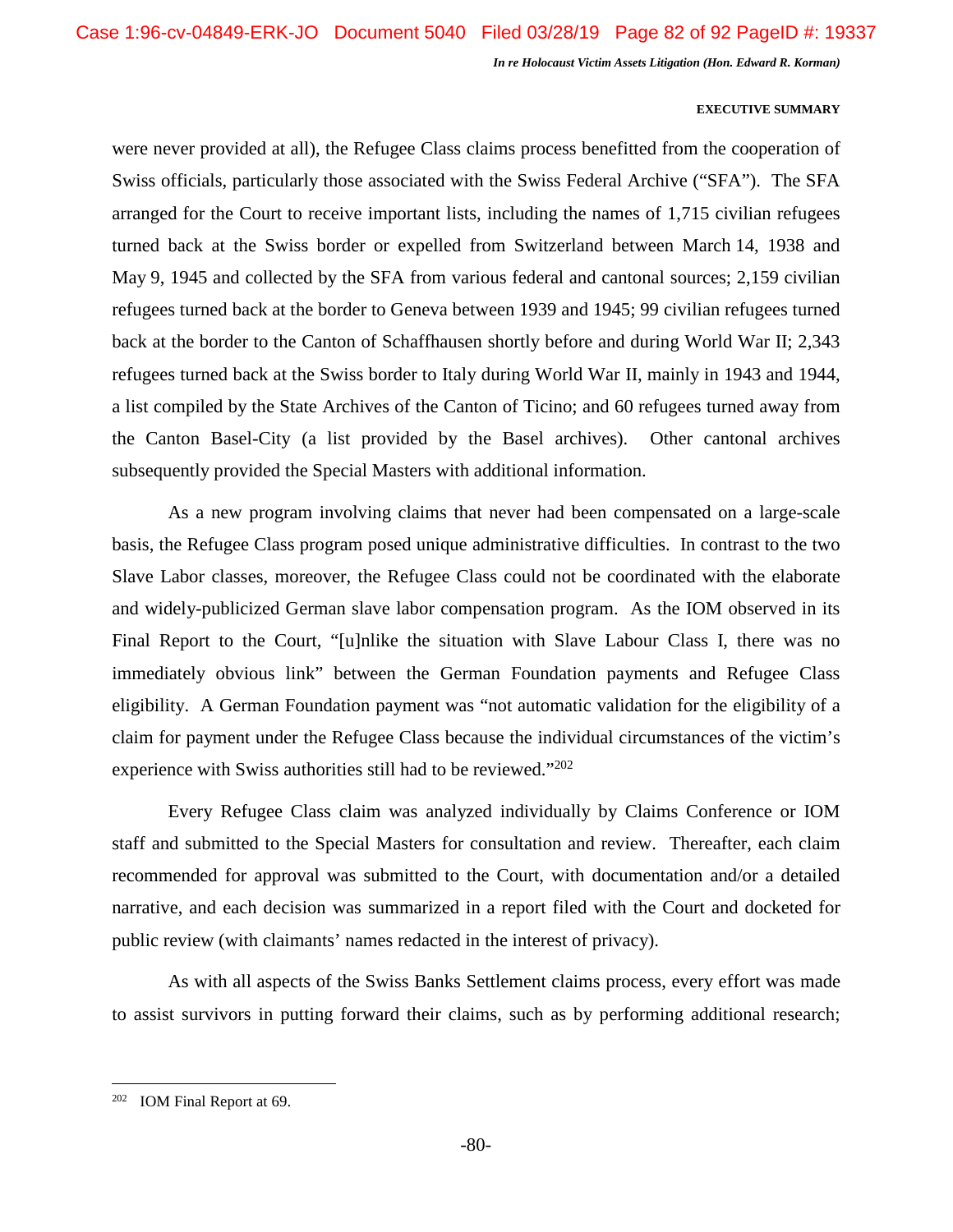were never provided at all), the Refugee Class claims process benefitted from the cooperation of Swiss officials, particularly those associated with the Swiss Federal Archive ("SFA"). The SFA arranged for the Court to receive important lists, including the names of 1,715 civilian refugees turned back at the Swiss border or expelled from Switzerland between March 14, 1938 and May 9, 1945 and collected by the SFA from various federal and cantonal sources; 2,159 civilian refugees turned back at the border to Geneva between 1939 and 1945; 99 civilian refugees turned back at the border to the Canton of Schaffhausen shortly before and during World War II; 2,343 refugees turned back at the Swiss border to Italy during World War II, mainly in 1943 and 1944, a list compiled by the State Archives of the Canton of Ticino; and 60 refugees turned away from the Canton Basel-City (a list provided by the Basel archives). Other cantonal archives subsequently provided the Special Masters with additional information.

As a new program involving claims that never had been compensated on a large-scale basis, the Refugee Class program posed unique administrative difficulties. In contrast to the two Slave Labor classes, moreover, the Refugee Class could not be coordinated with the elaborate and widely-publicized German slave labor compensation program. As the IOM observed in its Final Report to the Court, "[u]nlike the situation with Slave Labour Class I, there was no immediately obvious link" between the German Foundation payments and Refugee Class eligibility. A German Foundation payment was "not automatic validation for the eligibility of a claim for payment under the Refugee Class because the individual circumstances of the victim's experience with Swiss authorities still had to be reviewed."[202]

Every Refugee Class claim was analyzed individually by Claims Conference or IOM staff and submitted to the Special Masters for consultation and review. Thereafter, each claim recommended for approval was submitted to the Court, with documentation and/or a detailed narrative, and each decision was summarized in a report filed with the Court and docketed for public review (with claimants' names redacted in the interest of privacy).

As with all aspects of the Swiss Banks Settlement claims process, every effort was made to assist survivors in putting forward their claims, such as by performing additional research;

---

[202] IOM Final Report at 69.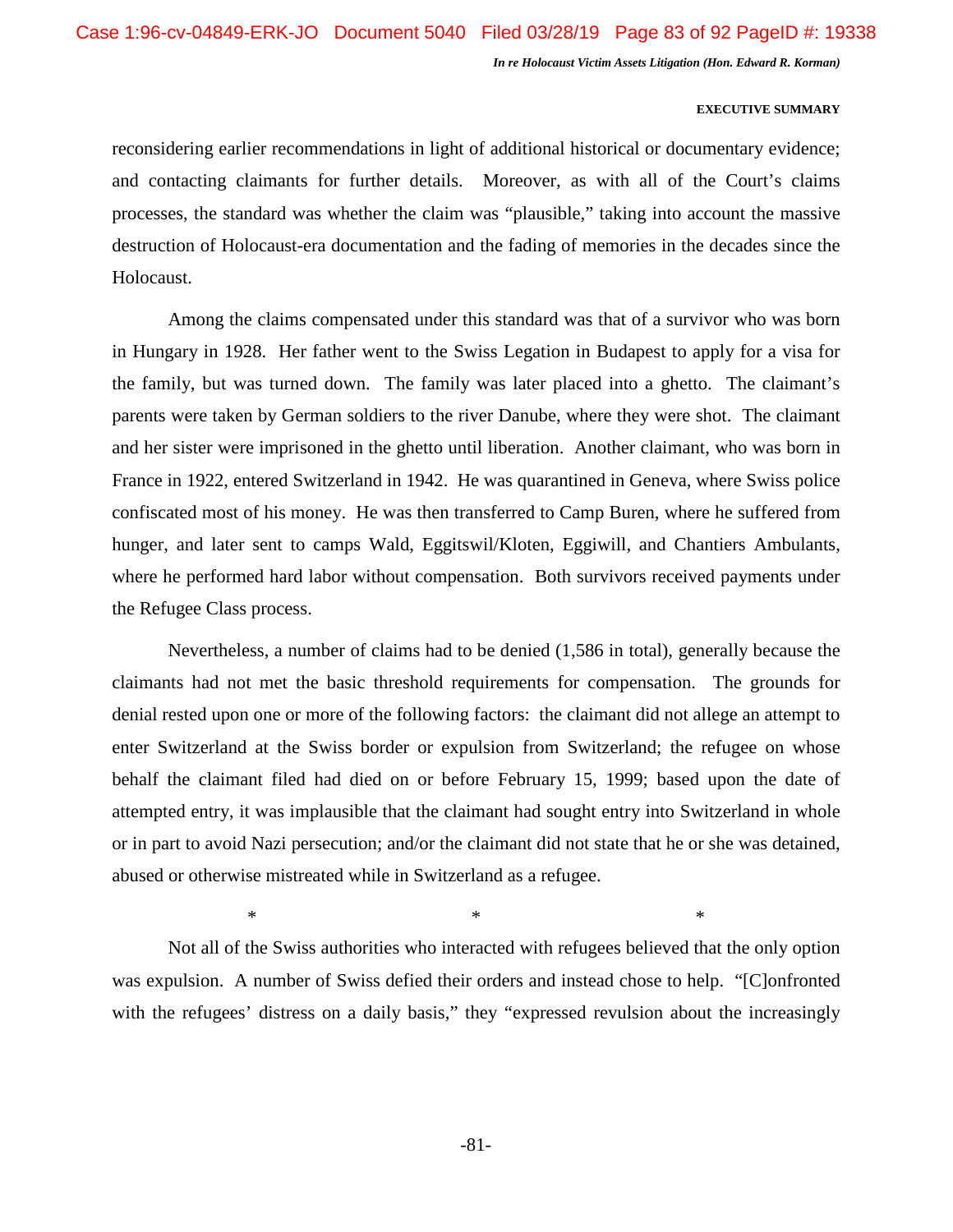reconsidering earlier recommendations in light of additional historical or documentary evidence; and contacting claimants for further details. Moreover, as with all of the Court's claims processes, the standard was whether the claim was "plausible," taking into account the massive destruction of Holocaust-era documentation and the fading of memories in the decades since the Holocaust.

Among the claims compensated under this standard was that of a survivor who was born in Hungary in 1928. Her father went to the Swiss Legation in Budapest to apply for a visa for the family, but was turned down. The family was later placed into a ghetto. The claimant's parents were taken by German soldiers to the river Danube, where they were shot. The claimant and her sister were imprisoned in the ghetto until liberation. Another claimant, who was born in France in 1922, entered Switzerland in 1942. He was quarantined in Geneva, where Swiss police confiscated most of his money. He was then transferred to Camp Buren, where he suffered from hunger, and later sent to camps Wald, Eggitswil/Kloten, Eggiwill, and Chantiers Ambulants, where he performed hard labor without compensation. Both survivors received payments under the Refugee Class process.

Nevertheless, a number of claims had to be denied (1,586 in total), generally because the claimants had not met the basic threshold requirements for compensation. The grounds for denial rested upon one or more of the following factors: the claimant did not allege an attempt to enter Switzerland at the Swiss border or expulsion from Switzerland; the refugee on whose behalf the claimant filed had died on or before February 15, 1999; based upon the date of attempted entry, it was implausible that the claimant had sought entry into Switzerland in whole or in part to avoid Nazi persecution; and/or the claimant did not state that he or she was detained, abused or otherwise mistreated while in Switzerland as a refugee.

\* \* \*

Not all of the Swiss authorities who interacted with refugees believed that the only option was expulsion. A number of Swiss defied their orders and instead chose to help. "[C]onfronted with the refugees' distress on a daily basis," they "expressed revulsion about the increasingly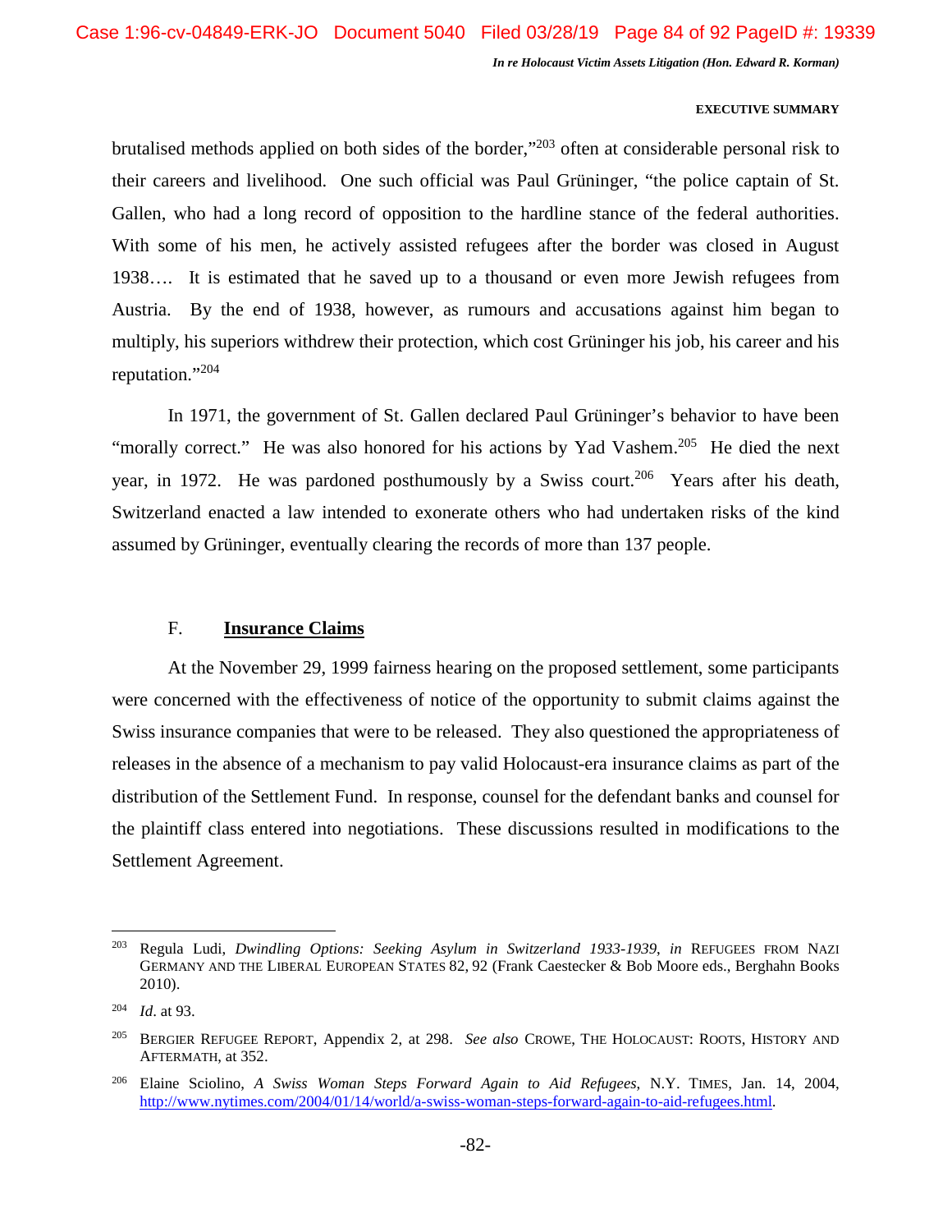brutalised methods applied on both sides of the border,"[203] often at considerable personal risk to their careers and livelihood. One such official was Paul Grüninger, "the police captain of St. Gallen, who had a long record of opposition to the hardline stance of the federal authorities. With some of his men, he actively assisted refugees after the border was closed in August 1938…. It is estimated that he saved up to a thousand or even more Jewish refugees from Austria. By the end of 1938, however, as rumours and accusations against him began to multiply, his superiors withdrew their protection, which cost Grüninger his job, his career and his reputation."[204]

In 1971, the government of St. Gallen declared Paul Grüninger's behavior to have been "morally correct." He was also honored for his actions by Yad Vashem.[205] He died the next year, in 1972. He was pardoned posthumously by a Swiss court.[206] Years after his death, Switzerland enacted a law intended to exonerate others who had undertaken risks of the kind assumed by Grüninger, eventually clearing the records of more than 137 people.

### F. Insurance Claims

At the November 29, 1999 fairness hearing on the proposed settlement, some participants were concerned with the effectiveness of notice of the opportunity to submit claims against the Swiss insurance companies that were to be released. They also questioned the appropriateness of releases in the absence of a mechanism to pay valid Holocaust-era insurance claims as part of the distribution of the Settlement Fund. In response, counsel for the defendant banks and counsel for the plaintiff class entered into negotiations. These discussions resulted in modifications to the Settlement Agreement.

---

[203] Regula Ludi, *Dwindling Options: Seeking Asylum in Switzerland 1933-1939*, *in* REFUGEES FROM NAZI GERMANY AND THE LIBERAL EUROPEAN STATES 82, 92 (Frank Caestecker & Bob Moore eds., Berghahn Books 2010).

[204] *Id.* at 93.

[205] BERGIER REFUGEE REPORT, Appendix 2, at 298. *See also* CROWE, THE HOLOCAUST: ROOTS, HISTORY AND AFTERMATH, at 352.

[206] Elaine Sciolino, *A Swiss Woman Steps Forward Again to Aid Refugees*, N.Y. TIMES, Jan. 14, 2004, http://www.nytimes.com/2004/01/14/world/a-swiss-woman-steps-forward-again-to-aid-refugees.html.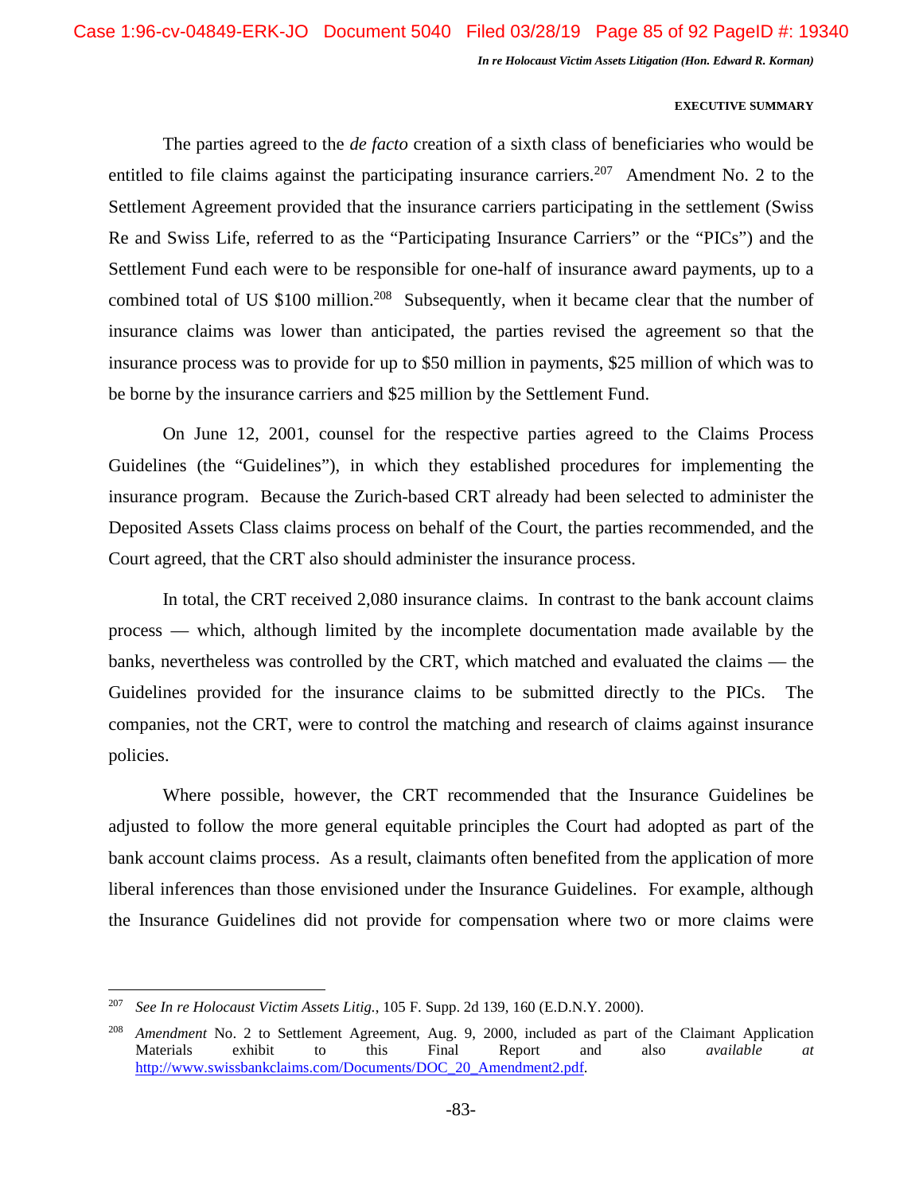The parties agreed to the *de facto* creation of a sixth class of beneficiaries who would be entitled to file claims against the participating insurance carriers.[207] Amendment No. 2 to the Settlement Agreement provided that the insurance carriers participating in the settlement (Swiss Re and Swiss Life, referred to as the "Participating Insurance Carriers" or the "PICs") and the Settlement Fund each were to be responsible for one-half of insurance award payments, up to a combined total of US $100 million.[208] Subsequently, when it became clear that the number of insurance claims was lower than anticipated, the parties revised the agreement so that the insurance process was to provide for up to $50 million in payments, $25 million of which was to be borne by the insurance carriers and $25 million by the Settlement Fund.

On June 12, 2001, counsel for the respective parties agreed to the Claims Process Guidelines (the "Guidelines"), in which they established procedures for implementing the insurance program. Because the Zurich-based CRT already had been selected to administer the Deposited Assets Class claims process on behalf of the Court, the parties recommended, and the Court agreed, that the CRT also should administer the insurance process.

In total, the CRT received 2,080 insurance claims. In contrast to the bank account claims process — which, although limited by the incomplete documentation made available by the banks, nevertheless was controlled by the CRT, which matched and evaluated the claims — the Guidelines provided for the insurance claims to be submitted directly to the PICs. The companies, not the CRT, were to control the matching and research of claims against insurance policies.

Where possible, however, the CRT recommended that the Insurance Guidelines be adjusted to follow the more general equitable principles the Court had adopted as part of the bank account claims process. As a result, claimants often benefited from the application of more liberal inferences than those envisioned under the Insurance Guidelines. For example, although the Insurance Guidelines did not provide for compensation where two or more claims were

---

[207] *See In re Holocaust Victim Assets Litig.*, 105 F. Supp. 2d 139, 160 (E.D.N.Y. 2000).

[208] *Amendment* No. 2 to Settlement Agreement, Aug. 9, 2000, included as part of the Claimant Application Materials exhibit to this Final Report and also *available at* http://www.swissbankclaims.com/Documents/DOC_20_Amendment2.pdf.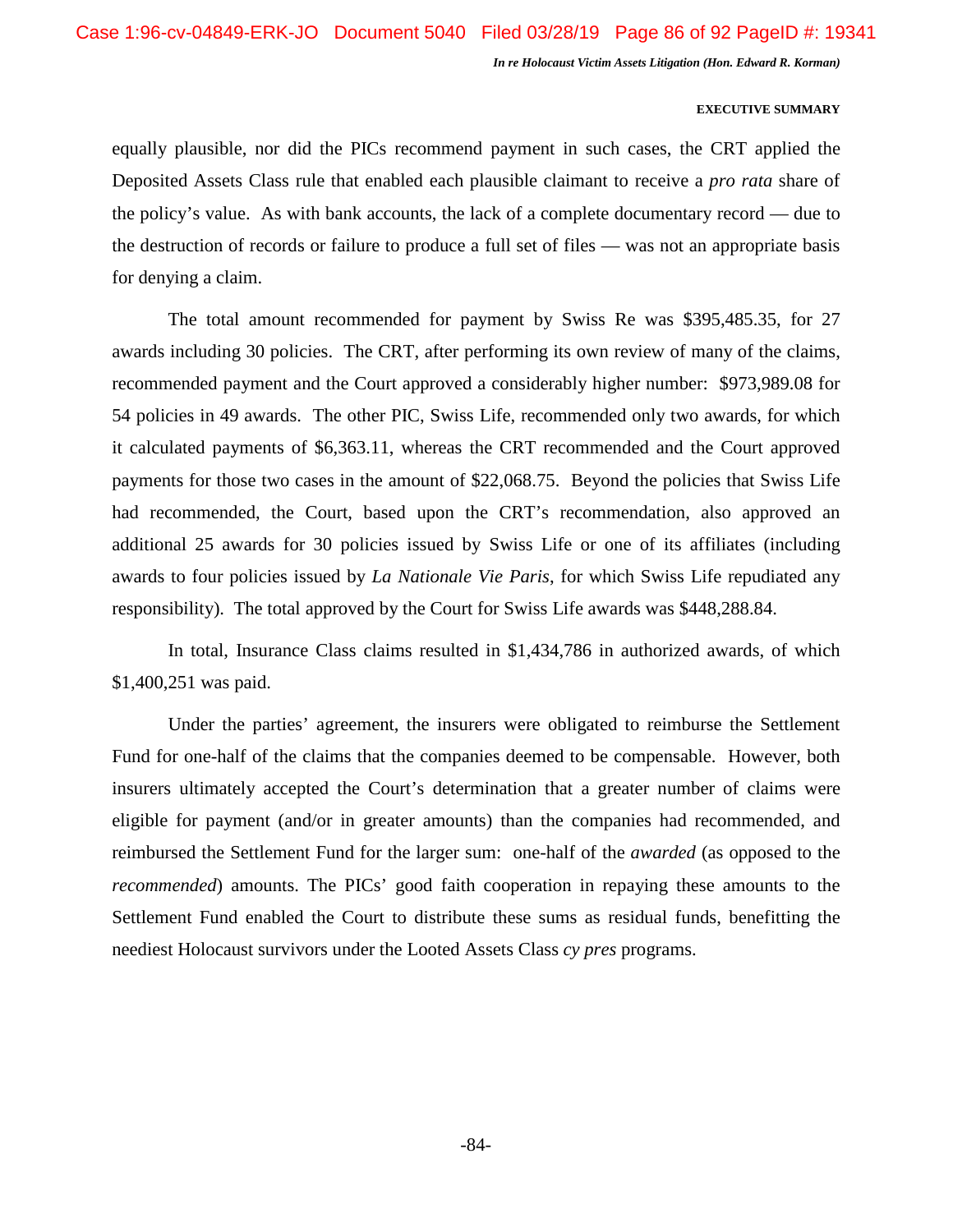equally plausible, nor did the PICs recommend payment in such cases, the CRT applied the Deposited Assets Class rule that enabled each plausible claimant to receive a *pro rata* share of the policy's value. As with bank accounts, the lack of a complete documentary record — due to the destruction of records or failure to produce a full set of files — was not an appropriate basis for denying a claim.

The total amount recommended for payment by Swiss Re was $395,485.35, for 27 awards including 30 policies. The CRT, after performing its own review of many of the claims, recommended payment and the Court approved a considerably higher number: $973,989.08 for 54 policies in 49 awards. The other PIC, Swiss Life, recommended only two awards, for which it calculated payments of $6,363.11, whereas the CRT recommended and the Court approved payments for those two cases in the amount of $22,068.75. Beyond the policies that Swiss Life had recommended, the Court, based upon the CRT's recommendation, also approved an additional 25 awards for 30 policies issued by Swiss Life or one of its affiliates (including awards to four policies issued by *La Nationale Vie Paris*, for which Swiss Life repudiated any responsibility). The total approved by the Court for Swiss Life awards was $448,288.84.

In total, Insurance Class claims resulted in $1,434,786 in authorized awards, of which $1,400,251 was paid.

Under the parties' agreement, the insurers were obligated to reimburse the Settlement Fund for one-half of the claims that the companies deemed to be compensable. However, both insurers ultimately accepted the Court's determination that a greater number of claims were eligible for payment (and/or in greater amounts) than the companies had recommended, and reimbursed the Settlement Fund for the larger sum: one-half of the *awarded* (as opposed to the *recommended*) amounts. The PICs' good faith cooperation in repaying these amounts to the Settlement Fund enabled the Court to distribute these sums as residual funds, benefitting the neediest Holocaust survivors under the Looted Assets Class *cy pres* programs.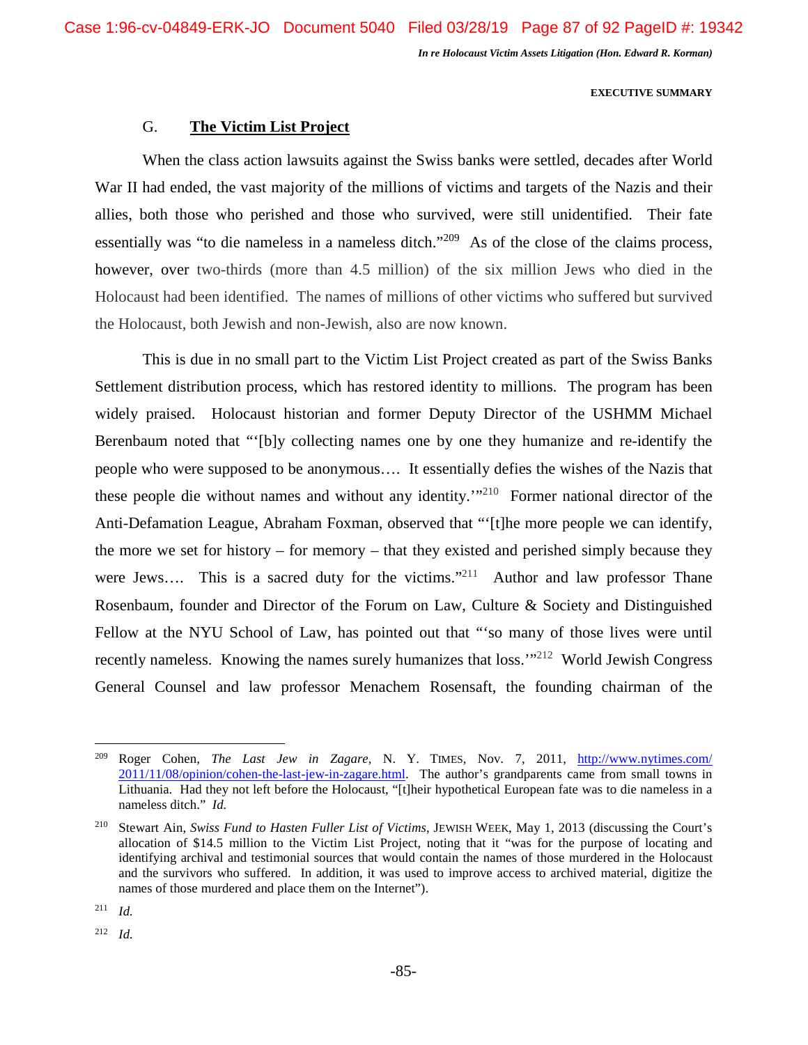### G. **The Victim List Project**

When the class action lawsuits against the Swiss banks were settled, decades after World War II had ended, the vast majority of the millions of victims and targets of the Nazis and their allies, both those who perished and those who survived, were still unidentified. Their fate essentially was "to die nameless in a nameless ditch."[209] As of the close of the claims process, however, over two-thirds (more than 4.5 million) of the six million Jews who died in the Holocaust had been identified. The names of millions of other victims who suffered but survived the Holocaust, both Jewish and non-Jewish, also are now known.

This is due in no small part to the Victim List Project created as part of the Swiss Banks Settlement distribution process, which has restored identity to millions. The program has been widely praised. Holocaust historian and former Deputy Director of the USHMM Michael Berenbaum noted that "'[b]y collecting names one by one they humanize and re-identify the people who were supposed to be anonymous…. It essentially defies the wishes of the Nazis that these people die without names and without any identity.'"[210] Former national director of the Anti-Defamation League, Abraham Foxman, observed that "'[t]he more people we can identify, the more we set for history – for memory – that they existed and perished simply because they were Jews…. This is a sacred duty for the victims."[211] Author and law professor Thane Rosenbaum, founder and Director of the Forum on Law, Culture & Society and Distinguished Fellow at the NYU School of Law, has pointed out that "'so many of those lives were until recently nameless. Knowing the names surely humanizes that loss.'"[212] World Jewish Congress General Counsel and law professor Menachem Rosensaft, the founding chairman of the

---

[209] Roger Cohen, *The Last Jew in Zagare*, N. Y. TIMES, Nov. 7, 2011, http://www.nytimes.com/2011/11/08/opinion/cohen-the-last-jew-in-zagare.html. The author's grandparents came from small towns in Lithuania. Had they not left before the Holocaust, "[t]heir hypothetical European fate was to die nameless in a nameless ditch." *Id.*

[210] Stewart Ain, *Swiss Fund to Hasten Fuller List of Victims*, JEWISH WEEK, May 1, 2013 (discussing the Court's allocation of $14.5 million to the Victim List Project, noting that it "was for the purpose of locating and identifying archival and testimonial sources that would contain the names of those murdered in the Holocaust and the survivors who suffered. In addition, it was used to improve access to archived material, digitize the names of those murdered and place them on the Internet").

[211] *Id.*

[212] *Id.*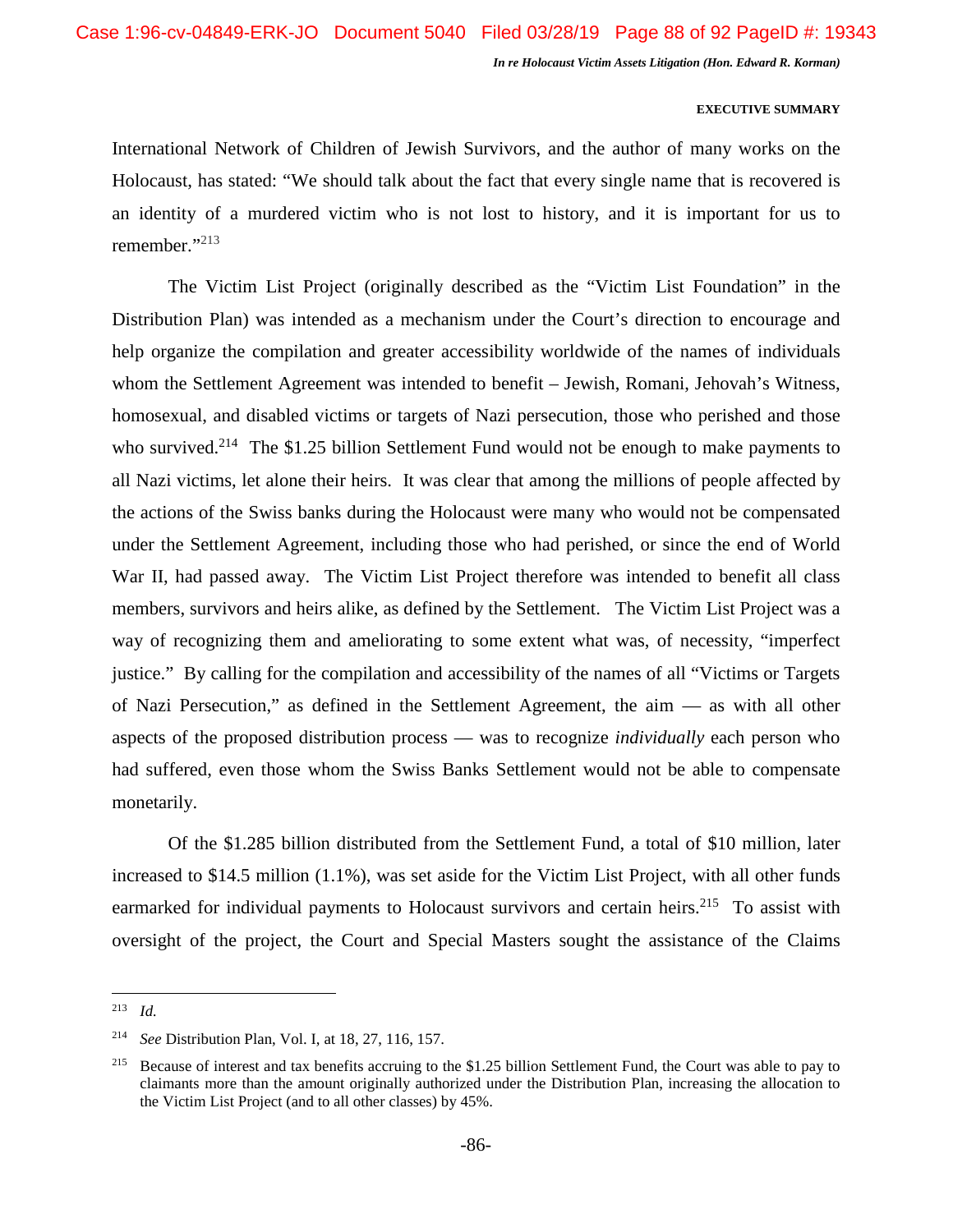International Network of Children of Jewish Survivors, and the author of many works on the Holocaust, has stated: "We should talk about the fact that every single name that is recovered is an identity of a murdered victim who is not lost to history, and it is important for us to remember."[213]

The Victim List Project (originally described as the "Victim List Foundation" in the Distribution Plan) was intended as a mechanism under the Court's direction to encourage and help organize the compilation and greater accessibility worldwide of the names of individuals whom the Settlement Agreement was intended to benefit – Jewish, Romani, Jehovah's Witness, homosexual, and disabled victims or targets of Nazi persecution, those who perished and those who survived.[214] The $1.25 billion Settlement Fund would not be enough to make payments to all Nazi victims, let alone their heirs. It was clear that among the millions of people affected by the actions of the Swiss banks during the Holocaust were many who would not be compensated under the Settlement Agreement, including those who had perished, or since the end of World War II, had passed away. The Victim List Project therefore was intended to benefit all class members, survivors and heirs alike, as defined by the Settlement. The Victim List Project was a way of recognizing them and ameliorating to some extent what was, of necessity, "imperfect justice." By calling for the compilation and accessibility of the names of all "Victims or Targets of Nazi Persecution," as defined in the Settlement Agreement, the aim — as with all other aspects of the proposed distribution process — was to recognize *individually* each person who had suffered, even those whom the Swiss Banks Settlement would not be able to compensate monetarily.

Of the $1.285 billion distributed from the Settlement Fund, a total of $10 million, later increased to $14.5 million (1.1%), was set aside for the Victim List Project, with all other funds earmarked for individual payments to Holocaust survivors and certain heirs.[215] To assist with oversight of the project, the Court and Special Masters sought the assistance of the Claims

---

[213] *Id.*

[214] *See* Distribution Plan, Vol. I, at 18, 27, 116, 157.

[215] Because of interest and tax benefits accruing to the $1.25 billion Settlement Fund, the Court was able to pay to claimants more than the amount originally authorized under the Distribution Plan, increasing the allocation to the Victim List Project (and to all other classes) by 45%.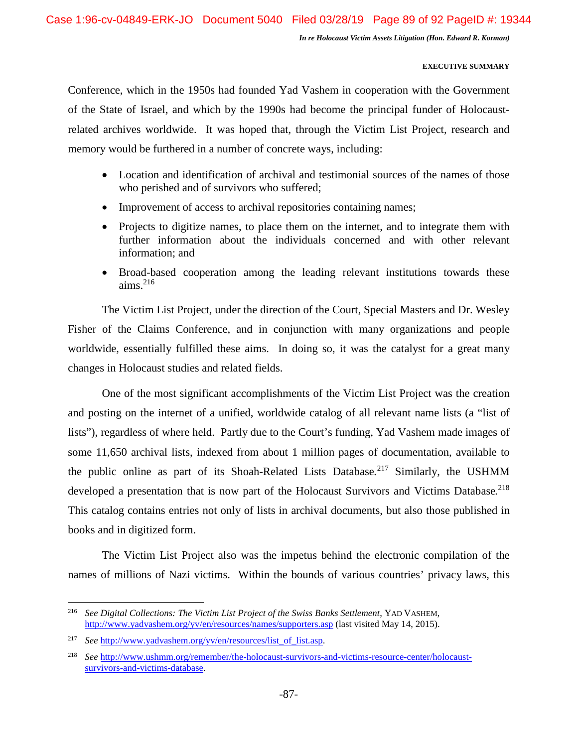Conference, which in the 1950s had founded Yad Vashem in cooperation with the Government of the State of Israel, and which by the 1990s had become the principal funder of Holocaust-related archives worldwide. It was hoped that, through the Victim List Project, research and memory would be furthered in a number of concrete ways, including:

- Location and identification of archival and testimonial sources of the names of those who perished and of survivors who suffered;
- Improvement of access to archival repositories containing names;
- Projects to digitize names, to place them on the internet, and to integrate them with further information about the individuals concerned and with other relevant information; and
- Broad-based cooperation among the leading relevant institutions towards these aims.[216]

The Victim List Project, under the direction of the Court, Special Masters and Dr. Wesley Fisher of the Claims Conference, and in conjunction with many organizations and people worldwide, essentially fulfilled these aims. In doing so, it was the catalyst for a great many changes in Holocaust studies and related fields.

One of the most significant accomplishments of the Victim List Project was the creation and posting on the internet of a unified, worldwide catalog of all relevant name lists (a "list of lists"), regardless of where held. Partly due to the Court's funding, Yad Vashem made images of some 11,650 archival lists, indexed from about 1 million pages of documentation, available to the public online as part of its Shoah-Related Lists Database.[217] Similarly, the USHMM developed a presentation that is now part of the Holocaust Survivors and Victims Database.[218] This catalog contains entries not only of lists in archival documents, but also those published in books and in digitized form.

The Victim List Project also was the impetus behind the electronic compilation of the names of millions of Nazi victims. Within the bounds of various countries' privacy laws, this

---

[216] *See Digital Collections: The Victim List Project of the Swiss Banks Settlement*, YAD VASHEM, http://www.yadvashem.org/yv/en/resources/names/supporters.asp (last visited May 14, 2015).

[217] *See* http://www.yadvashem.org/yv/en/resources/list_of_list.asp.

[218] *See* http://www.ushmm.org/remember/the-holocaust-survivors-and-victims-resource-center/holocaust-survivors-and-victims-database.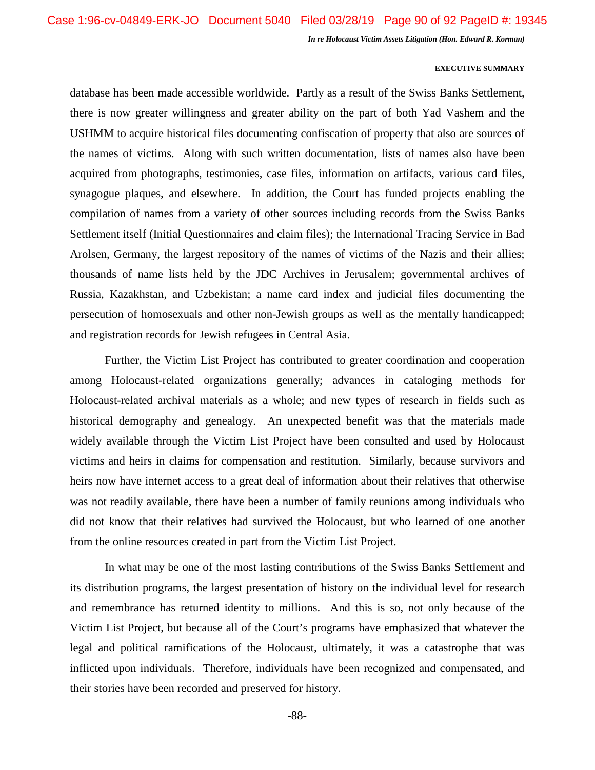database has been made accessible worldwide. Partly as a result of the Swiss Banks Settlement, there is now greater willingness and greater ability on the part of both Yad Vashem and the USHMM to acquire historical files documenting confiscation of property that also are sources of the names of victims. Along with such written documentation, lists of names also have been acquired from photographs, testimonies, case files, information on artifacts, various card files, synagogue plaques, and elsewhere. In addition, the Court has funded projects enabling the compilation of names from a variety of other sources including records from the Swiss Banks Settlement itself (Initial Questionnaires and claim files); the International Tracing Service in Bad Arolsen, Germany, the largest repository of the names of victims of the Nazis and their allies; thousands of name lists held by the JDC Archives in Jerusalem; governmental archives of Russia, Kazakhstan, and Uzbekistan; a name card index and judicial files documenting the persecution of homosexuals and other non-Jewish groups as well as the mentally handicapped; and registration records for Jewish refugees in Central Asia.

Further, the Victim List Project has contributed to greater coordination and cooperation among Holocaust-related organizations generally; advances in cataloging methods for Holocaust-related archival materials as a whole; and new types of research in fields such as historical demography and genealogy. An unexpected benefit was that the materials made widely available through the Victim List Project have been consulted and used by Holocaust victims and heirs in claims for compensation and restitution. Similarly, because survivors and heirs now have internet access to a great deal of information about their relatives that otherwise was not readily available, there have been a number of family reunions among individuals who did not know that their relatives had survived the Holocaust, but who learned of one another from the online resources created in part from the Victim List Project.

In what may be one of the most lasting contributions of the Swiss Banks Settlement and its distribution programs, the largest presentation of history on the individual level for research and remembrance has returned identity to millions. And this is so, not only because of the Victim List Project, but because all of the Court's programs have emphasized that whatever the legal and political ramifications of the Holocaust, ultimately, it was a catastrophe that was inflicted upon individuals. Therefore, individuals have been recognized and compensated, and their stories have been recorded and preserved for history.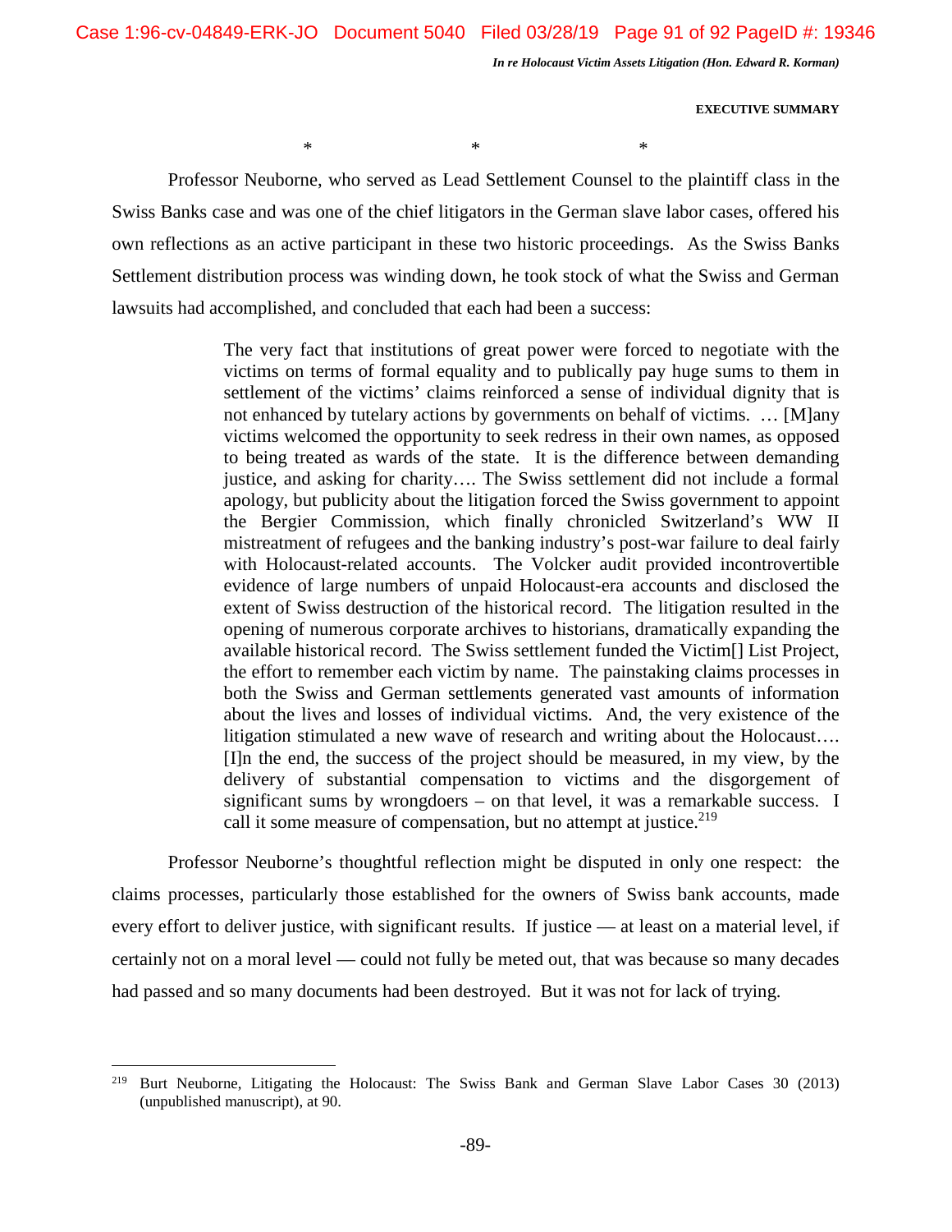\*                    \*                    \*

Professor Neuborne, who served as Lead Settlement Counsel to the plaintiff class in the Swiss Banks case and was one of the chief litigators in the German slave labor cases, offered his own reflections as an active participant in these two historic proceedings. As the Swiss Banks Settlement distribution process was winding down, he took stock of what the Swiss and German lawsuits had accomplished, and concluded that each had been a success:

> The very fact that institutions of great power were forced to negotiate with the victims on terms of formal equality and to publically pay huge sums to them in settlement of the victims' claims reinforced a sense of individual dignity that is not enhanced by tutelary actions by governments on behalf of victims. … [M]any victims welcomed the opportunity to seek redress in their own names, as opposed to being treated as wards of the state. It is the difference between demanding justice, and asking for charity…. The Swiss settlement did not include a formal apology, but publicity about the litigation forced the Swiss government to appoint the Bergier Commission, which finally chronicled Switzerland's WW II mistreatment of refugees and the banking industry's post-war failure to deal fairly with Holocaust-related accounts. The Volcker audit provided incontrovertible evidence of large numbers of unpaid Holocaust-era accounts and disclosed the extent of Swiss destruction of the historical record. The litigation resulted in the opening of numerous corporate archives to historians, dramatically expanding the available historical record. The Swiss settlement funded the Victim[] List Project, the effort to remember each victim by name. The painstaking claims processes in both the Swiss and German settlements generated vast amounts of information about the lives and losses of individual victims. And, the very existence of the litigation stimulated a new wave of research and writing about the Holocaust…. [I]n the end, the success of the project should be measured, in my view, by the delivery of substantial compensation to victims and the disgorgement of significant sums by wrongdoers – on that level, it was a remarkable success. I call it some measure of compensation, but no attempt at justice.[219]

Professor Neuborne's thoughtful reflection might be disputed in only one respect: the claims processes, particularly those established for the owners of Swiss bank accounts, made every effort to deliver justice, with significant results. If justice — at least on a material level, if certainly not on a moral level — could not fully be meted out, that was because so many decades had passed and so many documents had been destroyed. But it was not for lack of trying.

---

[219] Burt Neuborne, Litigating the Holocaust: The Swiss Bank and German Slave Labor Cases 30 (2013) (unpublished manuscript), at 90.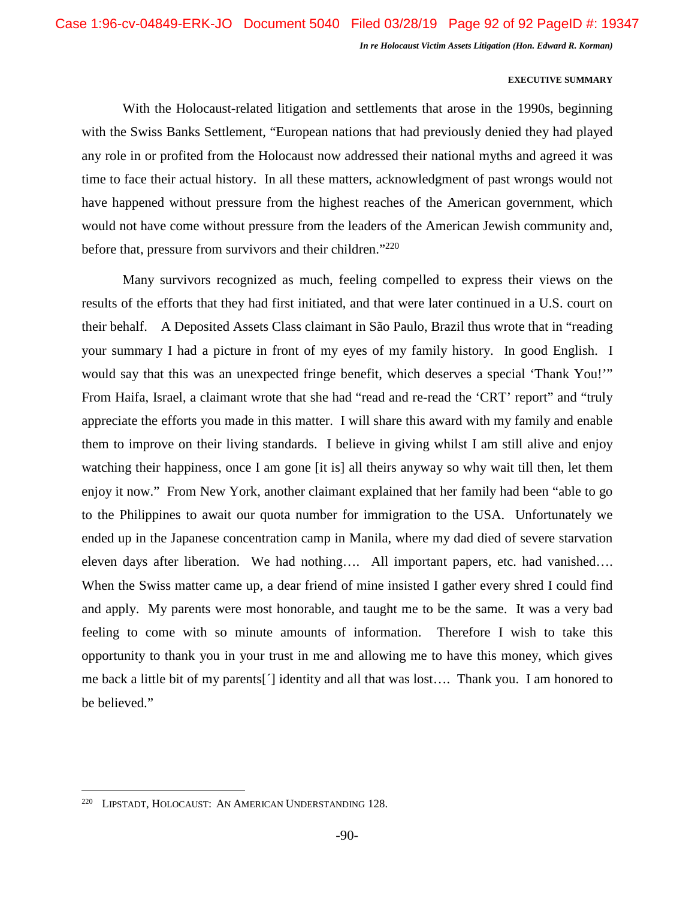**EXECUTIVE SUMMARY**

With the Holocaust-related litigation and settlements that arose in the 1990s, beginning with the Swiss Banks Settlement, "European nations that had previously denied they had played any role in or profited from the Holocaust now addressed their national myths and agreed it was time to face their actual history. In all these matters, acknowledgment of past wrongs would not have happened without pressure from the highest reaches of the American government, which would not have come without pressure from the leaders of the American Jewish community and, before that, pressure from survivors and their children."[220]

Many survivors recognized as much, feeling compelled to express their views on the results of the efforts that they had first initiated, and that were later continued in a U.S. court on their behalf. A Deposited Assets Class claimant in São Paulo, Brazil thus wrote that in "reading your summary I had a picture in front of my eyes of my family history. In good English. I would say that this was an unexpected fringe benefit, which deserves a special 'Thank You!'" From Haifa, Israel, a claimant wrote that she had "read and re-read the 'CRT' report" and "truly appreciate the efforts you made in this matter. I will share this award with my family and enable them to improve on their living standards. I believe in giving whilst I am still alive and enjoy watching their happiness, once I am gone [it is] all theirs anyway so why wait till then, let them enjoy it now." From New York, another claimant explained that her family had been "able to go to the Philippines to await our quota number for immigration to the USA. Unfortunately we ended up in the Japanese concentration camp in Manila, where my dad died of severe starvation eleven days after liberation. We had nothing…. All important papers, etc. had vanished…. When the Swiss matter came up, a dear friend of mine insisted I gather every shred I could find and apply. My parents were most honorable, and taught me to be the same. It was a very bad feeling to come with so minute amounts of information. Therefore I wish to take this opportunity to thank you in your trust in me and allowing me to have this money, which gives me back a little bit of my parents[´] identity and all that was lost…. Thank you. I am honored to be believed."

---

[220] LIPSTADT, HOLOCAUST: AN AMERICAN UNDERSTANDING 128.